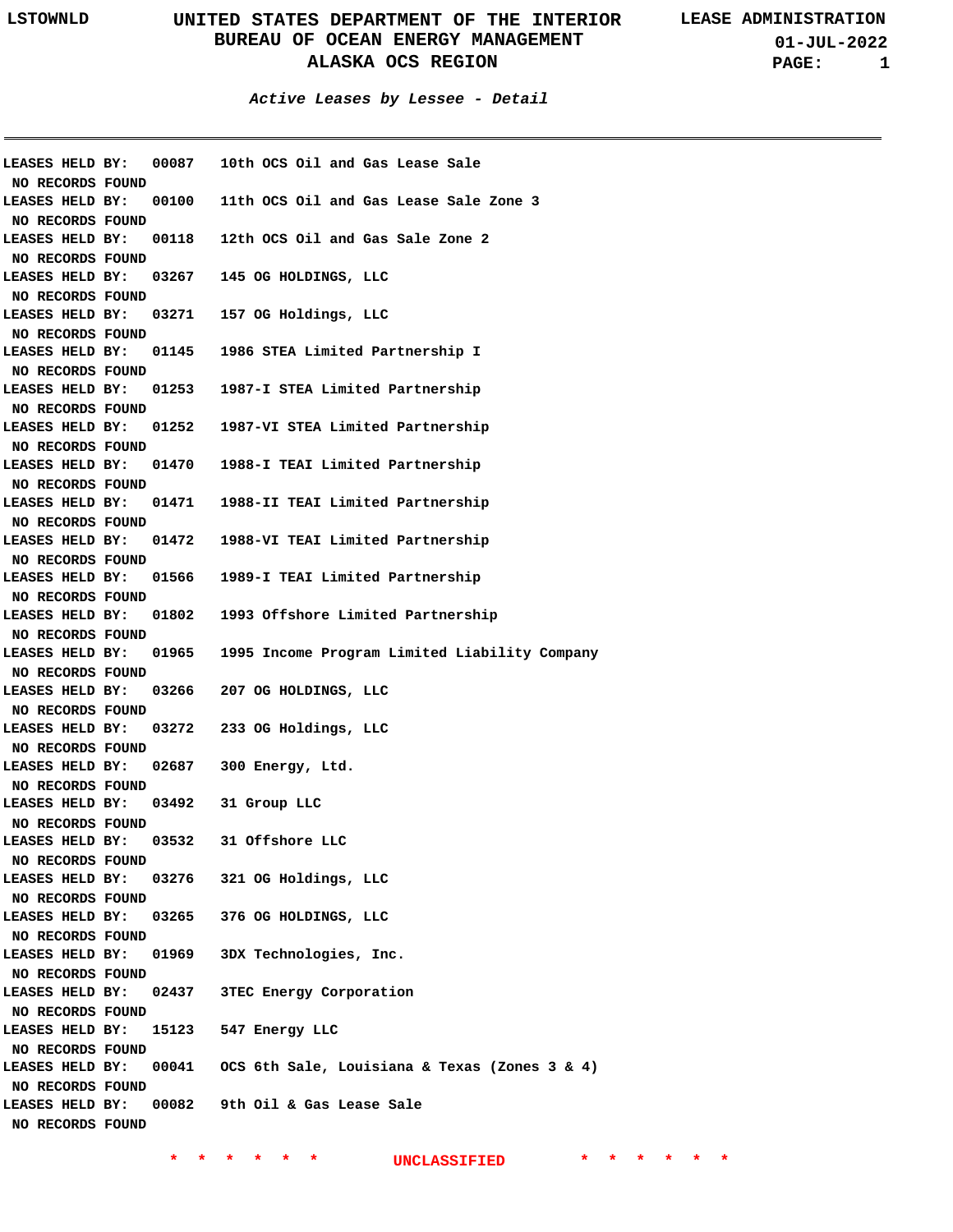# UNITED STATES DEPARTMENT OF THE INTERIOR
## BUREAU OF OCEAN ENERGY MANAGEMENT
## ALASKA OCS REGION

LSTOWNLD — LEASE ADMINISTRATION — 01-JUL-2022

***Active Leases by Lessee - Detail***

---

**LEASES HELD BY: 00087 10th OCS Oil and Gas Lease Sale**
NO RECORDS FOUND

**LEASES HELD BY: 00100 11th OCS Oil and Gas Lease Sale Zone 3**
NO RECORDS FOUND

**LEASES HELD BY: 00118 12th OCS Oil and Gas Sale Zone 2**
NO RECORDS FOUND

**LEASES HELD BY: 03267 145 OG HOLDINGS, LLC**
NO RECORDS FOUND

**LEASES HELD BY: 03271 157 OG Holdings, LLC**
NO RECORDS FOUND

**LEASES HELD BY: 01145 1986 STEA Limited Partnership I**
NO RECORDS FOUND

**LEASES HELD BY: 01253 1987-I STEA Limited Partnership**
NO RECORDS FOUND

**LEASES HELD BY: 01252 1987-VI STEA Limited Partnership**
NO RECORDS FOUND

**LEASES HELD BY: 01470 1988-I TEAI Limited Partnership**
NO RECORDS FOUND

**LEASES HELD BY: 01471 1988-II TEAI Limited Partnership**
NO RECORDS FOUND

**LEASES HELD BY: 01472 1988-VI TEAI Limited Partnership**
NO RECORDS FOUND

**LEASES HELD BY: 01566 1989-I TEAI Limited Partnership**
NO RECORDS FOUND

**LEASES HELD BY: 01802 1993 Offshore Limited Partnership**
NO RECORDS FOUND

**LEASES HELD BY: 01965 1995 Income Program Limited Liability Company**
NO RECORDS FOUND

**LEASES HELD BY: 03266 207 OG HOLDINGS, LLC**
NO RECORDS FOUND

**LEASES HELD BY: 03272 233 OG Holdings, LLC**
NO RECORDS FOUND

**LEASES HELD BY: 02687 300 Energy, Ltd.**
NO RECORDS FOUND

**LEASES HELD BY: 03492 31 Group LLC**
NO RECORDS FOUND

**LEASES HELD BY: 03532 31 Offshore LLC**
NO RECORDS FOUND

**LEASES HELD BY: 03276 321 OG Holdings, LLC**
NO RECORDS FOUND

**LEASES HELD BY: 03265 376 OG HOLDINGS, LLC**
NO RECORDS FOUND

**LEASES HELD BY: 01969 3DX Technologies, Inc.**
NO RECORDS FOUND

**LEASES HELD BY: 02437 3TEC Energy Corporation**
NO RECORDS FOUND

**LEASES HELD BY: 15123 547 Energy LLC**
NO RECORDS FOUND

**LEASES HELD BY: 00041 OCS 6th Sale, Louisiana & Texas (Zones 3 & 4)**
NO RECORDS FOUND

**LEASES HELD BY: 00082 9th Oil & Gas Lease Sale**
NO RECORDS FOUND

* * * * * * UNCLASSIFIED * * * * * *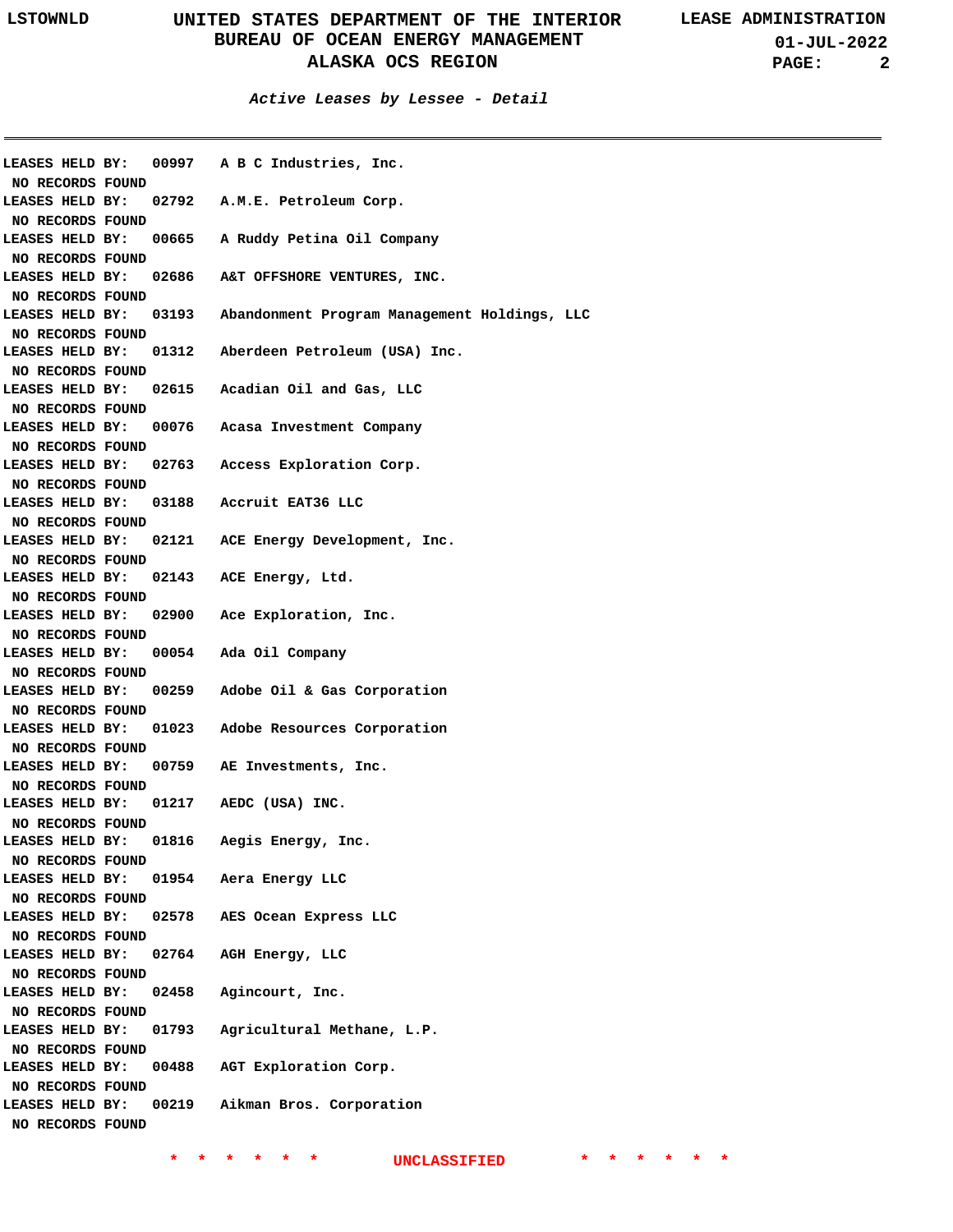*Active Leases by Lessee - Detail*

---

LEASES HELD BY: 00997 A B C Industries, Inc.
NO RECORDS FOUND

LEASES HELD BY: 02792 A.M.E. Petroleum Corp.
NO RECORDS FOUND

LEASES HELD BY: 00665 A Ruddy Petina Oil Company
NO RECORDS FOUND

LEASES HELD BY: 02686 A&T OFFSHORE VENTURES, INC.
NO RECORDS FOUND

LEASES HELD BY: 03193 Abandonment Program Management Holdings, LLC
NO RECORDS FOUND

LEASES HELD BY: 01312 Aberdeen Petroleum (USA) Inc.
NO RECORDS FOUND

LEASES HELD BY: 02615 Acadian Oil and Gas, LLC
NO RECORDS FOUND

LEASES HELD BY: 00076 Acasa Investment Company
NO RECORDS FOUND

LEASES HELD BY: 02763 Access Exploration Corp.
NO RECORDS FOUND

LEASES HELD BY: 03188 Accruit EAT36 LLC
NO RECORDS FOUND

LEASES HELD BY: 02121 ACE Energy Development, Inc.
NO RECORDS FOUND

LEASES HELD BY: 02143 ACE Energy, Ltd.
NO RECORDS FOUND

LEASES HELD BY: 02900 Ace Exploration, Inc.
NO RECORDS FOUND

LEASES HELD BY: 00054 Ada Oil Company
NO RECORDS FOUND

LEASES HELD BY: 00259 Adobe Oil & Gas Corporation
NO RECORDS FOUND

LEASES HELD BY: 01023 Adobe Resources Corporation
NO RECORDS FOUND

LEASES HELD BY: 00759 AE Investments, Inc.
NO RECORDS FOUND

LEASES HELD BY: 01217 AEDC (USA) INC.
NO RECORDS FOUND

LEASES HELD BY: 01816 Aegis Energy, Inc.
NO RECORDS FOUND

LEASES HELD BY: 01954 Aera Energy LLC
NO RECORDS FOUND

LEASES HELD BY: 02578 AES Ocean Express LLC
NO RECORDS FOUND

LEASES HELD BY: 02764 AGH Energy, LLC
NO RECORDS FOUND

LEASES HELD BY: 02458 Agincourt, Inc.
NO RECORDS FOUND

LEASES HELD BY: 01793 Agricultural Methane, L.P.
NO RECORDS FOUND

LEASES HELD BY: 00488 AGT Exploration Corp.
NO RECORDS FOUND

LEASES HELD BY: 00219 Aikman Bros. Corporation
NO RECORDS FOUND

* * * * * * UNCLASSIFIED * * * * * *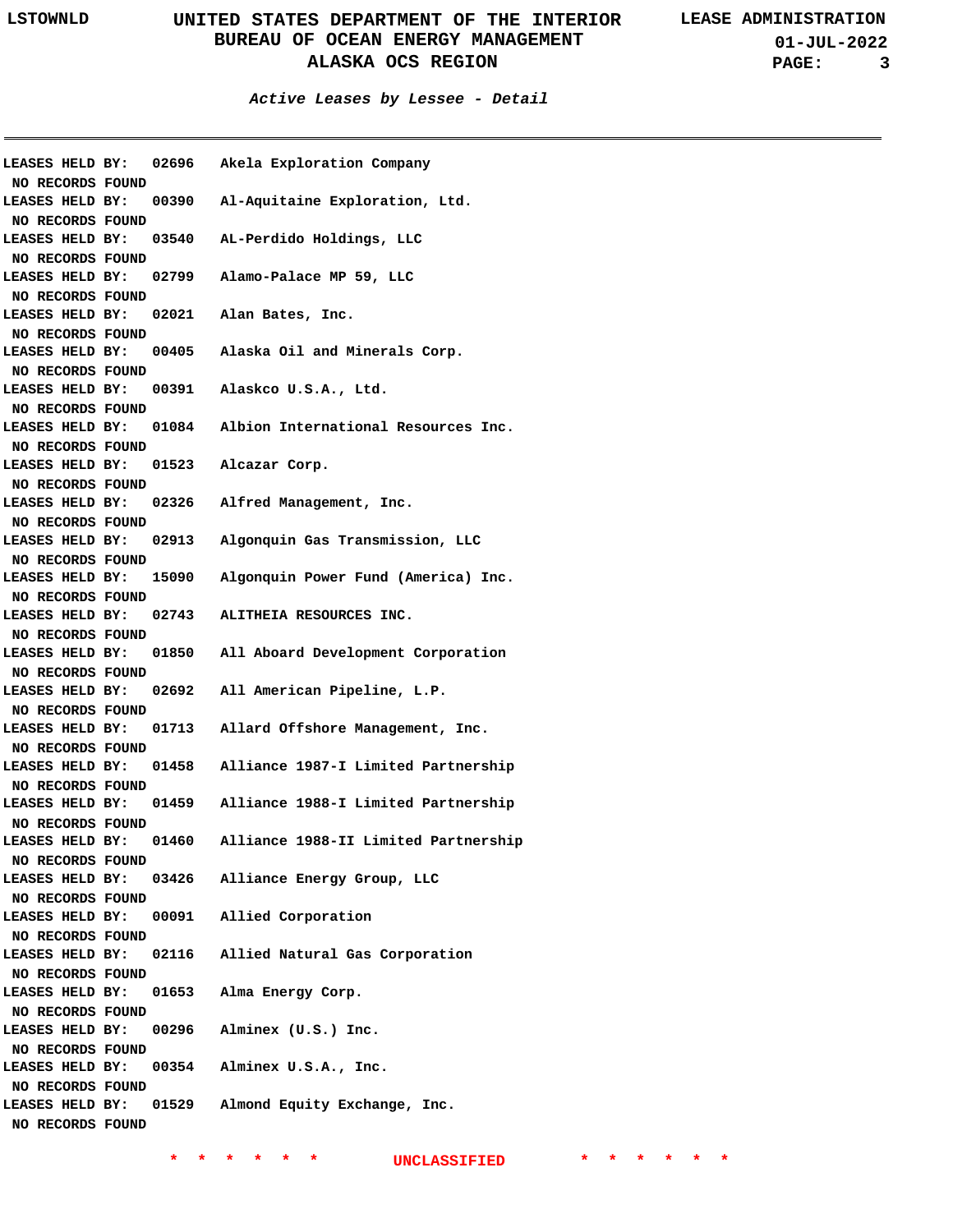**Active Leases by Lessee - Detail**

LEASES HELD BY: 02696 Akela Exploration Company
NO RECORDS FOUND

LEASES HELD BY: 00390 Al-Aquitaine Exploration, Ltd.
NO RECORDS FOUND

LEASES HELD BY: 03540 AL-Perdido Holdings, LLC
NO RECORDS FOUND

LEASES HELD BY: 02799 Alamo-Palace MP 59, LLC
NO RECORDS FOUND

LEASES HELD BY: 02021 Alan Bates, Inc.
NO RECORDS FOUND

LEASES HELD BY: 00405 Alaska Oil and Minerals Corp.
NO RECORDS FOUND

LEASES HELD BY: 00391 Alaskco U.S.A., Ltd.
NO RECORDS FOUND

LEASES HELD BY: 01084 Albion International Resources Inc.
NO RECORDS FOUND

LEASES HELD BY: 01523 Alcazar Corp.
NO RECORDS FOUND

LEASES HELD BY: 02326 Alfred Management, Inc.
NO RECORDS FOUND

LEASES HELD BY: 02913 Algonquin Gas Transmission, LLC
NO RECORDS FOUND

LEASES HELD BY: 15090 Algonquin Power Fund (America) Inc.
NO RECORDS FOUND

LEASES HELD BY: 02743 ALITHEIA RESOURCES INC.
NO RECORDS FOUND

LEASES HELD BY: 01850 All Aboard Development Corporation
NO RECORDS FOUND

LEASES HELD BY: 02692 All American Pipeline, L.P.
NO RECORDS FOUND

LEASES HELD BY: 01713 Allard Offshore Management, Inc.
NO RECORDS FOUND

LEASES HELD BY: 01458 Alliance 1987-I Limited Partnership
NO RECORDS FOUND

LEASES HELD BY: 01459 Alliance 1988-I Limited Partnership
NO RECORDS FOUND

LEASES HELD BY: 01460 Alliance 1988-II Limited Partnership
NO RECORDS FOUND

LEASES HELD BY: 03426 Alliance Energy Group, LLC
NO RECORDS FOUND

LEASES HELD BY: 00091 Allied Corporation
NO RECORDS FOUND

LEASES HELD BY: 02116 Allied Natural Gas Corporation
NO RECORDS FOUND

LEASES HELD BY: 01653 Alma Energy Corp.
NO RECORDS FOUND

LEASES HELD BY: 00296 Alminex (U.S.) Inc.
NO RECORDS FOUND

LEASES HELD BY: 00354 Alminex U.S.A., Inc.
NO RECORDS FOUND

LEASES HELD BY: 01529 Almond Equity Exchange, Inc.
NO RECORDS FOUND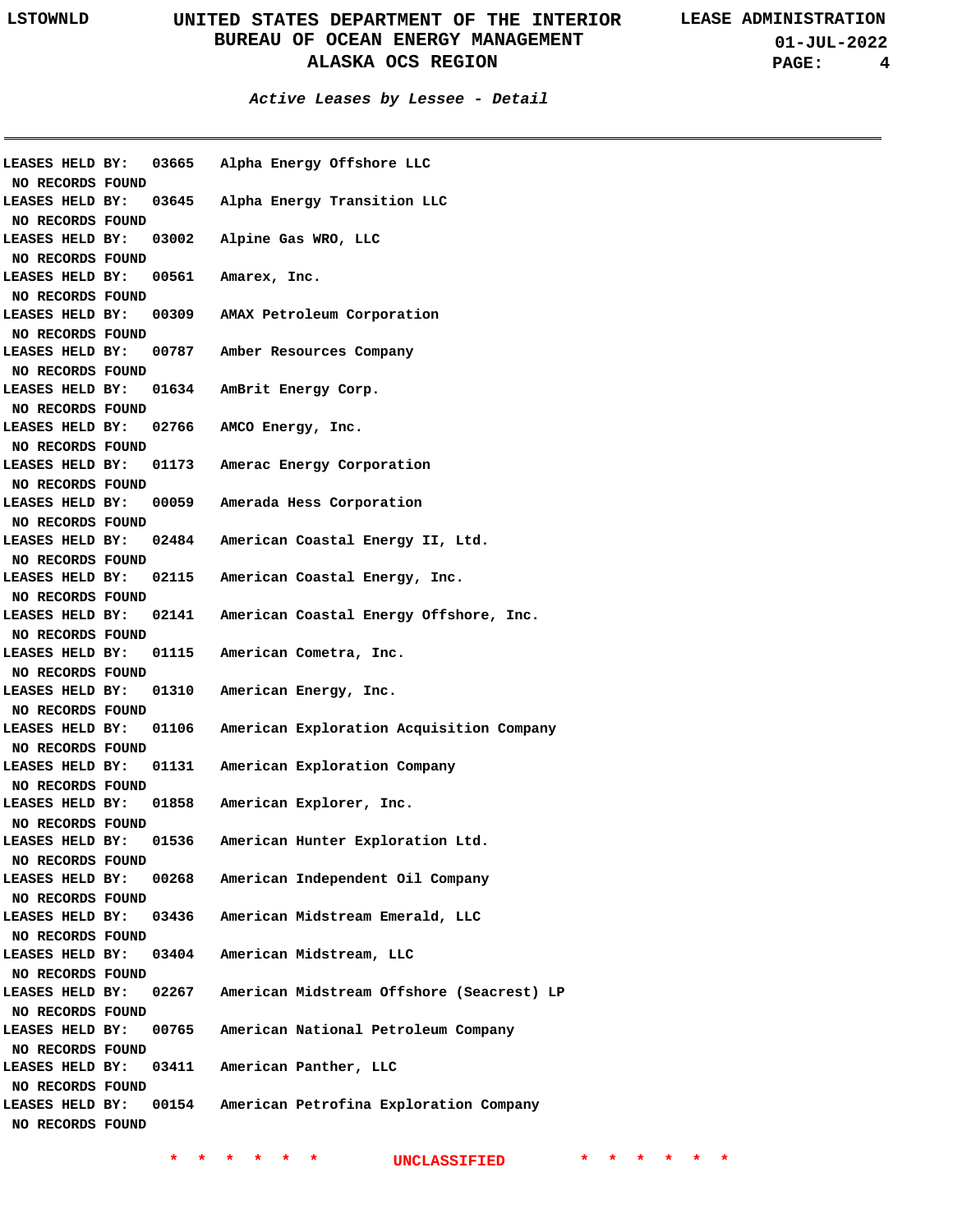***Active Leases by Lessee - Detail***

---

**LEASES HELD BY: 03665 Alpha Energy Offshore LLC**
NO RECORDS FOUND

**LEASES HELD BY: 03645 Alpha Energy Transition LLC**
NO RECORDS FOUND

**LEASES HELD BY: 03002 Alpine Gas WRO, LLC**
NO RECORDS FOUND

**LEASES HELD BY: 00561 Amarex, Inc.**
NO RECORDS FOUND

**LEASES HELD BY: 00309 AMAX Petroleum Corporation**
NO RECORDS FOUND

**LEASES HELD BY: 00787 Amber Resources Company**
NO RECORDS FOUND

**LEASES HELD BY: 01634 AmBrit Energy Corp.**
NO RECORDS FOUND

**LEASES HELD BY: 02766 AMCO Energy, Inc.**
NO RECORDS FOUND

**LEASES HELD BY: 01173 Amerac Energy Corporation**
NO RECORDS FOUND

**LEASES HELD BY: 00059 Amerada Hess Corporation**
NO RECORDS FOUND

**LEASES HELD BY: 02484 American Coastal Energy II, Ltd.**
NO RECORDS FOUND

**LEASES HELD BY: 02115 American Coastal Energy, Inc.**
NO RECORDS FOUND

**LEASES HELD BY: 02141 American Coastal Energy Offshore, Inc.**
NO RECORDS FOUND

**LEASES HELD BY: 01115 American Cometra, Inc.**
NO RECORDS FOUND

**LEASES HELD BY: 01310 American Energy, Inc.**
NO RECORDS FOUND

**LEASES HELD BY: 01106 American Exploration Acquisition Company**
NO RECORDS FOUND

**LEASES HELD BY: 01131 American Exploration Company**
NO RECORDS FOUND

**LEASES HELD BY: 01858 American Explorer, Inc.**
NO RECORDS FOUND

**LEASES HELD BY: 01536 American Hunter Exploration Ltd.**
NO RECORDS FOUND

**LEASES HELD BY: 00268 American Independent Oil Company**
NO RECORDS FOUND

**LEASES HELD BY: 03436 American Midstream Emerald, LLC**
NO RECORDS FOUND

**LEASES HELD BY: 03404 American Midstream, LLC**
NO RECORDS FOUND

**LEASES HELD BY: 02267 American Midstream Offshore (Seacrest) LP**
NO RECORDS FOUND

**LEASES HELD BY: 00765 American National Petroleum Company**
NO RECORDS FOUND

**LEASES HELD BY: 03411 American Panther, LLC**
NO RECORDS FOUND

**LEASES HELD BY: 00154 American Petrofina Exploration Company**
NO RECORDS FOUND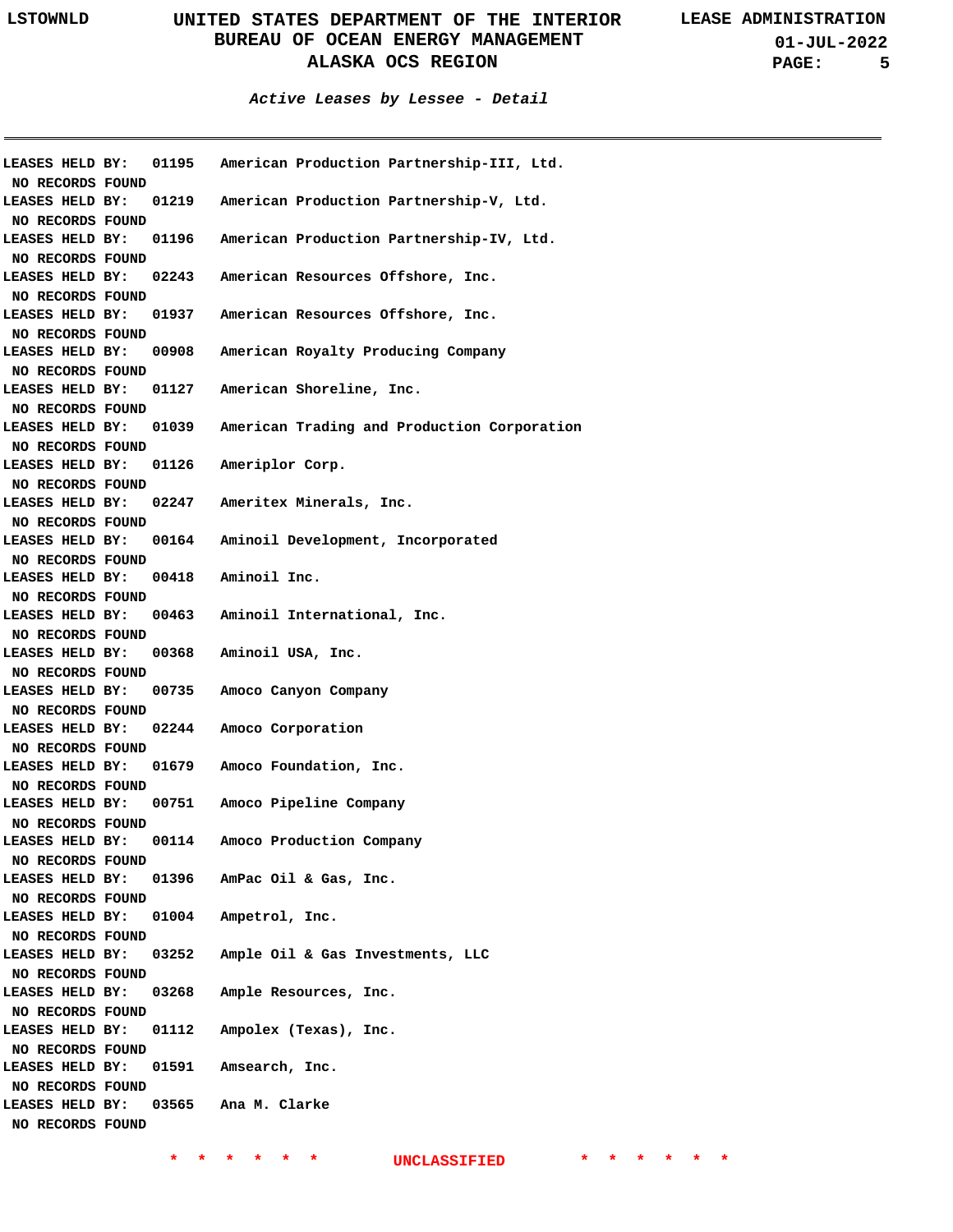*Active Leases by Lessee - Detail*

LEASES HELD BY: 01195 American Production Partnership-III, Ltd.
NO RECORDS FOUND

LEASES HELD BY: 01219 American Production Partnership-V, Ltd.
NO RECORDS FOUND

LEASES HELD BY: 01196 American Production Partnership-IV, Ltd.
NO RECORDS FOUND

LEASES HELD BY: 02243 American Resources Offshore, Inc.
NO RECORDS FOUND

LEASES HELD BY: 01937 American Resources Offshore, Inc.
NO RECORDS FOUND

LEASES HELD BY: 00908 American Royalty Producing Company
NO RECORDS FOUND

LEASES HELD BY: 01127 American Shoreline, Inc.
NO RECORDS FOUND

LEASES HELD BY: 01039 American Trading and Production Corporation
NO RECORDS FOUND

LEASES HELD BY: 01126 Ameriplor Corp.
NO RECORDS FOUND

LEASES HELD BY: 02247 Ameritex Minerals, Inc.
NO RECORDS FOUND

LEASES HELD BY: 00164 Aminoil Development, Incorporated
NO RECORDS FOUND

LEASES HELD BY: 00418 Aminoil Inc.
NO RECORDS FOUND

LEASES HELD BY: 00463 Aminoil International, Inc.
NO RECORDS FOUND

LEASES HELD BY: 00368 Aminoil USA, Inc.
NO RECORDS FOUND

LEASES HELD BY: 00735 Amoco Canyon Company
NO RECORDS FOUND

LEASES HELD BY: 02244 Amoco Corporation
NO RECORDS FOUND

LEASES HELD BY: 01679 Amoco Foundation, Inc.
NO RECORDS FOUND

LEASES HELD BY: 00751 Amoco Pipeline Company
NO RECORDS FOUND

LEASES HELD BY: 00114 Amoco Production Company
NO RECORDS FOUND

LEASES HELD BY: 01396 AmPac Oil & Gas, Inc.
NO RECORDS FOUND

LEASES HELD BY: 01004 Ampetrol, Inc.
NO RECORDS FOUND

LEASES HELD BY: 03252 Ample Oil & Gas Investments, LLC
NO RECORDS FOUND

LEASES HELD BY: 03268 Ample Resources, Inc.
NO RECORDS FOUND

LEASES HELD BY: 01112 Ampolex (Texas), Inc.
NO RECORDS FOUND

LEASES HELD BY: 01591 Amsearch, Inc.
NO RECORDS FOUND

LEASES HELD BY: 03565 Ana M. Clarke
NO RECORDS FOUND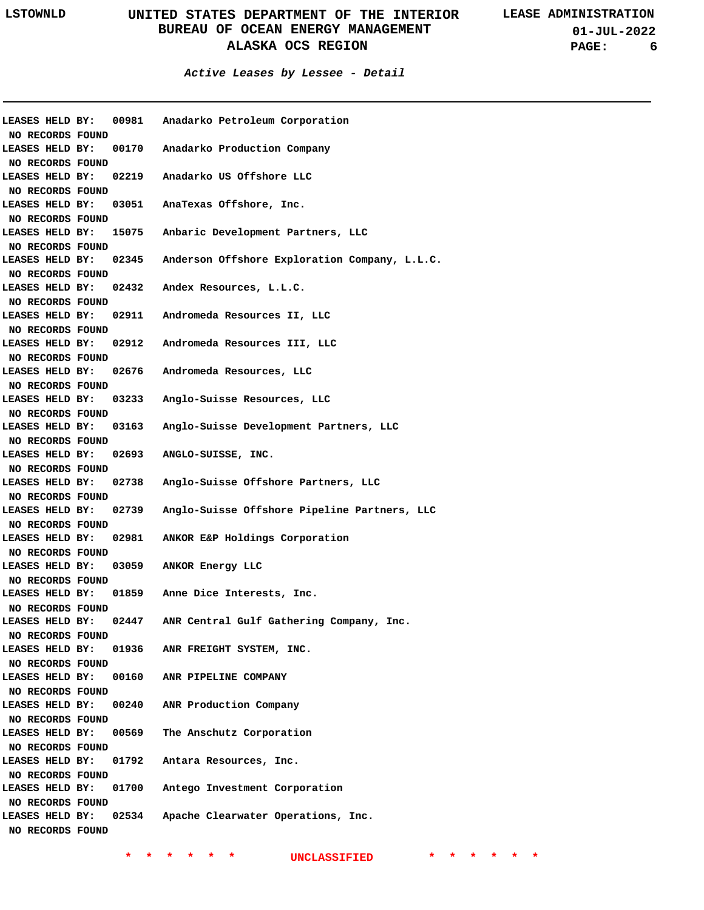*Active Leases by Lessee - Detail*

LEASES HELD BY: 00981 Anadarko Petroleum Corporation
NO RECORDS FOUND
LEASES HELD BY: 00170 Anadarko Production Company
NO RECORDS FOUND
LEASES HELD BY: 02219 Anadarko US Offshore LLC
NO RECORDS FOUND
LEASES HELD BY: 03051 AnaTexas Offshore, Inc.
NO RECORDS FOUND
LEASES HELD BY: 15075 Anbaric Development Partners, LLC
NO RECORDS FOUND
LEASES HELD BY: 02345 Anderson Offshore Exploration Company, L.L.C.
NO RECORDS FOUND
LEASES HELD BY: 02432 Andex Resources, L.L.C.
NO RECORDS FOUND
LEASES HELD BY: 02911 Andromeda Resources II, LLC
NO RECORDS FOUND
LEASES HELD BY: 02912 Andromeda Resources III, LLC
NO RECORDS FOUND
LEASES HELD BY: 02676 Andromeda Resources, LLC
NO RECORDS FOUND
LEASES HELD BY: 03233 Anglo-Suisse Resources, LLC
NO RECORDS FOUND
LEASES HELD BY: 03163 Anglo-Suisse Development Partners, LLC
NO RECORDS FOUND
LEASES HELD BY: 02693 ANGLO-SUISSE, INC.
NO RECORDS FOUND
LEASES HELD BY: 02738 Anglo-Suisse Offshore Partners, LLC
NO RECORDS FOUND
LEASES HELD BY: 02739 Anglo-Suisse Offshore Pipeline Partners, LLC
NO RECORDS FOUND
LEASES HELD BY: 02981 ANKOR E&P Holdings Corporation
NO RECORDS FOUND
LEASES HELD BY: 03059 ANKOR Energy LLC
NO RECORDS FOUND
LEASES HELD BY: 01859 Anne Dice Interests, Inc.
NO RECORDS FOUND
LEASES HELD BY: 02447 ANR Central Gulf Gathering Company, Inc.
NO RECORDS FOUND
LEASES HELD BY: 01936 ANR FREIGHT SYSTEM, INC.
NO RECORDS FOUND
LEASES HELD BY: 00160 ANR PIPELINE COMPANY
NO RECORDS FOUND
LEASES HELD BY: 00240 ANR Production Company
NO RECORDS FOUND
LEASES HELD BY: 00569 The Anschutz Corporation
NO RECORDS FOUND
LEASES HELD BY: 01792 Antara Resources, Inc.
NO RECORDS FOUND
LEASES HELD BY: 01700 Antego Investment Corporation
NO RECORDS FOUND
LEASES HELD BY: 02534 Apache Clearwater Operations, Inc.
NO RECORDS FOUND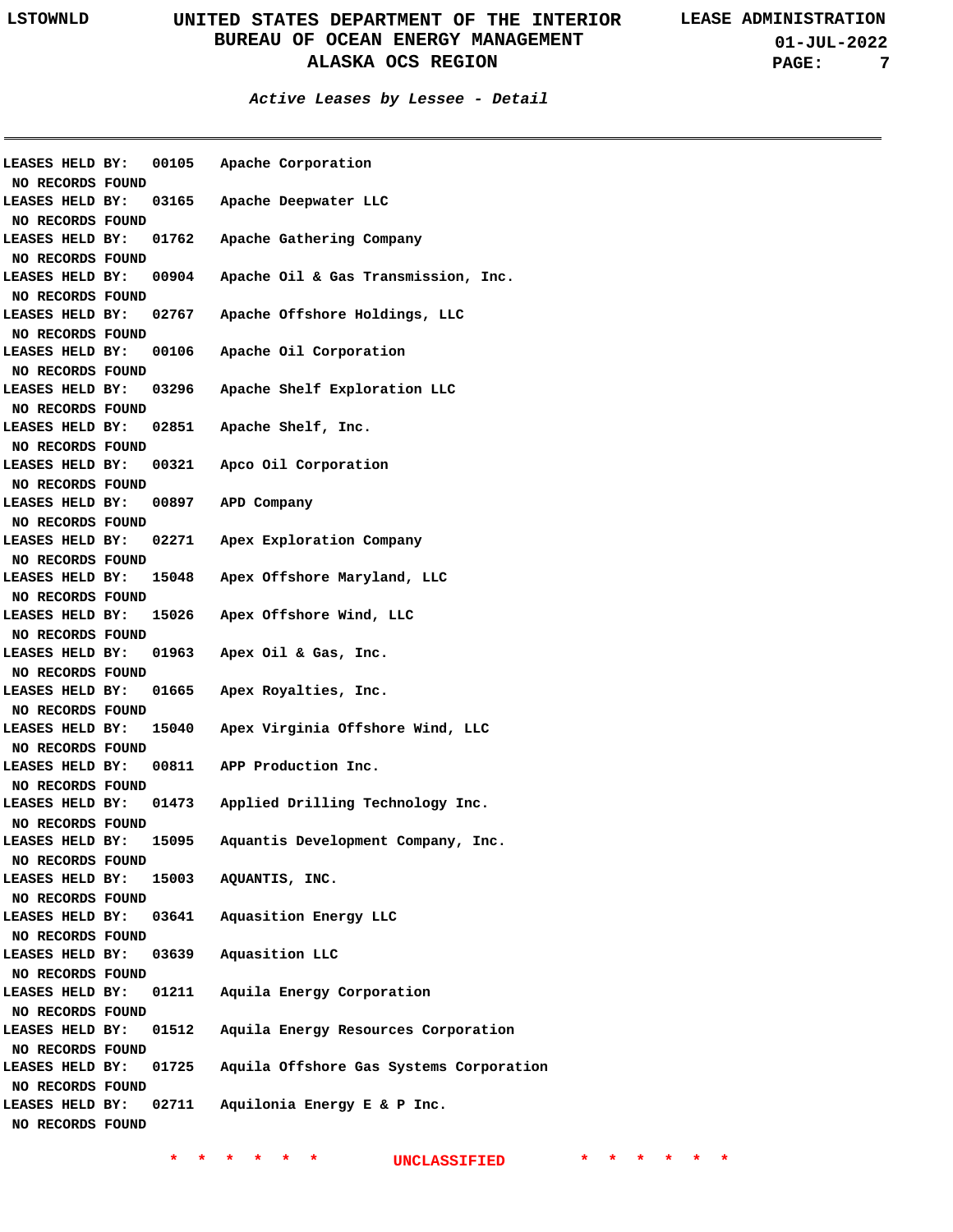**Active Leases by Lessee - Detail**

---

LEASES HELD BY: 00105 Apache Corporation
NO RECORDS FOUND
LEASES HELD BY: 03165 Apache Deepwater LLC
NO RECORDS FOUND
LEASES HELD BY: 01762 Apache Gathering Company
NO RECORDS FOUND
LEASES HELD BY: 00904 Apache Oil & Gas Transmission, Inc.
NO RECORDS FOUND
LEASES HELD BY: 02767 Apache Offshore Holdings, LLC
NO RECORDS FOUND
LEASES HELD BY: 00106 Apache Oil Corporation
NO RECORDS FOUND
LEASES HELD BY: 03296 Apache Shelf Exploration LLC
NO RECORDS FOUND
LEASES HELD BY: 02851 Apache Shelf, Inc.
NO RECORDS FOUND
LEASES HELD BY: 00321 Apco Oil Corporation
NO RECORDS FOUND
LEASES HELD BY: 00897 APD Company
NO RECORDS FOUND
LEASES HELD BY: 02271 Apex Exploration Company
NO RECORDS FOUND
LEASES HELD BY: 15048 Apex Offshore Maryland, LLC
NO RECORDS FOUND
LEASES HELD BY: 15026 Apex Offshore Wind, LLC
NO RECORDS FOUND
LEASES HELD BY: 01963 Apex Oil & Gas, Inc.
NO RECORDS FOUND
LEASES HELD BY: 01665 Apex Royalties, Inc.
NO RECORDS FOUND
LEASES HELD BY: 15040 Apex Virginia Offshore Wind, LLC
NO RECORDS FOUND
LEASES HELD BY: 00811 APP Production Inc.
NO RECORDS FOUND
LEASES HELD BY: 01473 Applied Drilling Technology Inc.
NO RECORDS FOUND
LEASES HELD BY: 15095 Aquantis Development Company, Inc.
NO RECORDS FOUND
LEASES HELD BY: 15003 AQUANTIS, INC.
NO RECORDS FOUND
LEASES HELD BY: 03641 Aquasition Energy LLC
NO RECORDS FOUND
LEASES HELD BY: 03639 Aquasition LLC
NO RECORDS FOUND
LEASES HELD BY: 01211 Aquila Energy Corporation
NO RECORDS FOUND
LEASES HELD BY: 01512 Aquila Energy Resources Corporation
NO RECORDS FOUND
LEASES HELD BY: 01725 Aquila Offshore Gas Systems Corporation
NO RECORDS FOUND
LEASES HELD BY: 02711 Aquilonia Energy E & P Inc.
NO RECORDS FOUND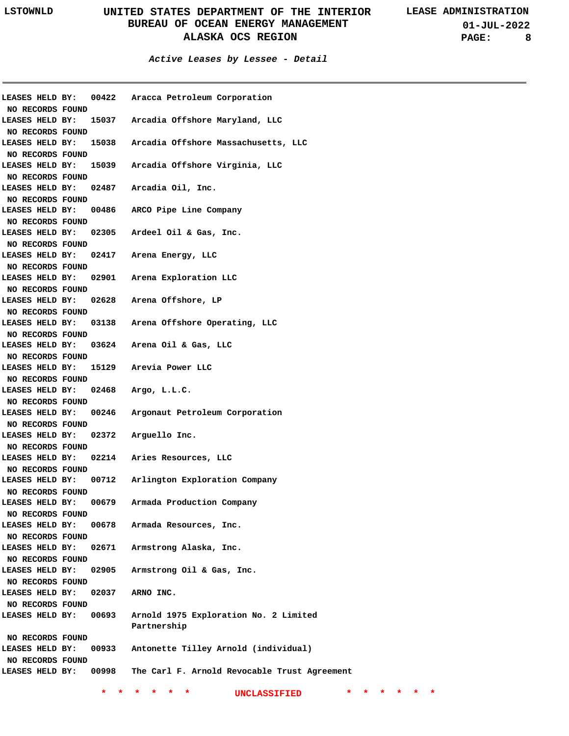*Active Leases by Lessee - Detail*

LEASES HELD BY: 00422 Aracca Petroleum Corporation
NO RECORDS FOUND
LEASES HELD BY: 15037 Arcadia Offshore Maryland, LLC
NO RECORDS FOUND
LEASES HELD BY: 15038 Arcadia Offshore Massachusetts, LLC
NO RECORDS FOUND
LEASES HELD BY: 15039 Arcadia Offshore Virginia, LLC
NO RECORDS FOUND
LEASES HELD BY: 02487 Arcadia Oil, Inc.
NO RECORDS FOUND
LEASES HELD BY: 00486 ARCO Pipe Line Company
NO RECORDS FOUND
LEASES HELD BY: 02305 Ardeel Oil & Gas, Inc.
NO RECORDS FOUND
LEASES HELD BY: 02417 Arena Energy, LLC
NO RECORDS FOUND
LEASES HELD BY: 02901 Arena Exploration LLC
NO RECORDS FOUND
LEASES HELD BY: 02628 Arena Offshore, LP
NO RECORDS FOUND
LEASES HELD BY: 03138 Arena Offshore Operating, LLC
NO RECORDS FOUND
LEASES HELD BY: 03624 Arena Oil & Gas, LLC
NO RECORDS FOUND
LEASES HELD BY: 15129 Arevia Power LLC
NO RECORDS FOUND
LEASES HELD BY: 02468 Argo, L.L.C.
NO RECORDS FOUND
LEASES HELD BY: 00246 Argonaut Petroleum Corporation
NO RECORDS FOUND
LEASES HELD BY: 02372 Arguello Inc.
NO RECORDS FOUND
LEASES HELD BY: 02214 Aries Resources, LLC
NO RECORDS FOUND
LEASES HELD BY: 00712 Arlington Exploration Company
NO RECORDS FOUND
LEASES HELD BY: 00679 Armada Production Company
NO RECORDS FOUND
LEASES HELD BY: 00678 Armada Resources, Inc.
NO RECORDS FOUND
LEASES HELD BY: 02671 Armstrong Alaska, Inc.
NO RECORDS FOUND
LEASES HELD BY: 02905 Armstrong Oil & Gas, Inc.
NO RECORDS FOUND
LEASES HELD BY: 02037 ARNO INC.
NO RECORDS FOUND
LEASES HELD BY: 00693 Arnold 1975 Exploration No. 2 Limited Partnership
NO RECORDS FOUND
LEASES HELD BY: 00933 Antonette Tilley Arnold (individual)
NO RECORDS FOUND
LEASES HELD BY: 00998 The Carl F. Arnold Revocable Trust Agreement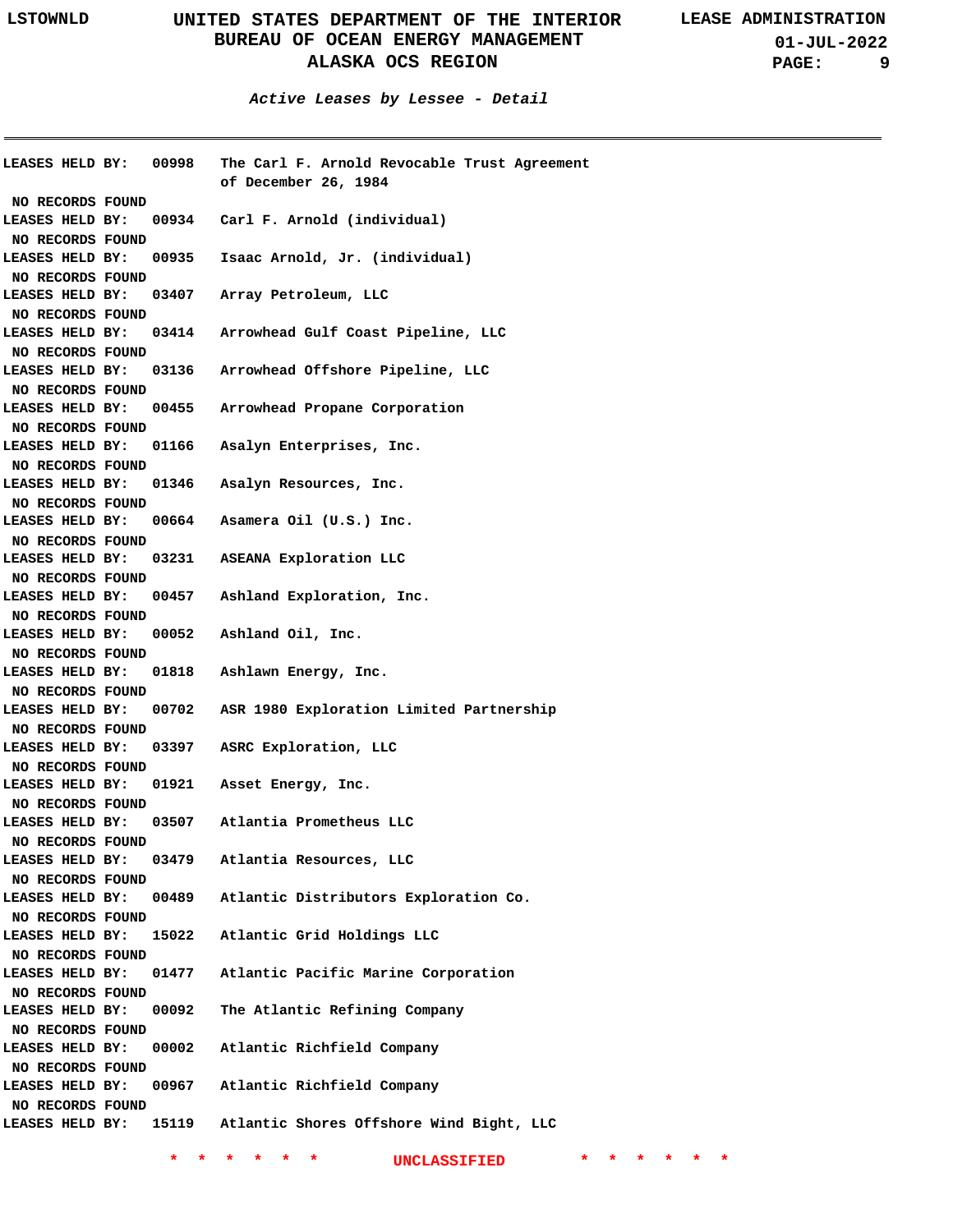*Active Leases by Lessee - Detail*

LEASES HELD BY: 00998 The Carl F. Arnold Revocable Trust Agreement of December 26, 1984

NO RECORDS FOUND

LEASES HELD BY: 00934 Carl F. Arnold (individual)

NO RECORDS FOUND

LEASES HELD BY: 00935 Isaac Arnold, Jr. (individual)

NO RECORDS FOUND

LEASES HELD BY: 03407 Array Petroleum, LLC

NO RECORDS FOUND

LEASES HELD BY: 03414 Arrowhead Gulf Coast Pipeline, LLC

NO RECORDS FOUND

LEASES HELD BY: 03136 Arrowhead Offshore Pipeline, LLC

NO RECORDS FOUND

LEASES HELD BY: 00455 Arrowhead Propane Corporation

NO RECORDS FOUND

LEASES HELD BY: 01166 Asalyn Enterprises, Inc.

NO RECORDS FOUND

LEASES HELD BY: 01346 Asalyn Resources, Inc.

NO RECORDS FOUND

LEASES HELD BY: 00664 Asamera Oil (U.S.) Inc.

NO RECORDS FOUND

LEASES HELD BY: 03231 ASEANA Exploration LLC

NO RECORDS FOUND

LEASES HELD BY: 00457 Ashland Exploration, Inc.

NO RECORDS FOUND

LEASES HELD BY: 00052 Ashland Oil, Inc.

NO RECORDS FOUND

LEASES HELD BY: 01818 Ashlawn Energy, Inc.

NO RECORDS FOUND

LEASES HELD BY: 00702 ASR 1980 Exploration Limited Partnership

NO RECORDS FOUND

LEASES HELD BY: 03397 ASRC Exploration, LLC

NO RECORDS FOUND

LEASES HELD BY: 01921 Asset Energy, Inc.

NO RECORDS FOUND

LEASES HELD BY: 03507 Atlantia Prometheus LLC

NO RECORDS FOUND

LEASES HELD BY: 03479 Atlantia Resources, LLC

NO RECORDS FOUND

LEASES HELD BY: 00489 Atlantic Distributors Exploration Co.

NO RECORDS FOUND

LEASES HELD BY: 15022 Atlantic Grid Holdings LLC

NO RECORDS FOUND

LEASES HELD BY: 01477 Atlantic Pacific Marine Corporation

NO RECORDS FOUND

LEASES HELD BY: 00092 The Atlantic Refining Company

NO RECORDS FOUND

LEASES HELD BY: 00002 Atlantic Richfield Company

NO RECORDS FOUND

LEASES HELD BY: 00967 Atlantic Richfield Company

NO RECORDS FOUND

LEASES HELD BY: 15119 Atlantic Shores Offshore Wind Bight, LLC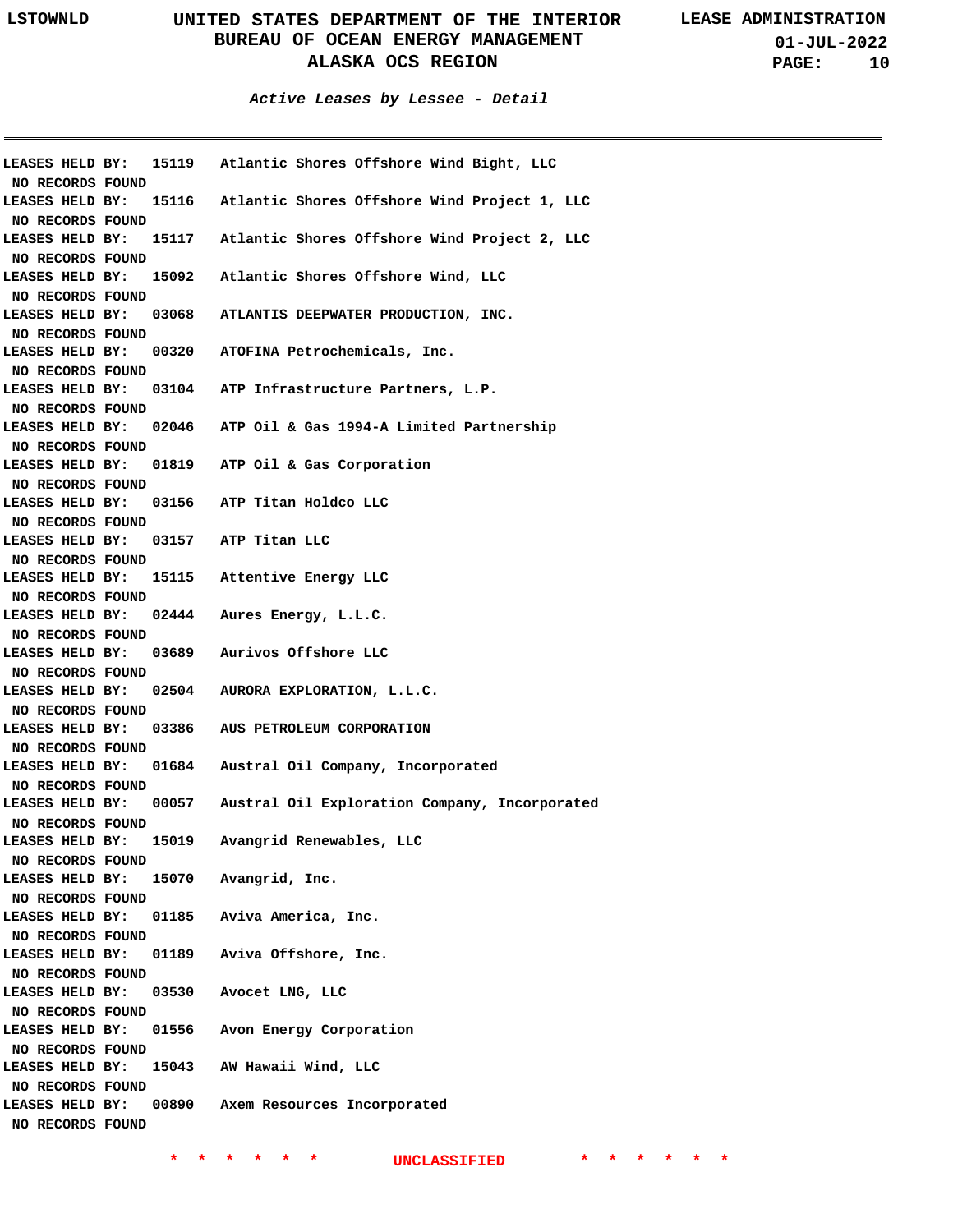*Active Leases by Lessee - Detail*

LEASES HELD BY: 15119 Atlantic Shores Offshore Wind Bight, LLC
NO RECORDS FOUND
LEASES HELD BY: 15116 Atlantic Shores Offshore Wind Project 1, LLC
NO RECORDS FOUND
LEASES HELD BY: 15117 Atlantic Shores Offshore Wind Project 2, LLC
NO RECORDS FOUND
LEASES HELD BY: 15092 Atlantic Shores Offshore Wind, LLC
NO RECORDS FOUND
LEASES HELD BY: 03068 ATLANTIS DEEPWATER PRODUCTION, INC.
NO RECORDS FOUND
LEASES HELD BY: 00320 ATOFINA Petrochemicals, Inc.
NO RECORDS FOUND
LEASES HELD BY: 03104 ATP Infrastructure Partners, L.P.
NO RECORDS FOUND
LEASES HELD BY: 02046 ATP Oil & Gas 1994-A Limited Partnership
NO RECORDS FOUND
LEASES HELD BY: 01819 ATP Oil & Gas Corporation
NO RECORDS FOUND
LEASES HELD BY: 03156 ATP Titan Holdco LLC
NO RECORDS FOUND
LEASES HELD BY: 03157 ATP Titan LLC
NO RECORDS FOUND
LEASES HELD BY: 15115 Attentive Energy LLC
NO RECORDS FOUND
LEASES HELD BY: 02444 Aures Energy, L.L.C.
NO RECORDS FOUND
LEASES HELD BY: 03689 Aurivos Offshore LLC
NO RECORDS FOUND
LEASES HELD BY: 02504 AURORA EXPLORATION, L.L.C.
NO RECORDS FOUND
LEASES HELD BY: 03386 AUS PETROLEUM CORPORATION
NO RECORDS FOUND
LEASES HELD BY: 01684 Austral Oil Company, Incorporated
NO RECORDS FOUND
LEASES HELD BY: 00057 Austral Oil Exploration Company, Incorporated
NO RECORDS FOUND
LEASES HELD BY: 15019 Avangrid Renewables, LLC
NO RECORDS FOUND
LEASES HELD BY: 15070 Avangrid, Inc.
NO RECORDS FOUND
LEASES HELD BY: 01185 Aviva America, Inc.
NO RECORDS FOUND
LEASES HELD BY: 01189 Aviva Offshore, Inc.
NO RECORDS FOUND
LEASES HELD BY: 03530 Avocet LNG, LLC
NO RECORDS FOUND
LEASES HELD BY: 01556 Avon Energy Corporation
NO RECORDS FOUND
LEASES HELD BY: 15043 AW Hawaii Wind, LLC
NO RECORDS FOUND
LEASES HELD BY: 00890 Axem Resources Incorporated
NO RECORDS FOUND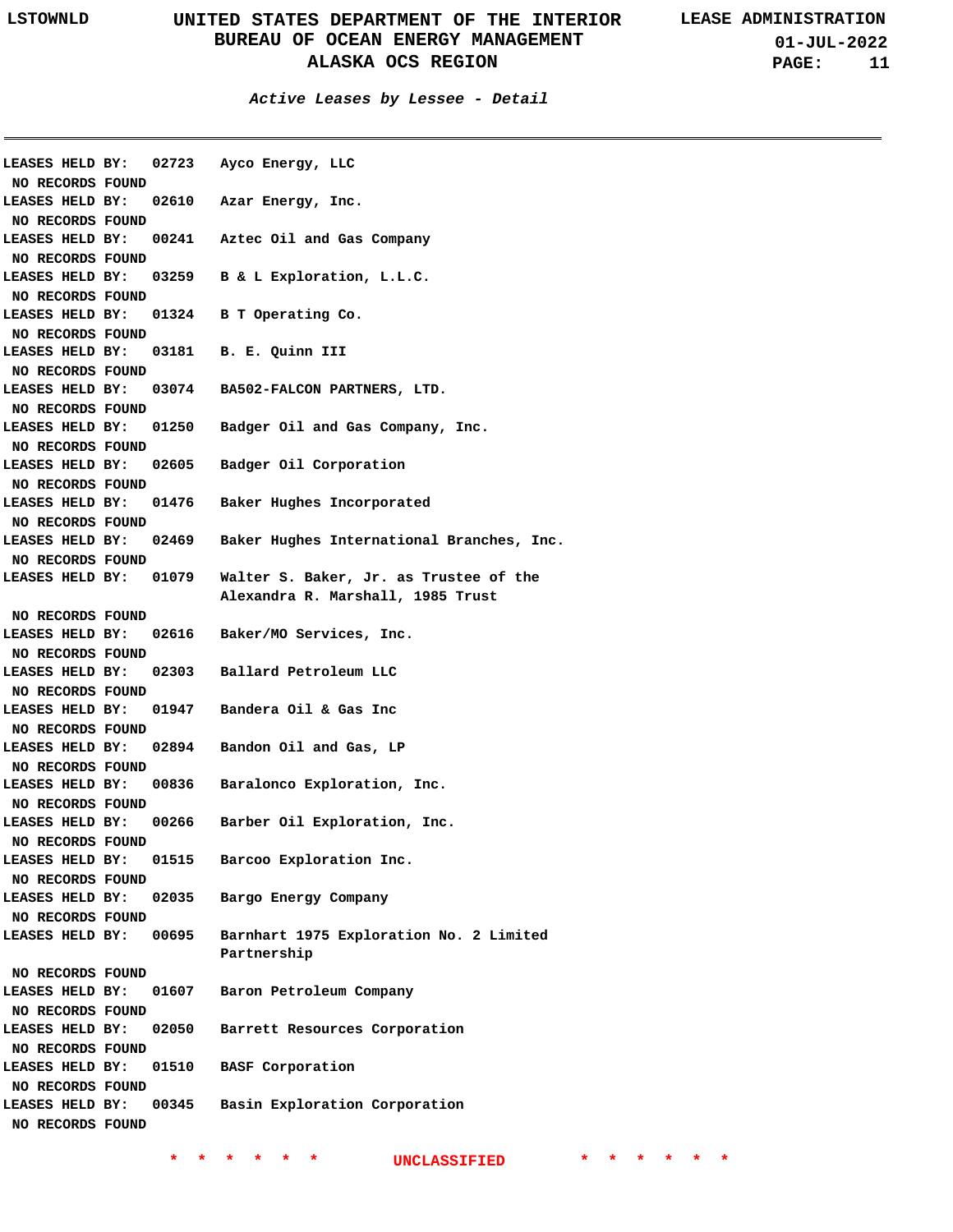*Active Leases by Lessee - Detail*

LEASES HELD BY: 02723 Ayco Energy, LLC
NO RECORDS FOUND

LEASES HELD BY: 02610 Azar Energy, Inc.
NO RECORDS FOUND

LEASES HELD BY: 00241 Aztec Oil and Gas Company
NO RECORDS FOUND

LEASES HELD BY: 03259 B & L Exploration, L.L.C.
NO RECORDS FOUND

LEASES HELD BY: 01324 B T Operating Co.
NO RECORDS FOUND

LEASES HELD BY: 03181 B. E. Quinn III
NO RECORDS FOUND

LEASES HELD BY: 03074 BA502-FALCON PARTNERS, LTD.
NO RECORDS FOUND

LEASES HELD BY: 01250 Badger Oil and Gas Company, Inc.
NO RECORDS FOUND

LEASES HELD BY: 02605 Badger Oil Corporation
NO RECORDS FOUND

LEASES HELD BY: 01476 Baker Hughes Incorporated
NO RECORDS FOUND

LEASES HELD BY: 02469 Baker Hughes International Branches, Inc.
NO RECORDS FOUND

LEASES HELD BY: 01079 Walter S. Baker, Jr. as Trustee of the Alexandra R. Marshall, 1985 Trust
NO RECORDS FOUND

LEASES HELD BY: 02616 Baker/MO Services, Inc.
NO RECORDS FOUND

LEASES HELD BY: 02303 Ballard Petroleum LLC
NO RECORDS FOUND

LEASES HELD BY: 01947 Bandera Oil & Gas Inc
NO RECORDS FOUND

LEASES HELD BY: 02894 Bandon Oil and Gas, LP
NO RECORDS FOUND

LEASES HELD BY: 00836 Baralonco Exploration, Inc.
NO RECORDS FOUND

LEASES HELD BY: 00266 Barber Oil Exploration, Inc.
NO RECORDS FOUND

LEASES HELD BY: 01515 Barcoo Exploration Inc.
NO RECORDS FOUND

LEASES HELD BY: 02035 Bargo Energy Company
NO RECORDS FOUND

LEASES HELD BY: 00695 Barnhart 1975 Exploration No. 2 Limited Partnership
NO RECORDS FOUND

LEASES HELD BY: 01607 Baron Petroleum Company
NO RECORDS FOUND

LEASES HELD BY: 02050 Barrett Resources Corporation
NO RECORDS FOUND

LEASES HELD BY: 01510 BASF Corporation
NO RECORDS FOUND

LEASES HELD BY: 00345 Basin Exploration Corporation
NO RECORDS FOUND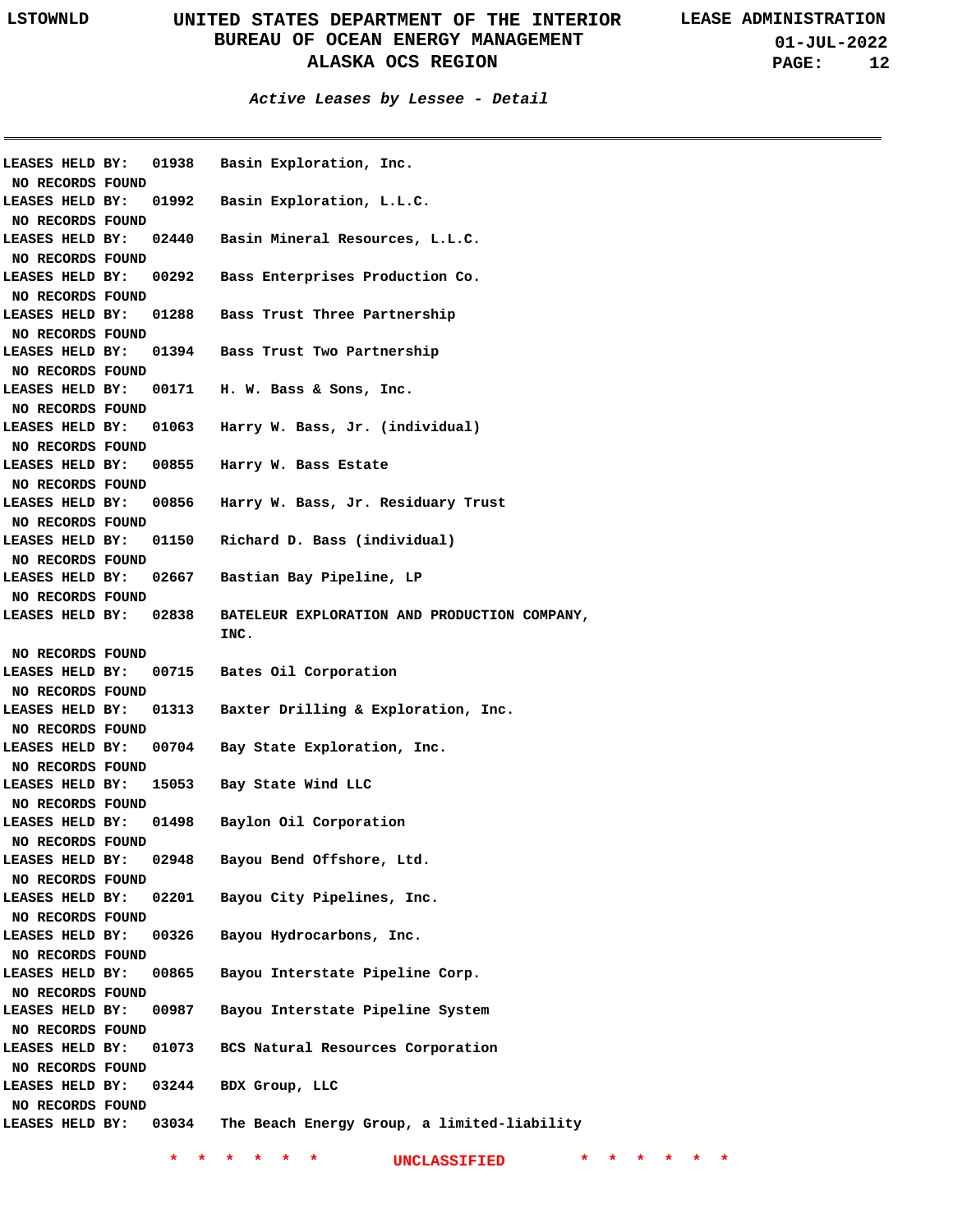*Active Leases by Lessee - Detail*

LEASES HELD BY: 01938 Basin Exploration, Inc.
NO RECORDS FOUND
LEASES HELD BY: 01992 Basin Exploration, L.L.C.
NO RECORDS FOUND
LEASES HELD BY: 02440 Basin Mineral Resources, L.L.C.
NO RECORDS FOUND
LEASES HELD BY: 00292 Bass Enterprises Production Co.
NO RECORDS FOUND
LEASES HELD BY: 01288 Bass Trust Three Partnership
NO RECORDS FOUND
LEASES HELD BY: 01394 Bass Trust Two Partnership
NO RECORDS FOUND
LEASES HELD BY: 00171 H. W. Bass & Sons, Inc.
NO RECORDS FOUND
LEASES HELD BY: 01063 Harry W. Bass, Jr. (individual)
NO RECORDS FOUND
LEASES HELD BY: 00855 Harry W. Bass Estate
NO RECORDS FOUND
LEASES HELD BY: 00856 Harry W. Bass, Jr. Residuary Trust
NO RECORDS FOUND
LEASES HELD BY: 01150 Richard D. Bass (individual)
NO RECORDS FOUND
LEASES HELD BY: 02667 Bastian Bay Pipeline, LP
NO RECORDS FOUND
LEASES HELD BY: 02838 BATELEUR EXPLORATION AND PRODUCTION COMPANY, INC.
NO RECORDS FOUND
LEASES HELD BY: 00715 Bates Oil Corporation
NO RECORDS FOUND
LEASES HELD BY: 01313 Baxter Drilling & Exploration, Inc.
NO RECORDS FOUND
LEASES HELD BY: 00704 Bay State Exploration, Inc.
NO RECORDS FOUND
LEASES HELD BY: 15053 Bay State Wind LLC
NO RECORDS FOUND
LEASES HELD BY: 01498 Baylon Oil Corporation
NO RECORDS FOUND
LEASES HELD BY: 02948 Bayou Bend Offshore, Ltd.
NO RECORDS FOUND
LEASES HELD BY: 02201 Bayou City Pipelines, Inc.
NO RECORDS FOUND
LEASES HELD BY: 00326 Bayou Hydrocarbons, Inc.
NO RECORDS FOUND
LEASES HELD BY: 00865 Bayou Interstate Pipeline Corp.
NO RECORDS FOUND
LEASES HELD BY: 00987 Bayou Interstate Pipeline System
NO RECORDS FOUND
LEASES HELD BY: 01073 BCS Natural Resources Corporation
NO RECORDS FOUND
LEASES HELD BY: 03244 BDX Group, LLC
NO RECORDS FOUND
LEASES HELD BY: 03034 The Beach Energy Group, a limited-liability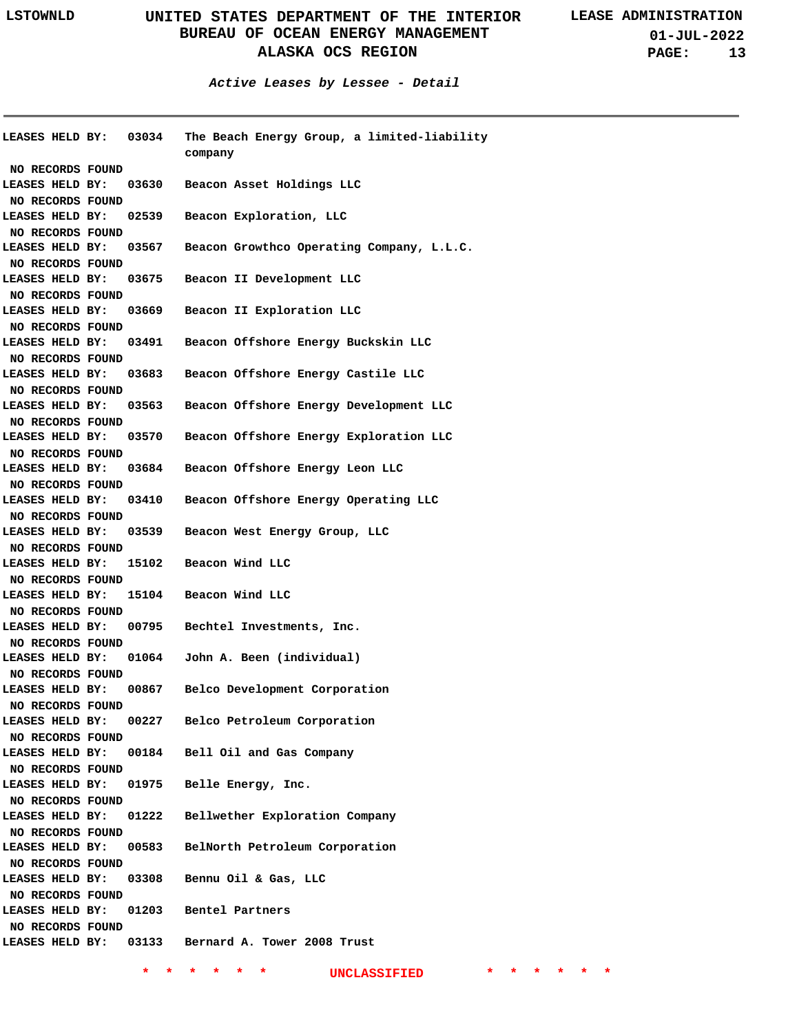*Active Leases by Lessee - Detail*

LEASES HELD BY: 03034 The Beach Energy Group, a limited-liability company

NO RECORDS FOUND

LEASES HELD BY: 03630 Beacon Asset Holdings LLC

NO RECORDS FOUND

LEASES HELD BY: 02539 Beacon Exploration, LLC

NO RECORDS FOUND

LEASES HELD BY: 03567 Beacon Growthco Operating Company, L.L.C.

NO RECORDS FOUND

LEASES HELD BY: 03675 Beacon II Development LLC

NO RECORDS FOUND

LEASES HELD BY: 03669 Beacon II Exploration LLC

NO RECORDS FOUND

LEASES HELD BY: 03491 Beacon Offshore Energy Buckskin LLC

NO RECORDS FOUND

LEASES HELD BY: 03683 Beacon Offshore Energy Castile LLC

NO RECORDS FOUND

LEASES HELD BY: 03563 Beacon Offshore Energy Development LLC

NO RECORDS FOUND

LEASES HELD BY: 03570 Beacon Offshore Energy Exploration LLC

NO RECORDS FOUND

LEASES HELD BY: 03684 Beacon Offshore Energy Leon LLC

NO RECORDS FOUND

LEASES HELD BY: 03410 Beacon Offshore Energy Operating LLC

NO RECORDS FOUND

LEASES HELD BY: 03539 Beacon West Energy Group, LLC

NO RECORDS FOUND

LEASES HELD BY: 15102 Beacon Wind LLC

NO RECORDS FOUND

LEASES HELD BY: 15104 Beacon Wind LLC

NO RECORDS FOUND

LEASES HELD BY: 00795 Bechtel Investments, Inc.

NO RECORDS FOUND

LEASES HELD BY: 01064 John A. Been (individual)

NO RECORDS FOUND

LEASES HELD BY: 00867 Belco Development Corporation

NO RECORDS FOUND

LEASES HELD BY: 00227 Belco Petroleum Corporation

NO RECORDS FOUND

LEASES HELD BY: 00184 Bell Oil and Gas Company

NO RECORDS FOUND

LEASES HELD BY: 01975 Belle Energy, Inc.

NO RECORDS FOUND

LEASES HELD BY: 01222 Bellwether Exploration Company

NO RECORDS FOUND

LEASES HELD BY: 00583 BelNorth Petroleum Corporation

NO RECORDS FOUND

LEASES HELD BY: 03308 Bennu Oil & Gas, LLC

NO RECORDS FOUND

LEASES HELD BY: 01203 Bentel Partners

NO RECORDS FOUND

LEASES HELD BY: 03133 Bernard A. Tower 2008 Trust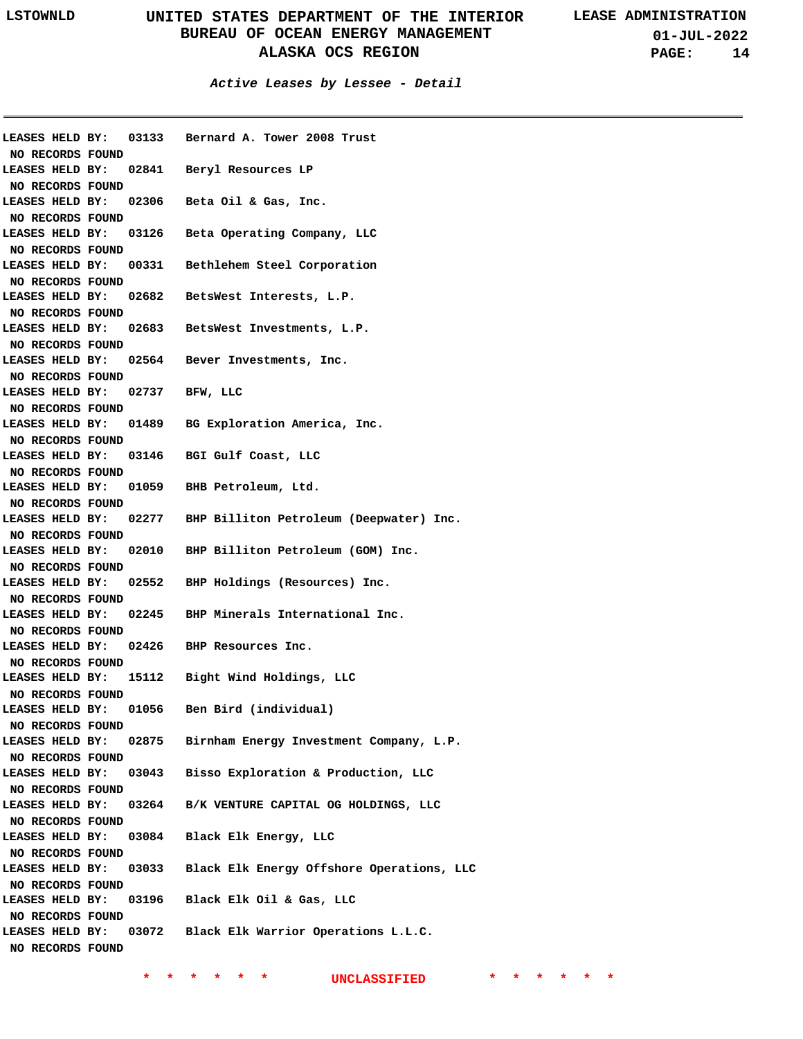### *Active Leases by Lessee - Detail*

LEASES HELD BY: 03133 Bernard A. Tower 2008 Trust
NO RECORDS FOUND

LEASES HELD BY: 02841 Beryl Resources LP
NO RECORDS FOUND

LEASES HELD BY: 02306 Beta Oil & Gas, Inc.
NO RECORDS FOUND

LEASES HELD BY: 03126 Beta Operating Company, LLC
NO RECORDS FOUND

LEASES HELD BY: 00331 Bethlehem Steel Corporation
NO RECORDS FOUND

LEASES HELD BY: 02682 BetsWest Interests, L.P.
NO RECORDS FOUND

LEASES HELD BY: 02683 BetsWest Investments, L.P.
NO RECORDS FOUND

LEASES HELD BY: 02564 Bever Investments, Inc.
NO RECORDS FOUND

LEASES HELD BY: 02737 BFW, LLC
NO RECORDS FOUND

LEASES HELD BY: 01489 BG Exploration America, Inc.
NO RECORDS FOUND

LEASES HELD BY: 03146 BGI Gulf Coast, LLC
NO RECORDS FOUND

LEASES HELD BY: 01059 BHB Petroleum, Ltd.
NO RECORDS FOUND

LEASES HELD BY: 02277 BHP Billiton Petroleum (Deepwater) Inc.
NO RECORDS FOUND

LEASES HELD BY: 02010 BHP Billiton Petroleum (GOM) Inc.
NO RECORDS FOUND

LEASES HELD BY: 02552 BHP Holdings (Resources) Inc.
NO RECORDS FOUND

LEASES HELD BY: 02245 BHP Minerals International Inc.
NO RECORDS FOUND

LEASES HELD BY: 02426 BHP Resources Inc.
NO RECORDS FOUND

LEASES HELD BY: 15112 Bight Wind Holdings, LLC
NO RECORDS FOUND

LEASES HELD BY: 01056 Ben Bird (individual)
NO RECORDS FOUND

LEASES HELD BY: 02875 Birnham Energy Investment Company, L.P.
NO RECORDS FOUND

LEASES HELD BY: 03043 Bisso Exploration & Production, LLC
NO RECORDS FOUND

LEASES HELD BY: 03264 B/K VENTURE CAPITAL OG HOLDINGS, LLC
NO RECORDS FOUND

LEASES HELD BY: 03084 Black Elk Energy, LLC
NO RECORDS FOUND

LEASES HELD BY: 03033 Black Elk Energy Offshore Operations, LLC
NO RECORDS FOUND

LEASES HELD BY: 03196 Black Elk Oil & Gas, LLC
NO RECORDS FOUND

LEASES HELD BY: 03072 Black Elk Warrior Operations L.L.C.
NO RECORDS FOUND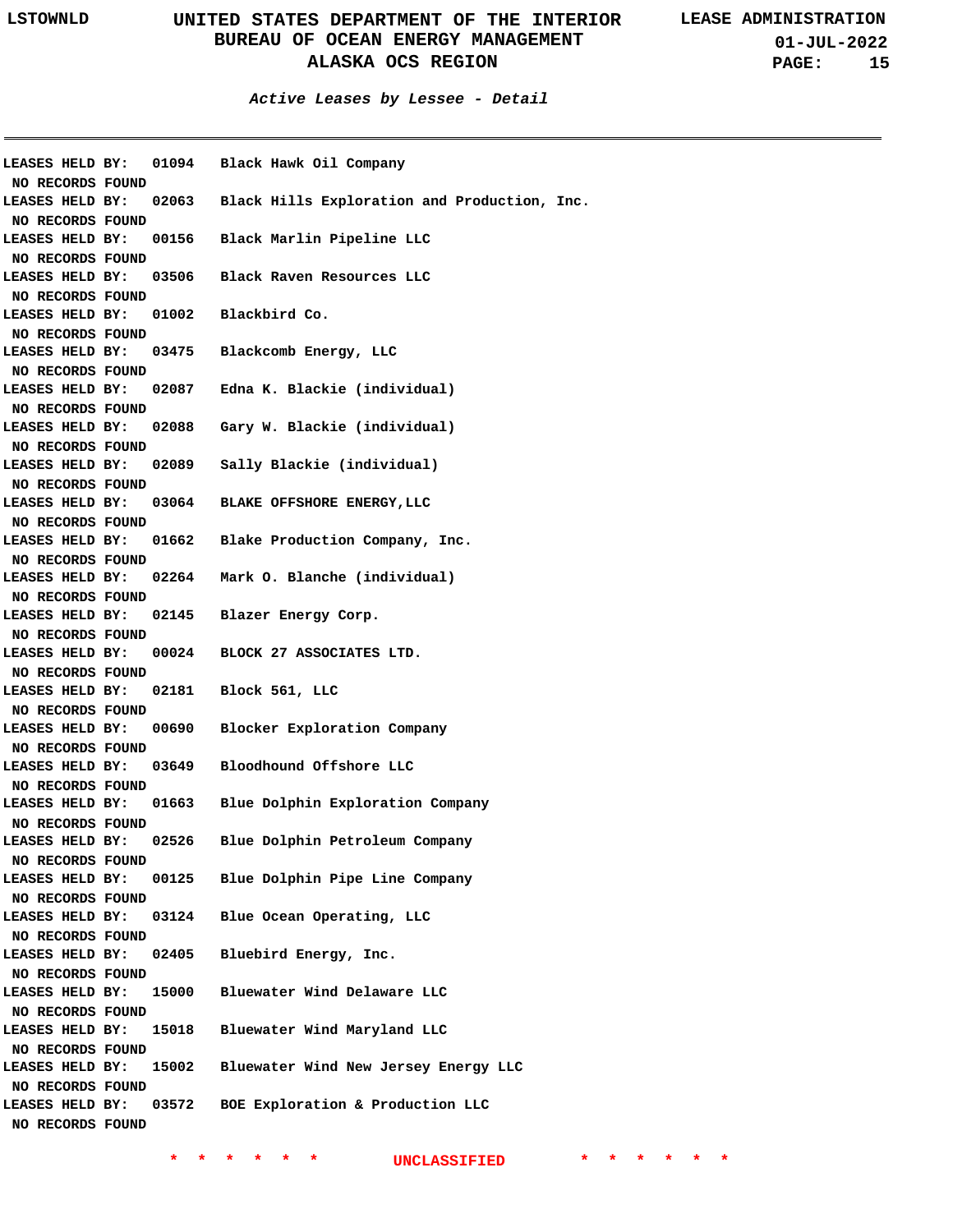*Active Leases by Lessee - Detail*

LEASES HELD BY: 01094 Black Hawk Oil Company
NO RECORDS FOUND

LEASES HELD BY: 02063 Black Hills Exploration and Production, Inc.
NO RECORDS FOUND

LEASES HELD BY: 00156 Black Marlin Pipeline LLC
NO RECORDS FOUND

LEASES HELD BY: 03506 Black Raven Resources LLC
NO RECORDS FOUND

LEASES HELD BY: 01002 Blackbird Co.
NO RECORDS FOUND

LEASES HELD BY: 03475 Blackcomb Energy, LLC
NO RECORDS FOUND

LEASES HELD BY: 02087 Edna K. Blackie (individual)
NO RECORDS FOUND

LEASES HELD BY: 02088 Gary W. Blackie (individual)
NO RECORDS FOUND

LEASES HELD BY: 02089 Sally Blackie (individual)
NO RECORDS FOUND

LEASES HELD BY: 03064 BLAKE OFFSHORE ENERGY,LLC
NO RECORDS FOUND

LEASES HELD BY: 01662 Blake Production Company, Inc.
NO RECORDS FOUND

LEASES HELD BY: 02264 Mark O. Blanche (individual)
NO RECORDS FOUND

LEASES HELD BY: 02145 Blazer Energy Corp.
NO RECORDS FOUND

LEASES HELD BY: 00024 BLOCK 27 ASSOCIATES LTD.
NO RECORDS FOUND

LEASES HELD BY: 02181 Block 561, LLC
NO RECORDS FOUND

LEASES HELD BY: 00690 Blocker Exploration Company
NO RECORDS FOUND

LEASES HELD BY: 03649 Bloodhound Offshore LLC
NO RECORDS FOUND

LEASES HELD BY: 01663 Blue Dolphin Exploration Company
NO RECORDS FOUND

LEASES HELD BY: 02526 Blue Dolphin Petroleum Company
NO RECORDS FOUND

LEASES HELD BY: 00125 Blue Dolphin Pipe Line Company
NO RECORDS FOUND

LEASES HELD BY: 03124 Blue Ocean Operating, LLC
NO RECORDS FOUND

LEASES HELD BY: 02405 Bluebird Energy, Inc.
NO RECORDS FOUND

LEASES HELD BY: 15000 Bluewater Wind Delaware LLC
NO RECORDS FOUND

LEASES HELD BY: 15018 Bluewater Wind Maryland LLC
NO RECORDS FOUND

LEASES HELD BY: 15002 Bluewater Wind New Jersey Energy LLC
NO RECORDS FOUND

LEASES HELD BY: 03572 BOE Exploration & Production LLC
NO RECORDS FOUND

* * * * * * UNCLASSIFIED * * * * * *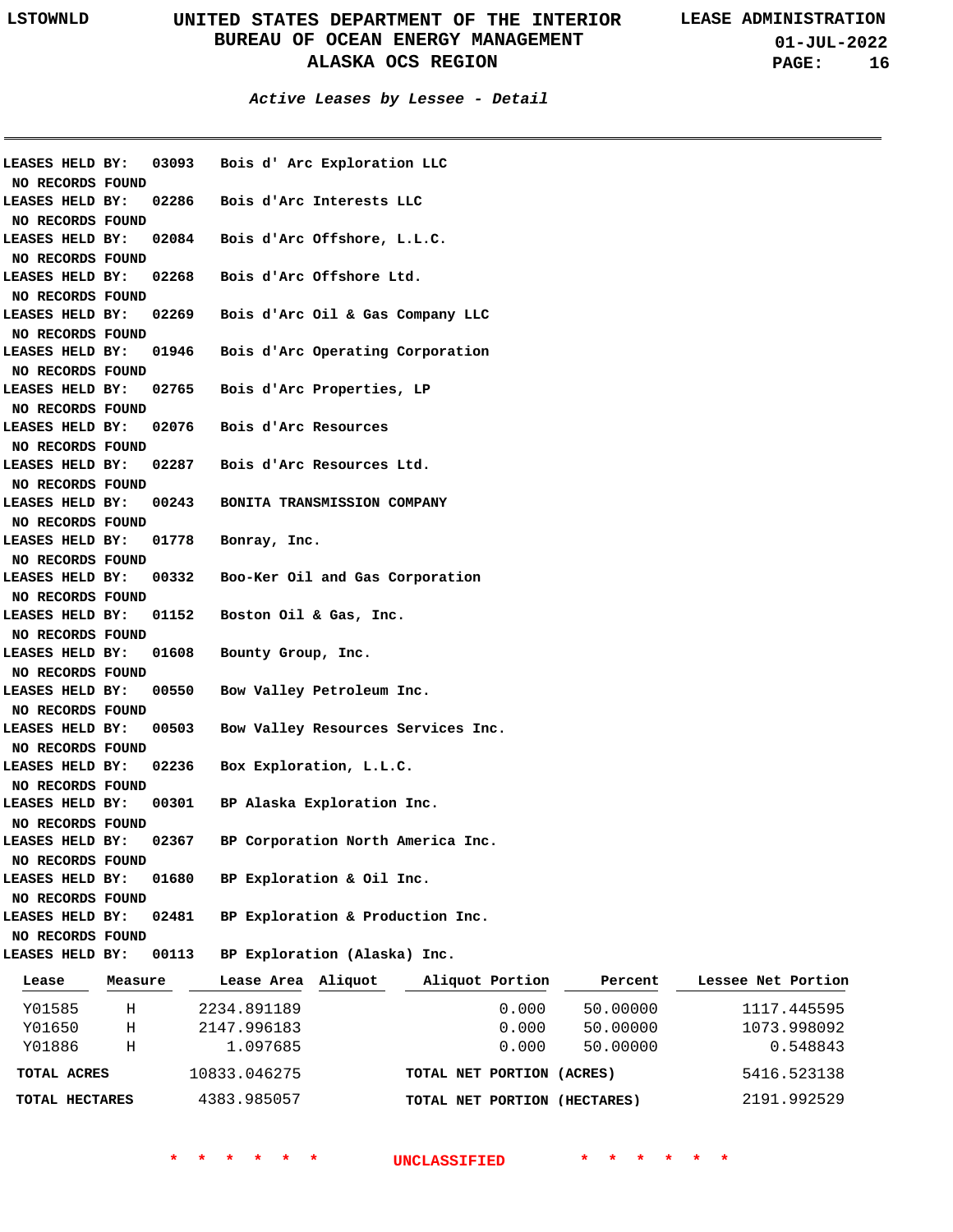## Active Leases by Lessee - Detail

**LEASES HELD BY: 03093 Bois d' Arc Exploration LLC**
NO RECORDS FOUND

**LEASES HELD BY: 02286 Bois d'Arc Interests LLC**
NO RECORDS FOUND

**LEASES HELD BY: 02084 Bois d'Arc Offshore, L.L.C.**
NO RECORDS FOUND

**LEASES HELD BY: 02268 Bois d'Arc Offshore Ltd.**
NO RECORDS FOUND

**LEASES HELD BY: 02269 Bois d'Arc Oil & Gas Company LLC**
NO RECORDS FOUND

**LEASES HELD BY: 01946 Bois d'Arc Operating Corporation**
NO RECORDS FOUND

**LEASES HELD BY: 02765 Bois d'Arc Properties, LP**
NO RECORDS FOUND

**LEASES HELD BY: 02076 Bois d'Arc Resources**
NO RECORDS FOUND

**LEASES HELD BY: 02287 Bois d'Arc Resources Ltd.**
NO RECORDS FOUND

**LEASES HELD BY: 00243 BONITA TRANSMISSION COMPANY**
NO RECORDS FOUND

**LEASES HELD BY: 01778 Bonray, Inc.**
NO RECORDS FOUND

**LEASES HELD BY: 00332 Boo-Ker Oil and Gas Corporation**
NO RECORDS FOUND

**LEASES HELD BY: 01152 Boston Oil & Gas, Inc.**
NO RECORDS FOUND

**LEASES HELD BY: 01608 Bounty Group, Inc.**
NO RECORDS FOUND

**LEASES HELD BY: 00550 Bow Valley Petroleum Inc.**
NO RECORDS FOUND

**LEASES HELD BY: 00503 Bow Valley Resources Services Inc.**
NO RECORDS FOUND

**LEASES HELD BY: 02236 Box Exploration, L.L.C.**
NO RECORDS FOUND

**LEASES HELD BY: 00301 BP Alaska Exploration Inc.**
NO RECORDS FOUND

**LEASES HELD BY: 02367 BP Corporation North America Inc.**
NO RECORDS FOUND

**LEASES HELD BY: 01680 BP Exploration & Oil Inc.**
NO RECORDS FOUND

**LEASES HELD BY: 02481 BP Exploration & Production Inc.**
NO RECORDS FOUND

**LEASES HELD BY: 00113 BP Exploration (Alaska) Inc.**

| Lease | Measure | Lease Area | Aliquot | Aliquot Portion | Percent | Lessee Net Portion |
|---|---|---|---|---|---|---|
| Y01585 | H | 2234.891189 | | 0.000 | 50.00000 | 1117.445595 |
| Y01650 | H | 2147.996183 | | 0.000 | 50.00000 | 1073.998092 |
| Y01886 | H | 1.097685 | | 0.000 | 50.00000 | 0.548843 |
| **TOTAL ACRES** | | 10833.046275 | | **TOTAL NET PORTION (ACRES)** | | 5416.523138 |
| **TOTAL HECTARES** | | 4383.985057 | | **TOTAL NET PORTION (HECTARES)** | | 2191.992529 |

* * * * * * UNCLASSIFIED * * * * * *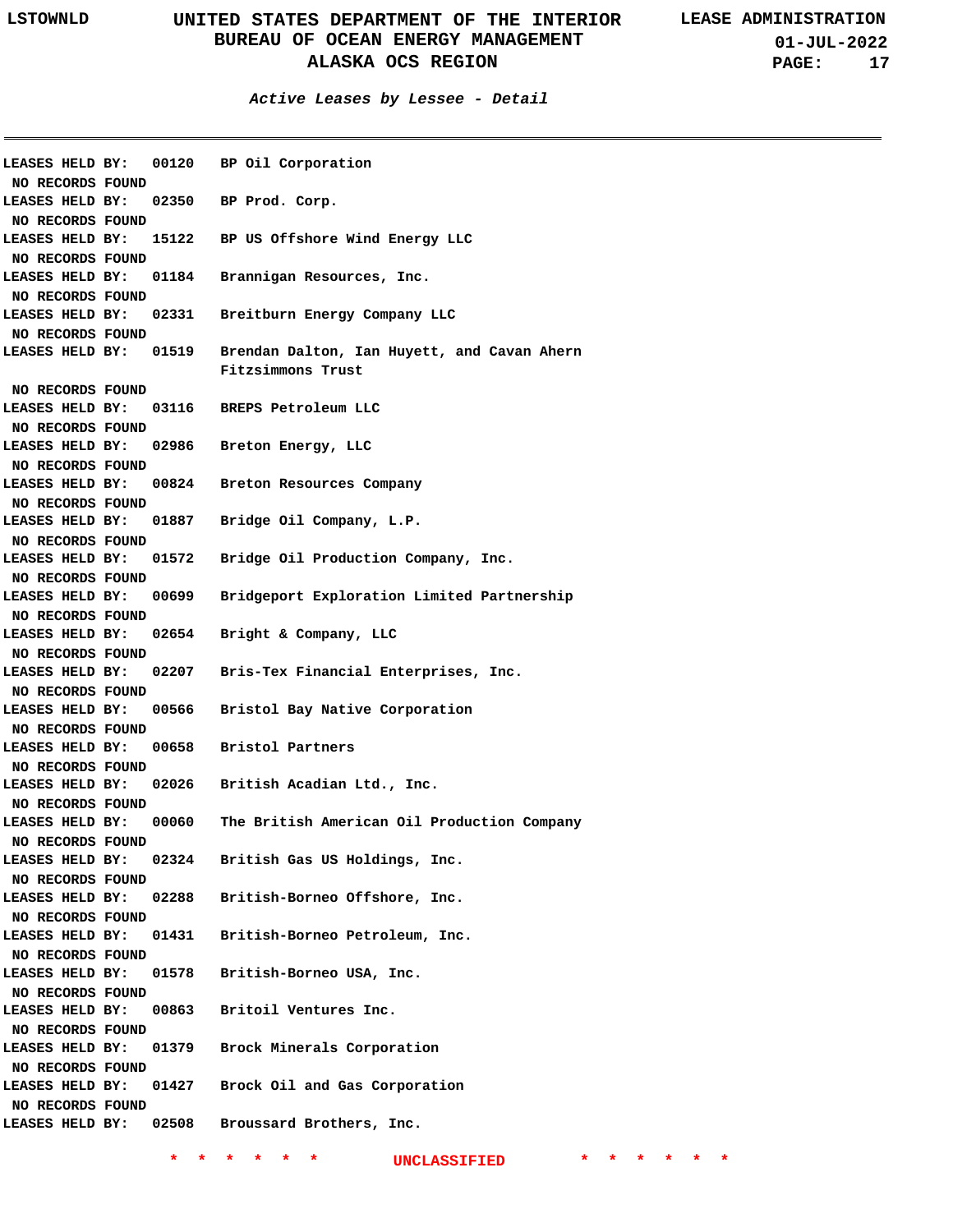*Active Leases by Lessee - Detail*

LEASES HELD BY: 00120 BP Oil Corporation
NO RECORDS FOUND
LEASES HELD BY: 02350 BP Prod. Corp.
NO RECORDS FOUND
LEASES HELD BY: 15122 BP US Offshore Wind Energy LLC
NO RECORDS FOUND
LEASES HELD BY: 01184 Brannigan Resources, Inc.
NO RECORDS FOUND
LEASES HELD BY: 02331 Breitburn Energy Company LLC
NO RECORDS FOUND
LEASES HELD BY: 01519 Brendan Dalton, Ian Huyett, and Cavan Ahern Fitzsimmons Trust
NO RECORDS FOUND
LEASES HELD BY: 03116 BREPS Petroleum LLC
NO RECORDS FOUND
LEASES HELD BY: 02986 Breton Energy, LLC
NO RECORDS FOUND
LEASES HELD BY: 00824 Breton Resources Company
NO RECORDS FOUND
LEASES HELD BY: 01887 Bridge Oil Company, L.P.
NO RECORDS FOUND
LEASES HELD BY: 01572 Bridge Oil Production Company, Inc.
NO RECORDS FOUND
LEASES HELD BY: 00699 Bridgeport Exploration Limited Partnership
NO RECORDS FOUND
LEASES HELD BY: 02654 Bright & Company, LLC
NO RECORDS FOUND
LEASES HELD BY: 02207 Bris-Tex Financial Enterprises, Inc.
NO RECORDS FOUND
LEASES HELD BY: 00566 Bristol Bay Native Corporation
NO RECORDS FOUND
LEASES HELD BY: 00658 Bristol Partners
NO RECORDS FOUND
LEASES HELD BY: 02026 British Acadian Ltd., Inc.
NO RECORDS FOUND
LEASES HELD BY: 00060 The British American Oil Production Company
NO RECORDS FOUND
LEASES HELD BY: 02324 British Gas US Holdings, Inc.
NO RECORDS FOUND
LEASES HELD BY: 02288 British-Borneo Offshore, Inc.
NO RECORDS FOUND
LEASES HELD BY: 01431 British-Borneo Petroleum, Inc.
NO RECORDS FOUND
LEASES HELD BY: 01578 British-Borneo USA, Inc.
NO RECORDS FOUND
LEASES HELD BY: 00863 Britoil Ventures Inc.
NO RECORDS FOUND
LEASES HELD BY: 01379 Brock Minerals Corporation
NO RECORDS FOUND
LEASES HELD BY: 01427 Brock Oil and Gas Corporation
NO RECORDS FOUND
LEASES HELD BY: 02508 Broussard Brothers, Inc.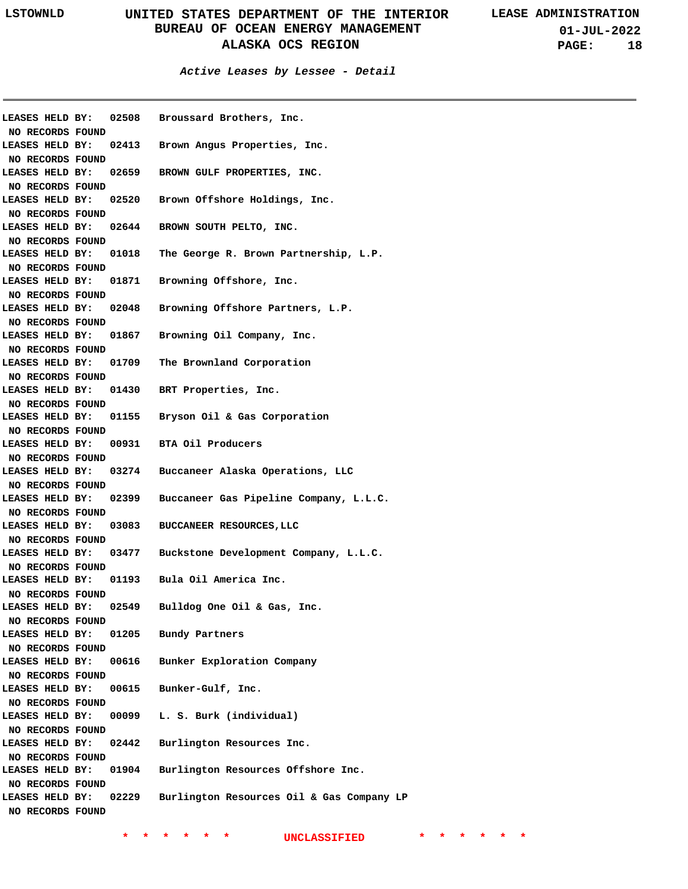### Active Leases by Lessee - Detail

LEASES HELD BY: 02508 Broussard Brothers, Inc.
NO RECORDS FOUND

LEASES HELD BY: 02413 Brown Angus Properties, Inc.
NO RECORDS FOUND

LEASES HELD BY: 02659 BROWN GULF PROPERTIES, INC.
NO RECORDS FOUND

LEASES HELD BY: 02520 Brown Offshore Holdings, Inc.
NO RECORDS FOUND

LEASES HELD BY: 02644 BROWN SOUTH PELTO, INC.
NO RECORDS FOUND

LEASES HELD BY: 01018 The George R. Brown Partnership, L.P.
NO RECORDS FOUND

LEASES HELD BY: 01871 Browning Offshore, Inc.
NO RECORDS FOUND

LEASES HELD BY: 02048 Browning Offshore Partners, L.P.
NO RECORDS FOUND

LEASES HELD BY: 01867 Browning Oil Company, Inc.
NO RECORDS FOUND

LEASES HELD BY: 01709 The Brownland Corporation
NO RECORDS FOUND

LEASES HELD BY: 01430 BRT Properties, Inc.
NO RECORDS FOUND

LEASES HELD BY: 01155 Bryson Oil & Gas Corporation
NO RECORDS FOUND

LEASES HELD BY: 00931 BTA Oil Producers
NO RECORDS FOUND

LEASES HELD BY: 03274 Buccaneer Alaska Operations, LLC
NO RECORDS FOUND

LEASES HELD BY: 02399 Buccaneer Gas Pipeline Company, L.L.C.
NO RECORDS FOUND

LEASES HELD BY: 03083 BUCCANEER RESOURCES,LLC
NO RECORDS FOUND

LEASES HELD BY: 03477 Buckstone Development Company, L.L.C.
NO RECORDS FOUND

LEASES HELD BY: 01193 Bula Oil America Inc.
NO RECORDS FOUND

LEASES HELD BY: 02549 Bulldog One Oil & Gas, Inc.
NO RECORDS FOUND

LEASES HELD BY: 01205 Bundy Partners
NO RECORDS FOUND

LEASES HELD BY: 00616 Bunker Exploration Company
NO RECORDS FOUND

LEASES HELD BY: 00615 Bunker-Gulf, Inc.
NO RECORDS FOUND

LEASES HELD BY: 00099 L. S. Burk (individual)
NO RECORDS FOUND

LEASES HELD BY: 02442 Burlington Resources Inc.
NO RECORDS FOUND

LEASES HELD BY: 01904 Burlington Resources Offshore Inc.
NO RECORDS FOUND

LEASES HELD BY: 02229 Burlington Resources Oil & Gas Company LP
NO RECORDS FOUND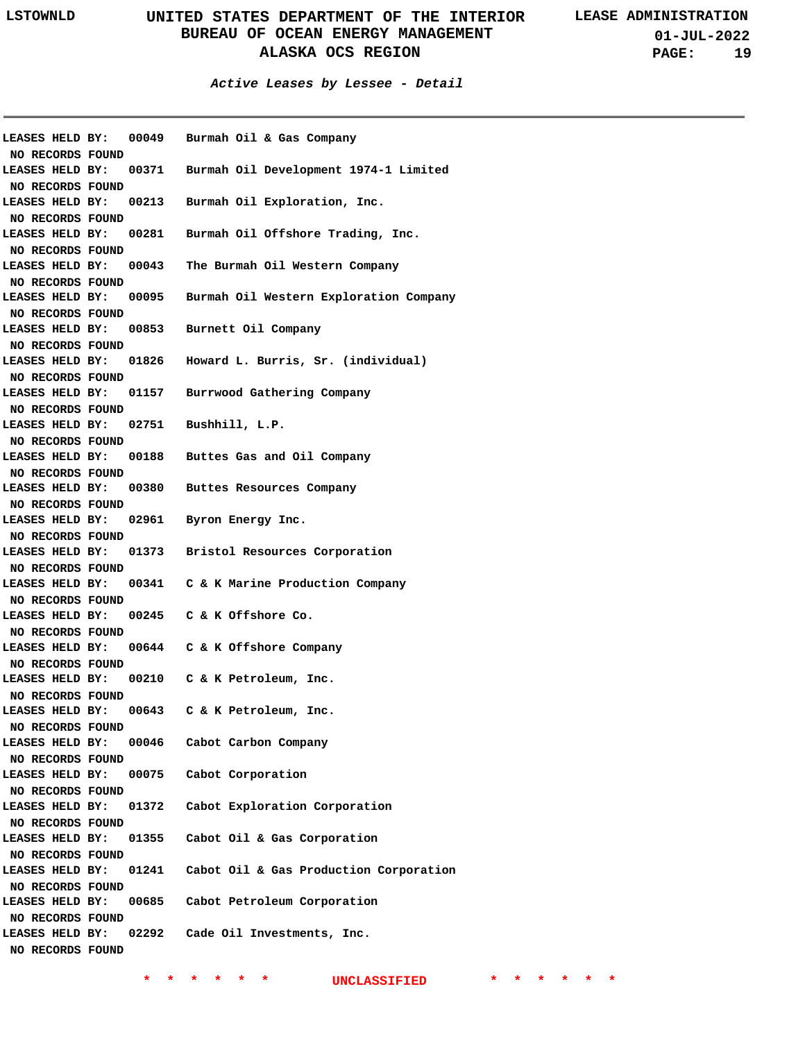*Active Leases by Lessee - Detail*

---

LEASES HELD BY: 00049 Burmah Oil & Gas Company
NO RECORDS FOUND
LEASES HELD BY: 00371 Burmah Oil Development 1974-1 Limited
NO RECORDS FOUND
LEASES HELD BY: 00213 Burmah Oil Exploration, Inc.
NO RECORDS FOUND
LEASES HELD BY: 00281 Burmah Oil Offshore Trading, Inc.
NO RECORDS FOUND
LEASES HELD BY: 00043 The Burmah Oil Western Company
NO RECORDS FOUND
LEASES HELD BY: 00095 Burmah Oil Western Exploration Company
NO RECORDS FOUND
LEASES HELD BY: 00853 Burnett Oil Company
NO RECORDS FOUND
LEASES HELD BY: 01826 Howard L. Burris, Sr. (individual)
NO RECORDS FOUND
LEASES HELD BY: 01157 Burrwood Gathering Company
NO RECORDS FOUND
LEASES HELD BY: 02751 Bushhill, L.P.
NO RECORDS FOUND
LEASES HELD BY: 00188 Buttes Gas and Oil Company
NO RECORDS FOUND
LEASES HELD BY: 00380 Buttes Resources Company
NO RECORDS FOUND
LEASES HELD BY: 02961 Byron Energy Inc.
NO RECORDS FOUND
LEASES HELD BY: 01373 Bristol Resources Corporation
NO RECORDS FOUND
LEASES HELD BY: 00341 C & K Marine Production Company
NO RECORDS FOUND
LEASES HELD BY: 00245 C & K Offshore Co.
NO RECORDS FOUND
LEASES HELD BY: 00644 C & K Offshore Company
NO RECORDS FOUND
LEASES HELD BY: 00210 C & K Petroleum, Inc.
NO RECORDS FOUND
LEASES HELD BY: 00643 C & K Petroleum, Inc.
NO RECORDS FOUND
LEASES HELD BY: 00046 Cabot Carbon Company
NO RECORDS FOUND
LEASES HELD BY: 00075 Cabot Corporation
NO RECORDS FOUND
LEASES HELD BY: 01372 Cabot Exploration Corporation
NO RECORDS FOUND
LEASES HELD BY: 01355 Cabot Oil & Gas Corporation
NO RECORDS FOUND
LEASES HELD BY: 01241 Cabot Oil & Gas Production Corporation
NO RECORDS FOUND
LEASES HELD BY: 00685 Cabot Petroleum Corporation
NO RECORDS FOUND
LEASES HELD BY: 02292 Cade Oil Investments, Inc.
NO RECORDS FOUND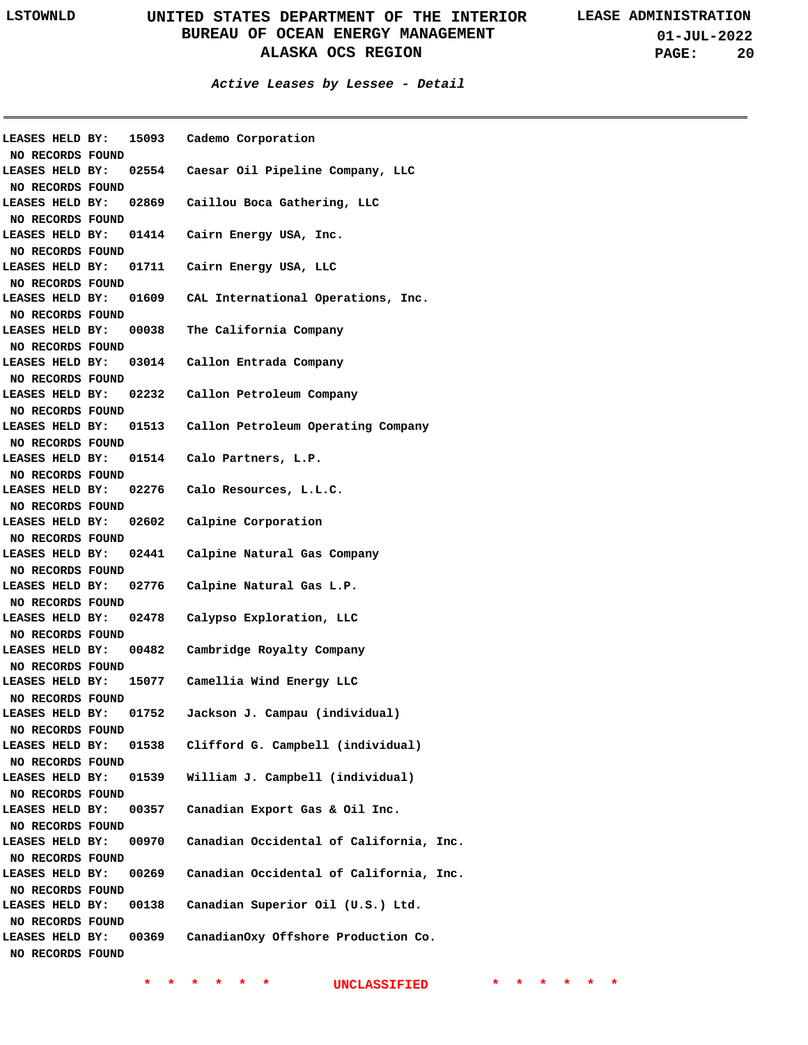### Active Leases by Lessee - Detail

LEASES HELD BY: 15093 Cademo Corporation
NO RECORDS FOUND
LEASES HELD BY: 02554 Caesar Oil Pipeline Company, LLC
NO RECORDS FOUND
LEASES HELD BY: 02869 Caillou Boca Gathering, LLC
NO RECORDS FOUND
LEASES HELD BY: 01414 Cairn Energy USA, Inc.
NO RECORDS FOUND
LEASES HELD BY: 01711 Cairn Energy USA, LLC
NO RECORDS FOUND
LEASES HELD BY: 01609 CAL International Operations, Inc.
NO RECORDS FOUND
LEASES HELD BY: 00038 The California Company
NO RECORDS FOUND
LEASES HELD BY: 03014 Callon Entrada Company
NO RECORDS FOUND
LEASES HELD BY: 02232 Callon Petroleum Company
NO RECORDS FOUND
LEASES HELD BY: 01513 Callon Petroleum Operating Company
NO RECORDS FOUND
LEASES HELD BY: 01514 Calo Partners, L.P.
NO RECORDS FOUND
LEASES HELD BY: 02276 Calo Resources, L.L.C.
NO RECORDS FOUND
LEASES HELD BY: 02602 Calpine Corporation
NO RECORDS FOUND
LEASES HELD BY: 02441 Calpine Natural Gas Company
NO RECORDS FOUND
LEASES HELD BY: 02776 Calpine Natural Gas L.P.
NO RECORDS FOUND
LEASES HELD BY: 02478 Calypso Exploration, LLC
NO RECORDS FOUND
LEASES HELD BY: 00482 Cambridge Royalty Company
NO RECORDS FOUND
LEASES HELD BY: 15077 Camellia Wind Energy LLC
NO RECORDS FOUND
LEASES HELD BY: 01752 Jackson J. Campau (individual)
NO RECORDS FOUND
LEASES HELD BY: 01538 Clifford G. Campbell (individual)
NO RECORDS FOUND
LEASES HELD BY: 01539 William J. Campbell (individual)
NO RECORDS FOUND
LEASES HELD BY: 00357 Canadian Export Gas & Oil Inc.
NO RECORDS FOUND
LEASES HELD BY: 00970 Canadian Occidental of California, Inc.
NO RECORDS FOUND
LEASES HELD BY: 00269 Canadian Occidental of California, Inc.
NO RECORDS FOUND
LEASES HELD BY: 00138 Canadian Superior Oil (U.S.) Ltd.
NO RECORDS FOUND
LEASES HELD BY: 00369 CanadianOxy Offshore Production Co.
NO RECORDS FOUND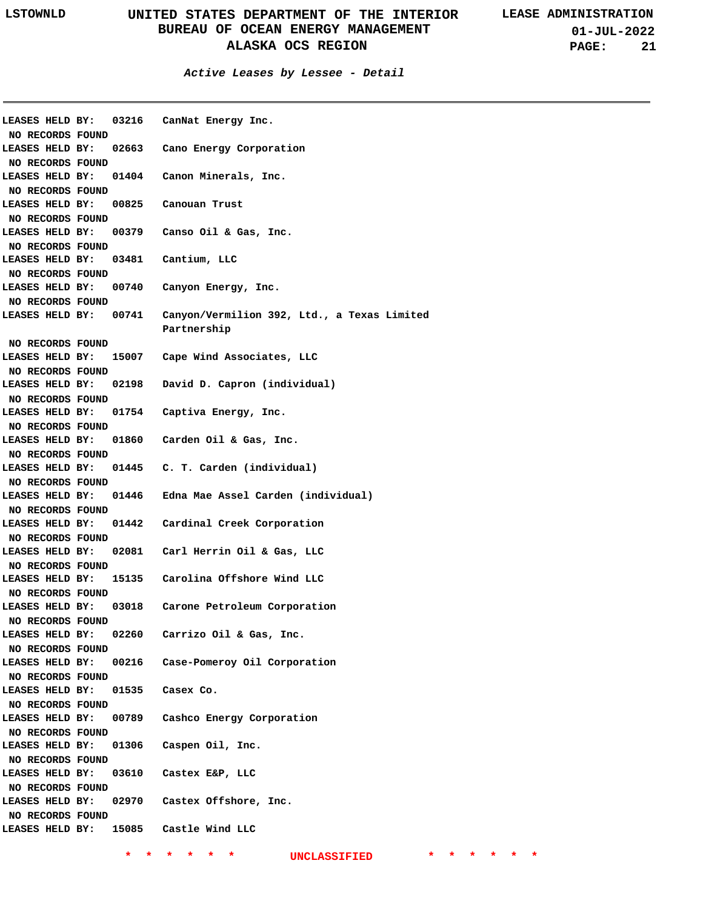*Active Leases by Lessee - Detail*

LEASES HELD BY: 03216 CanNat Energy Inc.
NO RECORDS FOUND
LEASES HELD BY: 02663 Cano Energy Corporation
NO RECORDS FOUND
LEASES HELD BY: 01404 Canon Minerals, Inc.
NO RECORDS FOUND
LEASES HELD BY: 00825 Canouan Trust
NO RECORDS FOUND
LEASES HELD BY: 00379 Canso Oil & Gas, Inc.
NO RECORDS FOUND
LEASES HELD BY: 03481 Cantium, LLC
NO RECORDS FOUND
LEASES HELD BY: 00740 Canyon Energy, Inc.
NO RECORDS FOUND
LEASES HELD BY: 00741 Canyon/Vermilion 392, Ltd., a Texas Limited Partnership
NO RECORDS FOUND
LEASES HELD BY: 15007 Cape Wind Associates, LLC
NO RECORDS FOUND
LEASES HELD BY: 02198 David D. Capron (individual)
NO RECORDS FOUND
LEASES HELD BY: 01754 Captiva Energy, Inc.
NO RECORDS FOUND
LEASES HELD BY: 01860 Carden Oil & Gas, Inc.
NO RECORDS FOUND
LEASES HELD BY: 01445 C. T. Carden (individual)
NO RECORDS FOUND
LEASES HELD BY: 01446 Edna Mae Assel Carden (individual)
NO RECORDS FOUND
LEASES HELD BY: 01442 Cardinal Creek Corporation
NO RECORDS FOUND
LEASES HELD BY: 02081 Carl Herrin Oil & Gas, LLC
NO RECORDS FOUND
LEASES HELD BY: 15135 Carolina Offshore Wind LLC
NO RECORDS FOUND
LEASES HELD BY: 03018 Carone Petroleum Corporation
NO RECORDS FOUND
LEASES HELD BY: 02260 Carrizo Oil & Gas, Inc.
NO RECORDS FOUND
LEASES HELD BY: 00216 Case-Pomeroy Oil Corporation
NO RECORDS FOUND
LEASES HELD BY: 01535 Casex Co.
NO RECORDS FOUND
LEASES HELD BY: 00789 Cashco Energy Corporation
NO RECORDS FOUND
LEASES HELD BY: 01306 Caspen Oil, Inc.
NO RECORDS FOUND
LEASES HELD BY: 03610 Castex E&P, LLC
NO RECORDS FOUND
LEASES HELD BY: 02970 Castex Offshore, Inc.
NO RECORDS FOUND
LEASES HELD BY: 15085 Castle Wind LLC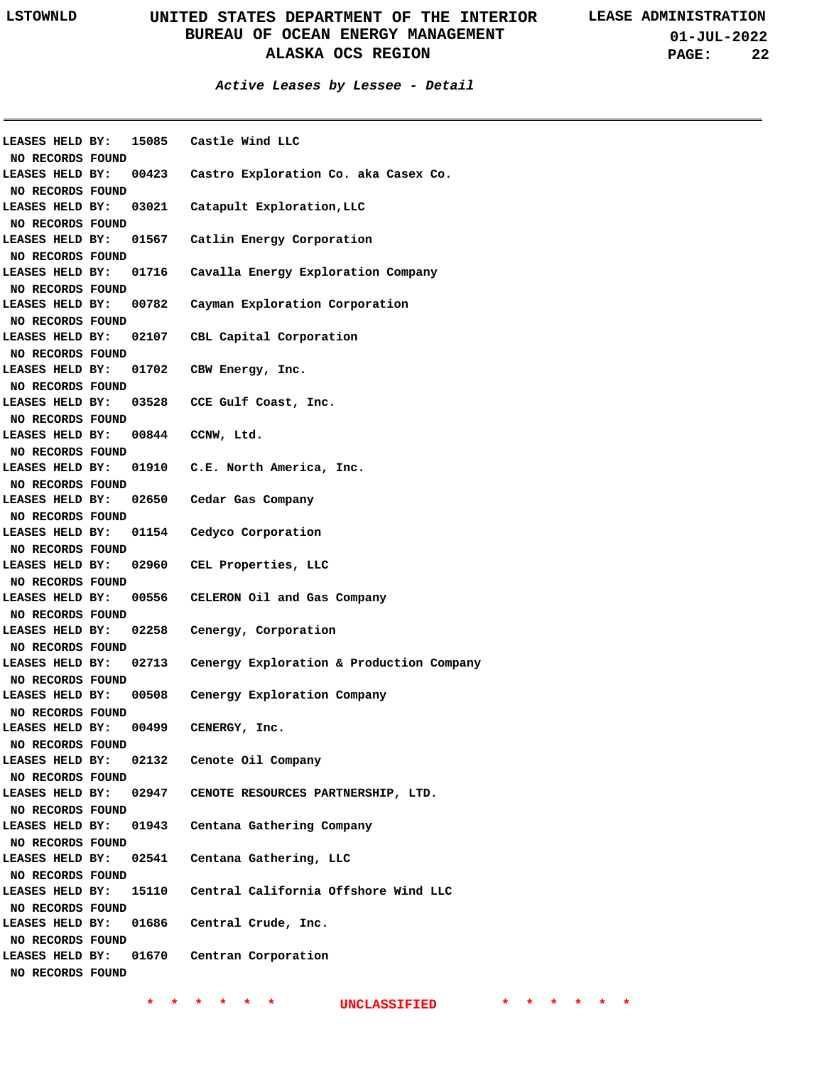**Active Leases by Lessee - Detail**

---

LEASES HELD BY: 15085 Castle Wind LLC
NO RECORDS FOUND

LEASES HELD BY: 00423 Castro Exploration Co. aka Casex Co.
NO RECORDS FOUND

LEASES HELD BY: 03021 Catapult Exploration,LLC
NO RECORDS FOUND

LEASES HELD BY: 01567 Catlin Energy Corporation
NO RECORDS FOUND

LEASES HELD BY: 01716 Cavalla Energy Exploration Company
NO RECORDS FOUND

LEASES HELD BY: 00782 Cayman Exploration Corporation
NO RECORDS FOUND

LEASES HELD BY: 02107 CBL Capital Corporation
NO RECORDS FOUND

LEASES HELD BY: 01702 CBW Energy, Inc.
NO RECORDS FOUND

LEASES HELD BY: 03528 CCE Gulf Coast, Inc.
NO RECORDS FOUND

LEASES HELD BY: 00844 CCNW, Ltd.
NO RECORDS FOUND

LEASES HELD BY: 01910 C.E. North America, Inc.
NO RECORDS FOUND

LEASES HELD BY: 02650 Cedar Gas Company
NO RECORDS FOUND

LEASES HELD BY: 01154 Cedyco Corporation
NO RECORDS FOUND

LEASES HELD BY: 02960 CEL Properties, LLC
NO RECORDS FOUND

LEASES HELD BY: 00556 CELERON Oil and Gas Company
NO RECORDS FOUND

LEASES HELD BY: 02258 Cenergy, Corporation
NO RECORDS FOUND

LEASES HELD BY: 02713 Cenergy Exploration & Production Company
NO RECORDS FOUND

LEASES HELD BY: 00508 Cenergy Exploration Company
NO RECORDS FOUND

LEASES HELD BY: 00499 CENERGY, Inc.
NO RECORDS FOUND

LEASES HELD BY: 02132 Cenote Oil Company
NO RECORDS FOUND

LEASES HELD BY: 02947 CENOTE RESOURCES PARTNERSHIP, LTD.
NO RECORDS FOUND

LEASES HELD BY: 01943 Centana Gathering Company
NO RECORDS FOUND

LEASES HELD BY: 02541 Centana Gathering, LLC
NO RECORDS FOUND

LEASES HELD BY: 15110 Central California Offshore Wind LLC
NO RECORDS FOUND

LEASES HELD BY: 01686 Central Crude, Inc.
NO RECORDS FOUND

LEASES HELD BY: 01670 Centran Corporation
NO RECORDS FOUND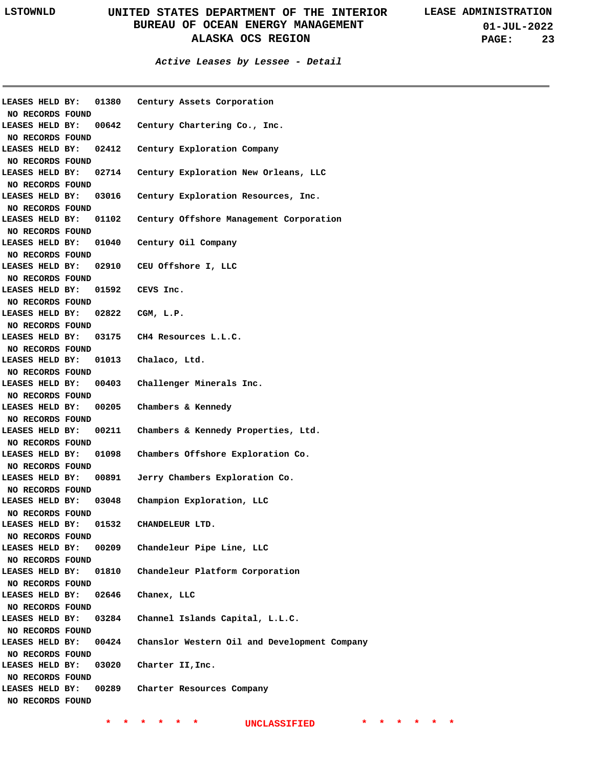### Active Leases by Lessee - Detail

LEASES HELD BY: 01380 Century Assets Corporation
NO RECORDS FOUND
LEASES HELD BY: 00642 Century Chartering Co., Inc.
NO RECORDS FOUND
LEASES HELD BY: 02412 Century Exploration Company
NO RECORDS FOUND
LEASES HELD BY: 02714 Century Exploration New Orleans, LLC
NO RECORDS FOUND
LEASES HELD BY: 03016 Century Exploration Resources, Inc.
NO RECORDS FOUND
LEASES HELD BY: 01102 Century Offshore Management Corporation
NO RECORDS FOUND
LEASES HELD BY: 01040 Century Oil Company
NO RECORDS FOUND
LEASES HELD BY: 02910 CEU Offshore I, LLC
NO RECORDS FOUND
LEASES HELD BY: 01592 CEVS Inc.
NO RECORDS FOUND
LEASES HELD BY: 02822 CGM, L.P.
NO RECORDS FOUND
LEASES HELD BY: 03175 CH4 Resources L.L.C.
NO RECORDS FOUND
LEASES HELD BY: 01013 Chalaco, Ltd.
NO RECORDS FOUND
LEASES HELD BY: 00403 Challenger Minerals Inc.
NO RECORDS FOUND
LEASES HELD BY: 00205 Chambers & Kennedy
NO RECORDS FOUND
LEASES HELD BY: 00211 Chambers & Kennedy Properties, Ltd.
NO RECORDS FOUND
LEASES HELD BY: 01098 Chambers Offshore Exploration Co.
NO RECORDS FOUND
LEASES HELD BY: 00891 Jerry Chambers Exploration Co.
NO RECORDS FOUND
LEASES HELD BY: 03048 Champion Exploration, LLC
NO RECORDS FOUND
LEASES HELD BY: 01532 CHANDELEUR LTD.
NO RECORDS FOUND
LEASES HELD BY: 00209 Chandeleur Pipe Line, LLC
NO RECORDS FOUND
LEASES HELD BY: 01810 Chandeleur Platform Corporation
NO RECORDS FOUND
LEASES HELD BY: 02646 Chanex, LLC
NO RECORDS FOUND
LEASES HELD BY: 03284 Channel Islands Capital, L.L.C.
NO RECORDS FOUND
LEASES HELD BY: 00424 Chanslor Western Oil and Development Company
NO RECORDS FOUND
LEASES HELD BY: 03020 Charter II,Inc.
NO RECORDS FOUND
LEASES HELD BY: 00289 Charter Resources Company
NO RECORDS FOUND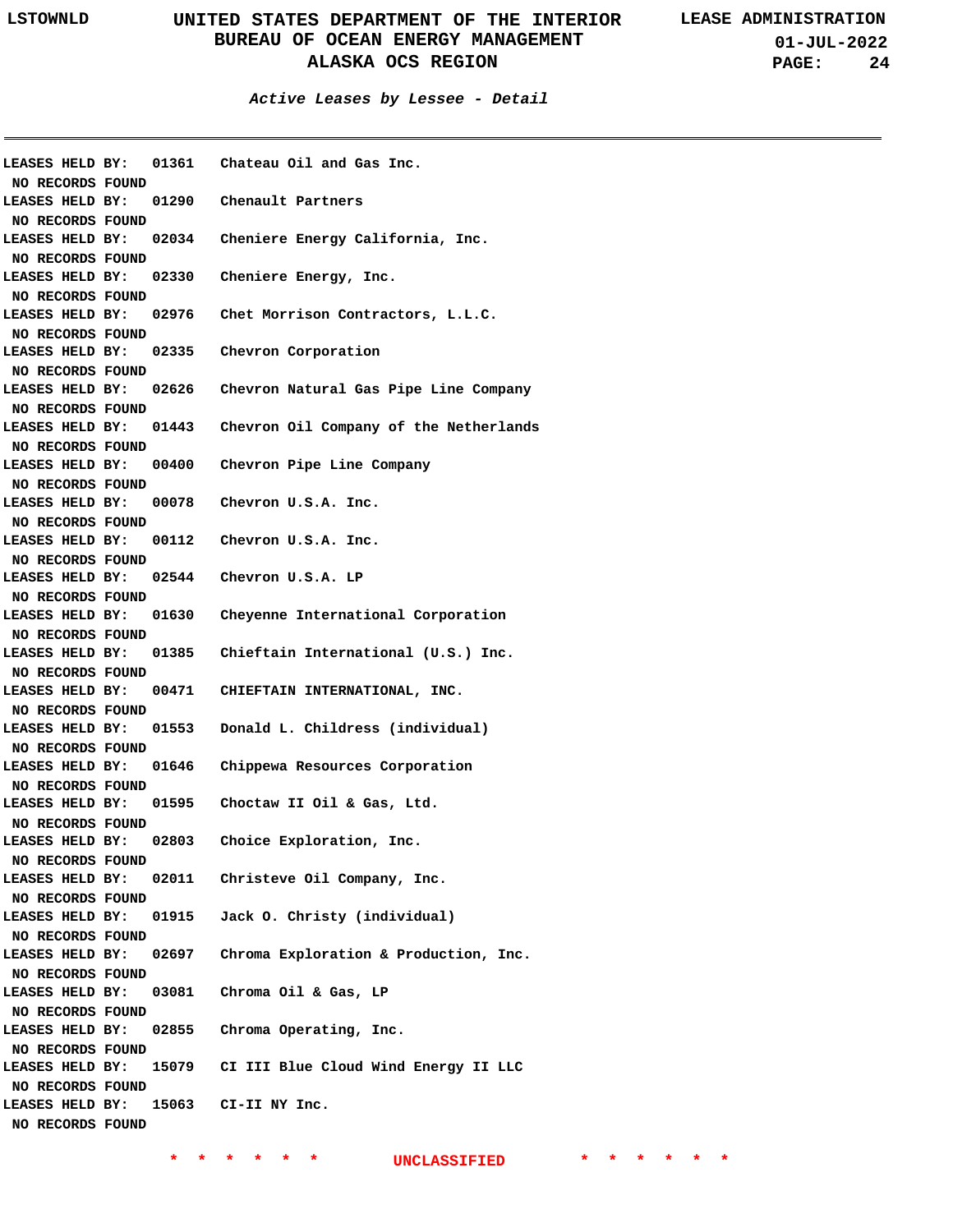**Active Leases by Lessee - Detail**

LEASES HELD BY: 01361 Chateau Oil and Gas Inc.
NO RECORDS FOUND

LEASES HELD BY: 01290 Chenault Partners
NO RECORDS FOUND

LEASES HELD BY: 02034 Cheniere Energy California, Inc.
NO RECORDS FOUND

LEASES HELD BY: 02330 Cheniere Energy, Inc.
NO RECORDS FOUND

LEASES HELD BY: 02976 Chet Morrison Contractors, L.L.C.
NO RECORDS FOUND

LEASES HELD BY: 02335 Chevron Corporation
NO RECORDS FOUND

LEASES HELD BY: 02626 Chevron Natural Gas Pipe Line Company
NO RECORDS FOUND

LEASES HELD BY: 01443 Chevron Oil Company of the Netherlands
NO RECORDS FOUND

LEASES HELD BY: 00400 Chevron Pipe Line Company
NO RECORDS FOUND

LEASES HELD BY: 00078 Chevron U.S.A. Inc.
NO RECORDS FOUND

LEASES HELD BY: 00112 Chevron U.S.A. Inc.
NO RECORDS FOUND

LEASES HELD BY: 02544 Chevron U.S.A. LP
NO RECORDS FOUND

LEASES HELD BY: 01630 Cheyenne International Corporation
NO RECORDS FOUND

LEASES HELD BY: 01385 Chieftain International (U.S.) Inc.
NO RECORDS FOUND

LEASES HELD BY: 00471 CHIEFTAIN INTERNATIONAL, INC.
NO RECORDS FOUND

LEASES HELD BY: 01553 Donald L. Childress (individual)
NO RECORDS FOUND

LEASES HELD BY: 01646 Chippewa Resources Corporation
NO RECORDS FOUND

LEASES HELD BY: 01595 Choctaw II Oil & Gas, Ltd.
NO RECORDS FOUND

LEASES HELD BY: 02803 Choice Exploration, Inc.
NO RECORDS FOUND

LEASES HELD BY: 02011 Christeve Oil Company, Inc.
NO RECORDS FOUND

LEASES HELD BY: 01915 Jack O. Christy (individual)
NO RECORDS FOUND

LEASES HELD BY: 02697 Chroma Exploration & Production, Inc.
NO RECORDS FOUND

LEASES HELD BY: 03081 Chroma Oil & Gas, LP
NO RECORDS FOUND

LEASES HELD BY: 02855 Chroma Operating, Inc.
NO RECORDS FOUND

LEASES HELD BY: 15079 CI III Blue Cloud Wind Energy II LLC
NO RECORDS FOUND

LEASES HELD BY: 15063 CI-II NY Inc.
NO RECORDS FOUND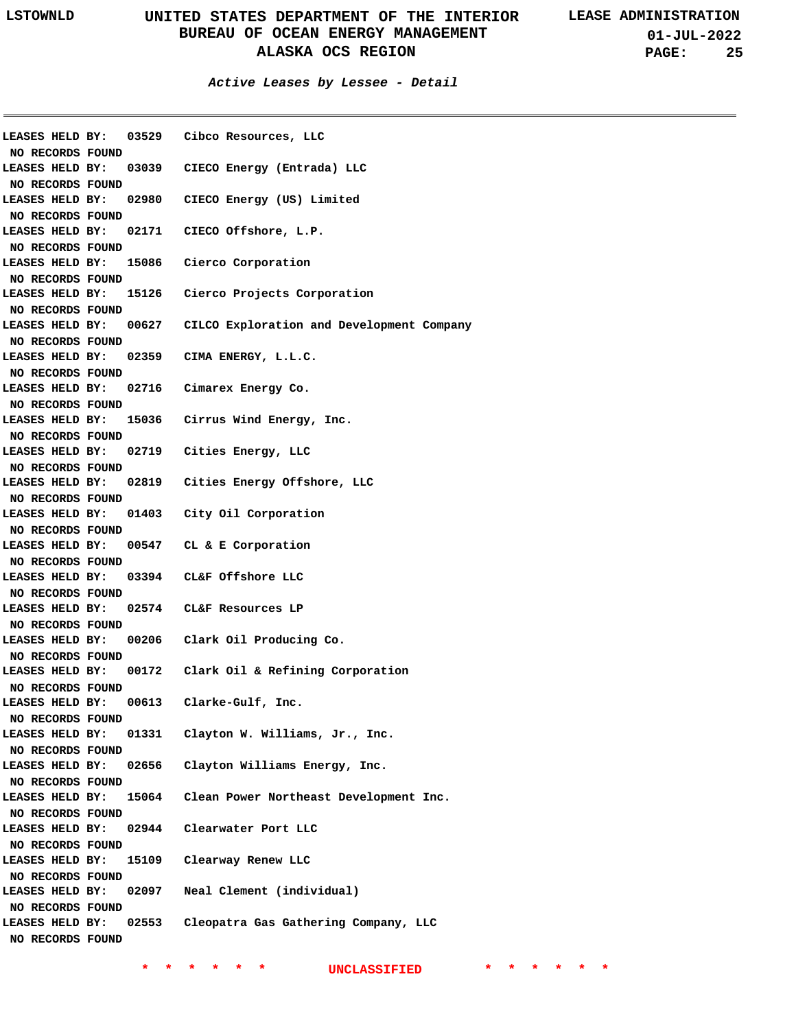**Active Leases by Lessee - Detail**

LEASES HELD BY: 03529 Cibco Resources, LLC
NO RECORDS FOUND

LEASES HELD BY: 03039 CIECO Energy (Entrada) LLC
NO RECORDS FOUND

LEASES HELD BY: 02980 CIECO Energy (US) Limited
NO RECORDS FOUND

LEASES HELD BY: 02171 CIECO Offshore, L.P.
NO RECORDS FOUND

LEASES HELD BY: 15086 Cierco Corporation
NO RECORDS FOUND

LEASES HELD BY: 15126 Cierco Projects Corporation
NO RECORDS FOUND

LEASES HELD BY: 00627 CILCO Exploration and Development Company
NO RECORDS FOUND

LEASES HELD BY: 02359 CIMA ENERGY, L.L.C.
NO RECORDS FOUND

LEASES HELD BY: 02716 Cimarex Energy Co.
NO RECORDS FOUND

LEASES HELD BY: 15036 Cirrus Wind Energy, Inc.
NO RECORDS FOUND

LEASES HELD BY: 02719 Cities Energy, LLC
NO RECORDS FOUND

LEASES HELD BY: 02819 Cities Energy Offshore, LLC
NO RECORDS FOUND

LEASES HELD BY: 01403 City Oil Corporation
NO RECORDS FOUND

LEASES HELD BY: 00547 CL & E Corporation
NO RECORDS FOUND

LEASES HELD BY: 03394 CL&F Offshore LLC
NO RECORDS FOUND

LEASES HELD BY: 02574 CL&F Resources LP
NO RECORDS FOUND

LEASES HELD BY: 00206 Clark Oil Producing Co.
NO RECORDS FOUND

LEASES HELD BY: 00172 Clark Oil & Refining Corporation
NO RECORDS FOUND

LEASES HELD BY: 00613 Clarke-Gulf, Inc.
NO RECORDS FOUND

LEASES HELD BY: 01331 Clayton W. Williams, Jr., Inc.
NO RECORDS FOUND

LEASES HELD BY: 02656 Clayton Williams Energy, Inc.
NO RECORDS FOUND

LEASES HELD BY: 15064 Clean Power Northeast Development Inc.
NO RECORDS FOUND

LEASES HELD BY: 02944 Clearwater Port LLC
NO RECORDS FOUND

LEASES HELD BY: 15109 Clearway Renew LLC
NO RECORDS FOUND

LEASES HELD BY: 02097 Neal Clement (individual)
NO RECORDS FOUND

LEASES HELD BY: 02553 Cleopatra Gas Gathering Company, LLC
NO RECORDS FOUND

* * * * * * UNCLASSIFIED * * * * * *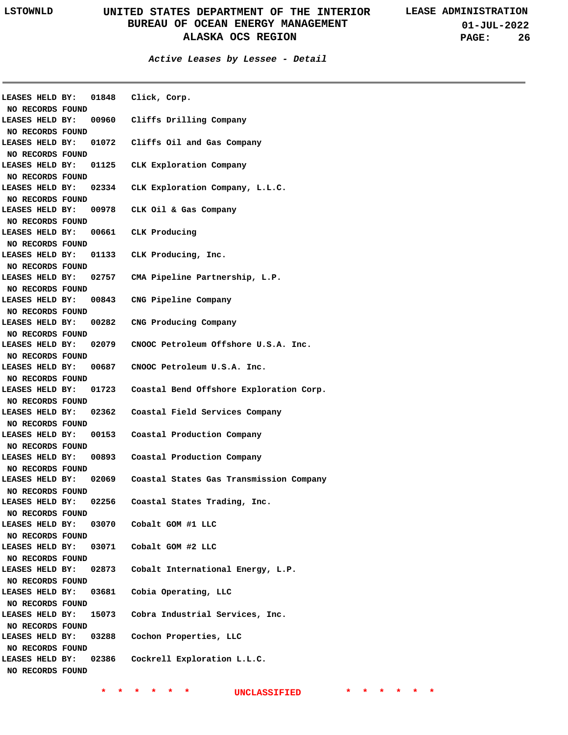*Active Leases by Lessee - Detail*

---

**LEASES HELD BY: 01848 Click, Corp.**
**NO RECORDS FOUND**

**LEASES HELD BY: 00960 Cliffs Drilling Company**
**NO RECORDS FOUND**

**LEASES HELD BY: 01072 Cliffs Oil and Gas Company**
**NO RECORDS FOUND**

**LEASES HELD BY: 01125 CLK Exploration Company**
**NO RECORDS FOUND**

**LEASES HELD BY: 02334 CLK Exploration Company, L.L.C.**
**NO RECORDS FOUND**

**LEASES HELD BY: 00978 CLK Oil & Gas Company**
**NO RECORDS FOUND**

**LEASES HELD BY: 00661 CLK Producing**
**NO RECORDS FOUND**

**LEASES HELD BY: 01133 CLK Producing, Inc.**
**NO RECORDS FOUND**

**LEASES HELD BY: 02757 CMA Pipeline Partnership, L.P.**
**NO RECORDS FOUND**

**LEASES HELD BY: 00843 CNG Pipeline Company**
**NO RECORDS FOUND**

**LEASES HELD BY: 00282 CNG Producing Company**
**NO RECORDS FOUND**

**LEASES HELD BY: 02079 CNOOC Petroleum Offshore U.S.A. Inc.**
**NO RECORDS FOUND**

**LEASES HELD BY: 00687 CNOOC Petroleum U.S.A. Inc.**
**NO RECORDS FOUND**

**LEASES HELD BY: 01723 Coastal Bend Offshore Exploration Corp.**
**NO RECORDS FOUND**

**LEASES HELD BY: 02362 Coastal Field Services Company**
**NO RECORDS FOUND**

**LEASES HELD BY: 00153 Coastal Production Company**
**NO RECORDS FOUND**

**LEASES HELD BY: 00893 Coastal Production Company**
**NO RECORDS FOUND**

**LEASES HELD BY: 02069 Coastal States Gas Transmission Company**
**NO RECORDS FOUND**

**LEASES HELD BY: 02256 Coastal States Trading, Inc.**
**NO RECORDS FOUND**

**LEASES HELD BY: 03070 Cobalt GOM #1 LLC**
**NO RECORDS FOUND**

**LEASES HELD BY: 03071 Cobalt GOM #2 LLC**
**NO RECORDS FOUND**

**LEASES HELD BY: 02873 Cobalt International Energy, L.P.**
**NO RECORDS FOUND**

**LEASES HELD BY: 03681 Cobia Operating, LLC**
**NO RECORDS FOUND**

**LEASES HELD BY: 15073 Cobra Industrial Services, Inc.**
**NO RECORDS FOUND**

**LEASES HELD BY: 03288 Cochon Properties, LLC**
**NO RECORDS FOUND**

**LEASES HELD BY: 02386 Cockrell Exploration L.L.C.**
**NO RECORDS FOUND**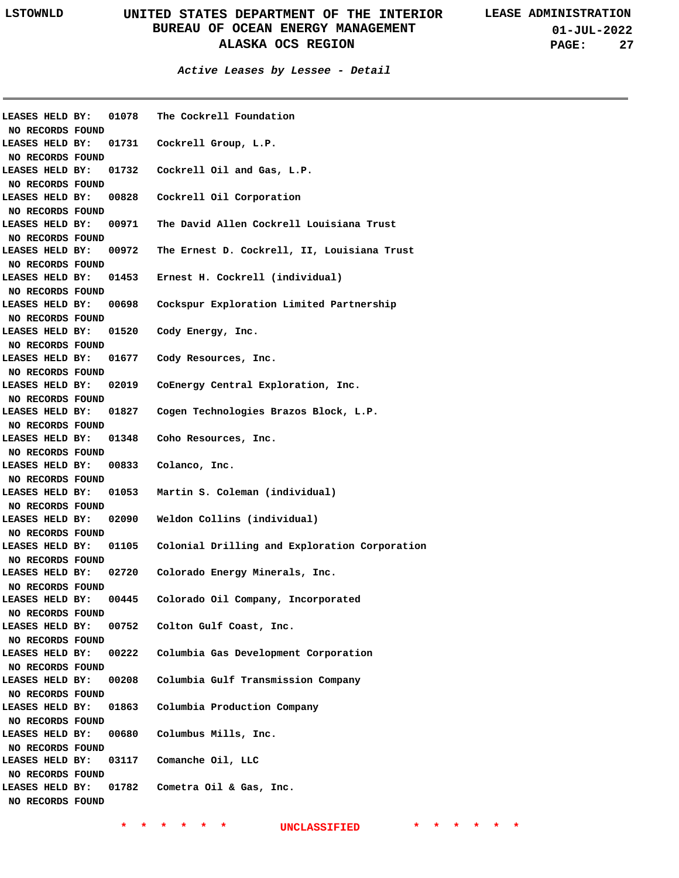### Active Leases by Lessee - Detail

LEASES HELD BY: 01078 The Cockrell Foundation
NO RECORDS FOUND

LEASES HELD BY: 01731 Cockrell Group, L.P.
NO RECORDS FOUND

LEASES HELD BY: 01732 Cockrell Oil and Gas, L.P.
NO RECORDS FOUND

LEASES HELD BY: 00828 Cockrell Oil Corporation
NO RECORDS FOUND

LEASES HELD BY: 00971 The David Allen Cockrell Louisiana Trust
NO RECORDS FOUND

LEASES HELD BY: 00972 The Ernest D. Cockrell, II, Louisiana Trust
NO RECORDS FOUND

LEASES HELD BY: 01453 Ernest H. Cockrell (individual)
NO RECORDS FOUND

LEASES HELD BY: 00698 Cockspur Exploration Limited Partnership
NO RECORDS FOUND

LEASES HELD BY: 01520 Cody Energy, Inc.
NO RECORDS FOUND

LEASES HELD BY: 01677 Cody Resources, Inc.
NO RECORDS FOUND

LEASES HELD BY: 02019 CoEnergy Central Exploration, Inc.
NO RECORDS FOUND

LEASES HELD BY: 01827 Cogen Technologies Brazos Block, L.P.
NO RECORDS FOUND

LEASES HELD BY: 01348 Coho Resources, Inc.
NO RECORDS FOUND

LEASES HELD BY: 00833 Colanco, Inc.
NO RECORDS FOUND

LEASES HELD BY: 01053 Martin S. Coleman (individual)
NO RECORDS FOUND

LEASES HELD BY: 02090 Weldon Collins (individual)
NO RECORDS FOUND

LEASES HELD BY: 01105 Colonial Drilling and Exploration Corporation
NO RECORDS FOUND

LEASES HELD BY: 02720 Colorado Energy Minerals, Inc.
NO RECORDS FOUND

LEASES HELD BY: 00445 Colorado Oil Company, Incorporated
NO RECORDS FOUND

LEASES HELD BY: 00752 Colton Gulf Coast, Inc.
NO RECORDS FOUND

LEASES HELD BY: 00222 Columbia Gas Development Corporation
NO RECORDS FOUND

LEASES HELD BY: 00208 Columbia Gulf Transmission Company
NO RECORDS FOUND

LEASES HELD BY: 01863 Columbia Production Company
NO RECORDS FOUND

LEASES HELD BY: 00680 Columbus Mills, Inc.
NO RECORDS FOUND

LEASES HELD BY: 03117 Comanche Oil, LLC
NO RECORDS FOUND

LEASES HELD BY: 01782 Cometra Oil & Gas, Inc.
NO RECORDS FOUND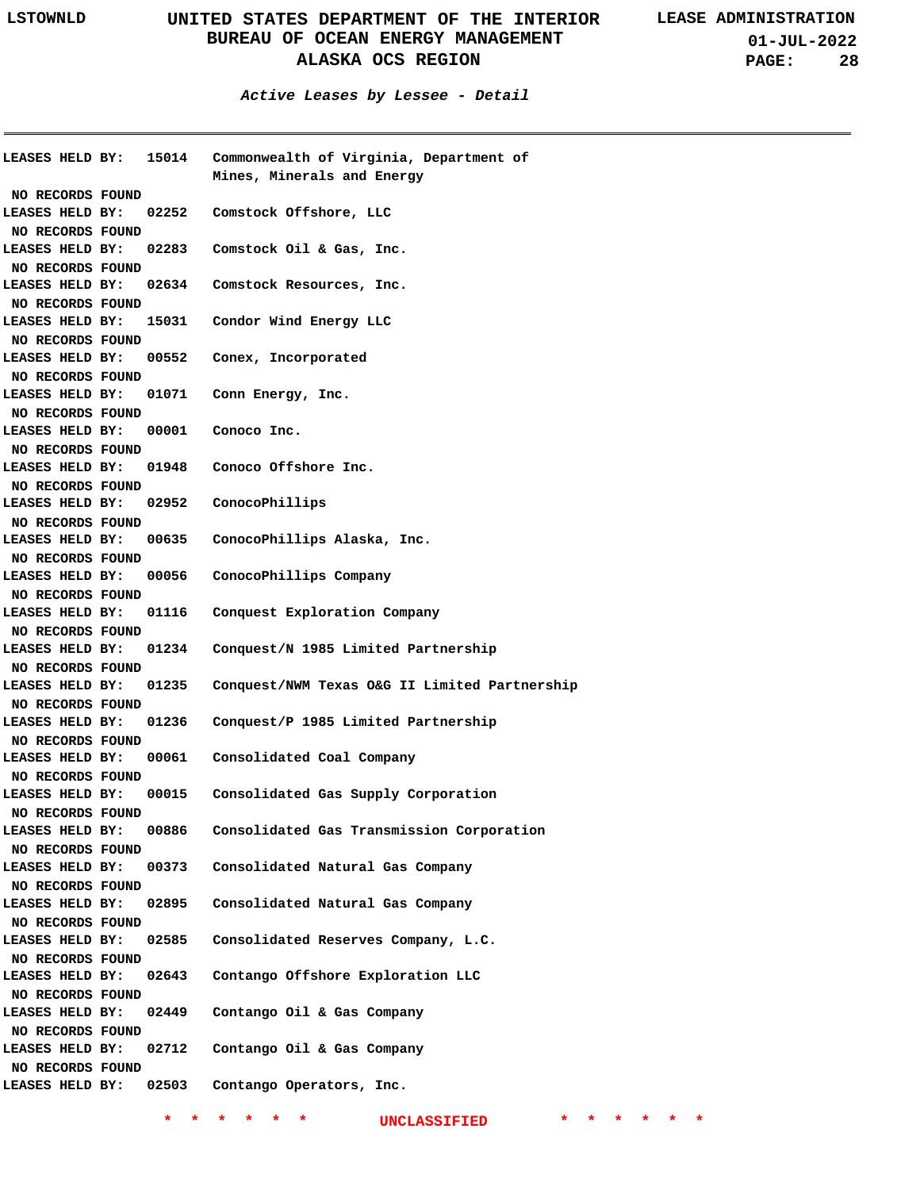*Active Leases by Lessee - Detail*

LEASES HELD BY: 15014 Commonwealth of Virginia, Department of Mines, Minerals and Energy

NO RECORDS FOUND

LEASES HELD BY: 02252 Comstock Offshore, LLC

NO RECORDS FOUND

LEASES HELD BY: 02283 Comstock Oil & Gas, Inc.

NO RECORDS FOUND

LEASES HELD BY: 02634 Comstock Resources, Inc.

NO RECORDS FOUND

LEASES HELD BY: 15031 Condor Wind Energy LLC

NO RECORDS FOUND

LEASES HELD BY: 00552 Conex, Incorporated

NO RECORDS FOUND

LEASES HELD BY: 01071 Conn Energy, Inc.

NO RECORDS FOUND

LEASES HELD BY: 00001 Conoco Inc.

NO RECORDS FOUND

LEASES HELD BY: 01948 Conoco Offshore Inc.

NO RECORDS FOUND

LEASES HELD BY: 02952 ConocoPhillips

NO RECORDS FOUND

LEASES HELD BY: 00635 ConocoPhillips Alaska, Inc.

NO RECORDS FOUND

LEASES HELD BY: 00056 ConocoPhillips Company

NO RECORDS FOUND

LEASES HELD BY: 01116 Conquest Exploration Company

NO RECORDS FOUND

LEASES HELD BY: 01234 Conquest/N 1985 Limited Partnership

NO RECORDS FOUND

LEASES HELD BY: 01235 Conquest/NWM Texas O&G II Limited Partnership

NO RECORDS FOUND

LEASES HELD BY: 01236 Conquest/P 1985 Limited Partnership

NO RECORDS FOUND

LEASES HELD BY: 00061 Consolidated Coal Company

NO RECORDS FOUND

LEASES HELD BY: 00015 Consolidated Gas Supply Corporation

NO RECORDS FOUND

LEASES HELD BY: 00886 Consolidated Gas Transmission Corporation

NO RECORDS FOUND

LEASES HELD BY: 00373 Consolidated Natural Gas Company

NO RECORDS FOUND

LEASES HELD BY: 02895 Consolidated Natural Gas Company

NO RECORDS FOUND

LEASES HELD BY: 02585 Consolidated Reserves Company, L.C.

NO RECORDS FOUND

LEASES HELD BY: 02643 Contango Offshore Exploration LLC

NO RECORDS FOUND

LEASES HELD BY: 02449 Contango Oil & Gas Company

NO RECORDS FOUND

LEASES HELD BY: 02712 Contango Oil & Gas Company

NO RECORDS FOUND

LEASES HELD BY: 02503 Contango Operators, Inc.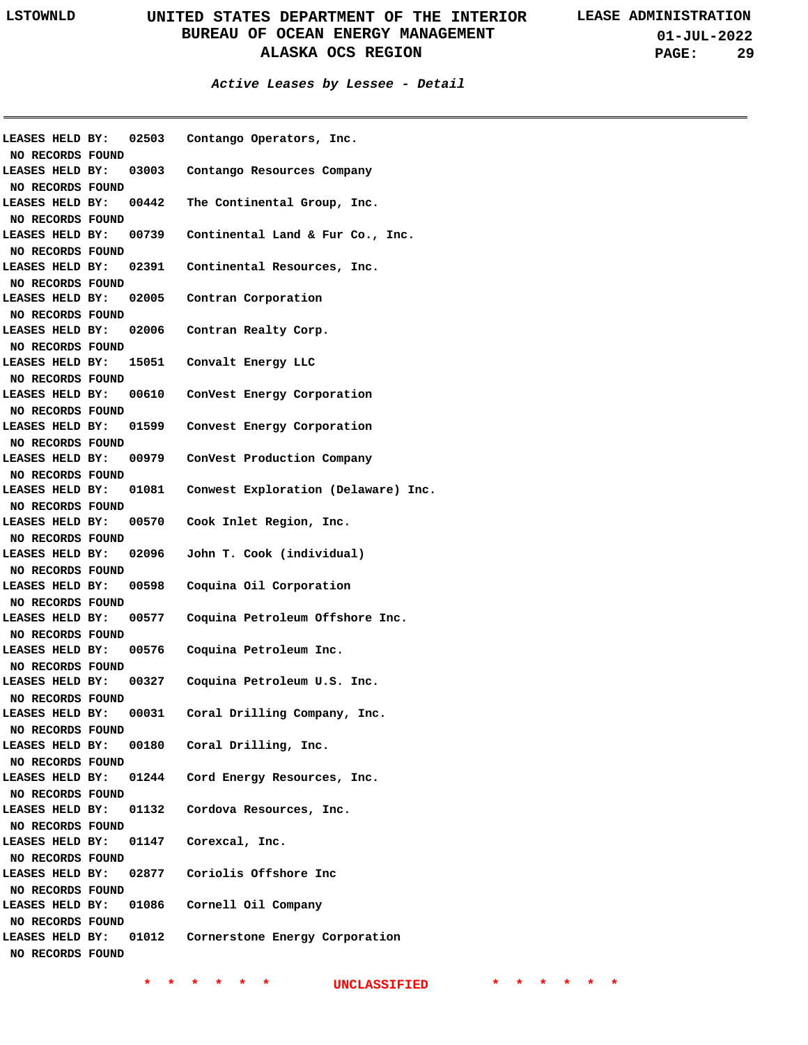## Active Leases by Lessee - Detail

LEASES HELD BY: 02503 Contango Operators, Inc.
NO RECORDS FOUND

LEASES HELD BY: 03003 Contango Resources Company
NO RECORDS FOUND

LEASES HELD BY: 00442 The Continental Group, Inc.
NO RECORDS FOUND

LEASES HELD BY: 00739 Continental Land & Fur Co., Inc.
NO RECORDS FOUND

LEASES HELD BY: 02391 Continental Resources, Inc.
NO RECORDS FOUND

LEASES HELD BY: 02005 Contran Corporation
NO RECORDS FOUND

LEASES HELD BY: 02006 Contran Realty Corp.
NO RECORDS FOUND

LEASES HELD BY: 15051 Convalt Energy LLC
NO RECORDS FOUND

LEASES HELD BY: 00610 ConVest Energy Corporation
NO RECORDS FOUND

LEASES HELD BY: 01599 Convest Energy Corporation
NO RECORDS FOUND

LEASES HELD BY: 00979 ConVest Production Company
NO RECORDS FOUND

LEASES HELD BY: 01081 Conwest Exploration (Delaware) Inc.
NO RECORDS FOUND

LEASES HELD BY: 00570 Cook Inlet Region, Inc.
NO RECORDS FOUND

LEASES HELD BY: 02096 John T. Cook (individual)
NO RECORDS FOUND

LEASES HELD BY: 00598 Coquina Oil Corporation
NO RECORDS FOUND

LEASES HELD BY: 00577 Coquina Petroleum Offshore Inc.
NO RECORDS FOUND

LEASES HELD BY: 00576 Coquina Petroleum Inc.
NO RECORDS FOUND

LEASES HELD BY: 00327 Coquina Petroleum U.S. Inc.
NO RECORDS FOUND

LEASES HELD BY: 00031 Coral Drilling Company, Inc.
NO RECORDS FOUND

LEASES HELD BY: 00180 Coral Drilling, Inc.
NO RECORDS FOUND

LEASES HELD BY: 01244 Cord Energy Resources, Inc.
NO RECORDS FOUND

LEASES HELD BY: 01132 Cordova Resources, Inc.
NO RECORDS FOUND

LEASES HELD BY: 01147 Corexcal, Inc.
NO RECORDS FOUND

LEASES HELD BY: 02877 Coriolis Offshore Inc
NO RECORDS FOUND

LEASES HELD BY: 01086 Cornell Oil Company
NO RECORDS FOUND

LEASES HELD BY: 01012 Cornerstone Energy Corporation
NO RECORDS FOUND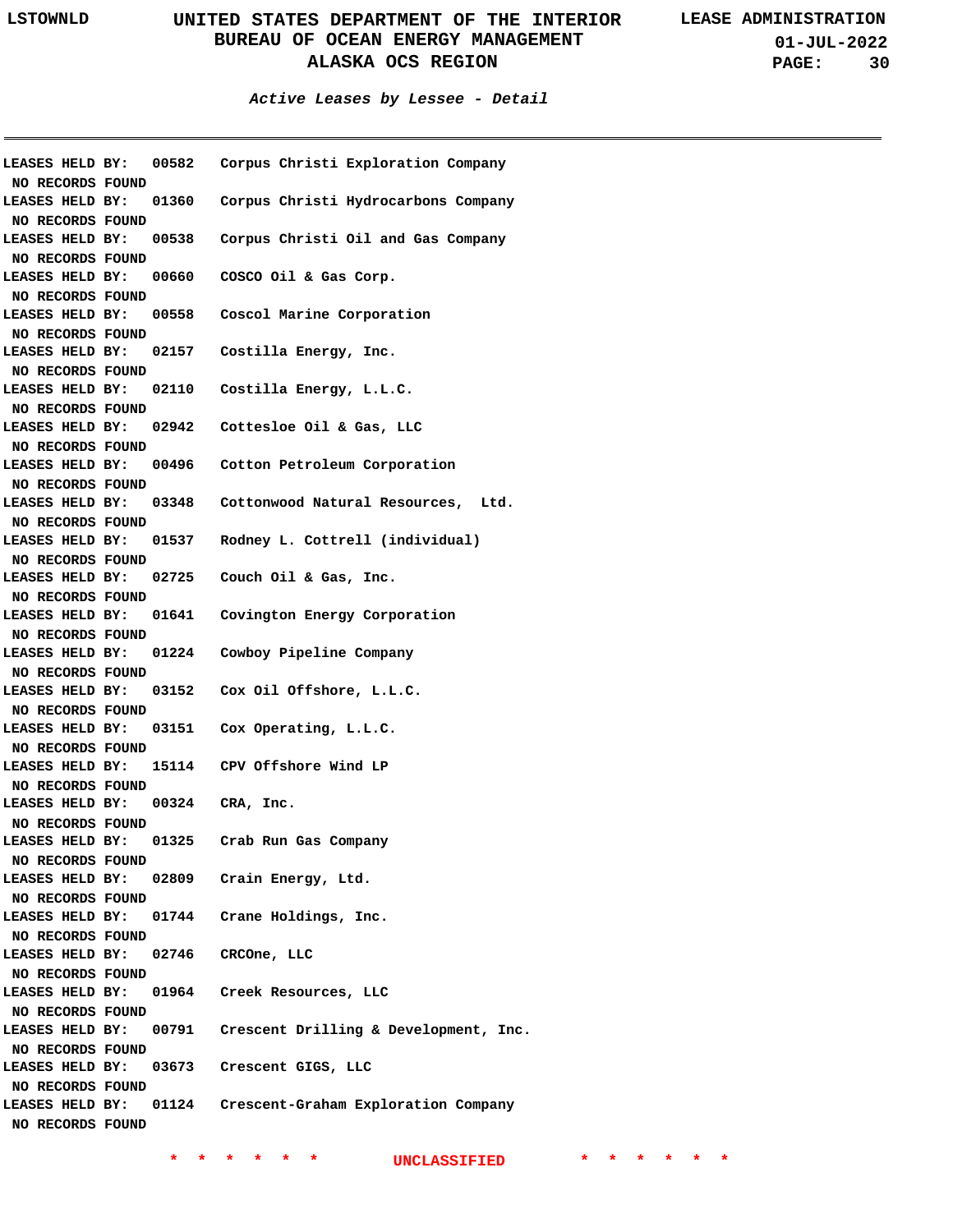**Active Leases by Lessee - Detail**

LEASES HELD BY: 00582 Corpus Christi Exploration Company
NO RECORDS FOUND

LEASES HELD BY: 01360 Corpus Christi Hydrocarbons Company
NO RECORDS FOUND

LEASES HELD BY: 00538 Corpus Christi Oil and Gas Company
NO RECORDS FOUND

LEASES HELD BY: 00660 COSCO Oil & Gas Corp.
NO RECORDS FOUND

LEASES HELD BY: 00558 Coscol Marine Corporation
NO RECORDS FOUND

LEASES HELD BY: 02157 Costilla Energy, Inc.
NO RECORDS FOUND

LEASES HELD BY: 02110 Costilla Energy, L.L.C.
NO RECORDS FOUND

LEASES HELD BY: 02942 Cottesloe Oil & Gas, LLC
NO RECORDS FOUND

LEASES HELD BY: 00496 Cotton Petroleum Corporation
NO RECORDS FOUND

LEASES HELD BY: 03348 Cottonwood Natural Resources, Ltd.
NO RECORDS FOUND

LEASES HELD BY: 01537 Rodney L. Cottrell (individual)
NO RECORDS FOUND

LEASES HELD BY: 02725 Couch Oil & Gas, Inc.
NO RECORDS FOUND

LEASES HELD BY: 01641 Covington Energy Corporation
NO RECORDS FOUND

LEASES HELD BY: 01224 Cowboy Pipeline Company
NO RECORDS FOUND

LEASES HELD BY: 03152 Cox Oil Offshore, L.L.C.
NO RECORDS FOUND

LEASES HELD BY: 03151 Cox Operating, L.L.C.
NO RECORDS FOUND

LEASES HELD BY: 15114 CPV Offshore Wind LP
NO RECORDS FOUND

LEASES HELD BY: 00324 CRA, Inc.
NO RECORDS FOUND

LEASES HELD BY: 01325 Crab Run Gas Company
NO RECORDS FOUND

LEASES HELD BY: 02809 Crain Energy, Ltd.
NO RECORDS FOUND

LEASES HELD BY: 01744 Crane Holdings, Inc.
NO RECORDS FOUND

LEASES HELD BY: 02746 CRCOne, LLC
NO RECORDS FOUND

LEASES HELD BY: 01964 Creek Resources, LLC
NO RECORDS FOUND

LEASES HELD BY: 00791 Crescent Drilling & Development, Inc.
NO RECORDS FOUND

LEASES HELD BY: 03673 Crescent GIGS, LLC
NO RECORDS FOUND

LEASES HELD BY: 01124 Crescent-Graham Exploration Company
NO RECORDS FOUND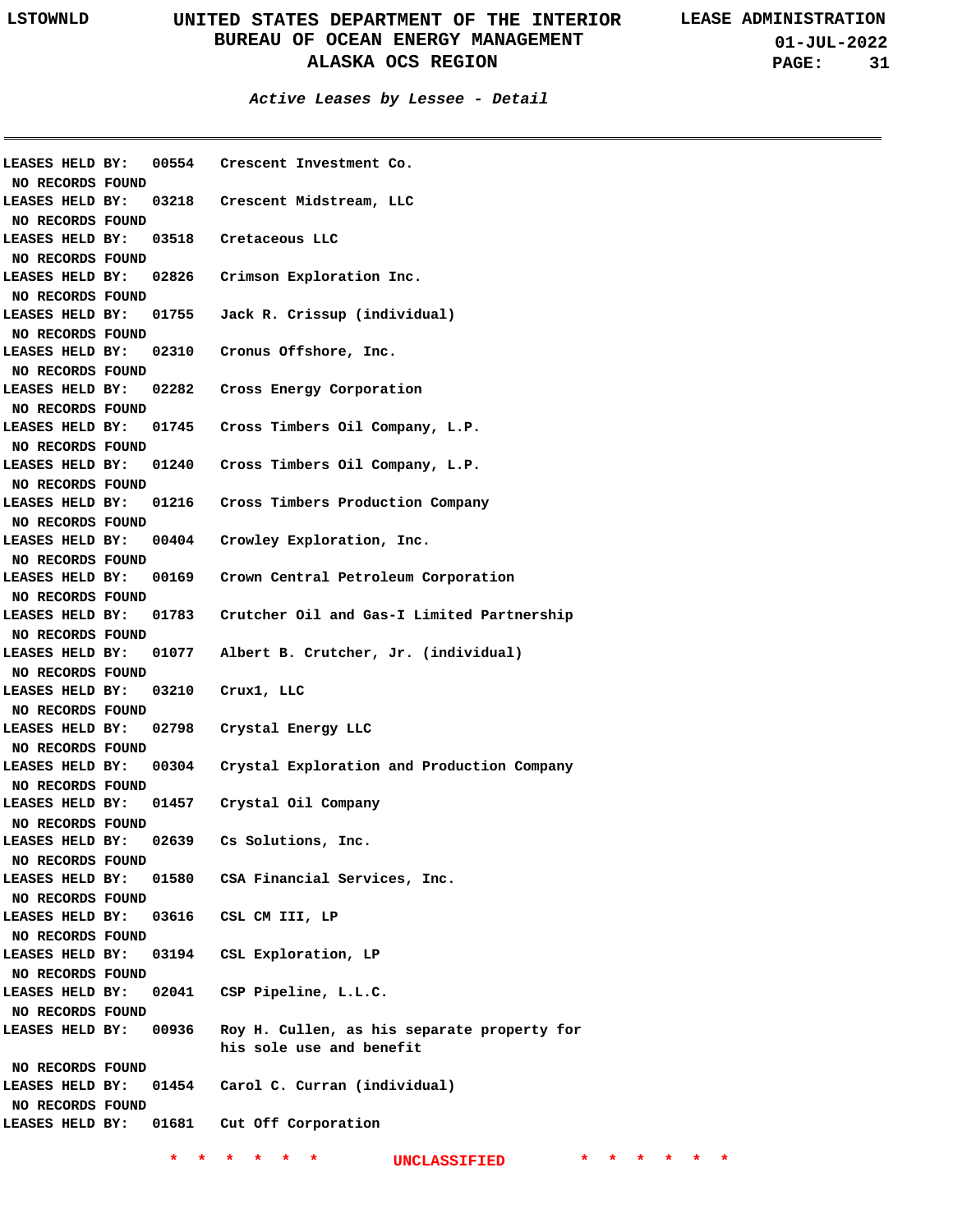### Active Leases by Lessee - Detail

LEASES HELD BY: 00554 Crescent Investment Co.
NO RECORDS FOUND
LEASES HELD BY: 03218 Crescent Midstream, LLC
NO RECORDS FOUND
LEASES HELD BY: 03518 Cretaceous LLC
NO RECORDS FOUND
LEASES HELD BY: 02826 Crimson Exploration Inc.
NO RECORDS FOUND
LEASES HELD BY: 01755 Jack R. Crissup (individual)
NO RECORDS FOUND
LEASES HELD BY: 02310 Cronus Offshore, Inc.
NO RECORDS FOUND
LEASES HELD BY: 02282 Cross Energy Corporation
NO RECORDS FOUND
LEASES HELD BY: 01745 Cross Timbers Oil Company, L.P.
NO RECORDS FOUND
LEASES HELD BY: 01240 Cross Timbers Oil Company, L.P.
NO RECORDS FOUND
LEASES HELD BY: 01216 Cross Timbers Production Company
NO RECORDS FOUND
LEASES HELD BY: 00404 Crowley Exploration, Inc.
NO RECORDS FOUND
LEASES HELD BY: 00169 Crown Central Petroleum Corporation
NO RECORDS FOUND
LEASES HELD BY: 01783 Crutcher Oil and Gas-I Limited Partnership
NO RECORDS FOUND
LEASES HELD BY: 01077 Albert B. Crutcher, Jr. (individual)
NO RECORDS FOUND
LEASES HELD BY: 03210 Crux1, LLC
NO RECORDS FOUND
LEASES HELD BY: 02798 Crystal Energy LLC
NO RECORDS FOUND
LEASES HELD BY: 00304 Crystal Exploration and Production Company
NO RECORDS FOUND
LEASES HELD BY: 01457 Crystal Oil Company
NO RECORDS FOUND
LEASES HELD BY: 02639 Cs Solutions, Inc.
NO RECORDS FOUND
LEASES HELD BY: 01580 CSA Financial Services, Inc.
NO RECORDS FOUND
LEASES HELD BY: 03616 CSL CM III, LP
NO RECORDS FOUND
LEASES HELD BY: 03194 CSL Exploration, LP
NO RECORDS FOUND
LEASES HELD BY: 02041 CSP Pipeline, L.L.C.
NO RECORDS FOUND
LEASES HELD BY: 00936 Roy H. Cullen, as his separate property for his sole use and benefit
NO RECORDS FOUND
LEASES HELD BY: 01454 Carol C. Curran (individual)
NO RECORDS FOUND
LEASES HELD BY: 01681 Cut Off Corporation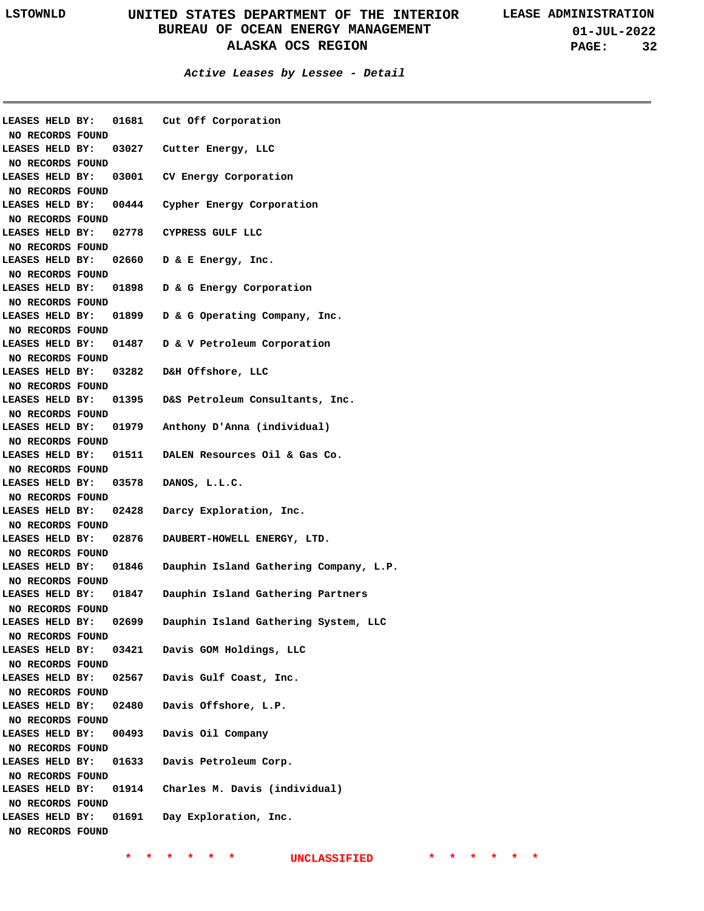*Active Leases by Lessee - Detail*

LEASES HELD BY: 01681 Cut Off Corporation
NO RECORDS FOUND
LEASES HELD BY: 03027 Cutter Energy, LLC
NO RECORDS FOUND
LEASES HELD BY: 03001 CV Energy Corporation
NO RECORDS FOUND
LEASES HELD BY: 00444 Cypher Energy Corporation
NO RECORDS FOUND
LEASES HELD BY: 02778 CYPRESS GULF LLC
NO RECORDS FOUND
LEASES HELD BY: 02660 D & E Energy, Inc.
NO RECORDS FOUND
LEASES HELD BY: 01898 D & G Energy Corporation
NO RECORDS FOUND
LEASES HELD BY: 01899 D & G Operating Company, Inc.
NO RECORDS FOUND
LEASES HELD BY: 01487 D & V Petroleum Corporation
NO RECORDS FOUND
LEASES HELD BY: 03282 D&H Offshore, LLC
NO RECORDS FOUND
LEASES HELD BY: 01395 D&S Petroleum Consultants, Inc.
NO RECORDS FOUND
LEASES HELD BY: 01979 Anthony D'Anna (individual)
NO RECORDS FOUND
LEASES HELD BY: 01511 DALEN Resources Oil & Gas Co.
NO RECORDS FOUND
LEASES HELD BY: 03578 DANOS, L.L.C.
NO RECORDS FOUND
LEASES HELD BY: 02428 Darcy Exploration, Inc.
NO RECORDS FOUND
LEASES HELD BY: 02876 DAUBERT-HOWELL ENERGY, LTD.
NO RECORDS FOUND
LEASES HELD BY: 01846 Dauphin Island Gathering Company, L.P.
NO RECORDS FOUND
LEASES HELD BY: 01847 Dauphin Island Gathering Partners
NO RECORDS FOUND
LEASES HELD BY: 02699 Dauphin Island Gathering System, LLC
NO RECORDS FOUND
LEASES HELD BY: 03421 Davis GOM Holdings, LLC
NO RECORDS FOUND
LEASES HELD BY: 02567 Davis Gulf Coast, Inc.
NO RECORDS FOUND
LEASES HELD BY: 02480 Davis Offshore, L.P.
NO RECORDS FOUND
LEASES HELD BY: 00493 Davis Oil Company
NO RECORDS FOUND
LEASES HELD BY: 01633 Davis Petroleum Corp.
NO RECORDS FOUND
LEASES HELD BY: 01914 Charles M. Davis (individual)
NO RECORDS FOUND
LEASES HELD BY: 01691 Day Exploration, Inc.
NO RECORDS FOUND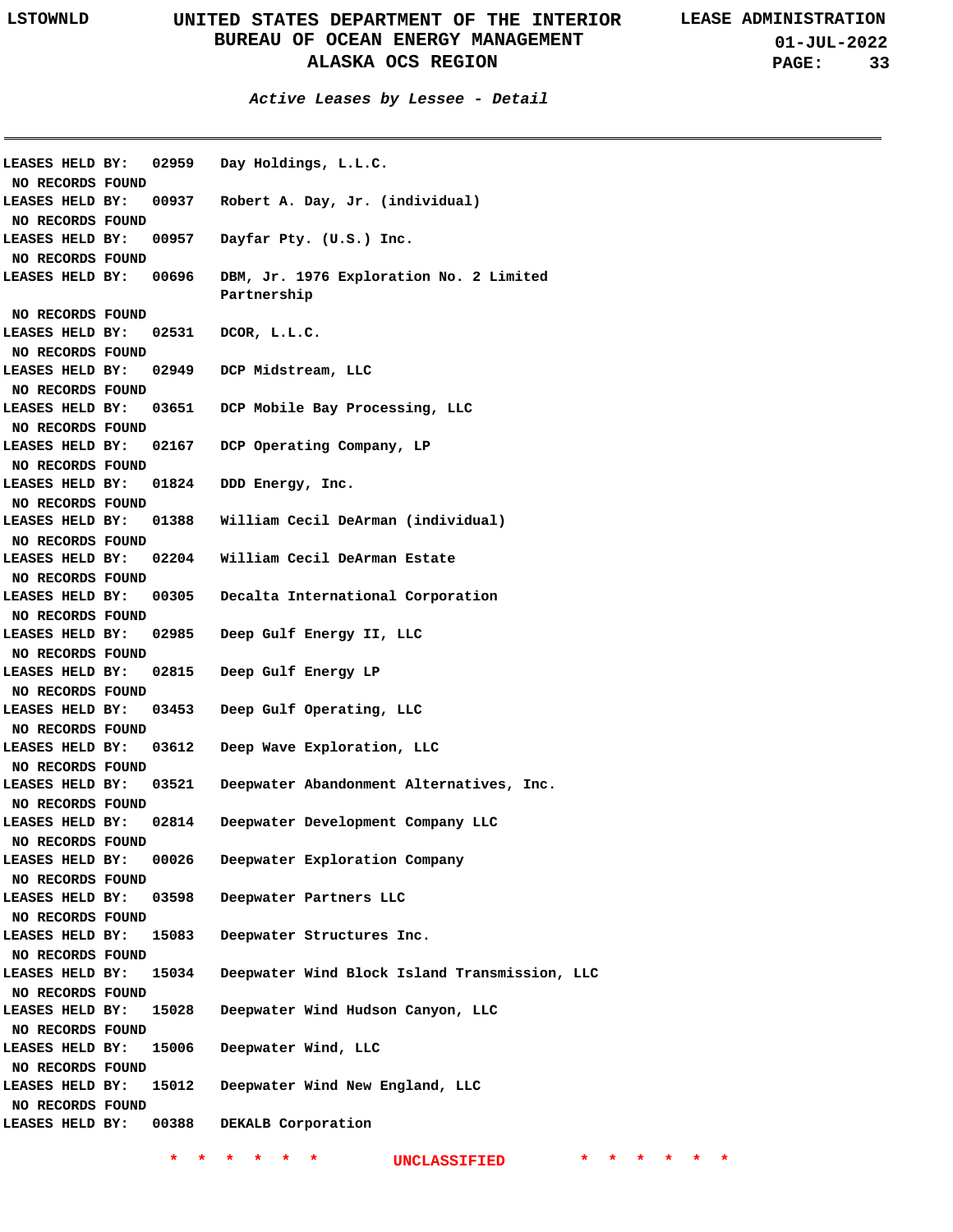**Active Leases by Lessee - Detail**

---

LEASES HELD BY: 02959 Day Holdings, L.L.C.
NO RECORDS FOUND
LEASES HELD BY: 00937 Robert A. Day, Jr. (individual)
NO RECORDS FOUND
LEASES HELD BY: 00957 Dayfar Pty. (U.S.) Inc.
NO RECORDS FOUND
LEASES HELD BY: 00696 DBM, Jr. 1976 Exploration No. 2 Limited Partnership
NO RECORDS FOUND
LEASES HELD BY: 02531 DCOR, L.L.C.
NO RECORDS FOUND
LEASES HELD BY: 02949 DCP Midstream, LLC
NO RECORDS FOUND
LEASES HELD BY: 03651 DCP Mobile Bay Processing, LLC
NO RECORDS FOUND
LEASES HELD BY: 02167 DCP Operating Company, LP
NO RECORDS FOUND
LEASES HELD BY: 01824 DDD Energy, Inc.
NO RECORDS FOUND
LEASES HELD BY: 01388 William Cecil DeArman (individual)
NO RECORDS FOUND
LEASES HELD BY: 02204 William Cecil DeArman Estate
NO RECORDS FOUND
LEASES HELD BY: 00305 Decalta International Corporation
NO RECORDS FOUND
LEASES HELD BY: 02985 Deep Gulf Energy II, LLC
NO RECORDS FOUND
LEASES HELD BY: 02815 Deep Gulf Energy LP
NO RECORDS FOUND
LEASES HELD BY: 03453 Deep Gulf Operating, LLC
NO RECORDS FOUND
LEASES HELD BY: 03612 Deep Wave Exploration, LLC
NO RECORDS FOUND
LEASES HELD BY: 03521 Deepwater Abandonment Alternatives, Inc.
NO RECORDS FOUND
LEASES HELD BY: 02814 Deepwater Development Company LLC
NO RECORDS FOUND
LEASES HELD BY: 00026 Deepwater Exploration Company
NO RECORDS FOUND
LEASES HELD BY: 03598 Deepwater Partners LLC
NO RECORDS FOUND
LEASES HELD BY: 15083 Deepwater Structures Inc.
NO RECORDS FOUND
LEASES HELD BY: 15034 Deepwater Wind Block Island Transmission, LLC
NO RECORDS FOUND
LEASES HELD BY: 15028 Deepwater Wind Hudson Canyon, LLC
NO RECORDS FOUND
LEASES HELD BY: 15006 Deepwater Wind, LLC
NO RECORDS FOUND
LEASES HELD BY: 15012 Deepwater Wind New England, LLC
NO RECORDS FOUND
LEASES HELD BY: 00388 DEKALB Corporation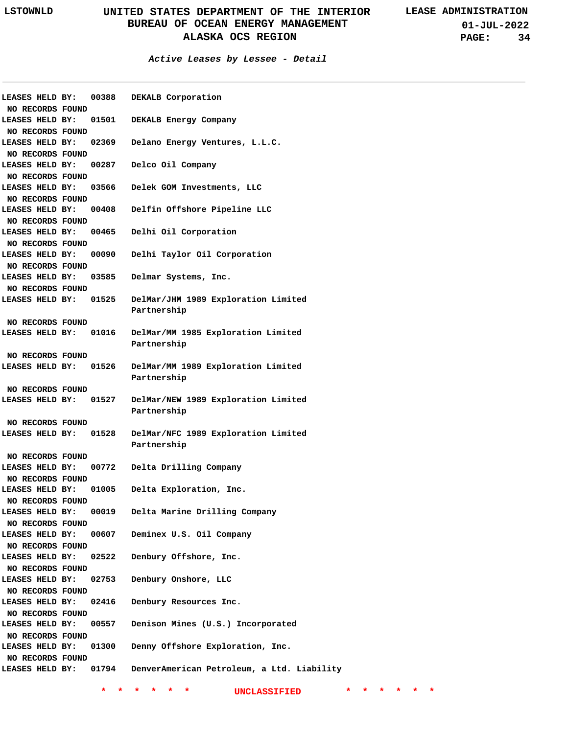## Active Leases by Lessee - Detail

LEASES HELD BY: 00388 DEKALB Corporation
NO RECORDS FOUND

LEASES HELD BY: 01501 DEKALB Energy Company
NO RECORDS FOUND

LEASES HELD BY: 02369 Delano Energy Ventures, L.L.C.
NO RECORDS FOUND

LEASES HELD BY: 00287 Delco Oil Company
NO RECORDS FOUND

LEASES HELD BY: 03566 Delek GOM Investments, LLC
NO RECORDS FOUND

LEASES HELD BY: 00408 Delfin Offshore Pipeline LLC
NO RECORDS FOUND

LEASES HELD BY: 00465 Delhi Oil Corporation
NO RECORDS FOUND

LEASES HELD BY: 00090 Delhi Taylor Oil Corporation
NO RECORDS FOUND

LEASES HELD BY: 03585 Delmar Systems, Inc.
NO RECORDS FOUND

LEASES HELD BY: 01525 DelMar/JHM 1989 Exploration Limited Partnership
NO RECORDS FOUND

LEASES HELD BY: 01016 DelMar/MM 1985 Exploration Limited Partnership
NO RECORDS FOUND

LEASES HELD BY: 01526 DelMar/MM 1989 Exploration Limited Partnership
NO RECORDS FOUND

LEASES HELD BY: 01527 DelMar/NEW 1989 Exploration Limited Partnership
NO RECORDS FOUND

LEASES HELD BY: 01528 DelMar/NFC 1989 Exploration Limited Partnership
NO RECORDS FOUND

LEASES HELD BY: 00772 Delta Drilling Company
NO RECORDS FOUND

LEASES HELD BY: 01005 Delta Exploration, Inc.
NO RECORDS FOUND

LEASES HELD BY: 00019 Delta Marine Drilling Company
NO RECORDS FOUND

LEASES HELD BY: 00607 Deminex U.S. Oil Company
NO RECORDS FOUND

LEASES HELD BY: 02522 Denbury Offshore, Inc.
NO RECORDS FOUND

LEASES HELD BY: 02753 Denbury Onshore, LLC
NO RECORDS FOUND

LEASES HELD BY: 02416 Denbury Resources Inc.
NO RECORDS FOUND

LEASES HELD BY: 00557 Denison Mines (U.S.) Incorporated
NO RECORDS FOUND

LEASES HELD BY: 01300 Denny Offshore Exploration, Inc.
NO RECORDS FOUND

LEASES HELD BY: 01794 DenverAmerican Petroleum, a Ltd. Liability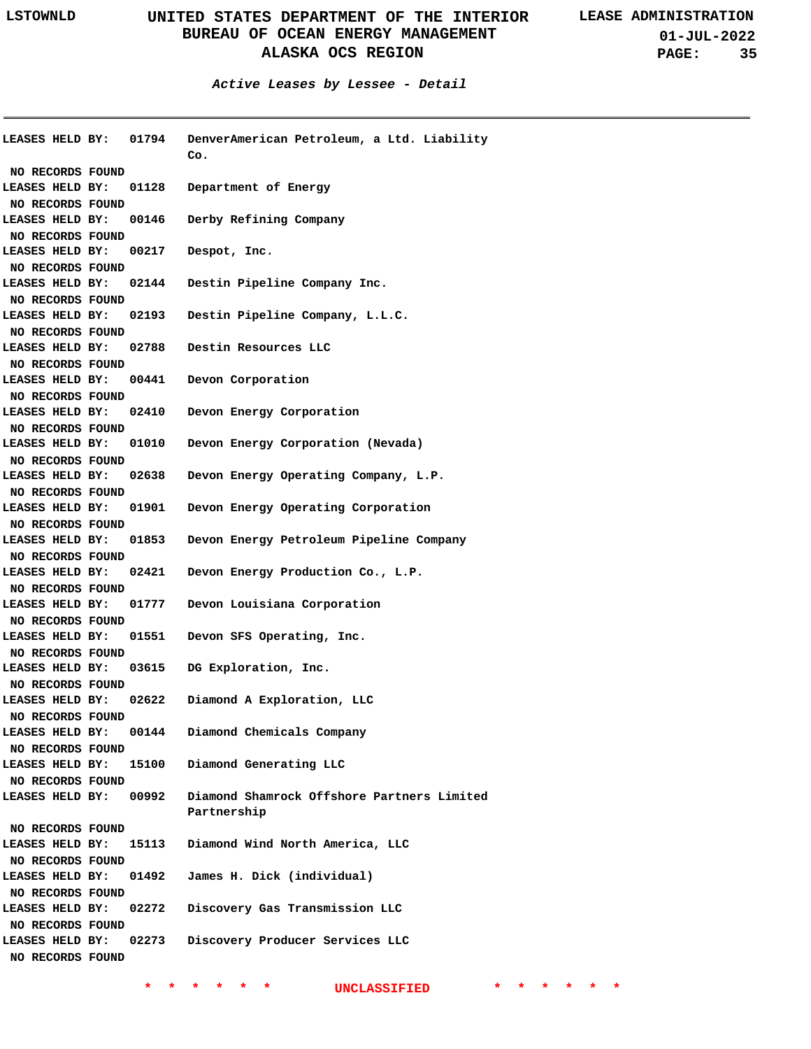*Active Leases by Lessee - Detail*

---

LEASES HELD BY: 01794 DenverAmerican Petroleum, a Ltd. Liability Co.

NO RECORDS FOUND

LEASES HELD BY: 01128 Department of Energy

NO RECORDS FOUND

LEASES HELD BY: 00146 Derby Refining Company

NO RECORDS FOUND

LEASES HELD BY: 00217 Despot, Inc.

NO RECORDS FOUND

LEASES HELD BY: 02144 Destin Pipeline Company Inc.

NO RECORDS FOUND

LEASES HELD BY: 02193 Destin Pipeline Company, L.L.C.

NO RECORDS FOUND

LEASES HELD BY: 02788 Destin Resources LLC

NO RECORDS FOUND

LEASES HELD BY: 00441 Devon Corporation

NO RECORDS FOUND

LEASES HELD BY: 02410 Devon Energy Corporation

NO RECORDS FOUND

LEASES HELD BY: 01010 Devon Energy Corporation (Nevada)

NO RECORDS FOUND

LEASES HELD BY: 02638 Devon Energy Operating Company, L.P.

NO RECORDS FOUND

LEASES HELD BY: 01901 Devon Energy Operating Corporation

NO RECORDS FOUND

LEASES HELD BY: 01853 Devon Energy Petroleum Pipeline Company

NO RECORDS FOUND

LEASES HELD BY: 02421 Devon Energy Production Co., L.P.

NO RECORDS FOUND

LEASES HELD BY: 01777 Devon Louisiana Corporation

NO RECORDS FOUND

LEASES HELD BY: 01551 Devon SFS Operating, Inc.

NO RECORDS FOUND

LEASES HELD BY: 03615 DG Exploration, Inc.

NO RECORDS FOUND

LEASES HELD BY: 02622 Diamond A Exploration, LLC

NO RECORDS FOUND

LEASES HELD BY: 00144 Diamond Chemicals Company

NO RECORDS FOUND

LEASES HELD BY: 15100 Diamond Generating LLC

NO RECORDS FOUND

LEASES HELD BY: 00992 Diamond Shamrock Offshore Partners Limited Partnership

NO RECORDS FOUND

LEASES HELD BY: 15113 Diamond Wind North America, LLC

NO RECORDS FOUND

LEASES HELD BY: 01492 James H. Dick (individual)

NO RECORDS FOUND

LEASES HELD BY: 02272 Discovery Gas Transmission LLC

NO RECORDS FOUND

LEASES HELD BY: 02273 Discovery Producer Services LLC

NO RECORDS FOUND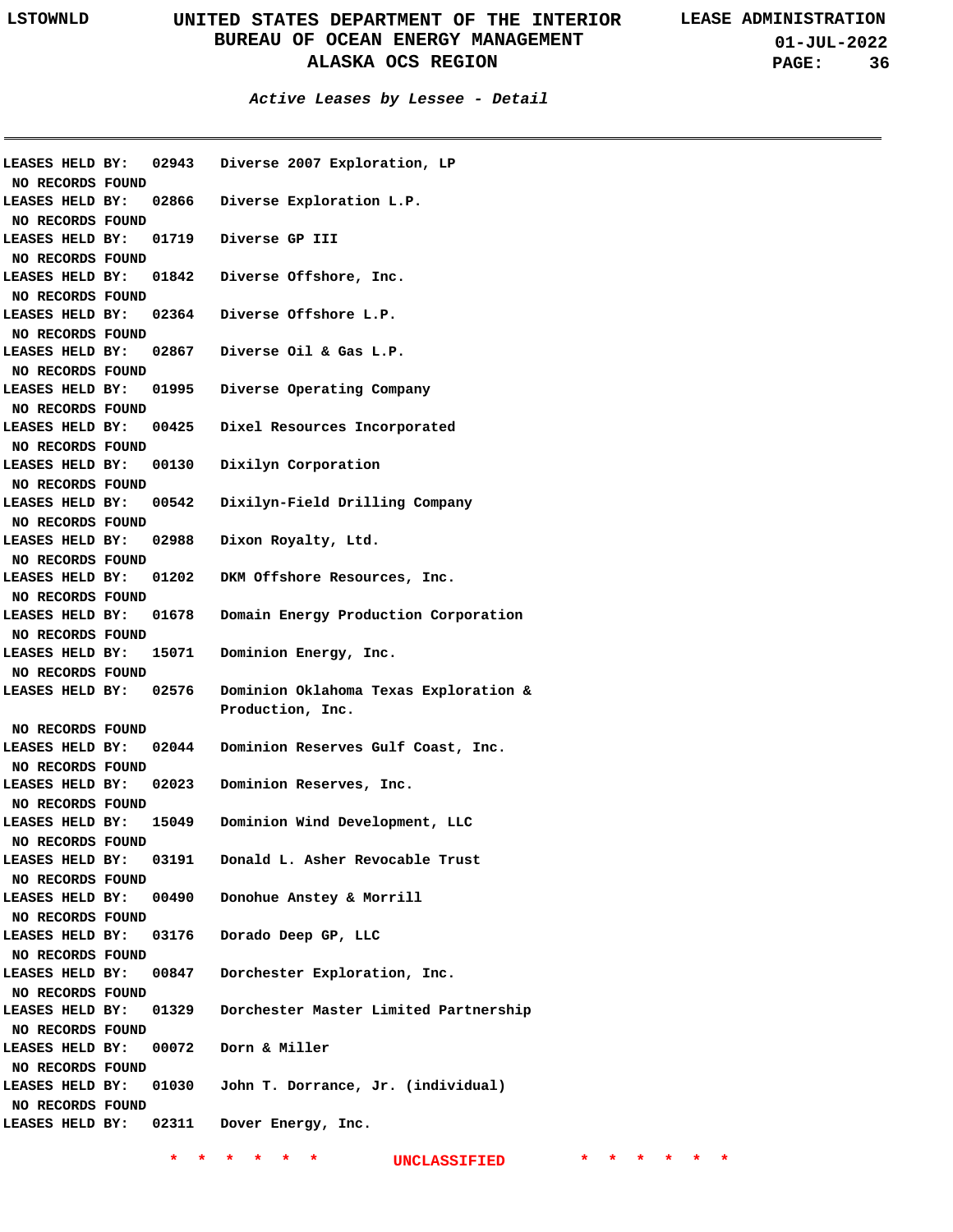## Active Leases by Lessee - Detail

LEASES HELD BY: 02943 Diverse 2007 Exploration, LP
NO RECORDS FOUND

LEASES HELD BY: 02866 Diverse Exploration L.P.
NO RECORDS FOUND

LEASES HELD BY: 01719 Diverse GP III
NO RECORDS FOUND

LEASES HELD BY: 01842 Diverse Offshore, Inc.
NO RECORDS FOUND

LEASES HELD BY: 02364 Diverse Offshore L.P.
NO RECORDS FOUND

LEASES HELD BY: 02867 Diverse Oil & Gas L.P.
NO RECORDS FOUND

LEASES HELD BY: 01995 Diverse Operating Company
NO RECORDS FOUND

LEASES HELD BY: 00425 Dixel Resources Incorporated
NO RECORDS FOUND

LEASES HELD BY: 00130 Dixilyn Corporation
NO RECORDS FOUND

LEASES HELD BY: 00542 Dixilyn-Field Drilling Company
NO RECORDS FOUND

LEASES HELD BY: 02988 Dixon Royalty, Ltd.
NO RECORDS FOUND

LEASES HELD BY: 01202 DKM Offshore Resources, Inc.
NO RECORDS FOUND

LEASES HELD BY: 01678 Domain Energy Production Corporation
NO RECORDS FOUND

LEASES HELD BY: 15071 Dominion Energy, Inc.
NO RECORDS FOUND

LEASES HELD BY: 02576 Dominion Oklahoma Texas Exploration & Production, Inc.
NO RECORDS FOUND

LEASES HELD BY: 02044 Dominion Reserves Gulf Coast, Inc.
NO RECORDS FOUND

LEASES HELD BY: 02023 Dominion Reserves, Inc.
NO RECORDS FOUND

LEASES HELD BY: 15049 Dominion Wind Development, LLC
NO RECORDS FOUND

LEASES HELD BY: 03191 Donald L. Asher Revocable Trust
NO RECORDS FOUND

LEASES HELD BY: 00490 Donohue Anstey & Morrill
NO RECORDS FOUND

LEASES HELD BY: 03176 Dorado Deep GP, LLC
NO RECORDS FOUND

LEASES HELD BY: 00847 Dorchester Exploration, Inc.
NO RECORDS FOUND

LEASES HELD BY: 01329 Dorchester Master Limited Partnership
NO RECORDS FOUND

LEASES HELD BY: 00072 Dorn & Miller
NO RECORDS FOUND

LEASES HELD BY: 01030 John T. Dorrance, Jr. (individual)
NO RECORDS FOUND

LEASES HELD BY: 02311 Dover Energy, Inc.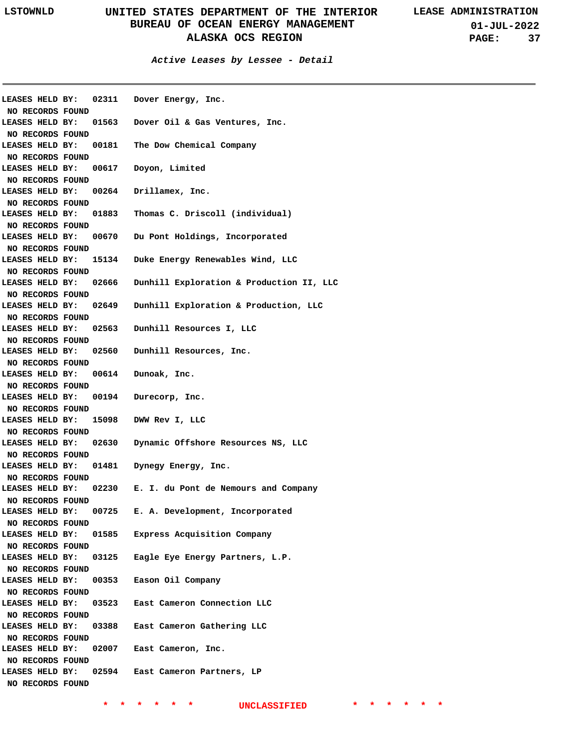**Active Leases by Lessee - Detail**

---

LEASES HELD BY: 02311 Dover Energy, Inc.
NO RECORDS FOUND

LEASES HELD BY: 01563 Dover Oil & Gas Ventures, Inc.
NO RECORDS FOUND

LEASES HELD BY: 00181 The Dow Chemical Company
NO RECORDS FOUND

LEASES HELD BY: 00617 Doyon, Limited
NO RECORDS FOUND

LEASES HELD BY: 00264 Drillamex, Inc.
NO RECORDS FOUND

LEASES HELD BY: 01883 Thomas C. Driscoll (individual)
NO RECORDS FOUND

LEASES HELD BY: 00670 Du Pont Holdings, Incorporated
NO RECORDS FOUND

LEASES HELD BY: 15134 Duke Energy Renewables Wind, LLC
NO RECORDS FOUND

LEASES HELD BY: 02666 Dunhill Exploration & Production II, LLC
NO RECORDS FOUND

LEASES HELD BY: 02649 Dunhill Exploration & Production, LLC
NO RECORDS FOUND

LEASES HELD BY: 02563 Dunhill Resources I, LLC
NO RECORDS FOUND

LEASES HELD BY: 02560 Dunhill Resources, Inc.
NO RECORDS FOUND

LEASES HELD BY: 00614 Dunoak, Inc.
NO RECORDS FOUND

LEASES HELD BY: 00194 Durecorp, Inc.
NO RECORDS FOUND

LEASES HELD BY: 15098 DWW Rev I, LLC
NO RECORDS FOUND

LEASES HELD BY: 02630 Dynamic Offshore Resources NS, LLC
NO RECORDS FOUND

LEASES HELD BY: 01481 Dynegy Energy, Inc.
NO RECORDS FOUND

LEASES HELD BY: 02230 E. I. du Pont de Nemours and Company
NO RECORDS FOUND

LEASES HELD BY: 00725 E. A. Development, Incorporated
NO RECORDS FOUND

LEASES HELD BY: 01585 Express Acquisition Company
NO RECORDS FOUND

LEASES HELD BY: 03125 Eagle Eye Energy Partners, L.P.
NO RECORDS FOUND

LEASES HELD BY: 00353 Eason Oil Company
NO RECORDS FOUND

LEASES HELD BY: 03523 East Cameron Connection LLC
NO RECORDS FOUND

LEASES HELD BY: 03388 East Cameron Gathering LLC
NO RECORDS FOUND

LEASES HELD BY: 02007 East Cameron, Inc.
NO RECORDS FOUND

LEASES HELD BY: 02594 East Cameron Partners, LP
NO RECORDS FOUND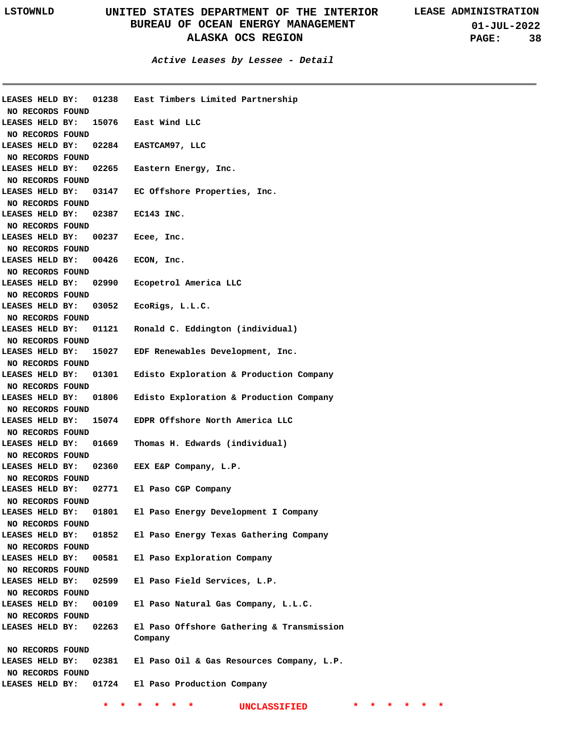### *Active Leases by Lessee - Detail*

LEASES HELD BY: 01238 East Timbers Limited Partnership
NO RECORDS FOUND

LEASES HELD BY: 15076 East Wind LLC
NO RECORDS FOUND

LEASES HELD BY: 02284 EASTCAM97, LLC
NO RECORDS FOUND

LEASES HELD BY: 02265 Eastern Energy, Inc.
NO RECORDS FOUND

LEASES HELD BY: 03147 EC Offshore Properties, Inc.
NO RECORDS FOUND

LEASES HELD BY: 02387 EC143 INC.
NO RECORDS FOUND

LEASES HELD BY: 00237 Ecee, Inc.
NO RECORDS FOUND

LEASES HELD BY: 00426 ECON, Inc.
NO RECORDS FOUND

LEASES HELD BY: 02990 Ecopetrol America LLC
NO RECORDS FOUND

LEASES HELD BY: 03052 EcoRigs, L.L.C.
NO RECORDS FOUND

LEASES HELD BY: 01121 Ronald C. Eddington (individual)
NO RECORDS FOUND

LEASES HELD BY: 15027 EDF Renewables Development, Inc.
NO RECORDS FOUND

LEASES HELD BY: 01301 Edisto Exploration & Production Company
NO RECORDS FOUND

LEASES HELD BY: 01806 Edisto Exploration & Production Company
NO RECORDS FOUND

LEASES HELD BY: 15074 EDPR Offshore North America LLC
NO RECORDS FOUND

LEASES HELD BY: 01669 Thomas H. Edwards (individual)
NO RECORDS FOUND

LEASES HELD BY: 02360 EEX E&P Company, L.P.
NO RECORDS FOUND

LEASES HELD BY: 02771 El Paso CGP Company
NO RECORDS FOUND

LEASES HELD BY: 01801 El Paso Energy Development I Company
NO RECORDS FOUND

LEASES HELD BY: 01852 El Paso Energy Texas Gathering Company
NO RECORDS FOUND

LEASES HELD BY: 00581 El Paso Exploration Company
NO RECORDS FOUND

LEASES HELD BY: 02599 El Paso Field Services, L.P.
NO RECORDS FOUND

LEASES HELD BY: 00109 El Paso Natural Gas Company, L.L.C.
NO RECORDS FOUND

LEASES HELD BY: 02263 El Paso Offshore Gathering & Transmission Company
NO RECORDS FOUND

LEASES HELD BY: 02381 El Paso Oil & Gas Resources Company, L.P.
NO RECORDS FOUND

LEASES HELD BY: 01724 El Paso Production Company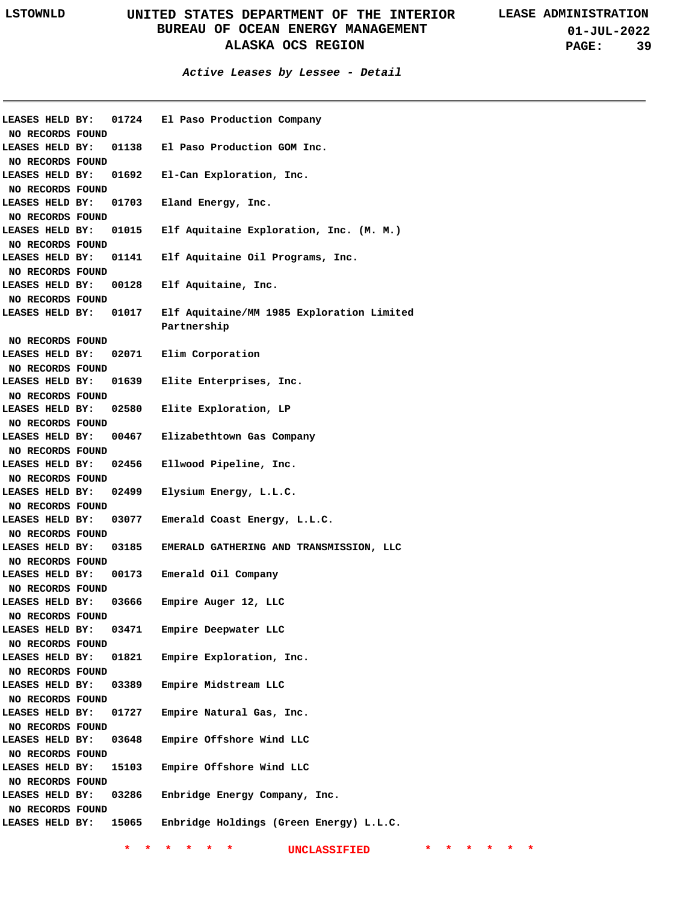*Active Leases by Lessee - Detail*

LEASES HELD BY: 01724 El Paso Production Company
NO RECORDS FOUND

LEASES HELD BY: 01138 El Paso Production GOM Inc.
NO RECORDS FOUND

LEASES HELD BY: 01692 El-Can Exploration, Inc.
NO RECORDS FOUND

LEASES HELD BY: 01703 Eland Energy, Inc.
NO RECORDS FOUND

LEASES HELD BY: 01015 Elf Aquitaine Exploration, Inc. (M. M.)
NO RECORDS FOUND

LEASES HELD BY: 01141 Elf Aquitaine Oil Programs, Inc.
NO RECORDS FOUND

LEASES HELD BY: 00128 Elf Aquitaine, Inc.
NO RECORDS FOUND

LEASES HELD BY: 01017 Elf Aquitaine/MM 1985 Exploration Limited Partnership
NO RECORDS FOUND

LEASES HELD BY: 02071 Elim Corporation
NO RECORDS FOUND

LEASES HELD BY: 01639 Elite Enterprises, Inc.
NO RECORDS FOUND

LEASES HELD BY: 02580 Elite Exploration, LP
NO RECORDS FOUND

LEASES HELD BY: 00467 Elizabethtown Gas Company
NO RECORDS FOUND

LEASES HELD BY: 02456 Ellwood Pipeline, Inc.
NO RECORDS FOUND

LEASES HELD BY: 02499 Elysium Energy, L.L.C.
NO RECORDS FOUND

LEASES HELD BY: 03077 Emerald Coast Energy, L.L.C.
NO RECORDS FOUND

LEASES HELD BY: 03185 EMERALD GATHERING AND TRANSMISSION, LLC
NO RECORDS FOUND

LEASES HELD BY: 00173 Emerald Oil Company
NO RECORDS FOUND

LEASES HELD BY: 03666 Empire Auger 12, LLC
NO RECORDS FOUND

LEASES HELD BY: 03471 Empire Deepwater LLC
NO RECORDS FOUND

LEASES HELD BY: 01821 Empire Exploration, Inc.
NO RECORDS FOUND

LEASES HELD BY: 03389 Empire Midstream LLC
NO RECORDS FOUND

LEASES HELD BY: 01727 Empire Natural Gas, Inc.
NO RECORDS FOUND

LEASES HELD BY: 03648 Empire Offshore Wind LLC
NO RECORDS FOUND

LEASES HELD BY: 15103 Empire Offshore Wind LLC
NO RECORDS FOUND

LEASES HELD BY: 03286 Enbridge Energy Company, Inc.
NO RECORDS FOUND

LEASES HELD BY: 15065 Enbridge Holdings (Green Energy) L.L.C.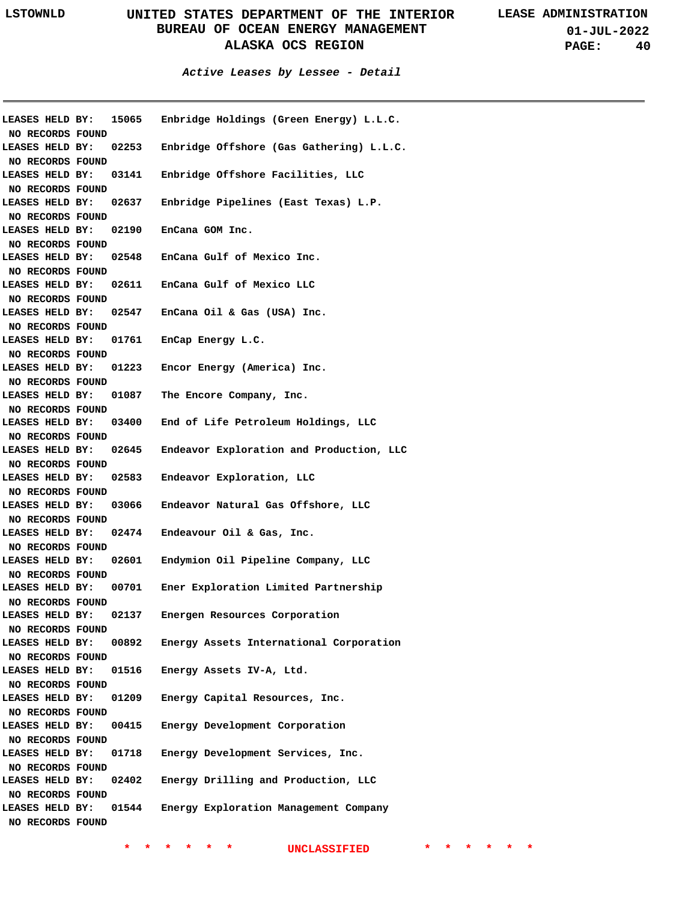*Active Leases by Lessee - Detail*

LEASES HELD BY: 15065 Enbridge Holdings (Green Energy) L.L.C.
NO RECORDS FOUND
LEASES HELD BY: 02253 Enbridge Offshore (Gas Gathering) L.L.C.
NO RECORDS FOUND
LEASES HELD BY: 03141 Enbridge Offshore Facilities, LLC
NO RECORDS FOUND
LEASES HELD BY: 02637 Enbridge Pipelines (East Texas) L.P.
NO RECORDS FOUND
LEASES HELD BY: 02190 EnCana GOM Inc.
NO RECORDS FOUND
LEASES HELD BY: 02548 EnCana Gulf of Mexico Inc.
NO RECORDS FOUND
LEASES HELD BY: 02611 EnCana Gulf of Mexico LLC
NO RECORDS FOUND
LEASES HELD BY: 02547 EnCana Oil & Gas (USA) Inc.
NO RECORDS FOUND
LEASES HELD BY: 01761 EnCap Energy L.C.
NO RECORDS FOUND
LEASES HELD BY: 01223 Encor Energy (America) Inc.
NO RECORDS FOUND
LEASES HELD BY: 01087 The Encore Company, Inc.
NO RECORDS FOUND
LEASES HELD BY: 03400 End of Life Petroleum Holdings, LLC
NO RECORDS FOUND
LEASES HELD BY: 02645 Endeavor Exploration and Production, LLC
NO RECORDS FOUND
LEASES HELD BY: 02583 Endeavor Exploration, LLC
NO RECORDS FOUND
LEASES HELD BY: 03066 Endeavor Natural Gas Offshore, LLC
NO RECORDS FOUND
LEASES HELD BY: 02474 Endeavour Oil & Gas, Inc.
NO RECORDS FOUND
LEASES HELD BY: 02601 Endymion Oil Pipeline Company, LLC
NO RECORDS FOUND
LEASES HELD BY: 00701 Ener Exploration Limited Partnership
NO RECORDS FOUND
LEASES HELD BY: 02137 Energen Resources Corporation
NO RECORDS FOUND
LEASES HELD BY: 00892 Energy Assets International Corporation
NO RECORDS FOUND
LEASES HELD BY: 01516 Energy Assets IV-A, Ltd.
NO RECORDS FOUND
LEASES HELD BY: 01209 Energy Capital Resources, Inc.
NO RECORDS FOUND
LEASES HELD BY: 00415 Energy Development Corporation
NO RECORDS FOUND
LEASES HELD BY: 01718 Energy Development Services, Inc.
NO RECORDS FOUND
LEASES HELD BY: 02402 Energy Drilling and Production, LLC
NO RECORDS FOUND
LEASES HELD BY: 01544 Energy Exploration Management Company
NO RECORDS FOUND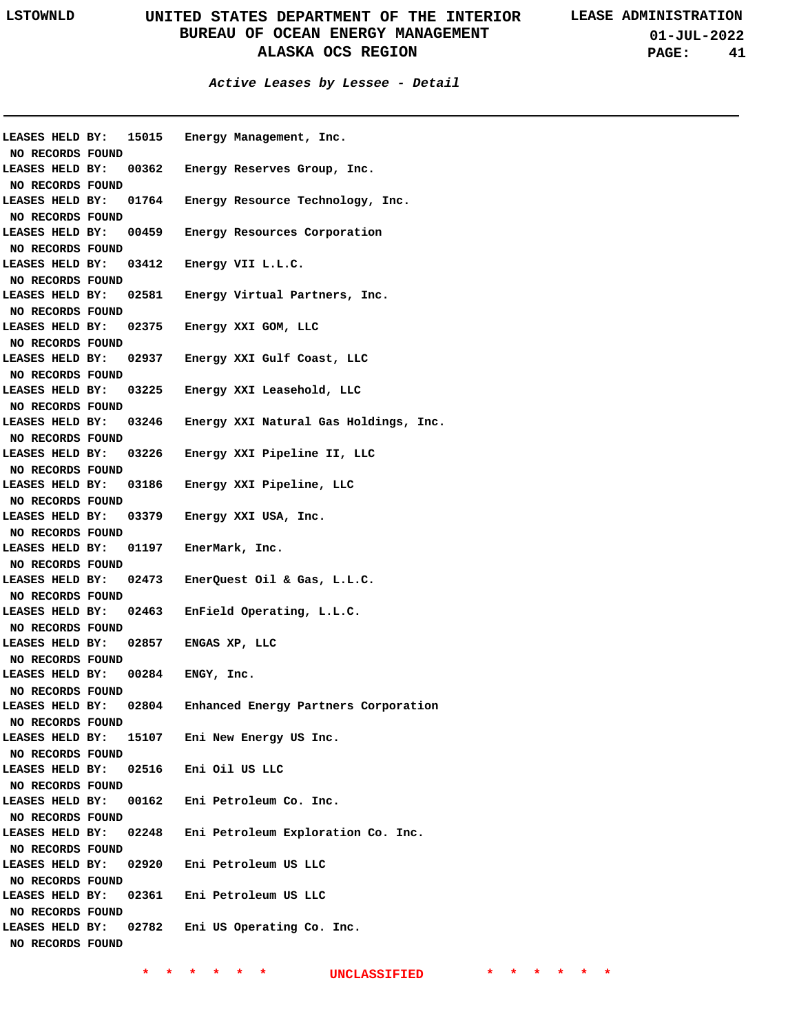*Active Leases by Lessee - Detail*

LEASES HELD BY: 15015 Energy Management, Inc.
NO RECORDS FOUND

LEASES HELD BY: 00362 Energy Reserves Group, Inc.
NO RECORDS FOUND

LEASES HELD BY: 01764 Energy Resource Technology, Inc.
NO RECORDS FOUND

LEASES HELD BY: 00459 Energy Resources Corporation
NO RECORDS FOUND

LEASES HELD BY: 03412 Energy VII L.L.C.
NO RECORDS FOUND

LEASES HELD BY: 02581 Energy Virtual Partners, Inc.
NO RECORDS FOUND

LEASES HELD BY: 02375 Energy XXI GOM, LLC
NO RECORDS FOUND

LEASES HELD BY: 02937 Energy XXI Gulf Coast, LLC
NO RECORDS FOUND

LEASES HELD BY: 03225 Energy XXI Leasehold, LLC
NO RECORDS FOUND

LEASES HELD BY: 03246 Energy XXI Natural Gas Holdings, Inc.
NO RECORDS FOUND

LEASES HELD BY: 03226 Energy XXI Pipeline II, LLC
NO RECORDS FOUND

LEASES HELD BY: 03186 Energy XXI Pipeline, LLC
NO RECORDS FOUND

LEASES HELD BY: 03379 Energy XXI USA, Inc.
NO RECORDS FOUND

LEASES HELD BY: 01197 EnerMark, Inc.
NO RECORDS FOUND

LEASES HELD BY: 02473 EnerQuest Oil & Gas, L.L.C.
NO RECORDS FOUND

LEASES HELD BY: 02463 EnField Operating, L.L.C.
NO RECORDS FOUND

LEASES HELD BY: 02857 ENGAS XP, LLC
NO RECORDS FOUND

LEASES HELD BY: 00284 ENGY, Inc.
NO RECORDS FOUND

LEASES HELD BY: 02804 Enhanced Energy Partners Corporation
NO RECORDS FOUND

LEASES HELD BY: 15107 Eni New Energy US Inc.
NO RECORDS FOUND

LEASES HELD BY: 02516 Eni Oil US LLC
NO RECORDS FOUND

LEASES HELD BY: 00162 Eni Petroleum Co. Inc.
NO RECORDS FOUND

LEASES HELD BY: 02248 Eni Petroleum Exploration Co. Inc.
NO RECORDS FOUND

LEASES HELD BY: 02920 Eni Petroleum US LLC
NO RECORDS FOUND

LEASES HELD BY: 02361 Eni Petroleum US LLC
NO RECORDS FOUND

LEASES HELD BY: 02782 Eni US Operating Co. Inc.
NO RECORDS FOUND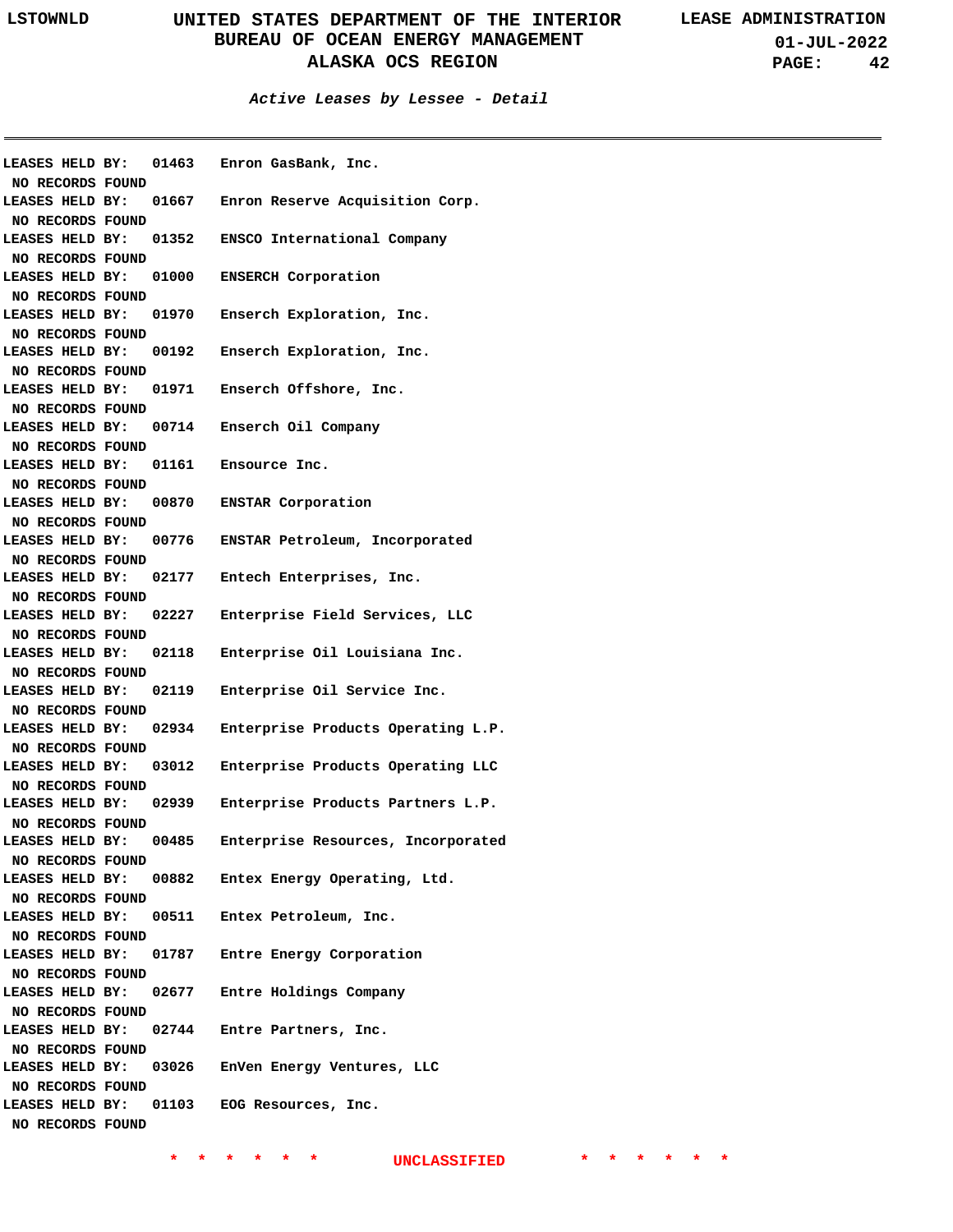### *Active Leases by Lessee - Detail*

LEASES HELD BY: 01463 Enron GasBank, Inc.
NO RECORDS FOUND

LEASES HELD BY: 01667 Enron Reserve Acquisition Corp.
NO RECORDS FOUND

LEASES HELD BY: 01352 ENSCO International Company
NO RECORDS FOUND

LEASES HELD BY: 01000 ENSERCH Corporation
NO RECORDS FOUND

LEASES HELD BY: 01970 Enserch Exploration, Inc.
NO RECORDS FOUND

LEASES HELD BY: 00192 Enserch Exploration, Inc.
NO RECORDS FOUND

LEASES HELD BY: 01971 Enserch Offshore, Inc.
NO RECORDS FOUND

LEASES HELD BY: 00714 Enserch Oil Company
NO RECORDS FOUND

LEASES HELD BY: 01161 Ensource Inc.
NO RECORDS FOUND

LEASES HELD BY: 00870 ENSTAR Corporation
NO RECORDS FOUND

LEASES HELD BY: 00776 ENSTAR Petroleum, Incorporated
NO RECORDS FOUND

LEASES HELD BY: 02177 Entech Enterprises, Inc.
NO RECORDS FOUND

LEASES HELD BY: 02227 Enterprise Field Services, LLC
NO RECORDS FOUND

LEASES HELD BY: 02118 Enterprise Oil Louisiana Inc.
NO RECORDS FOUND

LEASES HELD BY: 02119 Enterprise Oil Service Inc.
NO RECORDS FOUND

LEASES HELD BY: 02934 Enterprise Products Operating L.P.
NO RECORDS FOUND

LEASES HELD BY: 03012 Enterprise Products Operating LLC
NO RECORDS FOUND

LEASES HELD BY: 02939 Enterprise Products Partners L.P.
NO RECORDS FOUND

LEASES HELD BY: 00485 Enterprise Resources, Incorporated
NO RECORDS FOUND

LEASES HELD BY: 00882 Entex Energy Operating, Ltd.
NO RECORDS FOUND

LEASES HELD BY: 00511 Entex Petroleum, Inc.
NO RECORDS FOUND

LEASES HELD BY: 01787 Entre Energy Corporation
NO RECORDS FOUND

LEASES HELD BY: 02677 Entre Holdings Company
NO RECORDS FOUND

LEASES HELD BY: 02744 Entre Partners, Inc.
NO RECORDS FOUND

LEASES HELD BY: 03026 EnVen Energy Ventures, LLC
NO RECORDS FOUND

LEASES HELD BY: 01103 EOG Resources, Inc.
NO RECORDS FOUND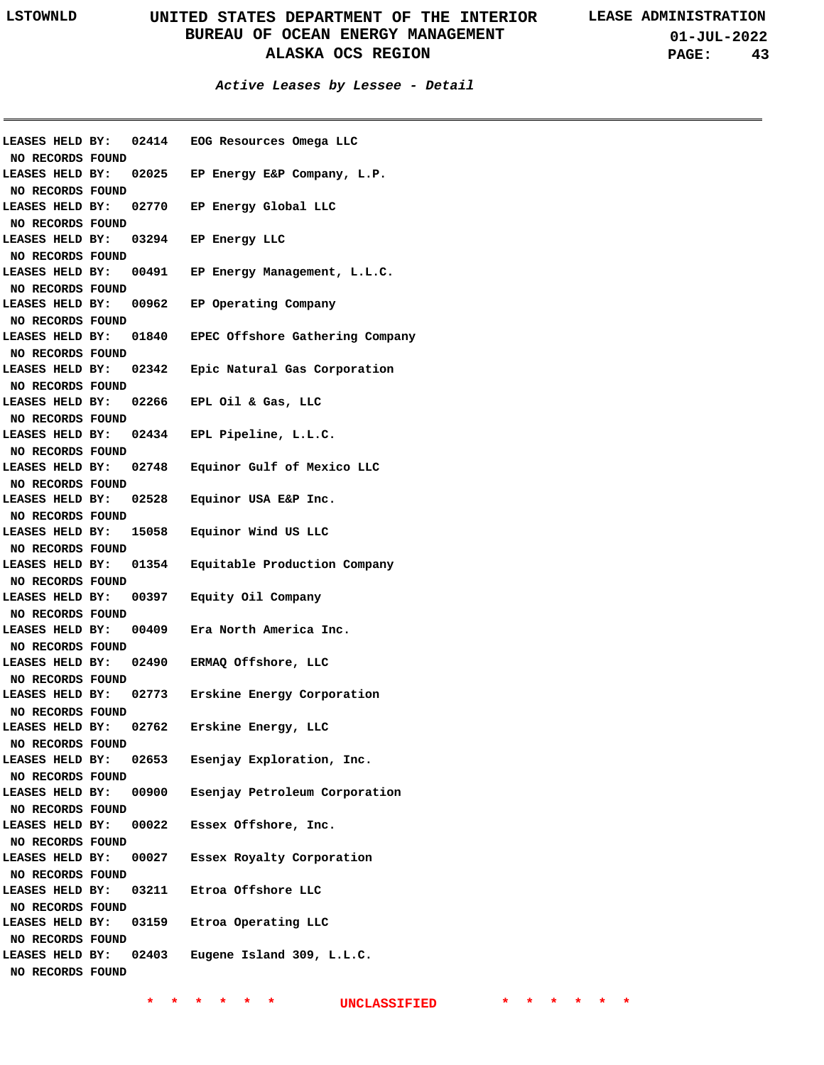*Active Leases by Lessee - Detail*

---

**LEASES HELD BY: 02414 EOG Resources Omega LLC**
NO RECORDS FOUND

**LEASES HELD BY: 02025 EP Energy E&P Company, L.P.**
NO RECORDS FOUND

**LEASES HELD BY: 02770 EP Energy Global LLC**
NO RECORDS FOUND

**LEASES HELD BY: 03294 EP Energy LLC**
NO RECORDS FOUND

**LEASES HELD BY: 00491 EP Energy Management, L.L.C.**
NO RECORDS FOUND

**LEASES HELD BY: 00962 EP Operating Company**
NO RECORDS FOUND

**LEASES HELD BY: 01840 EPEC Offshore Gathering Company**
NO RECORDS FOUND

**LEASES HELD BY: 02342 Epic Natural Gas Corporation**
NO RECORDS FOUND

**LEASES HELD BY: 02266 EPL Oil & Gas, LLC**
NO RECORDS FOUND

**LEASES HELD BY: 02434 EPL Pipeline, L.L.C.**
NO RECORDS FOUND

**LEASES HELD BY: 02748 Equinor Gulf of Mexico LLC**
NO RECORDS FOUND

**LEASES HELD BY: 02528 Equinor USA E&P Inc.**
NO RECORDS FOUND

**LEASES HELD BY: 15058 Equinor Wind US LLC**
NO RECORDS FOUND

**LEASES HELD BY: 01354 Equitable Production Company**
NO RECORDS FOUND

**LEASES HELD BY: 00397 Equity Oil Company**
NO RECORDS FOUND

**LEASES HELD BY: 00409 Era North America Inc.**
NO RECORDS FOUND

**LEASES HELD BY: 02490 ERMAQ Offshore, LLC**
NO RECORDS FOUND

**LEASES HELD BY: 02773 Erskine Energy Corporation**
NO RECORDS FOUND

**LEASES HELD BY: 02762 Erskine Energy, LLC**
NO RECORDS FOUND

**LEASES HELD BY: 02653 Esenjay Exploration, Inc.**
NO RECORDS FOUND

**LEASES HELD BY: 00900 Esenjay Petroleum Corporation**
NO RECORDS FOUND

**LEASES HELD BY: 00022 Essex Offshore, Inc.**
NO RECORDS FOUND

**LEASES HELD BY: 00027 Essex Royalty Corporation**
NO RECORDS FOUND

**LEASES HELD BY: 03211 Etroa Offshore LLC**
NO RECORDS FOUND

**LEASES HELD BY: 03159 Etroa Operating LLC**
NO RECORDS FOUND

**LEASES HELD BY: 02403 Eugene Island 309, L.L.C.**
NO RECORDS FOUND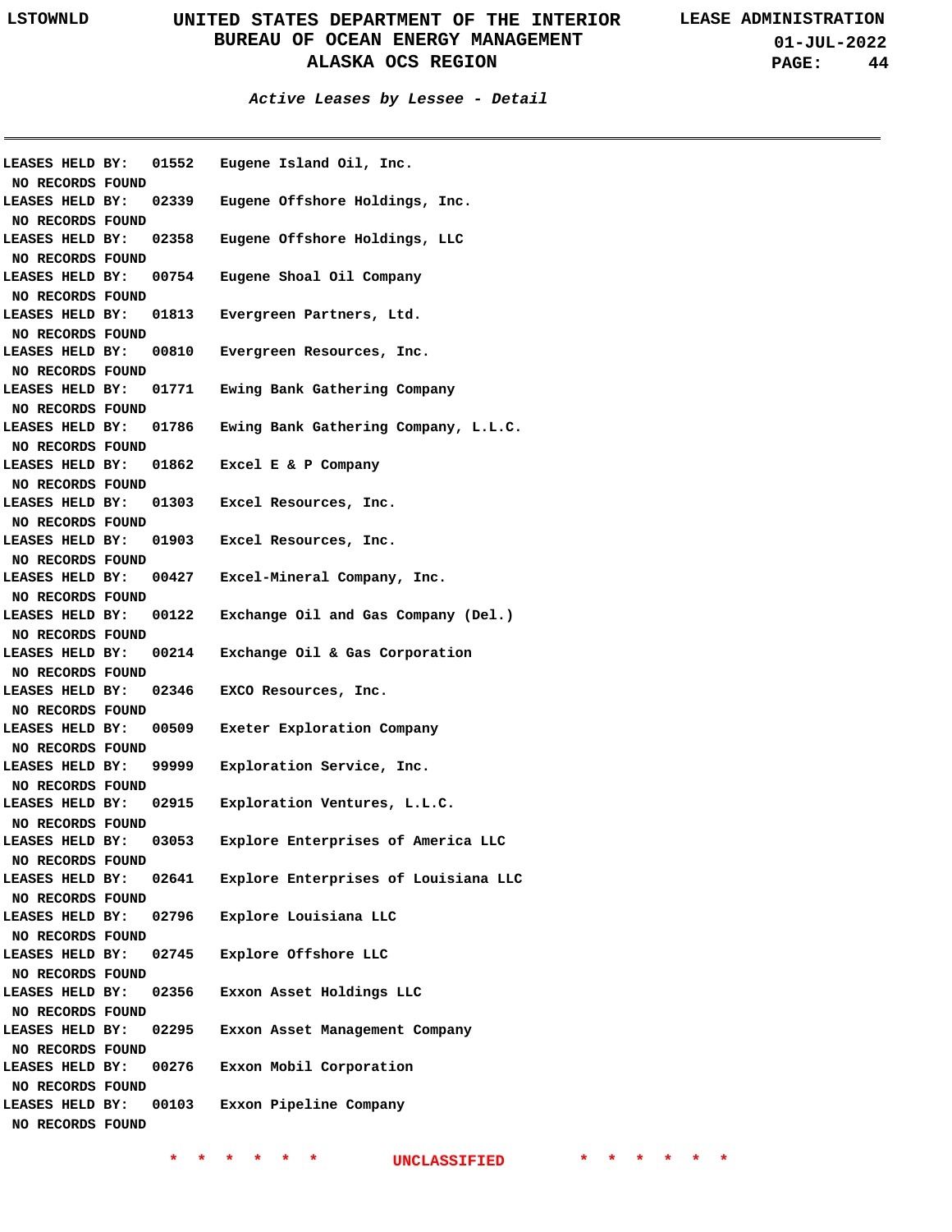*Active Leases by Lessee - Detail*

---

**LEASES HELD BY: 01552 Eugene Island Oil, Inc.**
**NO RECORDS FOUND**
**LEASES HELD BY: 02339 Eugene Offshore Holdings, Inc.**
**NO RECORDS FOUND**
**LEASES HELD BY: 02358 Eugene Offshore Holdings, LLC**
**NO RECORDS FOUND**
**LEASES HELD BY: 00754 Eugene Shoal Oil Company**
**NO RECORDS FOUND**
**LEASES HELD BY: 01813 Evergreen Partners, Ltd.**
**NO RECORDS FOUND**
**LEASES HELD BY: 00810 Evergreen Resources, Inc.**
**NO RECORDS FOUND**
**LEASES HELD BY: 01771 Ewing Bank Gathering Company**
**NO RECORDS FOUND**
**LEASES HELD BY: 01786 Ewing Bank Gathering Company, L.L.C.**
**NO RECORDS FOUND**
**LEASES HELD BY: 01862 Excel E & P Company**
**NO RECORDS FOUND**
**LEASES HELD BY: 01303 Excel Resources, Inc.**
**NO RECORDS FOUND**
**LEASES HELD BY: 01903 Excel Resources, Inc.**
**NO RECORDS FOUND**
**LEASES HELD BY: 00427 Excel-Mineral Company, Inc.**
**NO RECORDS FOUND**
**LEASES HELD BY: 00122 Exchange Oil and Gas Company (Del.)**
**NO RECORDS FOUND**
**LEASES HELD BY: 00214 Exchange Oil & Gas Corporation**
**NO RECORDS FOUND**
**LEASES HELD BY: 02346 EXCO Resources, Inc.**
**NO RECORDS FOUND**
**LEASES HELD BY: 00509 Exeter Exploration Company**
**NO RECORDS FOUND**
**LEASES HELD BY: 99999 Exploration Service, Inc.**
**NO RECORDS FOUND**
**LEASES HELD BY: 02915 Exploration Ventures, L.L.C.**
**NO RECORDS FOUND**
**LEASES HELD BY: 03053 Explore Enterprises of America LLC**
**NO RECORDS FOUND**
**LEASES HELD BY: 02641 Explore Enterprises of Louisiana LLC**
**NO RECORDS FOUND**
**LEASES HELD BY: 02796 Explore Louisiana LLC**
**NO RECORDS FOUND**
**LEASES HELD BY: 02745 Explore Offshore LLC**
**NO RECORDS FOUND**
**LEASES HELD BY: 02356 Exxon Asset Holdings LLC**
**NO RECORDS FOUND**
**LEASES HELD BY: 02295 Exxon Asset Management Company**
**NO RECORDS FOUND**
**LEASES HELD BY: 00276 Exxon Mobil Corporation**
**NO RECORDS FOUND**
**LEASES HELD BY: 00103 Exxon Pipeline Company**
**NO RECORDS FOUND**

* * * * * * UNCLASSIFIED * * * * * *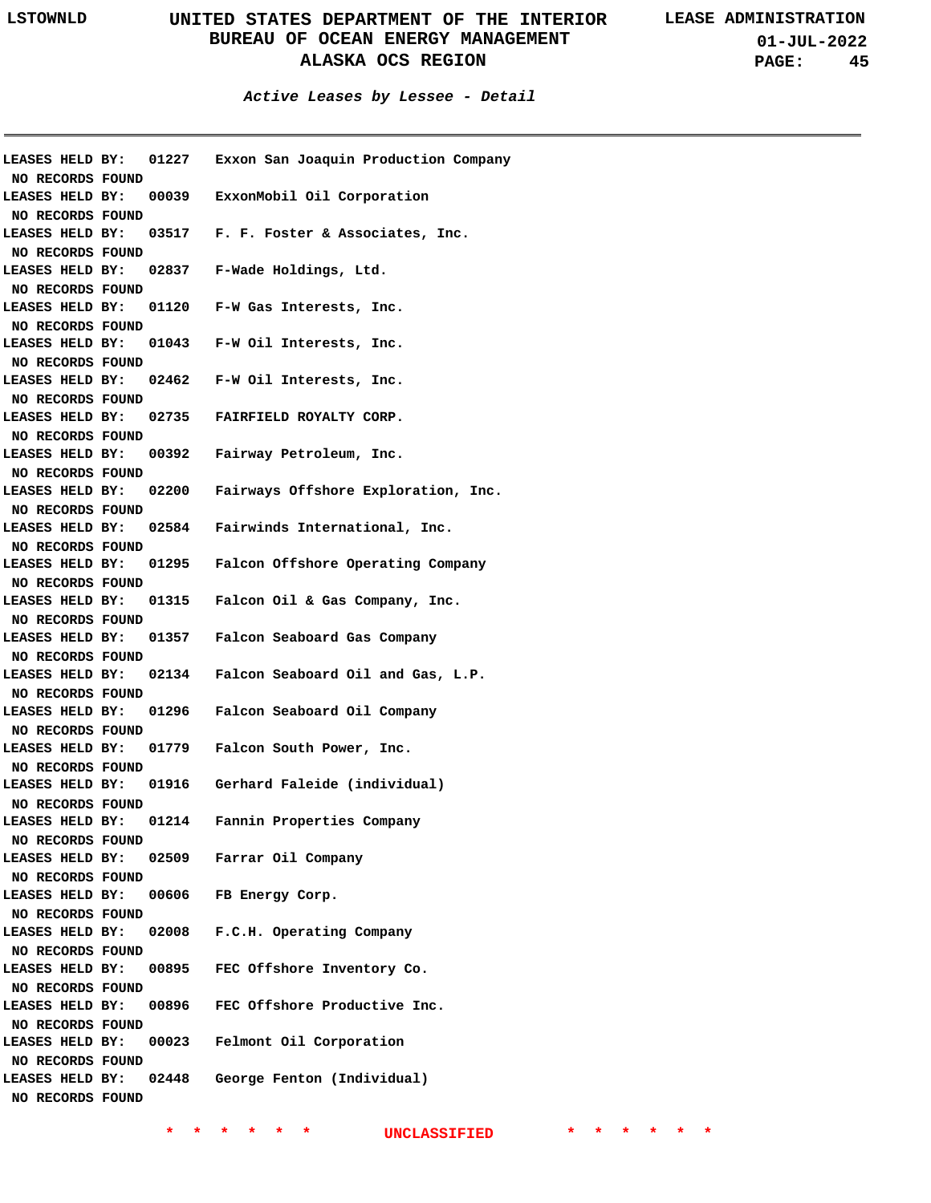*Active Leases by Lessee - Detail*

LEASES HELD BY: 01227 Exxon San Joaquin Production Company
NO RECORDS FOUND
LEASES HELD BY: 00039 ExxonMobil Oil Corporation
NO RECORDS FOUND
LEASES HELD BY: 03517 F. F. Foster & Associates, Inc.
NO RECORDS FOUND
LEASES HELD BY: 02837 F-Wade Holdings, Ltd.
NO RECORDS FOUND
LEASES HELD BY: 01120 F-W Gas Interests, Inc.
NO RECORDS FOUND
LEASES HELD BY: 01043 F-W Oil Interests, Inc.
NO RECORDS FOUND
LEASES HELD BY: 02462 F-W Oil Interests, Inc.
NO RECORDS FOUND
LEASES HELD BY: 02735 FAIRFIELD ROYALTY CORP.
NO RECORDS FOUND
LEASES HELD BY: 00392 Fairway Petroleum, Inc.
NO RECORDS FOUND
LEASES HELD BY: 02200 Fairways Offshore Exploration, Inc.
NO RECORDS FOUND
LEASES HELD BY: 02584 Fairwinds International, Inc.
NO RECORDS FOUND
LEASES HELD BY: 01295 Falcon Offshore Operating Company
NO RECORDS FOUND
LEASES HELD BY: 01315 Falcon Oil & Gas Company, Inc.
NO RECORDS FOUND
LEASES HELD BY: 01357 Falcon Seaboard Gas Company
NO RECORDS FOUND
LEASES HELD BY: 02134 Falcon Seaboard Oil and Gas, L.P.
NO RECORDS FOUND
LEASES HELD BY: 01296 Falcon Seaboard Oil Company
NO RECORDS FOUND
LEASES HELD BY: 01779 Falcon South Power, Inc.
NO RECORDS FOUND
LEASES HELD BY: 01916 Gerhard Faleide (individual)
NO RECORDS FOUND
LEASES HELD BY: 01214 Fannin Properties Company
NO RECORDS FOUND
LEASES HELD BY: 02509 Farrar Oil Company
NO RECORDS FOUND
LEASES HELD BY: 00606 FB Energy Corp.
NO RECORDS FOUND
LEASES HELD BY: 02008 F.C.H. Operating Company
NO RECORDS FOUND
LEASES HELD BY: 00895 FEC Offshore Inventory Co.
NO RECORDS FOUND
LEASES HELD BY: 00896 FEC Offshore Productive Inc.
NO RECORDS FOUND
LEASES HELD BY: 00023 Felmont Oil Corporation
NO RECORDS FOUND
LEASES HELD BY: 02448 George Fenton (Individual)
NO RECORDS FOUND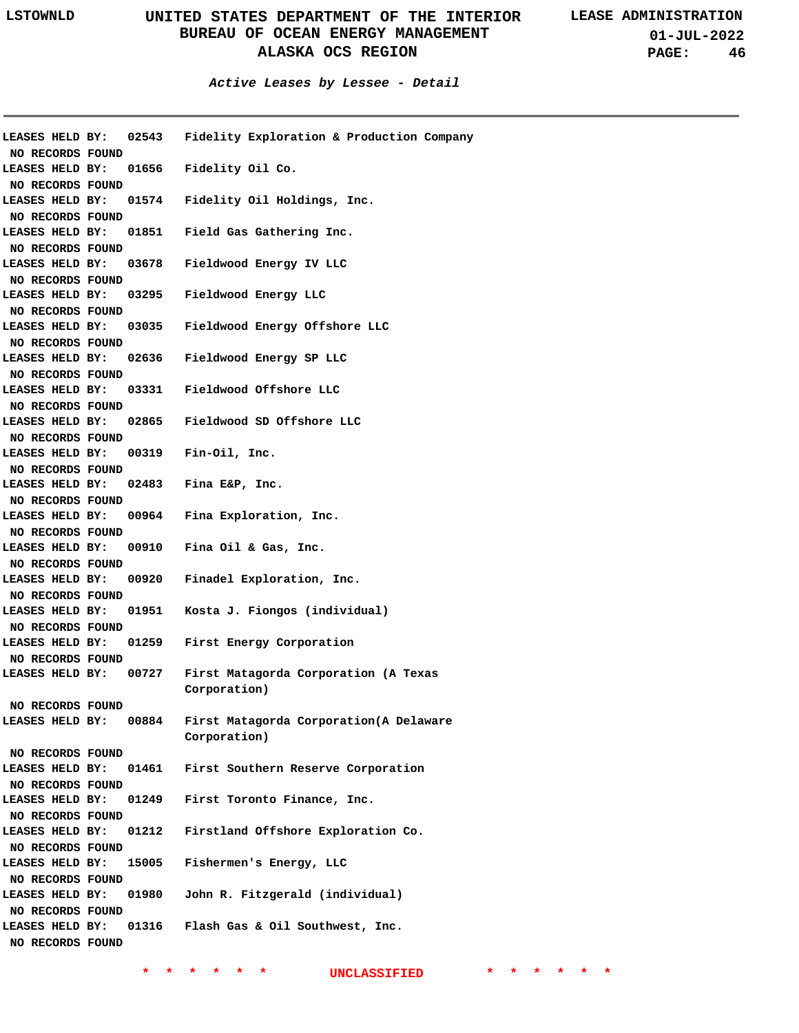**Active Leases by Lessee - Detail**

LEASES HELD BY: 02543 Fidelity Exploration & Production Company
NO RECORDS FOUND

LEASES HELD BY: 01656 Fidelity Oil Co.
NO RECORDS FOUND

LEASES HELD BY: 01574 Fidelity Oil Holdings, Inc.
NO RECORDS FOUND

LEASES HELD BY: 01851 Field Gas Gathering Inc.
NO RECORDS FOUND

LEASES HELD BY: 03678 Fieldwood Energy IV LLC
NO RECORDS FOUND

LEASES HELD BY: 03295 Fieldwood Energy LLC
NO RECORDS FOUND

LEASES HELD BY: 03035 Fieldwood Energy Offshore LLC
NO RECORDS FOUND

LEASES HELD BY: 02636 Fieldwood Energy SP LLC
NO RECORDS FOUND

LEASES HELD BY: 03331 Fieldwood Offshore LLC
NO RECORDS FOUND

LEASES HELD BY: 02865 Fieldwood SD Offshore LLC
NO RECORDS FOUND

LEASES HELD BY: 00319 Fin-Oil, Inc.
NO RECORDS FOUND

LEASES HELD BY: 02483 Fina E&P, Inc.
NO RECORDS FOUND

LEASES HELD BY: 00964 Fina Exploration, Inc.
NO RECORDS FOUND

LEASES HELD BY: 00910 Fina Oil & Gas, Inc.
NO RECORDS FOUND

LEASES HELD BY: 00920 Finadel Exploration, Inc.
NO RECORDS FOUND

LEASES HELD BY: 01951 Kosta J. Fiongos (individual)
NO RECORDS FOUND

LEASES HELD BY: 01259 First Energy Corporation
NO RECORDS FOUND

LEASES HELD BY: 00727 First Matagorda Corporation (A Texas Corporation)
NO RECORDS FOUND

LEASES HELD BY: 00884 First Matagorda Corporation(A Delaware Corporation)
NO RECORDS FOUND

LEASES HELD BY: 01461 First Southern Reserve Corporation
NO RECORDS FOUND

LEASES HELD BY: 01249 First Toronto Finance, Inc.
NO RECORDS FOUND

LEASES HELD BY: 01212 Firstland Offshore Exploration Co.
NO RECORDS FOUND

LEASES HELD BY: 15005 Fishermen's Energy, LLC
NO RECORDS FOUND

LEASES HELD BY: 01980 John R. Fitzgerald (individual)
NO RECORDS FOUND

LEASES HELD BY: 01316 Flash Gas & Oil Southwest, Inc.
NO RECORDS FOUND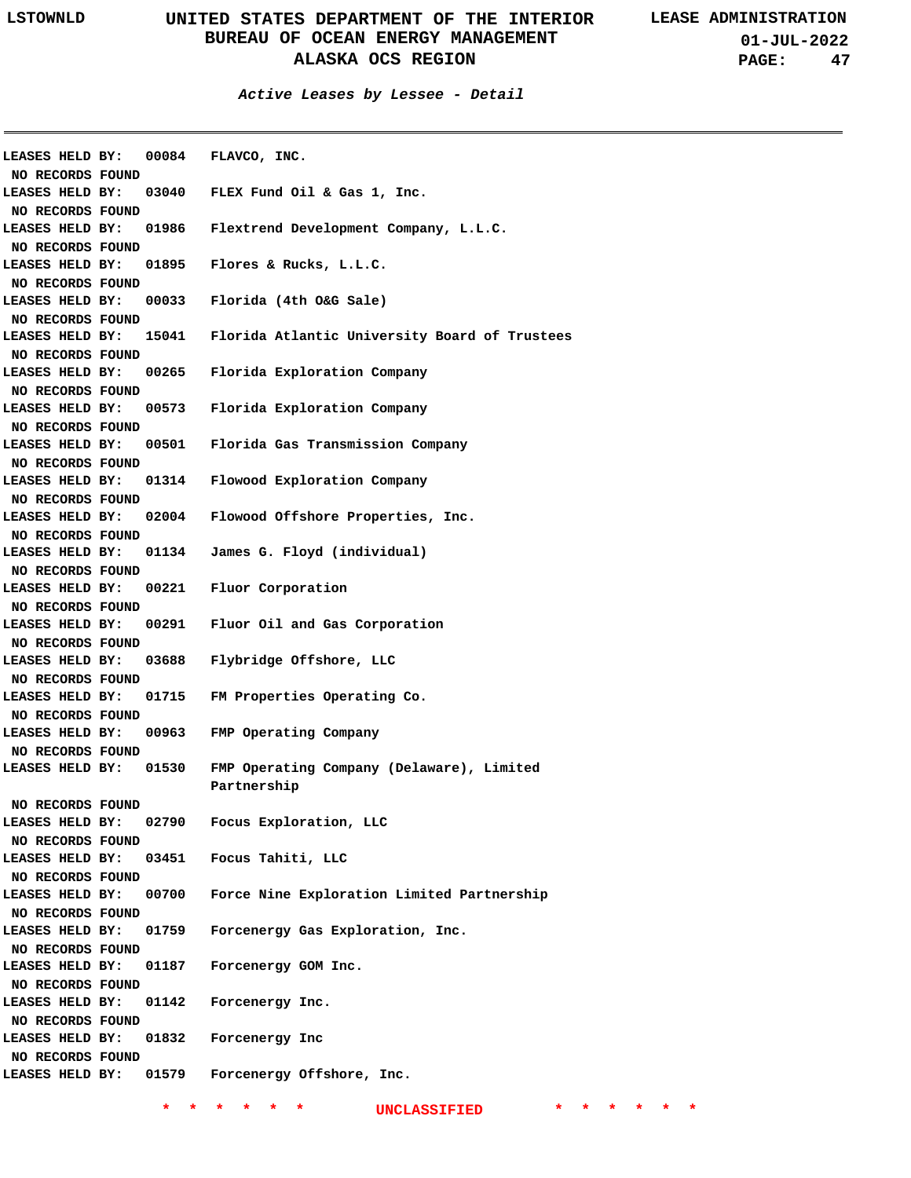**Active Leases by Lessee - Detail**

LEASES HELD BY: 00084 FLAVCO, INC.
NO RECORDS FOUND

LEASES HELD BY: 03040 FLEX Fund Oil & Gas 1, Inc.
NO RECORDS FOUND

LEASES HELD BY: 01986 Flextrend Development Company, L.L.C.
NO RECORDS FOUND

LEASES HELD BY: 01895 Flores & Rucks, L.L.C.
NO RECORDS FOUND

LEASES HELD BY: 00033 Florida (4th O&G Sale)
NO RECORDS FOUND

LEASES HELD BY: 15041 Florida Atlantic University Board of Trustees
NO RECORDS FOUND

LEASES HELD BY: 00265 Florida Exploration Company
NO RECORDS FOUND

LEASES HELD BY: 00573 Florida Exploration Company
NO RECORDS FOUND

LEASES HELD BY: 00501 Florida Gas Transmission Company
NO RECORDS FOUND

LEASES HELD BY: 01314 Flowood Exploration Company
NO RECORDS FOUND

LEASES HELD BY: 02004 Flowood Offshore Properties, Inc.
NO RECORDS FOUND

LEASES HELD BY: 01134 James G. Floyd (individual)
NO RECORDS FOUND

LEASES HELD BY: 00221 Fluor Corporation
NO RECORDS FOUND

LEASES HELD BY: 00291 Fluor Oil and Gas Corporation
NO RECORDS FOUND

LEASES HELD BY: 03688 Flybridge Offshore, LLC
NO RECORDS FOUND

LEASES HELD BY: 01715 FM Properties Operating Co.
NO RECORDS FOUND

LEASES HELD BY: 00963 FMP Operating Company
NO RECORDS FOUND

LEASES HELD BY: 01530 FMP Operating Company (Delaware), Limited Partnership
NO RECORDS FOUND

LEASES HELD BY: 02790 Focus Exploration, LLC
NO RECORDS FOUND

LEASES HELD BY: 03451 Focus Tahiti, LLC
NO RECORDS FOUND

LEASES HELD BY: 00700 Force Nine Exploration Limited Partnership
NO RECORDS FOUND

LEASES HELD BY: 01759 Forcenergy Gas Exploration, Inc.
NO RECORDS FOUND

LEASES HELD BY: 01187 Forcenergy GOM Inc.
NO RECORDS FOUND

LEASES HELD BY: 01142 Forcenergy Inc.
NO RECORDS FOUND

LEASES HELD BY: 01832 Forcenergy Inc
NO RECORDS FOUND

LEASES HELD BY: 01579 Forcenergy Offshore, Inc.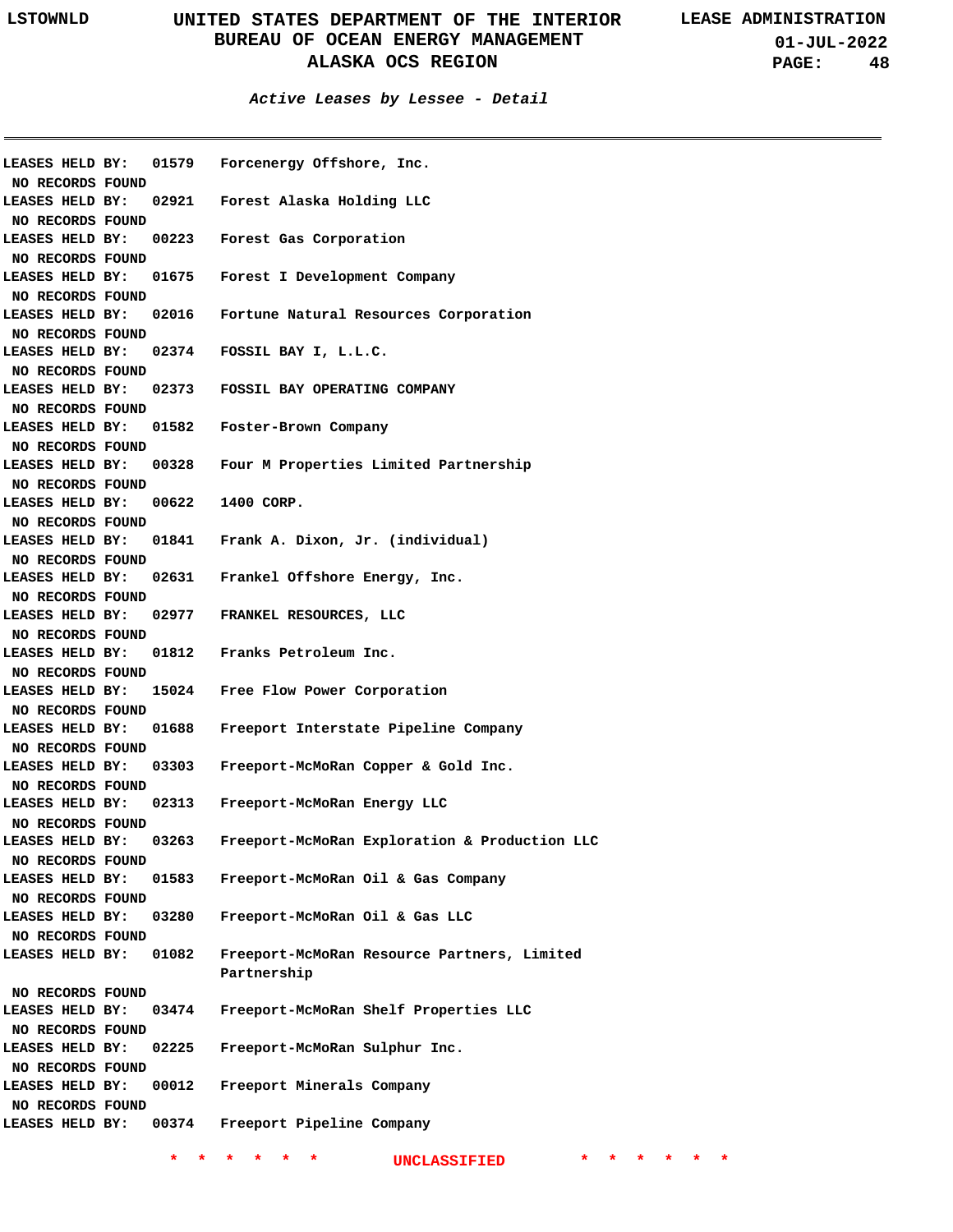*Active Leases by Lessee - Detail*

LEASES HELD BY: 01579 Forcenergy Offshore, Inc.
NO RECORDS FOUND
LEASES HELD BY: 02921 Forest Alaska Holding LLC
NO RECORDS FOUND
LEASES HELD BY: 00223 Forest Gas Corporation
NO RECORDS FOUND
LEASES HELD BY: 01675 Forest I Development Company
NO RECORDS FOUND
LEASES HELD BY: 02016 Fortune Natural Resources Corporation
NO RECORDS FOUND
LEASES HELD BY: 02374 FOSSIL BAY I, L.L.C.
NO RECORDS FOUND
LEASES HELD BY: 02373 FOSSIL BAY OPERATING COMPANY
NO RECORDS FOUND
LEASES HELD BY: 01582 Foster-Brown Company
NO RECORDS FOUND
LEASES HELD BY: 00328 Four M Properties Limited Partnership
NO RECORDS FOUND
LEASES HELD BY: 00622 1400 CORP.
NO RECORDS FOUND
LEASES HELD BY: 01841 Frank A. Dixon, Jr. (individual)
NO RECORDS FOUND
LEASES HELD BY: 02631 Frankel Offshore Energy, Inc.
NO RECORDS FOUND
LEASES HELD BY: 02977 FRANKEL RESOURCES, LLC
NO RECORDS FOUND
LEASES HELD BY: 01812 Franks Petroleum Inc.
NO RECORDS FOUND
LEASES HELD BY: 15024 Free Flow Power Corporation
NO RECORDS FOUND
LEASES HELD BY: 01688 Freeport Interstate Pipeline Company
NO RECORDS FOUND
LEASES HELD BY: 03303 Freeport-McMoRan Copper & Gold Inc.
NO RECORDS FOUND
LEASES HELD BY: 02313 Freeport-McMoRan Energy LLC
NO RECORDS FOUND
LEASES HELD BY: 03263 Freeport-McMoRan Exploration & Production LLC
NO RECORDS FOUND
LEASES HELD BY: 01583 Freeport-McMoRan Oil & Gas Company
NO RECORDS FOUND
LEASES HELD BY: 03280 Freeport-McMoRan Oil & Gas LLC
NO RECORDS FOUND
LEASES HELD BY: 01082 Freeport-McMoRan Resource Partners, Limited Partnership
NO RECORDS FOUND
LEASES HELD BY: 03474 Freeport-McMoRan Shelf Properties LLC
NO RECORDS FOUND
LEASES HELD BY: 02225 Freeport-McMoRan Sulphur Inc.
NO RECORDS FOUND
LEASES HELD BY: 00012 Freeport Minerals Company
NO RECORDS FOUND
LEASES HELD BY: 00374 Freeport Pipeline Company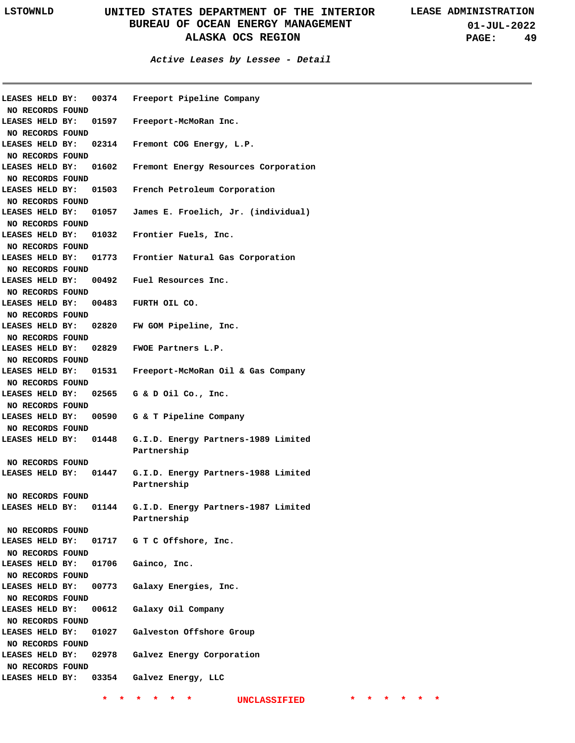### *Active Leases by Lessee - Detail*

LEASES HELD BY: 00374 Freeport Pipeline Company
NO RECORDS FOUND

LEASES HELD BY: 01597 Freeport-McMoRan Inc.
NO RECORDS FOUND

LEASES HELD BY: 02314 Fremont COG Energy, L.P.
NO RECORDS FOUND

LEASES HELD BY: 01602 Fremont Energy Resources Corporation
NO RECORDS FOUND

LEASES HELD BY: 01503 French Petroleum Corporation
NO RECORDS FOUND

LEASES HELD BY: 01057 James E. Froelich, Jr. (individual)
NO RECORDS FOUND

LEASES HELD BY: 01032 Frontier Fuels, Inc.
NO RECORDS FOUND

LEASES HELD BY: 01773 Frontier Natural Gas Corporation
NO RECORDS FOUND

LEASES HELD BY: 00492 Fuel Resources Inc.
NO RECORDS FOUND

LEASES HELD BY: 00483 FURTH OIL CO.
NO RECORDS FOUND

LEASES HELD BY: 02820 FW GOM Pipeline, Inc.
NO RECORDS FOUND

LEASES HELD BY: 02829 FWOE Partners L.P.
NO RECORDS FOUND

LEASES HELD BY: 01531 Freeport-McMoRan Oil & Gas Company
NO RECORDS FOUND

LEASES HELD BY: 02565 G & D Oil Co., Inc.
NO RECORDS FOUND

LEASES HELD BY: 00590 G & T Pipeline Company
NO RECORDS FOUND

LEASES HELD BY: 01448 G.I.D. Energy Partners-1989 Limited Partnership
NO RECORDS FOUND

LEASES HELD BY: 01447 G.I.D. Energy Partners-1988 Limited Partnership
NO RECORDS FOUND

LEASES HELD BY: 01144 G.I.D. Energy Partners-1987 Limited Partnership
NO RECORDS FOUND

LEASES HELD BY: 01717 G T C Offshore, Inc.
NO RECORDS FOUND

LEASES HELD BY: 01706 Gainco, Inc.
NO RECORDS FOUND

LEASES HELD BY: 00773 Galaxy Energies, Inc.
NO RECORDS FOUND

LEASES HELD BY: 00612 Galaxy Oil Company
NO RECORDS FOUND

LEASES HELD BY: 01027 Galveston Offshore Group
NO RECORDS FOUND

LEASES HELD BY: 02978 Galvez Energy Corporation
NO RECORDS FOUND

LEASES HELD BY: 03354 Galvez Energy, LLC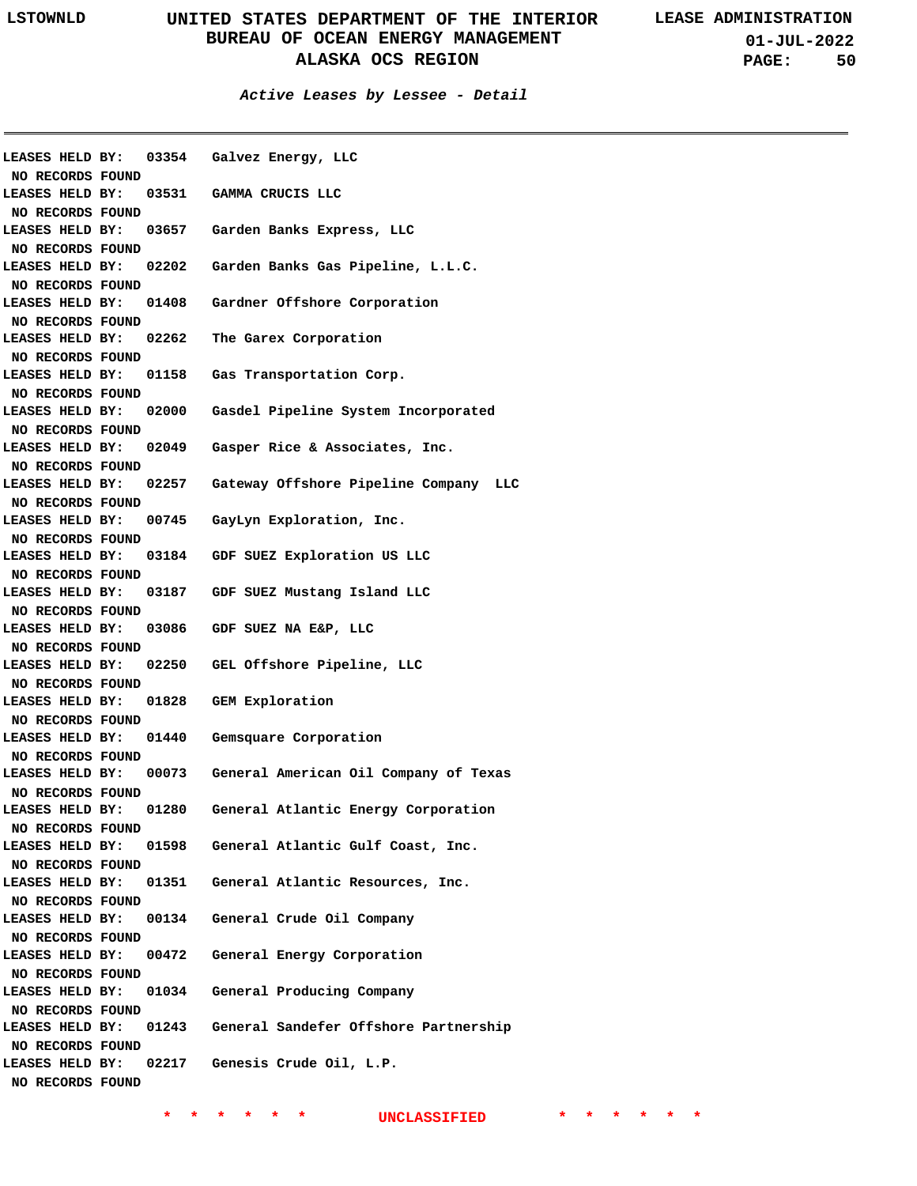*Active Leases by Lessee - Detail*

LEASES HELD BY: 03354 Galvez Energy, LLC
NO RECORDS FOUND
LEASES HELD BY: 03531 GAMMA CRUCIS LLC
NO RECORDS FOUND
LEASES HELD BY: 03657 Garden Banks Express, LLC
NO RECORDS FOUND
LEASES HELD BY: 02202 Garden Banks Gas Pipeline, L.L.C.
NO RECORDS FOUND
LEASES HELD BY: 01408 Gardner Offshore Corporation
NO RECORDS FOUND
LEASES HELD BY: 02262 The Garex Corporation
NO RECORDS FOUND
LEASES HELD BY: 01158 Gas Transportation Corp.
NO RECORDS FOUND
LEASES HELD BY: 02000 Gasdel Pipeline System Incorporated
NO RECORDS FOUND
LEASES HELD BY: 02049 Gasper Rice & Associates, Inc.
NO RECORDS FOUND
LEASES HELD BY: 02257 Gateway Offshore Pipeline Company LLC
NO RECORDS FOUND
LEASES HELD BY: 00745 GayLyn Exploration, Inc.
NO RECORDS FOUND
LEASES HELD BY: 03184 GDF SUEZ Exploration US LLC
NO RECORDS FOUND
LEASES HELD BY: 03187 GDF SUEZ Mustang Island LLC
NO RECORDS FOUND
LEASES HELD BY: 03086 GDF SUEZ NA E&P, LLC
NO RECORDS FOUND
LEASES HELD BY: 02250 GEL Offshore Pipeline, LLC
NO RECORDS FOUND
LEASES HELD BY: 01828 GEM Exploration
NO RECORDS FOUND
LEASES HELD BY: 01440 Gemsquare Corporation
NO RECORDS FOUND
LEASES HELD BY: 00073 General American Oil Company of Texas
NO RECORDS FOUND
LEASES HELD BY: 01280 General Atlantic Energy Corporation
NO RECORDS FOUND
LEASES HELD BY: 01598 General Atlantic Gulf Coast, Inc.
NO RECORDS FOUND
LEASES HELD BY: 01351 General Atlantic Resources, Inc.
NO RECORDS FOUND
LEASES HELD BY: 00134 General Crude Oil Company
NO RECORDS FOUND
LEASES HELD BY: 00472 General Energy Corporation
NO RECORDS FOUND
LEASES HELD BY: 01034 General Producing Company
NO RECORDS FOUND
LEASES HELD BY: 01243 General Sandefer Offshore Partnership
NO RECORDS FOUND
LEASES HELD BY: 02217 Genesis Crude Oil, L.P.
NO RECORDS FOUND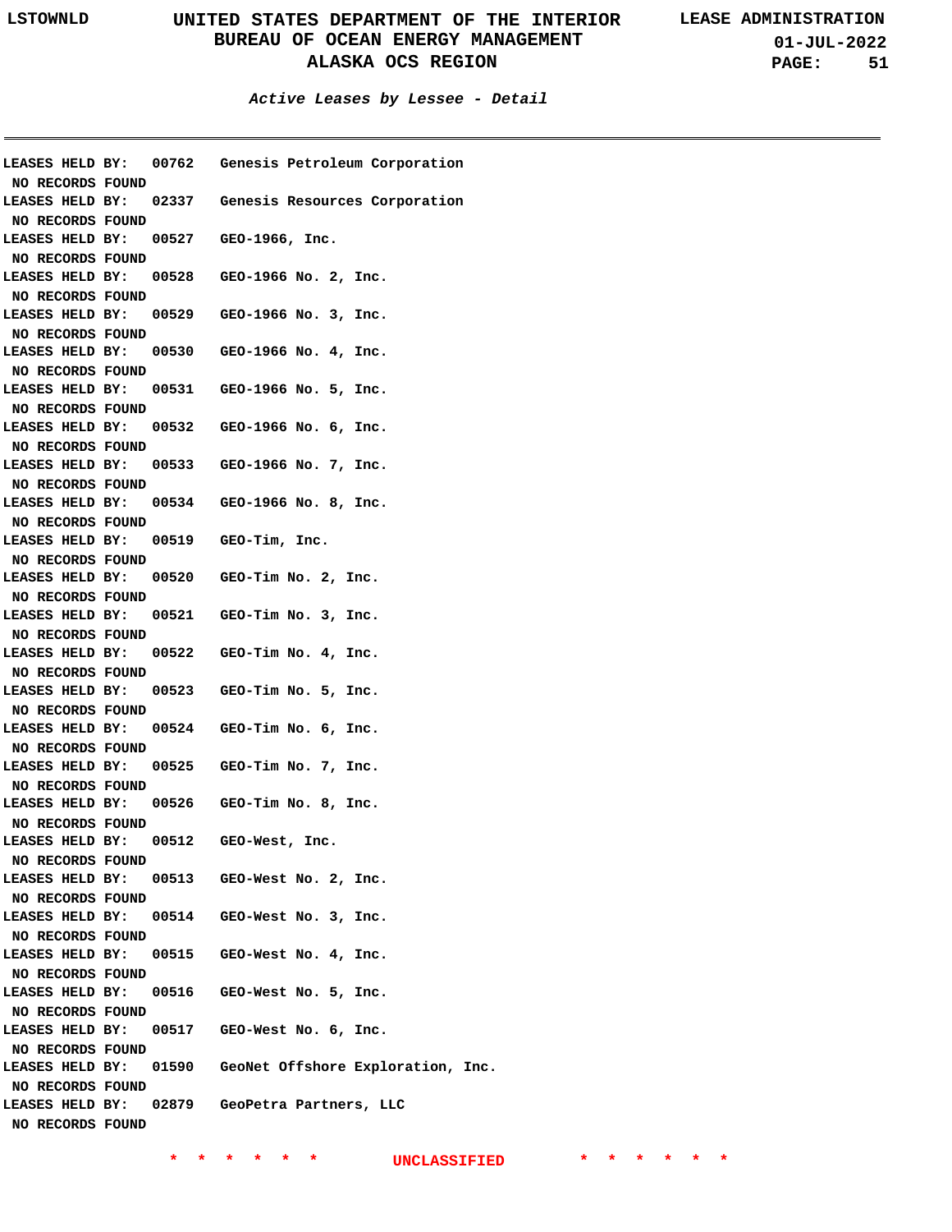*Active Leases by Lessee - Detail*

LEASES HELD BY: 00762 Genesis Petroleum Corporation
NO RECORDS FOUND
LEASES HELD BY: 02337 Genesis Resources Corporation
NO RECORDS FOUND
LEASES HELD BY: 00527 GEO-1966, Inc.
NO RECORDS FOUND
LEASES HELD BY: 00528 GEO-1966 No. 2, Inc.
NO RECORDS FOUND
LEASES HELD BY: 00529 GEO-1966 No. 3, Inc.
NO RECORDS FOUND
LEASES HELD BY: 00530 GEO-1966 No. 4, Inc.
NO RECORDS FOUND
LEASES HELD BY: 00531 GEO-1966 No. 5, Inc.
NO RECORDS FOUND
LEASES HELD BY: 00532 GEO-1966 No. 6, Inc.
NO RECORDS FOUND
LEASES HELD BY: 00533 GEO-1966 No. 7, Inc.
NO RECORDS FOUND
LEASES HELD BY: 00534 GEO-1966 No. 8, Inc.
NO RECORDS FOUND
LEASES HELD BY: 00519 GEO-Tim, Inc.
NO RECORDS FOUND
LEASES HELD BY: 00520 GEO-Tim No. 2, Inc.
NO RECORDS FOUND
LEASES HELD BY: 00521 GEO-Tim No. 3, Inc.
NO RECORDS FOUND
LEASES HELD BY: 00522 GEO-Tim No. 4, Inc.
NO RECORDS FOUND
LEASES HELD BY: 00523 GEO-Tim No. 5, Inc.
NO RECORDS FOUND
LEASES HELD BY: 00524 GEO-Tim No. 6, Inc.
NO RECORDS FOUND
LEASES HELD BY: 00525 GEO-Tim No. 7, Inc.
NO RECORDS FOUND
LEASES HELD BY: 00526 GEO-Tim No. 8, Inc.
NO RECORDS FOUND
LEASES HELD BY: 00512 GEO-West, Inc.
NO RECORDS FOUND
LEASES HELD BY: 00513 GEO-West No. 2, Inc.
NO RECORDS FOUND
LEASES HELD BY: 00514 GEO-West No. 3, Inc.
NO RECORDS FOUND
LEASES HELD BY: 00515 GEO-West No. 4, Inc.
NO RECORDS FOUND
LEASES HELD BY: 00516 GEO-West No. 5, Inc.
NO RECORDS FOUND
LEASES HELD BY: 00517 GEO-West No. 6, Inc.
NO RECORDS FOUND
LEASES HELD BY: 01590 GeoNet Offshore Exploration, Inc.
NO RECORDS FOUND
LEASES HELD BY: 02879 GeoPetra Partners, LLC
NO RECORDS FOUND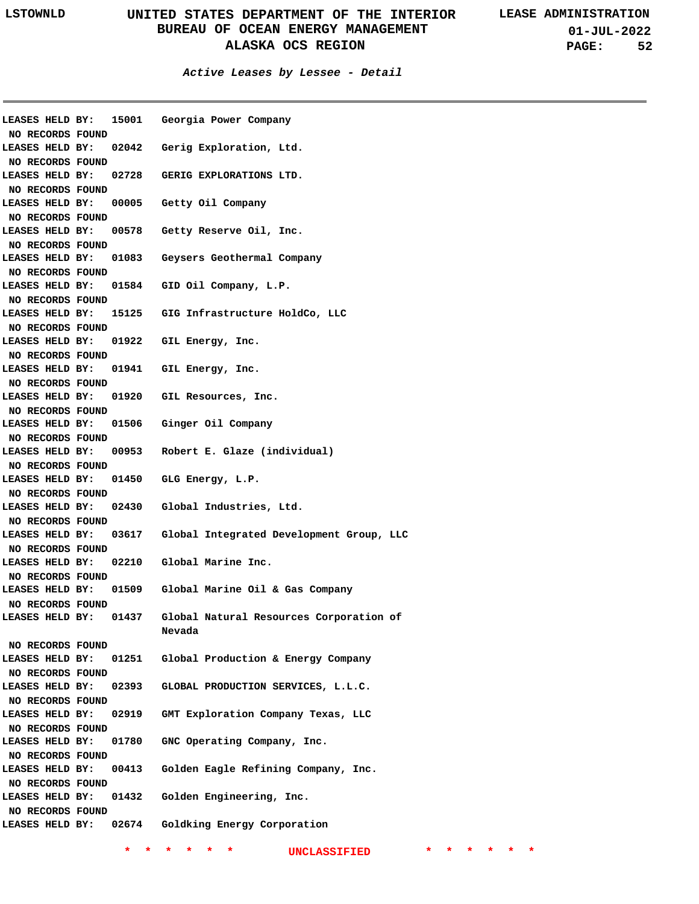**Active Leases by Lessee - Detail**

LEASES HELD BY: 15001 Georgia Power Company
NO RECORDS FOUND
LEASES HELD BY: 02042 Gerig Exploration, Ltd.
NO RECORDS FOUND
LEASES HELD BY: 02728 GERIG EXPLORATIONS LTD.
NO RECORDS FOUND
LEASES HELD BY: 00005 Getty Oil Company
NO RECORDS FOUND
LEASES HELD BY: 00578 Getty Reserve Oil, Inc.
NO RECORDS FOUND
LEASES HELD BY: 01083 Geysers Geothermal Company
NO RECORDS FOUND
LEASES HELD BY: 01584 GID Oil Company, L.P.
NO RECORDS FOUND
LEASES HELD BY: 15125 GIG Infrastructure HoldCo, LLC
NO RECORDS FOUND
LEASES HELD BY: 01922 GIL Energy, Inc.
NO RECORDS FOUND
LEASES HELD BY: 01941 GIL Energy, Inc.
NO RECORDS FOUND
LEASES HELD BY: 01920 GIL Resources, Inc.
NO RECORDS FOUND
LEASES HELD BY: 01506 Ginger Oil Company
NO RECORDS FOUND
LEASES HELD BY: 00953 Robert E. Glaze (individual)
NO RECORDS FOUND
LEASES HELD BY: 01450 GLG Energy, L.P.
NO RECORDS FOUND
LEASES HELD BY: 02430 Global Industries, Ltd.
NO RECORDS FOUND
LEASES HELD BY: 03617 Global Integrated Development Group, LLC
NO RECORDS FOUND
LEASES HELD BY: 02210 Global Marine Inc.
NO RECORDS FOUND
LEASES HELD BY: 01509 Global Marine Oil & Gas Company
NO RECORDS FOUND
LEASES HELD BY: 01437 Global Natural Resources Corporation of Nevada
NO RECORDS FOUND
LEASES HELD BY: 01251 Global Production & Energy Company
NO RECORDS FOUND
LEASES HELD BY: 02393 GLOBAL PRODUCTION SERVICES, L.L.C.
NO RECORDS FOUND
LEASES HELD BY: 02919 GMT Exploration Company Texas, LLC
NO RECORDS FOUND
LEASES HELD BY: 01780 GNC Operating Company, Inc.
NO RECORDS FOUND
LEASES HELD BY: 00413 Golden Eagle Refining Company, Inc.
NO RECORDS FOUND
LEASES HELD BY: 01432 Golden Engineering, Inc.
NO RECORDS FOUND
LEASES HELD BY: 02674 Goldking Energy Corporation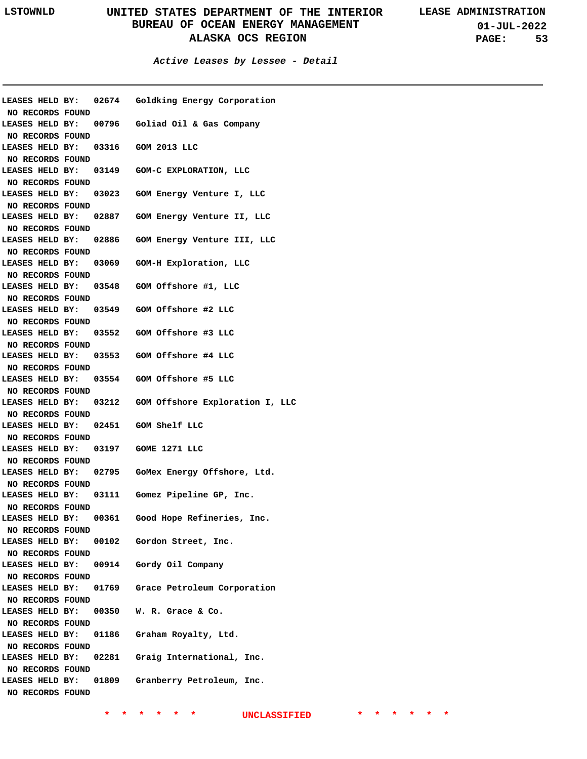**Active Leases by Lessee - Detail**

LEASES HELD BY: 02674 Goldking Energy Corporation
NO RECORDS FOUND

LEASES HELD BY: 00796 Goliad Oil & Gas Company
NO RECORDS FOUND

LEASES HELD BY: 03316 GOM 2013 LLC
NO RECORDS FOUND

LEASES HELD BY: 03149 GOM-C EXPLORATION, LLC
NO RECORDS FOUND

LEASES HELD BY: 03023 GOM Energy Venture I, LLC
NO RECORDS FOUND

LEASES HELD BY: 02887 GOM Energy Venture II, LLC
NO RECORDS FOUND

LEASES HELD BY: 02886 GOM Energy Venture III, LLC
NO RECORDS FOUND

LEASES HELD BY: 03069 GOM-H Exploration, LLC
NO RECORDS FOUND

LEASES HELD BY: 03548 GOM Offshore #1, LLC
NO RECORDS FOUND

LEASES HELD BY: 03549 GOM Offshore #2 LLC
NO RECORDS FOUND

LEASES HELD BY: 03552 GOM Offshore #3 LLC
NO RECORDS FOUND

LEASES HELD BY: 03553 GOM Offshore #4 LLC
NO RECORDS FOUND

LEASES HELD BY: 03554 GOM Offshore #5 LLC
NO RECORDS FOUND

LEASES HELD BY: 03212 GOM Offshore Exploration I, LLC
NO RECORDS FOUND

LEASES HELD BY: 02451 GOM Shelf LLC
NO RECORDS FOUND

LEASES HELD BY: 03197 GOME 1271 LLC
NO RECORDS FOUND

LEASES HELD BY: 02795 GoMex Energy Offshore, Ltd.
NO RECORDS FOUND

LEASES HELD BY: 03111 Gomez Pipeline GP, Inc.
NO RECORDS FOUND

LEASES HELD BY: 00361 Good Hope Refineries, Inc.
NO RECORDS FOUND

LEASES HELD BY: 00102 Gordon Street, Inc.
NO RECORDS FOUND

LEASES HELD BY: 00914 Gordy Oil Company
NO RECORDS FOUND

LEASES HELD BY: 01769 Grace Petroleum Corporation
NO RECORDS FOUND

LEASES HELD BY: 00350 W. R. Grace & Co.
NO RECORDS FOUND

LEASES HELD BY: 01186 Graham Royalty, Ltd.
NO RECORDS FOUND

LEASES HELD BY: 02281 Graig International, Inc.
NO RECORDS FOUND

LEASES HELD BY: 01809 Granberry Petroleum, Inc.
NO RECORDS FOUND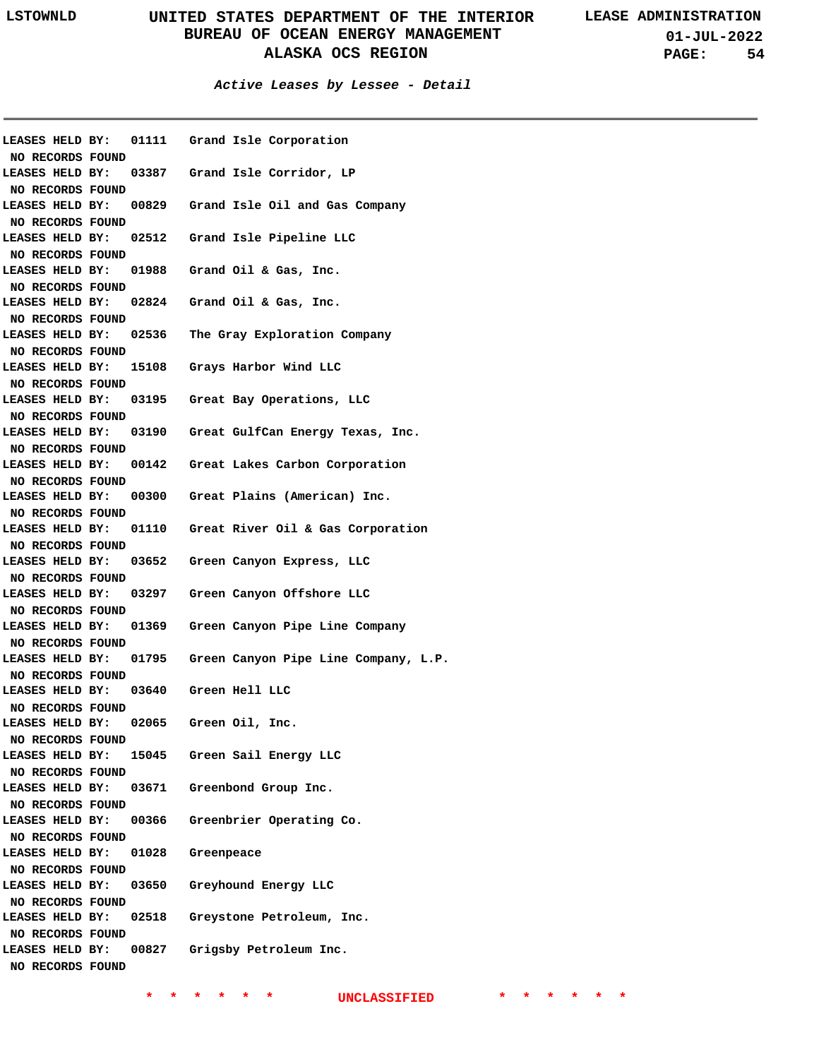### *Active Leases by Lessee - Detail*

---

**LEASES HELD BY: 01111 Grand Isle Corporation**
**NO RECORDS FOUND**
**LEASES HELD BY: 03387 Grand Isle Corridor, LP**
**NO RECORDS FOUND**
**LEASES HELD BY: 00829 Grand Isle Oil and Gas Company**
**NO RECORDS FOUND**
**LEASES HELD BY: 02512 Grand Isle Pipeline LLC**
**NO RECORDS FOUND**
**LEASES HELD BY: 01988 Grand Oil & Gas, Inc.**
**NO RECORDS FOUND**
**LEASES HELD BY: 02824 Grand Oil & Gas, Inc.**
**NO RECORDS FOUND**
**LEASES HELD BY: 02536 The Gray Exploration Company**
**NO RECORDS FOUND**
**LEASES HELD BY: 15108 Grays Harbor Wind LLC**
**NO RECORDS FOUND**
**LEASES HELD BY: 03195 Great Bay Operations, LLC**
**NO RECORDS FOUND**
**LEASES HELD BY: 03190 Great GulfCan Energy Texas, Inc.**
**NO RECORDS FOUND**
**LEASES HELD BY: 00142 Great Lakes Carbon Corporation**
**NO RECORDS FOUND**
**LEASES HELD BY: 00300 Great Plains (American) Inc.**
**NO RECORDS FOUND**
**LEASES HELD BY: 01110 Great River Oil & Gas Corporation**
**NO RECORDS FOUND**
**LEASES HELD BY: 03652 Green Canyon Express, LLC**
**NO RECORDS FOUND**
**LEASES HELD BY: 03297 Green Canyon Offshore LLC**
**NO RECORDS FOUND**
**LEASES HELD BY: 01369 Green Canyon Pipe Line Company**
**NO RECORDS FOUND**
**LEASES HELD BY: 01795 Green Canyon Pipe Line Company, L.P.**
**NO RECORDS FOUND**
**LEASES HELD BY: 03640 Green Hell LLC**
**NO RECORDS FOUND**
**LEASES HELD BY: 02065 Green Oil, Inc.**
**NO RECORDS FOUND**
**LEASES HELD BY: 15045 Green Sail Energy LLC**
**NO RECORDS FOUND**
**LEASES HELD BY: 03671 Greenbond Group Inc.**
**NO RECORDS FOUND**
**LEASES HELD BY: 00366 Greenbrier Operating Co.**
**NO RECORDS FOUND**
**LEASES HELD BY: 01028 Greenpeace**
**NO RECORDS FOUND**
**LEASES HELD BY: 03650 Greyhound Energy LLC**
**NO RECORDS FOUND**
**LEASES HELD BY: 02518 Greystone Petroleum, Inc.**
**NO RECORDS FOUND**
**LEASES HELD BY: 00827 Grigsby Petroleum Inc.**
**NO RECORDS FOUND**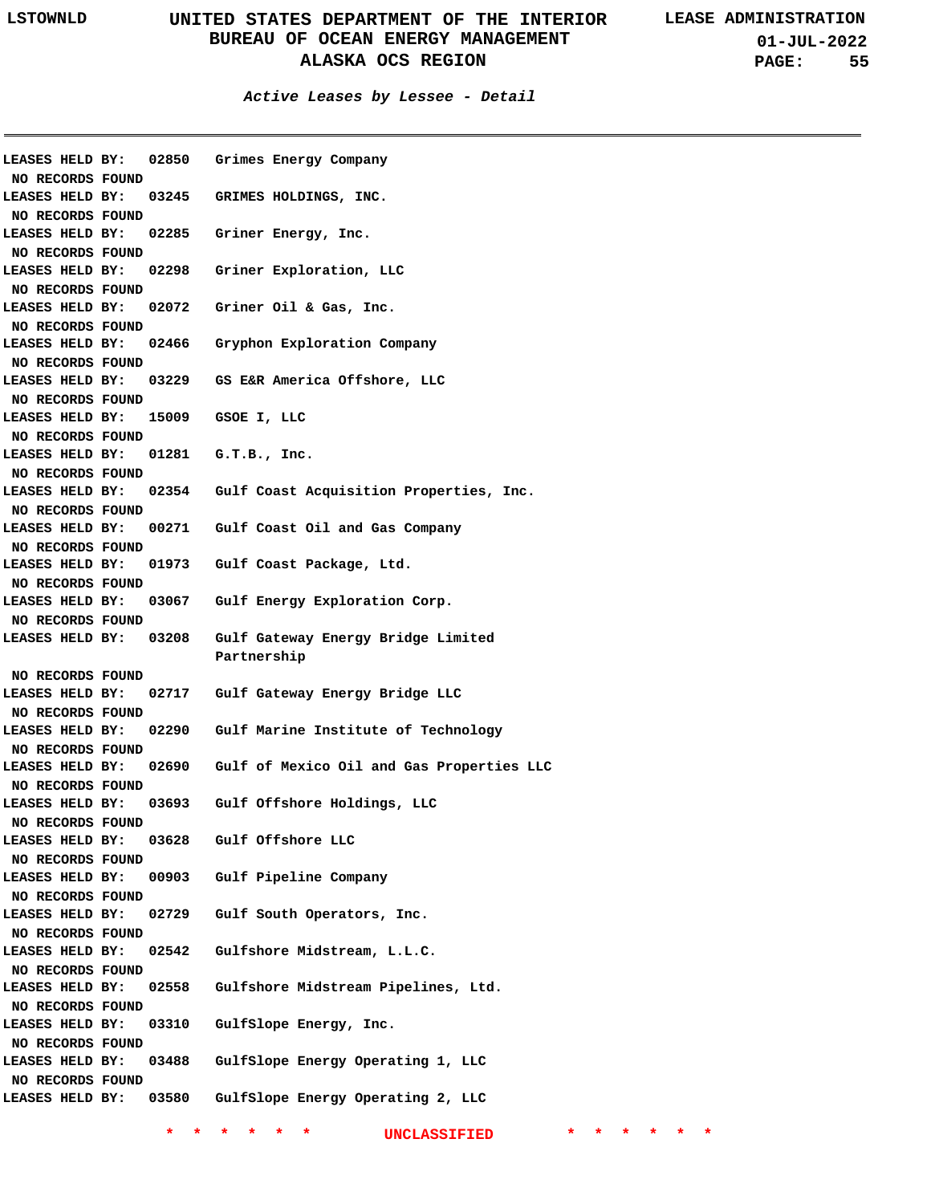*Active Leases by Lessee - Detail*

LEASES HELD BY: 02850 Grimes Energy Company
NO RECORDS FOUND

LEASES HELD BY: 03245 GRIMES HOLDINGS, INC.
NO RECORDS FOUND

LEASES HELD BY: 02285 Griner Energy, Inc.
NO RECORDS FOUND

LEASES HELD BY: 02298 Griner Exploration, LLC
NO RECORDS FOUND

LEASES HELD BY: 02072 Griner Oil & Gas, Inc.
NO RECORDS FOUND

LEASES HELD BY: 02466 Gryphon Exploration Company
NO RECORDS FOUND

LEASES HELD BY: 03229 GS E&R America Offshore, LLC
NO RECORDS FOUND

LEASES HELD BY: 15009 GSOE I, LLC
NO RECORDS FOUND

LEASES HELD BY: 01281 G.T.B., Inc.
NO RECORDS FOUND

LEASES HELD BY: 02354 Gulf Coast Acquisition Properties, Inc.
NO RECORDS FOUND

LEASES HELD BY: 00271 Gulf Coast Oil and Gas Company
NO RECORDS FOUND

LEASES HELD BY: 01973 Gulf Coast Package, Ltd.
NO RECORDS FOUND

LEASES HELD BY: 03067 Gulf Energy Exploration Corp.
NO RECORDS FOUND

LEASES HELD BY: 03208 Gulf Gateway Energy Bridge Limited Partnership
NO RECORDS FOUND

LEASES HELD BY: 02717 Gulf Gateway Energy Bridge LLC
NO RECORDS FOUND

LEASES HELD BY: 02290 Gulf Marine Institute of Technology
NO RECORDS FOUND

LEASES HELD BY: 02690 Gulf of Mexico Oil and Gas Properties LLC
NO RECORDS FOUND

LEASES HELD BY: 03693 Gulf Offshore Holdings, LLC
NO RECORDS FOUND

LEASES HELD BY: 03628 Gulf Offshore LLC
NO RECORDS FOUND

LEASES HELD BY: 00903 Gulf Pipeline Company
NO RECORDS FOUND

LEASES HELD BY: 02729 Gulf South Operators, Inc.
NO RECORDS FOUND

LEASES HELD BY: 02542 Gulfshore Midstream, L.L.C.
NO RECORDS FOUND

LEASES HELD BY: 02558 Gulfshore Midstream Pipelines, Ltd.
NO RECORDS FOUND

LEASES HELD BY: 03310 GulfSlope Energy, Inc.
NO RECORDS FOUND

LEASES HELD BY: 03488 GulfSlope Energy Operating 1, LLC
NO RECORDS FOUND

LEASES HELD BY: 03580 GulfSlope Energy Operating 2, LLC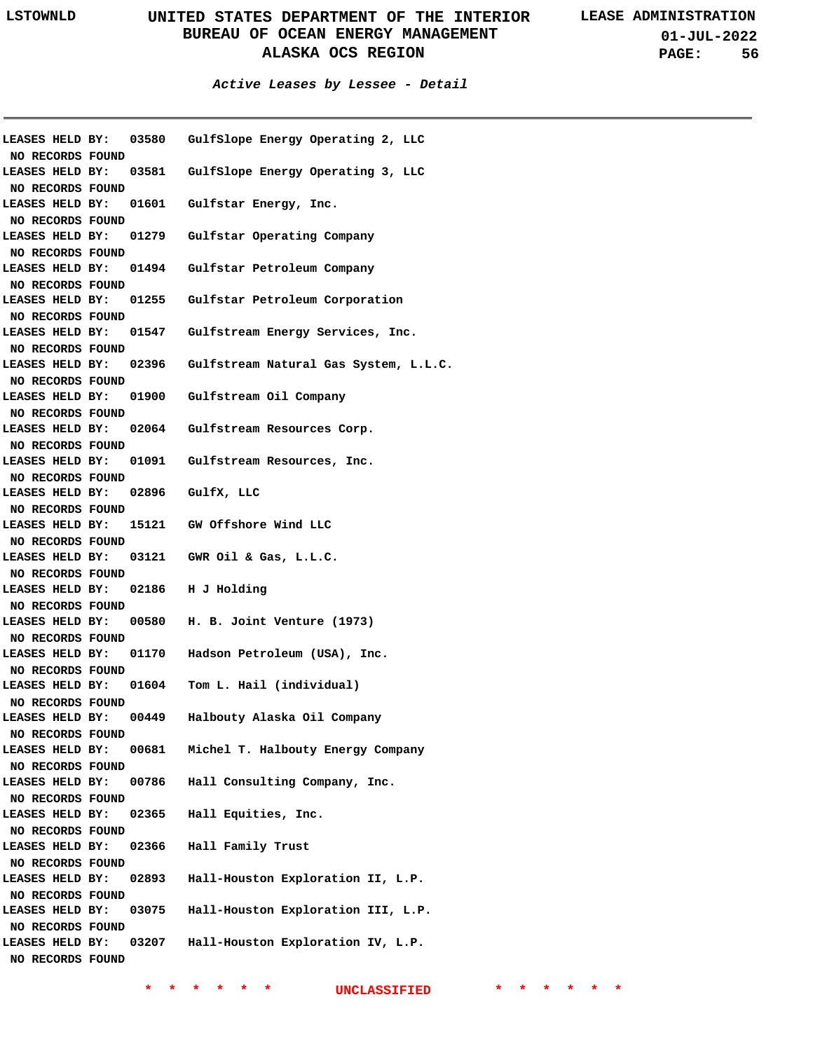*Active Leases by Lessee - Detail*

LEASES HELD BY: 03580 GulfSlope Energy Operating 2, LLC
NO RECORDS FOUND
LEASES HELD BY: 03581 GulfSlope Energy Operating 3, LLC
NO RECORDS FOUND
LEASES HELD BY: 01601 Gulfstar Energy, Inc.
NO RECORDS FOUND
LEASES HELD BY: 01279 Gulfstar Operating Company
NO RECORDS FOUND
LEASES HELD BY: 01494 Gulfstar Petroleum Company
NO RECORDS FOUND
LEASES HELD BY: 01255 Gulfstar Petroleum Corporation
NO RECORDS FOUND
LEASES HELD BY: 01547 Gulfstream Energy Services, Inc.
NO RECORDS FOUND
LEASES HELD BY: 02396 Gulfstream Natural Gas System, L.L.C.
NO RECORDS FOUND
LEASES HELD BY: 01900 Gulfstream Oil Company
NO RECORDS FOUND
LEASES HELD BY: 02064 Gulfstream Resources Corp.
NO RECORDS FOUND
LEASES HELD BY: 01091 Gulfstream Resources, Inc.
NO RECORDS FOUND
LEASES HELD BY: 02896 GulfX, LLC
NO RECORDS FOUND
LEASES HELD BY: 15121 GW Offshore Wind LLC
NO RECORDS FOUND
LEASES HELD BY: 03121 GWR Oil & Gas, L.L.C.
NO RECORDS FOUND
LEASES HELD BY: 02186 H J Holding
NO RECORDS FOUND
LEASES HELD BY: 00580 H. B. Joint Venture (1973)
NO RECORDS FOUND
LEASES HELD BY: 01170 Hadson Petroleum (USA), Inc.
NO RECORDS FOUND
LEASES HELD BY: 01604 Tom L. Hail (individual)
NO RECORDS FOUND
LEASES HELD BY: 00449 Halbouty Alaska Oil Company
NO RECORDS FOUND
LEASES HELD BY: 00681 Michel T. Halbouty Energy Company
NO RECORDS FOUND
LEASES HELD BY: 00786 Hall Consulting Company, Inc.
NO RECORDS FOUND
LEASES HELD BY: 02365 Hall Equities, Inc.
NO RECORDS FOUND
LEASES HELD BY: 02366 Hall Family Trust
NO RECORDS FOUND
LEASES HELD BY: 02893 Hall-Houston Exploration II, L.P.
NO RECORDS FOUND
LEASES HELD BY: 03075 Hall-Houston Exploration III, L.P.
NO RECORDS FOUND
LEASES HELD BY: 03207 Hall-Houston Exploration IV, L.P.
NO RECORDS FOUND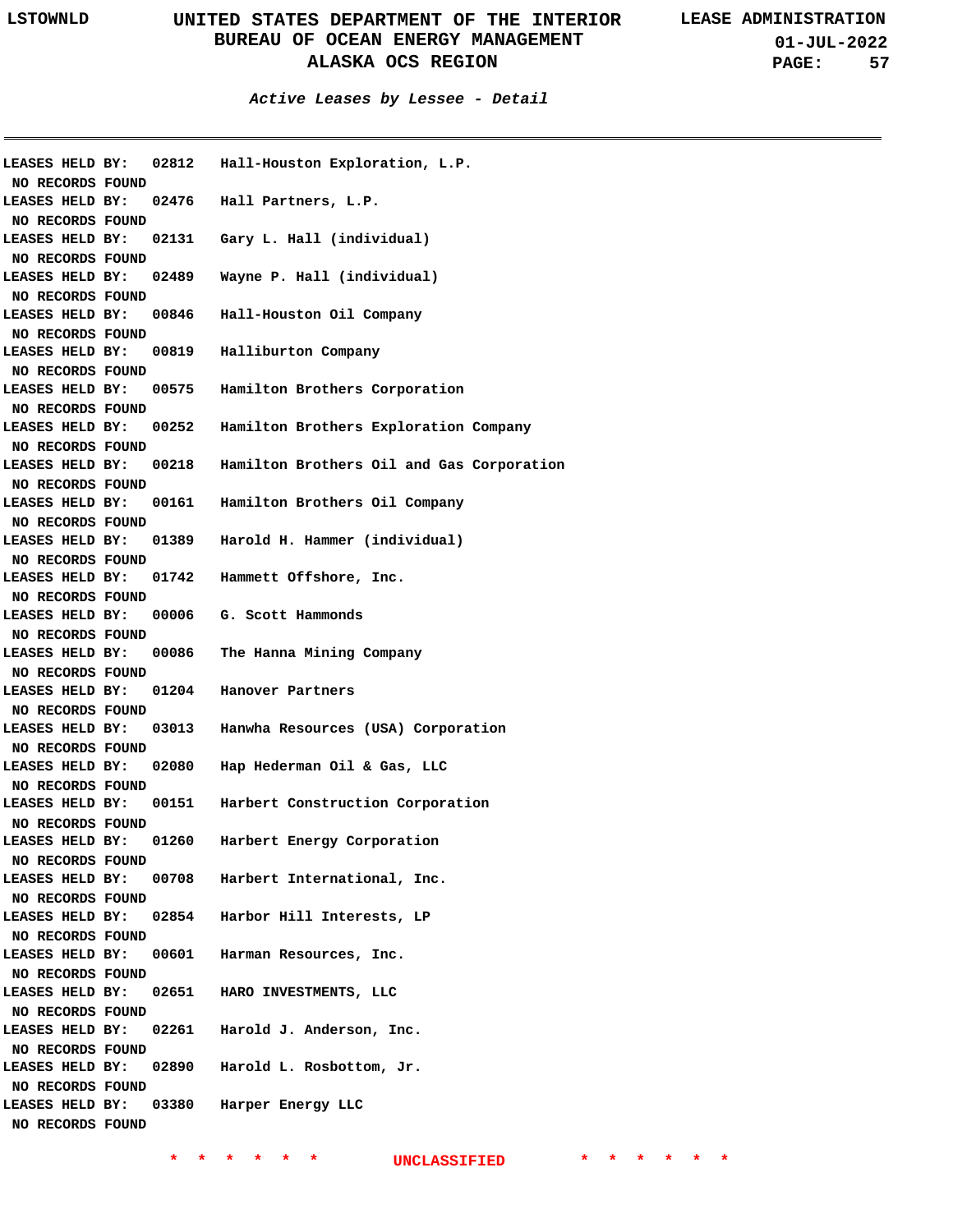*Active Leases by Lessee - Detail*

LEASES HELD BY: 02812 Hall-Houston Exploration, L.P.
NO RECORDS FOUND
LEASES HELD BY: 02476 Hall Partners, L.P.
NO RECORDS FOUND
LEASES HELD BY: 02131 Gary L. Hall (individual)
NO RECORDS FOUND
LEASES HELD BY: 02489 Wayne P. Hall (individual)
NO RECORDS FOUND
LEASES HELD BY: 00846 Hall-Houston Oil Company
NO RECORDS FOUND
LEASES HELD BY: 00819 Halliburton Company
NO RECORDS FOUND
LEASES HELD BY: 00575 Hamilton Brothers Corporation
NO RECORDS FOUND
LEASES HELD BY: 00252 Hamilton Brothers Exploration Company
NO RECORDS FOUND
LEASES HELD BY: 00218 Hamilton Brothers Oil and Gas Corporation
NO RECORDS FOUND
LEASES HELD BY: 00161 Hamilton Brothers Oil Company
NO RECORDS FOUND
LEASES HELD BY: 01389 Harold H. Hammer (individual)
NO RECORDS FOUND
LEASES HELD BY: 01742 Hammett Offshore, Inc.
NO RECORDS FOUND
LEASES HELD BY: 00006 G. Scott Hammonds
NO RECORDS FOUND
LEASES HELD BY: 00086 The Hanna Mining Company
NO RECORDS FOUND
LEASES HELD BY: 01204 Hanover Partners
NO RECORDS FOUND
LEASES HELD BY: 03013 Hanwha Resources (USA) Corporation
NO RECORDS FOUND
LEASES HELD BY: 02080 Hap Hederman Oil & Gas, LLC
NO RECORDS FOUND
LEASES HELD BY: 00151 Harbert Construction Corporation
NO RECORDS FOUND
LEASES HELD BY: 01260 Harbert Energy Corporation
NO RECORDS FOUND
LEASES HELD BY: 00708 Harbert International, Inc.
NO RECORDS FOUND
LEASES HELD BY: 02854 Harbor Hill Interests, LP
NO RECORDS FOUND
LEASES HELD BY: 00601 Harman Resources, Inc.
NO RECORDS FOUND
LEASES HELD BY: 02651 HARO INVESTMENTS, LLC
NO RECORDS FOUND
LEASES HELD BY: 02261 Harold J. Anderson, Inc.
NO RECORDS FOUND
LEASES HELD BY: 02890 Harold L. Rosbottom, Jr.
NO RECORDS FOUND
LEASES HELD BY: 03380 Harper Energy LLC
NO RECORDS FOUND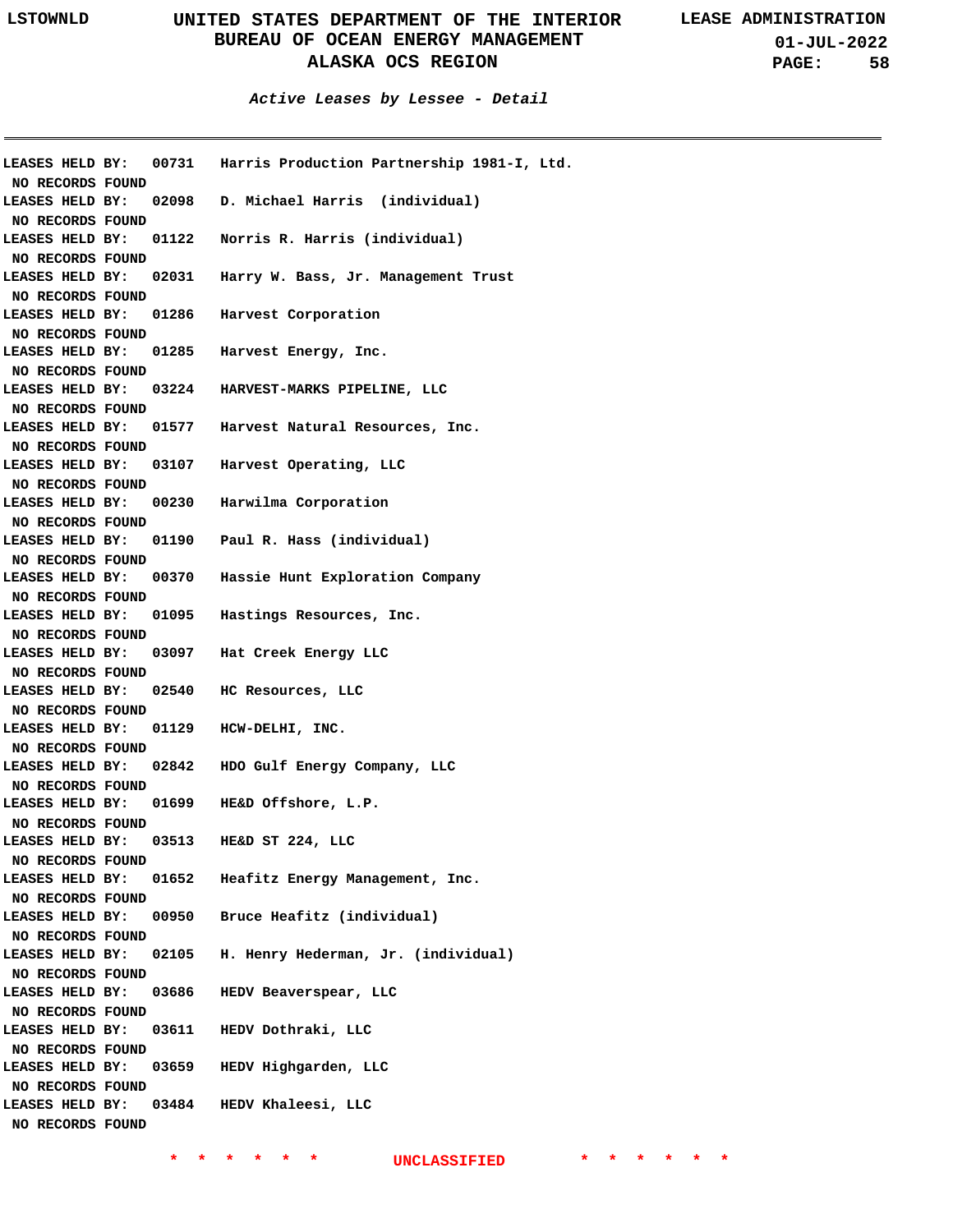### Active Leases by Lessee - Detail

LEASES HELD BY: 00731 Harris Production Partnership 1981-I, Ltd.
NO RECORDS FOUND
LEASES HELD BY: 02098 D. Michael Harris (individual)
NO RECORDS FOUND
LEASES HELD BY: 01122 Norris R. Harris (individual)
NO RECORDS FOUND
LEASES HELD BY: 02031 Harry W. Bass, Jr. Management Trust
NO RECORDS FOUND
LEASES HELD BY: 01286 Harvest Corporation
NO RECORDS FOUND
LEASES HELD BY: 01285 Harvest Energy, Inc.
NO RECORDS FOUND
LEASES HELD BY: 03224 HARVEST-MARKS PIPELINE, LLC
NO RECORDS FOUND
LEASES HELD BY: 01577 Harvest Natural Resources, Inc.
NO RECORDS FOUND
LEASES HELD BY: 03107 Harvest Operating, LLC
NO RECORDS FOUND
LEASES HELD BY: 00230 Harwilma Corporation
NO RECORDS FOUND
LEASES HELD BY: 01190 Paul R. Hass (individual)
NO RECORDS FOUND
LEASES HELD BY: 00370 Hassie Hunt Exploration Company
NO RECORDS FOUND
LEASES HELD BY: 01095 Hastings Resources, Inc.
NO RECORDS FOUND
LEASES HELD BY: 03097 Hat Creek Energy LLC
NO RECORDS FOUND
LEASES HELD BY: 02540 HC Resources, LLC
NO RECORDS FOUND
LEASES HELD BY: 01129 HCW-DELHI, INC.
NO RECORDS FOUND
LEASES HELD BY: 02842 HDO Gulf Energy Company, LLC
NO RECORDS FOUND
LEASES HELD BY: 01699 HE&D Offshore, L.P.
NO RECORDS FOUND
LEASES HELD BY: 03513 HE&D ST 224, LLC
NO RECORDS FOUND
LEASES HELD BY: 01652 Heafitz Energy Management, Inc.
NO RECORDS FOUND
LEASES HELD BY: 00950 Bruce Heafitz (individual)
NO RECORDS FOUND
LEASES HELD BY: 02105 H. Henry Hederman, Jr. (individual)
NO RECORDS FOUND
LEASES HELD BY: 03686 HEDV Beaverspear, LLC
NO RECORDS FOUND
LEASES HELD BY: 03611 HEDV Dothraki, LLC
NO RECORDS FOUND
LEASES HELD BY: 03659 HEDV Highgarden, LLC
NO RECORDS FOUND
LEASES HELD BY: 03484 HEDV Khaleesi, LLC
NO RECORDS FOUND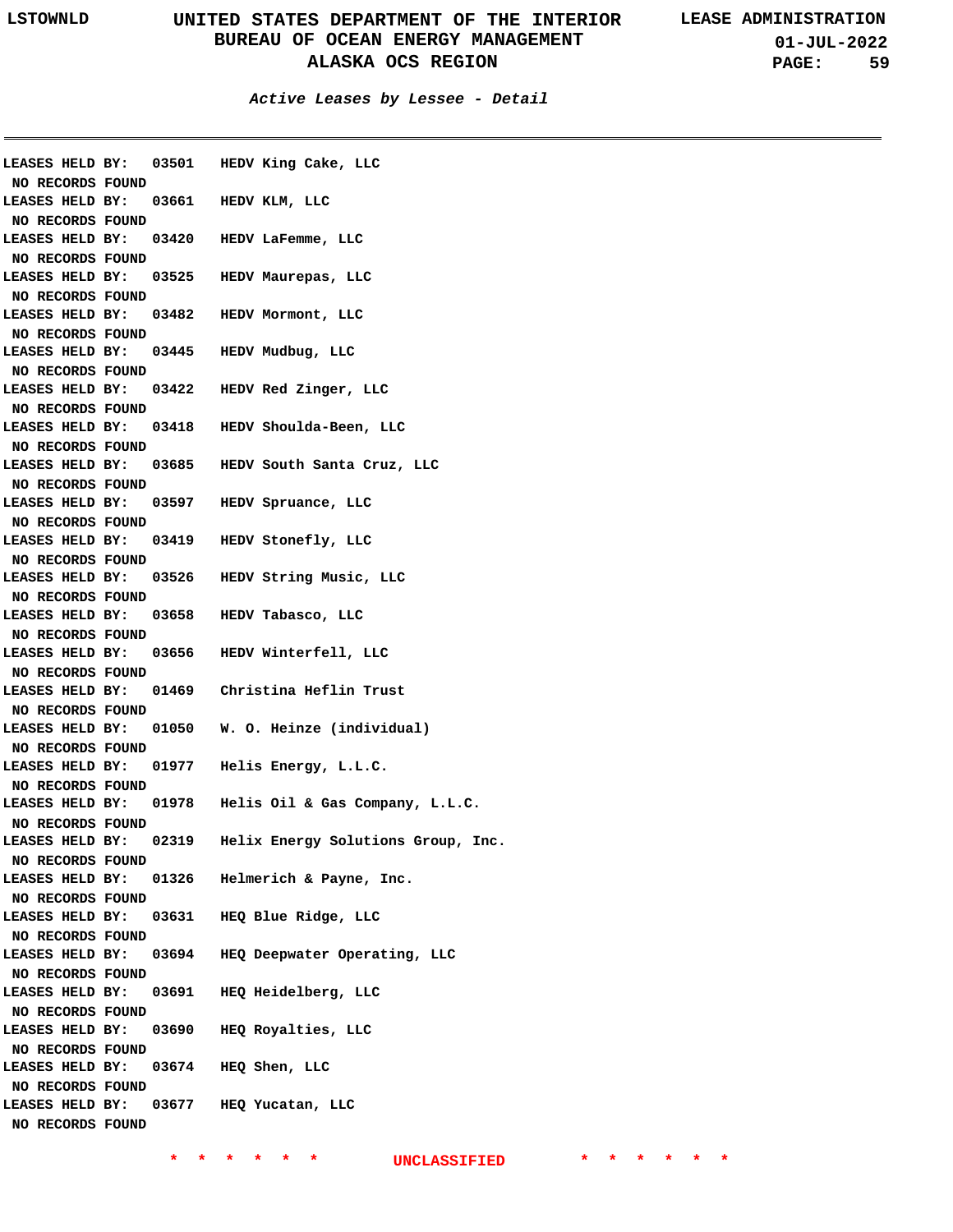**LEASES HELD BY: 03501 HEDV King Cake, LLC**
NO RECORDS FOUND

**LEASES HELD BY: 03661 HEDV KLM, LLC**
NO RECORDS FOUND

**LEASES HELD BY: 03420 HEDV LaFemme, LLC**
NO RECORDS FOUND

**LEASES HELD BY: 03525 HEDV Maurepas, LLC**
NO RECORDS FOUND

**LEASES HELD BY: 03482 HEDV Mormont, LLC**
NO RECORDS FOUND

**LEASES HELD BY: 03445 HEDV Mudbug, LLC**
NO RECORDS FOUND

**LEASES HELD BY: 03422 HEDV Red Zinger, LLC**
NO RECORDS FOUND

**LEASES HELD BY: 03418 HEDV Shoulda-Been, LLC**
NO RECORDS FOUND

**LEASES HELD BY: 03685 HEDV South Santa Cruz, LLC**
NO RECORDS FOUND

**LEASES HELD BY: 03597 HEDV Spruance, LLC**
NO RECORDS FOUND

**LEASES HELD BY: 03419 HEDV Stonefly, LLC**
NO RECORDS FOUND

**LEASES HELD BY: 03526 HEDV String Music, LLC**
NO RECORDS FOUND

**LEASES HELD BY: 03658 HEDV Tabasco, LLC**
NO RECORDS FOUND

**LEASES HELD BY: 03656 HEDV Winterfell, LLC**
NO RECORDS FOUND

**LEASES HELD BY: 01469 Christina Heflin Trust**
NO RECORDS FOUND

**LEASES HELD BY: 01050 W. O. Heinze (individual)**
NO RECORDS FOUND

**LEASES HELD BY: 01977 Helis Energy, L.L.C.**
NO RECORDS FOUND

**LEASES HELD BY: 01978 Helis Oil & Gas Company, L.L.C.**
NO RECORDS FOUND

**LEASES HELD BY: 02319 Helix Energy Solutions Group, Inc.**
NO RECORDS FOUND

**LEASES HELD BY: 01326 Helmerich & Payne, Inc.**
NO RECORDS FOUND

**LEASES HELD BY: 03631 HEQ Blue Ridge, LLC**
NO RECORDS FOUND

**LEASES HELD BY: 03694 HEQ Deepwater Operating, LLC**
NO RECORDS FOUND

**LEASES HELD BY: 03691 HEQ Heidelberg, LLC**
NO RECORDS FOUND

**LEASES HELD BY: 03690 HEQ Royalties, LLC**
NO RECORDS FOUND

**LEASES HELD BY: 03674 HEQ Shen, LLC**
NO RECORDS FOUND

**LEASES HELD BY: 03677 HEQ Yucatan, LLC**
NO RECORDS FOUND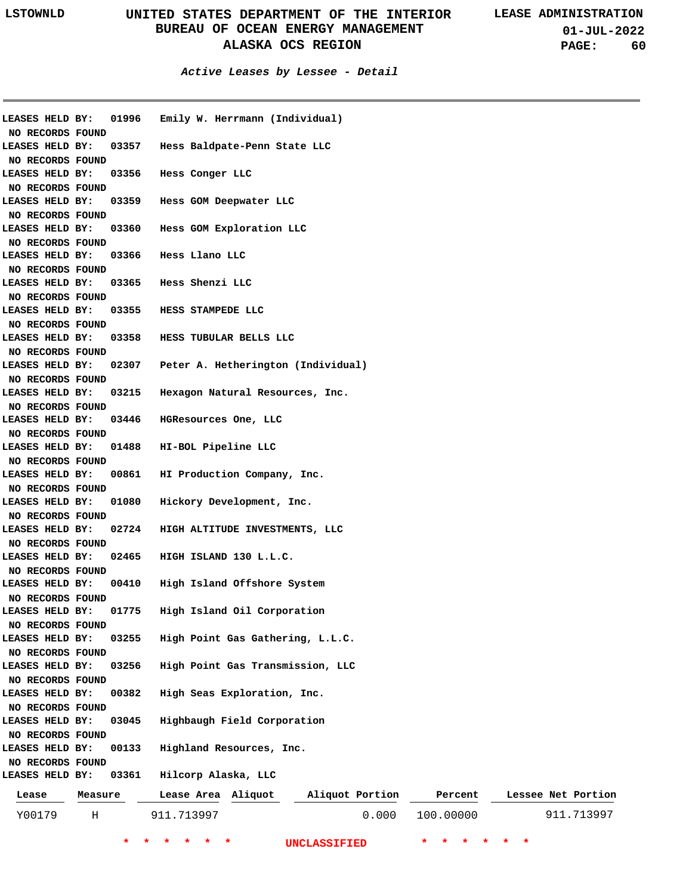**Active Leases by Lessee - Detail**

**LEASES HELD BY: 01996 Emily W. Herrmann (Individual)**
NO RECORDS FOUND

**LEASES HELD BY: 03357 Hess Baldpate-Penn State LLC**
NO RECORDS FOUND

**LEASES HELD BY: 03356 Hess Conger LLC**
NO RECORDS FOUND

**LEASES HELD BY: 03359 Hess GOM Deepwater LLC**
NO RECORDS FOUND

**LEASES HELD BY: 03360 Hess GOM Exploration LLC**
NO RECORDS FOUND

**LEASES HELD BY: 03366 Hess Llano LLC**
NO RECORDS FOUND

**LEASES HELD BY: 03365 Hess Shenzi LLC**
NO RECORDS FOUND

**LEASES HELD BY: 03355 HESS STAMPEDE LLC**
NO RECORDS FOUND

**LEASES HELD BY: 03358 HESS TUBULAR BELLS LLC**
NO RECORDS FOUND

**LEASES HELD BY: 02307 Peter A. Hetherington (Individual)**
NO RECORDS FOUND

**LEASES HELD BY: 03215 Hexagon Natural Resources, Inc.**
NO RECORDS FOUND

**LEASES HELD BY: 03446 HGResources One, LLC**
NO RECORDS FOUND

**LEASES HELD BY: 01488 HI-BOL Pipeline LLC**
NO RECORDS FOUND

**LEASES HELD BY: 00861 HI Production Company, Inc.**
NO RECORDS FOUND

**LEASES HELD BY: 01080 Hickory Development, Inc.**
NO RECORDS FOUND

**LEASES HELD BY: 02724 HIGH ALTITUDE INVESTMENTS, LLC**
NO RECORDS FOUND

**LEASES HELD BY: 02465 HIGH ISLAND 130 L.L.C.**
NO RECORDS FOUND

**LEASES HELD BY: 00410 High Island Offshore System**
NO RECORDS FOUND

**LEASES HELD BY: 01775 High Island Oil Corporation**
NO RECORDS FOUND

**LEASES HELD BY: 03255 High Point Gas Gathering, L.L.C.**
NO RECORDS FOUND

**LEASES HELD BY: 03256 High Point Gas Transmission, LLC**
NO RECORDS FOUND

**LEASES HELD BY: 00382 High Seas Exploration, Inc.**
NO RECORDS FOUND

**LEASES HELD BY: 03045 Highbaugh Field Corporation**
NO RECORDS FOUND

**LEASES HELD BY: 00133 Highland Resources, Inc.**
NO RECORDS FOUND

**LEASES HELD BY: 03361 Hilcorp Alaska, LLC**

| Lease | Measure | Lease Area | Aliquot | Aliquot Portion | Percent | Lessee Net Portion |
|---|---|---|---|---|---|---|
| Y00179 | H | 911.713997 | | 0.000 | 100.00000 | 911.713997 |

\* \* \* \* \* \* UNCLASSIFIED \* \* \* \* \* \*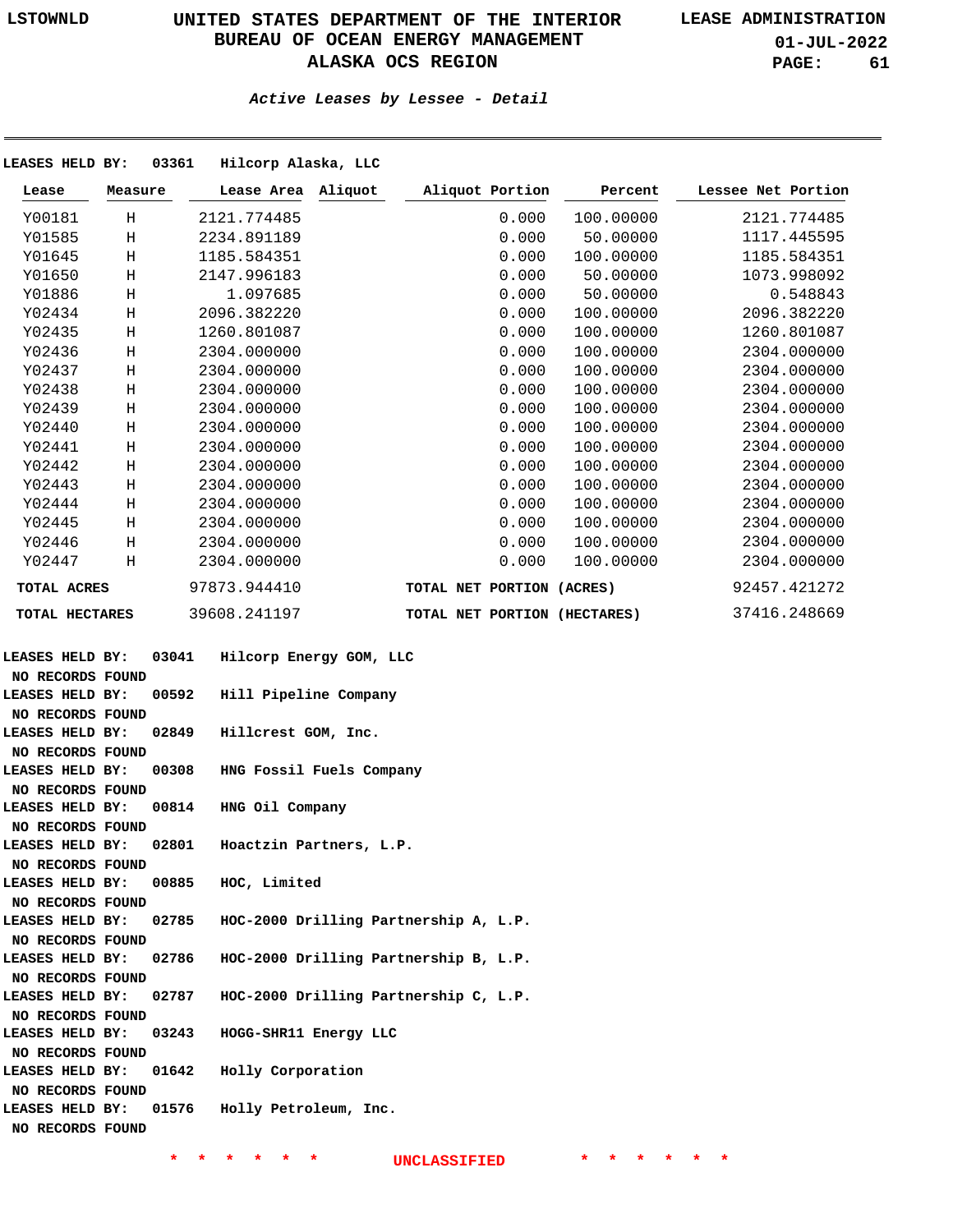***Active Leases by Lessee - Detail***

**LEASES HELD BY: 03361 Hilcorp Alaska, LLC**

| Lease | Measure | Lease Area | Aliquot | Aliquot Portion | Percent | Lessee Net Portion |
|---|---|---|---|---|---|---|
| Y00181 | H | 2121.774485 | | 0.000 | 100.00000 | 2121.774485 |
| Y01585 | H | 2234.891189 | | 0.000 | 50.00000 | 1117.445595 |
| Y01645 | H | 1185.584351 | | 0.000 | 100.00000 | 1185.584351 |
| Y01650 | H | 2147.996183 | | 0.000 | 50.00000 | 1073.998092 |
| Y01886 | H | 1.097685 | | 0.000 | 50.00000 | 0.548843 |
| Y02434 | H | 2096.382220 | | 0.000 | 100.00000 | 2096.382220 |
| Y02435 | H | 1260.801087 | | 0.000 | 100.00000 | 1260.801087 |
| Y02436 | H | 2304.000000 | | 0.000 | 100.00000 | 2304.000000 |
| Y02437 | H | 2304.000000 | | 0.000 | 100.00000 | 2304.000000 |
| Y02438 | H | 2304.000000 | | 0.000 | 100.00000 | 2304.000000 |
| Y02439 | H | 2304.000000 | | 0.000 | 100.00000 | 2304.000000 |
| Y02440 | H | 2304.000000 | | 0.000 | 100.00000 | 2304.000000 |
| Y02441 | H | 2304.000000 | | 0.000 | 100.00000 | 2304.000000 |
| Y02442 | H | 2304.000000 | | 0.000 | 100.00000 | 2304.000000 |
| Y02443 | H | 2304.000000 | | 0.000 | 100.00000 | 2304.000000 |
| Y02444 | H | 2304.000000 | | 0.000 | 100.00000 | 2304.000000 |
| Y02445 | H | 2304.000000 | | 0.000 | 100.00000 | 2304.000000 |
| Y02446 | H | 2304.000000 | | 0.000 | 100.00000 | 2304.000000 |
| Y02447 | H | 2304.000000 | | 0.000 | 100.00000 | 2304.000000 |
| **TOTAL ACRES** | | 97873.944410 | | **TOTAL NET PORTION (ACRES)** | | 92457.421272 |
| **TOTAL HECTARES** | | 39608.241197 | | **TOTAL NET PORTION (HECTARES)** | | 37416.248669 |

**LEASES HELD BY: 03041 Hilcorp Energy GOM, LLC**
**NO RECORDS FOUND**

**LEASES HELD BY: 00592 Hill Pipeline Company**
**NO RECORDS FOUND**

**LEASES HELD BY: 02849 Hillcrest GOM, Inc.**
**NO RECORDS FOUND**

**LEASES HELD BY: 00308 HNG Fossil Fuels Company**
**NO RECORDS FOUND**

**LEASES HELD BY: 00814 HNG Oil Company**
**NO RECORDS FOUND**

**LEASES HELD BY: 02801 Hoactzin Partners, L.P.**
**NO RECORDS FOUND**

**LEASES HELD BY: 00885 HOC, Limited**
**NO RECORDS FOUND**

**LEASES HELD BY: 02785 HOC-2000 Drilling Partnership A, L.P.**
**NO RECORDS FOUND**

**LEASES HELD BY: 02786 HOC-2000 Drilling Partnership B, L.P.**
**NO RECORDS FOUND**

**LEASES HELD BY: 02787 HOC-2000 Drilling Partnership C, L.P.**
**NO RECORDS FOUND**

**LEASES HELD BY: 03243 HOGG-SHR11 Energy LLC**
**NO RECORDS FOUND**

**LEASES HELD BY: 01642 Holly Corporation**
**NO RECORDS FOUND**

**LEASES HELD BY: 01576 Holly Petroleum, Inc.**
**NO RECORDS FOUND**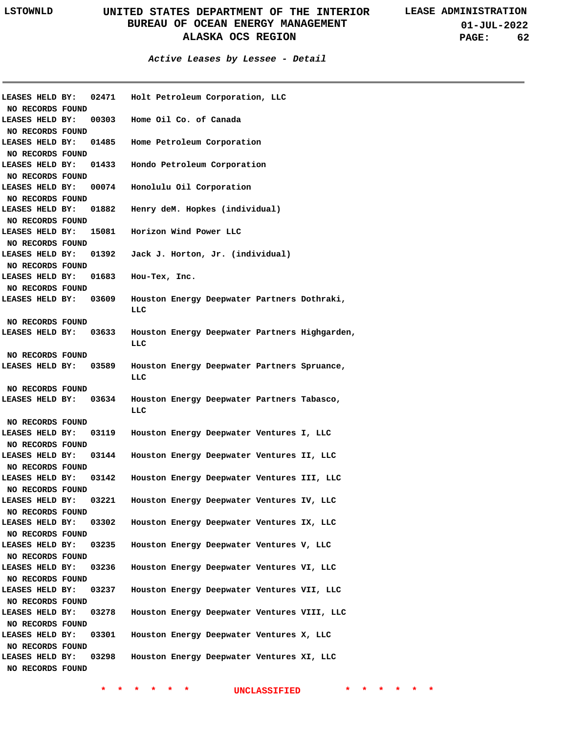### *Active Leases by Lessee - Detail*

LEASES HELD BY: 02471 Holt Petroleum Corporation, LLC
NO RECORDS FOUND

LEASES HELD BY: 00303 Home Oil Co. of Canada
NO RECORDS FOUND

LEASES HELD BY: 01485 Home Petroleum Corporation
NO RECORDS FOUND

LEASES HELD BY: 01433 Hondo Petroleum Corporation
NO RECORDS FOUND

LEASES HELD BY: 00074 Honolulu Oil Corporation
NO RECORDS FOUND

LEASES HELD BY: 01882 Henry deM. Hopkes (individual)
NO RECORDS FOUND

LEASES HELD BY: 15081 Horizon Wind Power LLC
NO RECORDS FOUND

LEASES HELD BY: 01392 Jack J. Horton, Jr. (individual)
NO RECORDS FOUND

LEASES HELD BY: 01683 Hou-Tex, Inc.
NO RECORDS FOUND

LEASES HELD BY: 03609 Houston Energy Deepwater Partners Dothraki, LLC
NO RECORDS FOUND

LEASES HELD BY: 03633 Houston Energy Deepwater Partners Highgarden, LLC
NO RECORDS FOUND

LEASES HELD BY: 03589 Houston Energy Deepwater Partners Spruance, LLC
NO RECORDS FOUND

LEASES HELD BY: 03634 Houston Energy Deepwater Partners Tabasco, LLC
NO RECORDS FOUND

LEASES HELD BY: 03119 Houston Energy Deepwater Ventures I, LLC
NO RECORDS FOUND

LEASES HELD BY: 03144 Houston Energy Deepwater Ventures II, LLC
NO RECORDS FOUND

LEASES HELD BY: 03142 Houston Energy Deepwater Ventures III, LLC
NO RECORDS FOUND

LEASES HELD BY: 03221 Houston Energy Deepwater Ventures IV, LLC
NO RECORDS FOUND

LEASES HELD BY: 03302 Houston Energy Deepwater Ventures IX, LLC
NO RECORDS FOUND

LEASES HELD BY: 03235 Houston Energy Deepwater Ventures V, LLC
NO RECORDS FOUND

LEASES HELD BY: 03236 Houston Energy Deepwater Ventures VI, LLC
NO RECORDS FOUND

LEASES HELD BY: 03237 Houston Energy Deepwater Ventures VII, LLC
NO RECORDS FOUND

LEASES HELD BY: 03278 Houston Energy Deepwater Ventures VIII, LLC
NO RECORDS FOUND

LEASES HELD BY: 03301 Houston Energy Deepwater Ventures X, LLC
NO RECORDS FOUND

LEASES HELD BY: 03298 Houston Energy Deepwater Ventures XI, LLC
NO RECORDS FOUND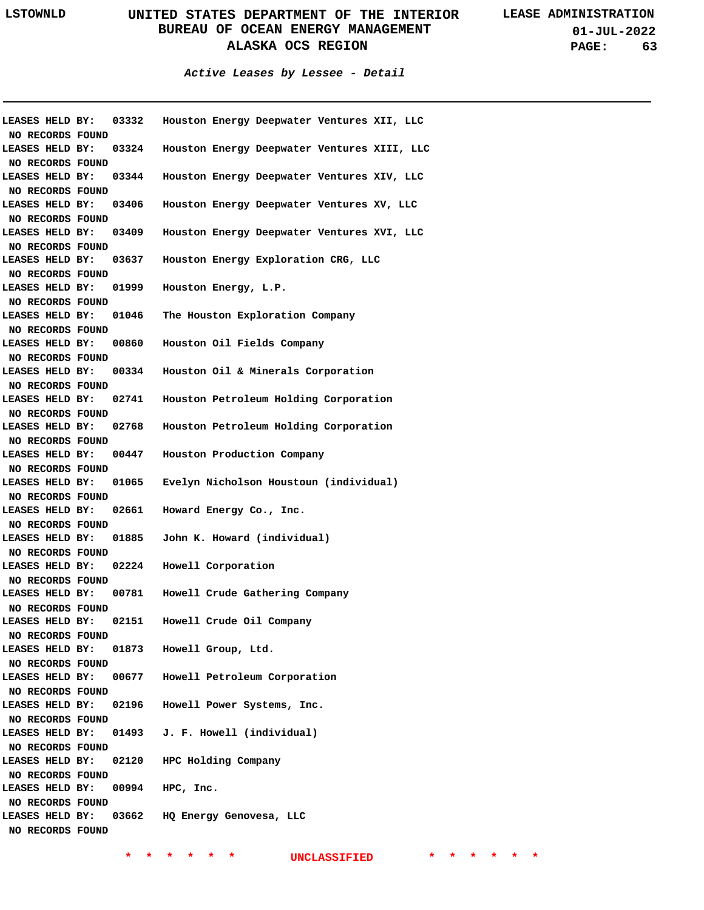*Active Leases by Lessee - Detail*

LEASES HELD BY: 03332 Houston Energy Deepwater Ventures XII, LLC
NO RECORDS FOUND
LEASES HELD BY: 03324 Houston Energy Deepwater Ventures XIII, LLC
NO RECORDS FOUND
LEASES HELD BY: 03344 Houston Energy Deepwater Ventures XIV, LLC
NO RECORDS FOUND
LEASES HELD BY: 03406 Houston Energy Deepwater Ventures XV, LLC
NO RECORDS FOUND
LEASES HELD BY: 03409 Houston Energy Deepwater Ventures XVI, LLC
NO RECORDS FOUND
LEASES HELD BY: 03637 Houston Energy Exploration CRG, LLC
NO RECORDS FOUND
LEASES HELD BY: 01999 Houston Energy, L.P.
NO RECORDS FOUND
LEASES HELD BY: 01046 The Houston Exploration Company
NO RECORDS FOUND
LEASES HELD BY: 00860 Houston Oil Fields Company
NO RECORDS FOUND
LEASES HELD BY: 00334 Houston Oil & Minerals Corporation
NO RECORDS FOUND
LEASES HELD BY: 02741 Houston Petroleum Holding Corporation
NO RECORDS FOUND
LEASES HELD BY: 02768 Houston Petroleum Holding Corporation
NO RECORDS FOUND
LEASES HELD BY: 00447 Houston Production Company
NO RECORDS FOUND
LEASES HELD BY: 01065 Evelyn Nicholson Houstoun (individual)
NO RECORDS FOUND
LEASES HELD BY: 02661 Howard Energy Co., Inc.
NO RECORDS FOUND
LEASES HELD BY: 01885 John K. Howard (individual)
NO RECORDS FOUND
LEASES HELD BY: 02224 Howell Corporation
NO RECORDS FOUND
LEASES HELD BY: 00781 Howell Crude Gathering Company
NO RECORDS FOUND
LEASES HELD BY: 02151 Howell Crude Oil Company
NO RECORDS FOUND
LEASES HELD BY: 01873 Howell Group, Ltd.
NO RECORDS FOUND
LEASES HELD BY: 00677 Howell Petroleum Corporation
NO RECORDS FOUND
LEASES HELD BY: 02196 Howell Power Systems, Inc.
NO RECORDS FOUND
LEASES HELD BY: 01493 J. F. Howell (individual)
NO RECORDS FOUND
LEASES HELD BY: 02120 HPC Holding Company
NO RECORDS FOUND
LEASES HELD BY: 00994 HPC, Inc.
NO RECORDS FOUND
LEASES HELD BY: 03662 HQ Energy Genovesa, LLC
NO RECORDS FOUND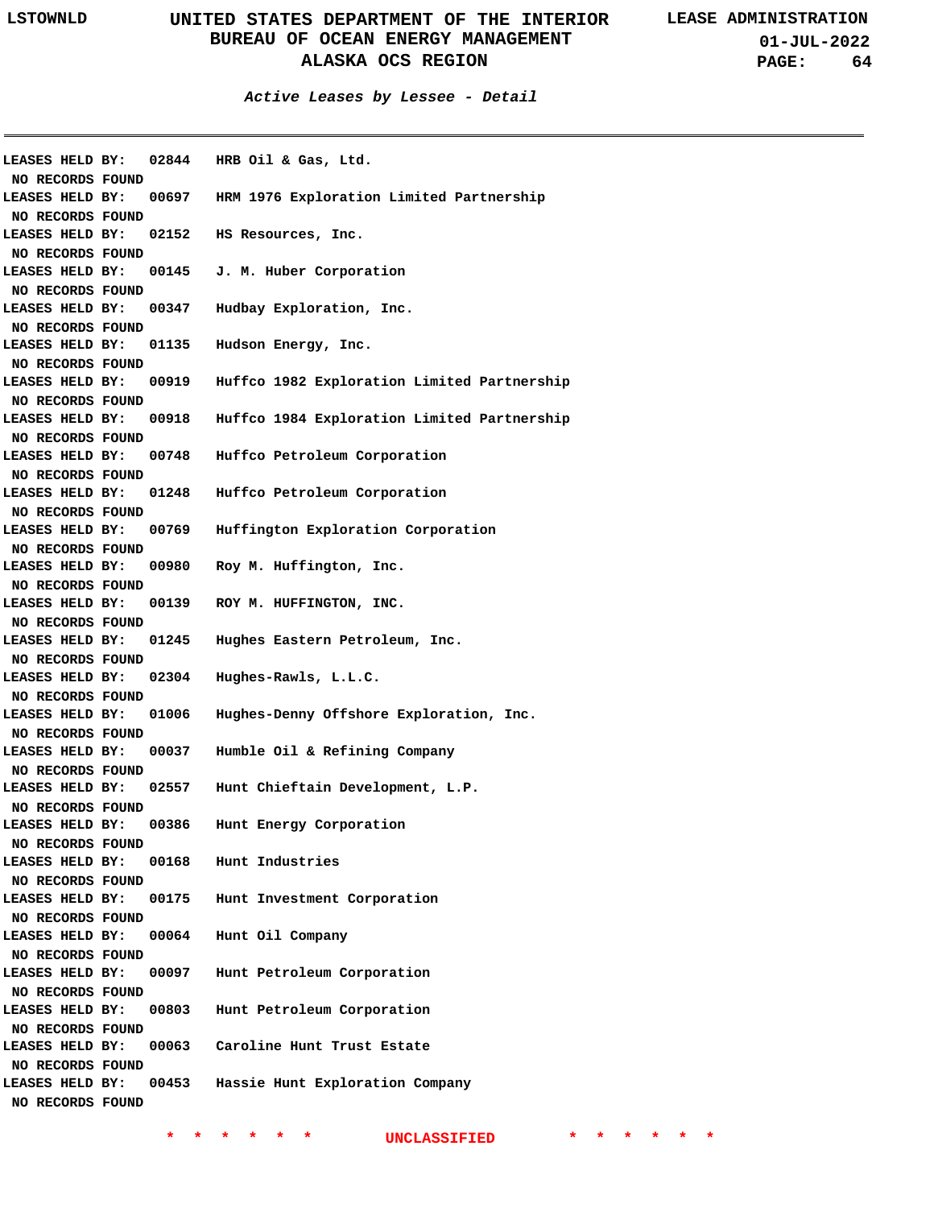*Active Leases by Lessee - Detail*

LEASES HELD BY: 02844 HRB Oil & Gas, Ltd.
NO RECORDS FOUND

LEASES HELD BY: 00697 HRM 1976 Exploration Limited Partnership
NO RECORDS FOUND

LEASES HELD BY: 02152 HS Resources, Inc.
NO RECORDS FOUND

LEASES HELD BY: 00145 J. M. Huber Corporation
NO RECORDS FOUND

LEASES HELD BY: 00347 Hudbay Exploration, Inc.
NO RECORDS FOUND

LEASES HELD BY: 01135 Hudson Energy, Inc.
NO RECORDS FOUND

LEASES HELD BY: 00919 Huffco 1982 Exploration Limited Partnership
NO RECORDS FOUND

LEASES HELD BY: 00918 Huffco 1984 Exploration Limited Partnership
NO RECORDS FOUND

LEASES HELD BY: 00748 Huffco Petroleum Corporation
NO RECORDS FOUND

LEASES HELD BY: 01248 Huffco Petroleum Corporation
NO RECORDS FOUND

LEASES HELD BY: 00769 Huffington Exploration Corporation
NO RECORDS FOUND

LEASES HELD BY: 00980 Roy M. Huffington, Inc.
NO RECORDS FOUND

LEASES HELD BY: 00139 ROY M. HUFFINGTON, INC.
NO RECORDS FOUND

LEASES HELD BY: 01245 Hughes Eastern Petroleum, Inc.
NO RECORDS FOUND

LEASES HELD BY: 02304 Hughes-Rawls, L.L.C.
NO RECORDS FOUND

LEASES HELD BY: 01006 Hughes-Denny Offshore Exploration, Inc.
NO RECORDS FOUND

LEASES HELD BY: 00037 Humble Oil & Refining Company
NO RECORDS FOUND

LEASES HELD BY: 02557 Hunt Chieftain Development, L.P.
NO RECORDS FOUND

LEASES HELD BY: 00386 Hunt Energy Corporation
NO RECORDS FOUND

LEASES HELD BY: 00168 Hunt Industries
NO RECORDS FOUND

LEASES HELD BY: 00175 Hunt Investment Corporation
NO RECORDS FOUND

LEASES HELD BY: 00064 Hunt Oil Company
NO RECORDS FOUND

LEASES HELD BY: 00097 Hunt Petroleum Corporation
NO RECORDS FOUND

LEASES HELD BY: 00803 Hunt Petroleum Corporation
NO RECORDS FOUND

LEASES HELD BY: 00063 Caroline Hunt Trust Estate
NO RECORDS FOUND

LEASES HELD BY: 00453 Hassie Hunt Exploration Company
NO RECORDS FOUND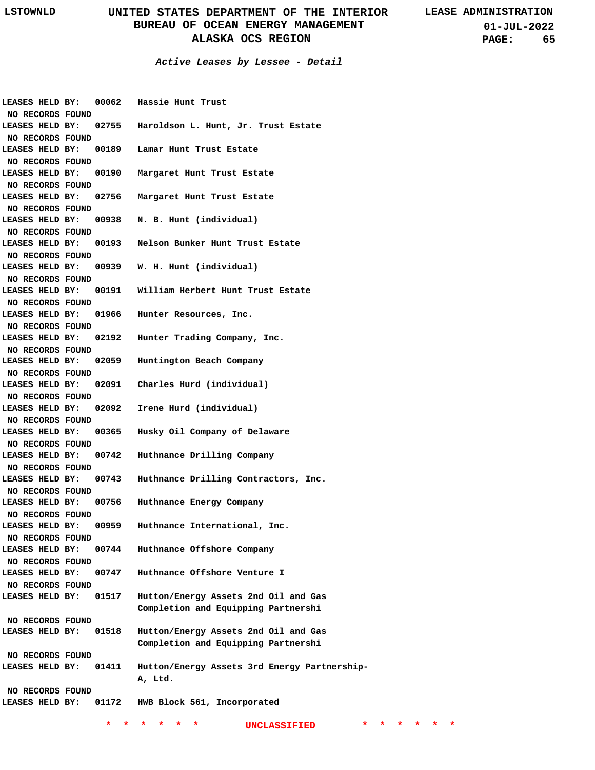**Active Leases by Lessee - Detail**

---

**LEASES HELD BY: 00062 Hassie Hunt Trust**
NO RECORDS FOUND

**LEASES HELD BY: 02755 Haroldson L. Hunt, Jr. Trust Estate**
NO RECORDS FOUND

**LEASES HELD BY: 00189 Lamar Hunt Trust Estate**
NO RECORDS FOUND

**LEASES HELD BY: 00190 Margaret Hunt Trust Estate**
NO RECORDS FOUND

**LEASES HELD BY: 02756 Margaret Hunt Trust Estate**
NO RECORDS FOUND

**LEASES HELD BY: 00938 N. B. Hunt (individual)**
NO RECORDS FOUND

**LEASES HELD BY: 00193 Nelson Bunker Hunt Trust Estate**
NO RECORDS FOUND

**LEASES HELD BY: 00939 W. H. Hunt (individual)**
NO RECORDS FOUND

**LEASES HELD BY: 00191 William Herbert Hunt Trust Estate**
NO RECORDS FOUND

**LEASES HELD BY: 01966 Hunter Resources, Inc.**
NO RECORDS FOUND

**LEASES HELD BY: 02192 Hunter Trading Company, Inc.**
NO RECORDS FOUND

**LEASES HELD BY: 02059 Huntington Beach Company**
NO RECORDS FOUND

**LEASES HELD BY: 02091 Charles Hurd (individual)**
NO RECORDS FOUND

**LEASES HELD BY: 02092 Irene Hurd (individual)**
NO RECORDS FOUND

**LEASES HELD BY: 00365 Husky Oil Company of Delaware**
NO RECORDS FOUND

**LEASES HELD BY: 00742 Huthnance Drilling Company**
NO RECORDS FOUND

**LEASES HELD BY: 00743 Huthnance Drilling Contractors, Inc.**
NO RECORDS FOUND

**LEASES HELD BY: 00756 Huthnance Energy Company**
NO RECORDS FOUND

**LEASES HELD BY: 00959 Huthnance International, Inc.**
NO RECORDS FOUND

**LEASES HELD BY: 00744 Huthnance Offshore Company**
NO RECORDS FOUND

**LEASES HELD BY: 00747 Huthnance Offshore Venture I**
NO RECORDS FOUND

**LEASES HELD BY: 01517 Hutton/Energy Assets 2nd Oil and Gas Completion and Equipping Partnershi**
NO RECORDS FOUND

**LEASES HELD BY: 01518 Hutton/Energy Assets 2nd Oil and Gas Completion and Equipping Partnershi**
NO RECORDS FOUND

**LEASES HELD BY: 01411 Hutton/Energy Assets 3rd Energy Partnership-A, Ltd.**
NO RECORDS FOUND

**LEASES HELD BY: 01172 HWB Block 561, Incorporated**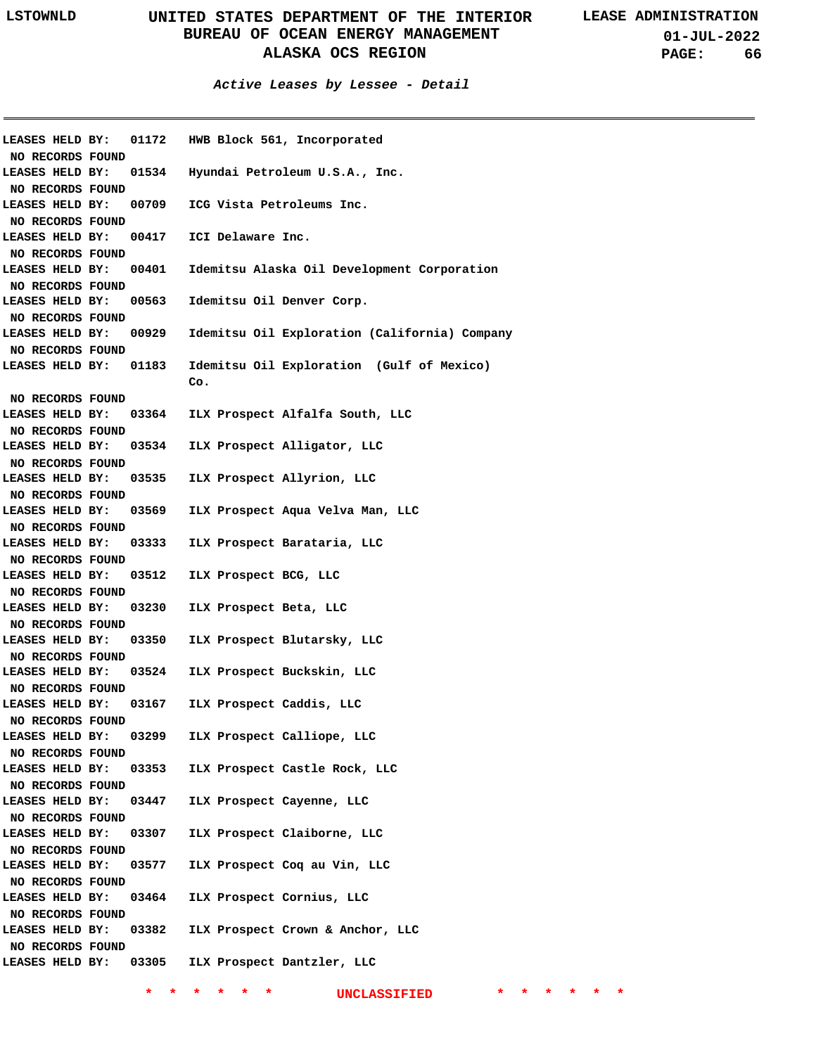**Active Leases by Lessee - Detail**

LEASES HELD BY: 01172 HWB Block 561, Incorporated

NO RECORDS FOUND

LEASES HELD BY: 01534 Hyundai Petroleum U.S.A., Inc.

NO RECORDS FOUND

LEASES HELD BY: 00709 ICG Vista Petroleums Inc.

NO RECORDS FOUND

LEASES HELD BY: 00417 ICI Delaware Inc.

NO RECORDS FOUND

LEASES HELD BY: 00401 Idemitsu Alaska Oil Development Corporation

NO RECORDS FOUND

LEASES HELD BY: 00563 Idemitsu Oil Denver Corp.

NO RECORDS FOUND

LEASES HELD BY: 00929 Idemitsu Oil Exploration (California) Company

NO RECORDS FOUND

LEASES HELD BY: 01183 Idemitsu Oil Exploration (Gulf of Mexico) Co.

NO RECORDS FOUND

LEASES HELD BY: 03364 ILX Prospect Alfalfa South, LLC

NO RECORDS FOUND

LEASES HELD BY: 03534 ILX Prospect Alligator, LLC

NO RECORDS FOUND

LEASES HELD BY: 03535 ILX Prospect Allyrion, LLC

NO RECORDS FOUND

LEASES HELD BY: 03569 ILX Prospect Aqua Velva Man, LLC

NO RECORDS FOUND

LEASES HELD BY: 03333 ILX Prospect Barataria, LLC

NO RECORDS FOUND

LEASES HELD BY: 03512 ILX Prospect BCG, LLC

NO RECORDS FOUND

LEASES HELD BY: 03230 ILX Prospect Beta, LLC

NO RECORDS FOUND

LEASES HELD BY: 03350 ILX Prospect Blutarsky, LLC

NO RECORDS FOUND

LEASES HELD BY: 03524 ILX Prospect Buckskin, LLC

NO RECORDS FOUND

LEASES HELD BY: 03167 ILX Prospect Caddis, LLC

NO RECORDS FOUND

LEASES HELD BY: 03299 ILX Prospect Calliope, LLC

NO RECORDS FOUND

LEASES HELD BY: 03353 ILX Prospect Castle Rock, LLC

NO RECORDS FOUND

LEASES HELD BY: 03447 ILX Prospect Cayenne, LLC

NO RECORDS FOUND

LEASES HELD BY: 03307 ILX Prospect Claiborne, LLC

NO RECORDS FOUND

LEASES HELD BY: 03577 ILX Prospect Coq au Vin, LLC

NO RECORDS FOUND

LEASES HELD BY: 03464 ILX Prospect Cornius, LLC

NO RECORDS FOUND

LEASES HELD BY: 03382 ILX Prospect Crown & Anchor, LLC

NO RECORDS FOUND

LEASES HELD BY: 03305 ILX Prospect Dantzler, LLC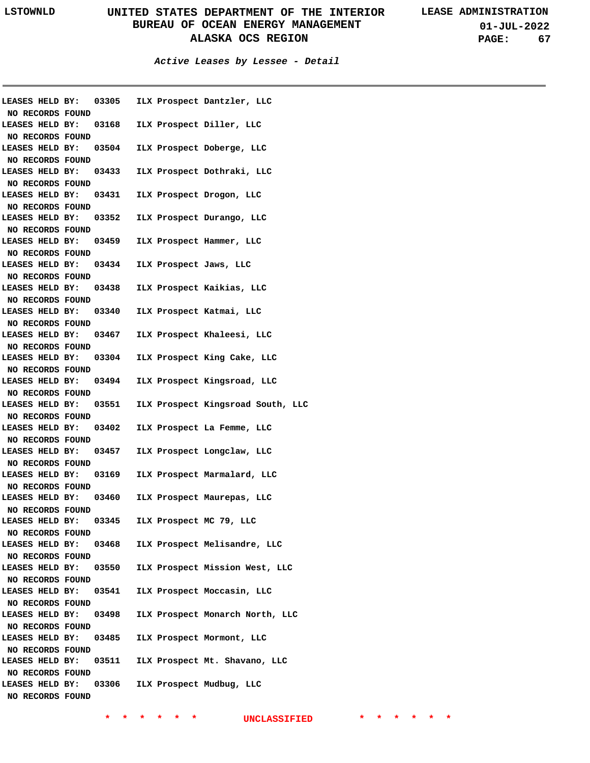*Active Leases by Lessee - Detail*

LEASES HELD BY: 03305 ILX Prospect Dantzler, LLC
NO RECORDS FOUND

LEASES HELD BY: 03168 ILX Prospect Diller, LLC
NO RECORDS FOUND

LEASES HELD BY: 03504 ILX Prospect Doberge, LLC
NO RECORDS FOUND

LEASES HELD BY: 03433 ILX Prospect Dothraki, LLC
NO RECORDS FOUND

LEASES HELD BY: 03431 ILX Prospect Drogon, LLC
NO RECORDS FOUND

LEASES HELD BY: 03352 ILX Prospect Durango, LLC
NO RECORDS FOUND

LEASES HELD BY: 03459 ILX Prospect Hammer, LLC
NO RECORDS FOUND

LEASES HELD BY: 03434 ILX Prospect Jaws, LLC
NO RECORDS FOUND

LEASES HELD BY: 03438 ILX Prospect Kaikias, LLC
NO RECORDS FOUND

LEASES HELD BY: 03340 ILX Prospect Katmai, LLC
NO RECORDS FOUND

LEASES HELD BY: 03467 ILX Prospect Khaleesi, LLC
NO RECORDS FOUND

LEASES HELD BY: 03304 ILX Prospect King Cake, LLC
NO RECORDS FOUND

LEASES HELD BY: 03494 ILX Prospect Kingsroad, LLC
NO RECORDS FOUND

LEASES HELD BY: 03551 ILX Prospect Kingsroad South, LLC
NO RECORDS FOUND

LEASES HELD BY: 03402 ILX Prospect La Femme, LLC
NO RECORDS FOUND

LEASES HELD BY: 03457 ILX Prospect Longclaw, LLC
NO RECORDS FOUND

LEASES HELD BY: 03169 ILX Prospect Marmalard, LLC
NO RECORDS FOUND

LEASES HELD BY: 03460 ILX Prospect Maurepas, LLC
NO RECORDS FOUND

LEASES HELD BY: 03345 ILX Prospect MC 79, LLC
NO RECORDS FOUND

LEASES HELD BY: 03468 ILX Prospect Melisandre, LLC
NO RECORDS FOUND

LEASES HELD BY: 03550 ILX Prospect Mission West, LLC
NO RECORDS FOUND

LEASES HELD BY: 03541 ILX Prospect Moccasin, LLC
NO RECORDS FOUND

LEASES HELD BY: 03498 ILX Prospect Monarch North, LLC
NO RECORDS FOUND

LEASES HELD BY: 03485 ILX Prospect Mormont, LLC
NO RECORDS FOUND

LEASES HELD BY: 03511 ILX Prospect Mt. Shavano, LLC
NO RECORDS FOUND

LEASES HELD BY: 03306 ILX Prospect Mudbug, LLC
NO RECORDS FOUND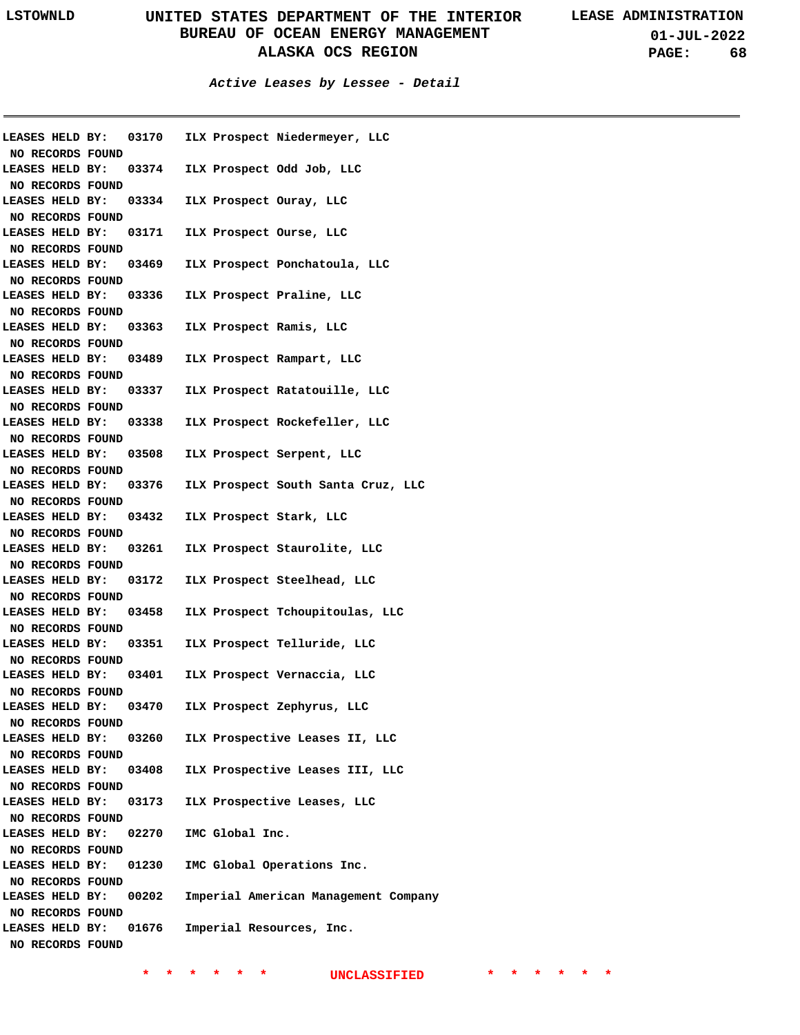*Active Leases by Lessee - Detail*

LEASES HELD BY: 03170 ILX Prospect Niedermeyer, LLC
NO RECORDS FOUND
LEASES HELD BY: 03374 ILX Prospect Odd Job, LLC
NO RECORDS FOUND
LEASES HELD BY: 03334 ILX Prospect Ouray, LLC
NO RECORDS FOUND
LEASES HELD BY: 03171 ILX Prospect Ourse, LLC
NO RECORDS FOUND
LEASES HELD BY: 03469 ILX Prospect Ponchatoula, LLC
NO RECORDS FOUND
LEASES HELD BY: 03336 ILX Prospect Praline, LLC
NO RECORDS FOUND
LEASES HELD BY: 03363 ILX Prospect Ramis, LLC
NO RECORDS FOUND
LEASES HELD BY: 03489 ILX Prospect Rampart, LLC
NO RECORDS FOUND
LEASES HELD BY: 03337 ILX Prospect Ratatouille, LLC
NO RECORDS FOUND
LEASES HELD BY: 03338 ILX Prospect Rockefeller, LLC
NO RECORDS FOUND
LEASES HELD BY: 03508 ILX Prospect Serpent, LLC
NO RECORDS FOUND
LEASES HELD BY: 03376 ILX Prospect South Santa Cruz, LLC
NO RECORDS FOUND
LEASES HELD BY: 03432 ILX Prospect Stark, LLC
NO RECORDS FOUND
LEASES HELD BY: 03261 ILX Prospect Staurolite, LLC
NO RECORDS FOUND
LEASES HELD BY: 03172 ILX Prospect Steelhead, LLC
NO RECORDS FOUND
LEASES HELD BY: 03458 ILX Prospect Tchoupitoulas, LLC
NO RECORDS FOUND
LEASES HELD BY: 03351 ILX Prospect Telluride, LLC
NO RECORDS FOUND
LEASES HELD BY: 03401 ILX Prospect Vernaccia, LLC
NO RECORDS FOUND
LEASES HELD BY: 03470 ILX Prospect Zephyrus, LLC
NO RECORDS FOUND
LEASES HELD BY: 03260 ILX Prospective Leases II, LLC
NO RECORDS FOUND
LEASES HELD BY: 03408 ILX Prospective Leases III, LLC
NO RECORDS FOUND
LEASES HELD BY: 03173 ILX Prospective Leases, LLC
NO RECORDS FOUND
LEASES HELD BY: 02270 IMC Global Inc.
NO RECORDS FOUND
LEASES HELD BY: 01230 IMC Global Operations Inc.
NO RECORDS FOUND
LEASES HELD BY: 00202 Imperial American Management Company
NO RECORDS FOUND
LEASES HELD BY: 01676 Imperial Resources, Inc.
NO RECORDS FOUND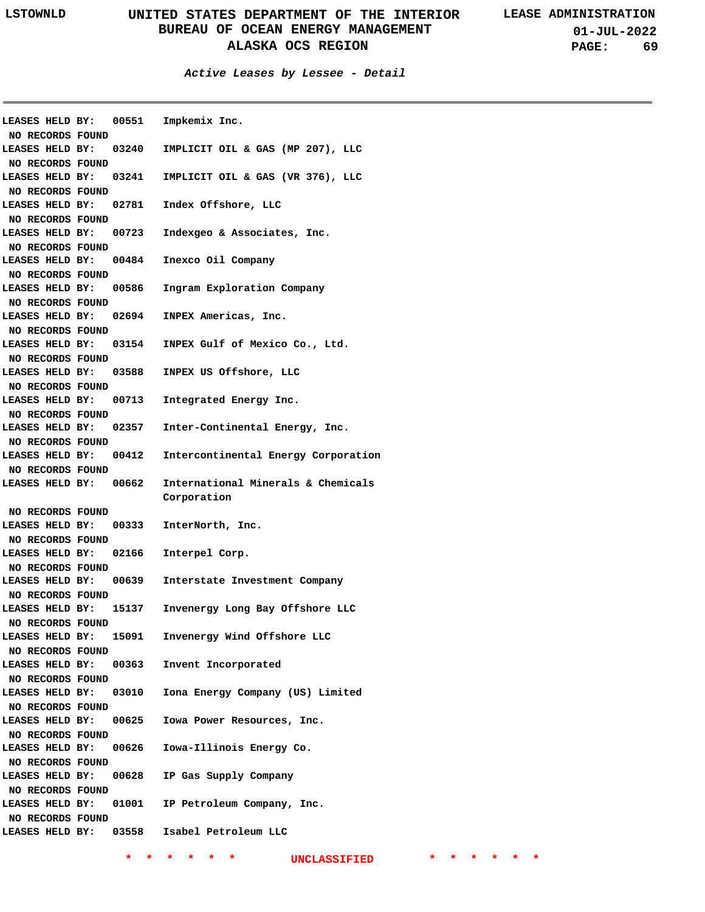**Active Leases by Lessee - Detail**

---

**LEASES HELD BY: 00551 Impkemix Inc.**
NO RECORDS FOUND

**LEASES HELD BY: 03240 IMPLICIT OIL & GAS (MP 207), LLC**
NO RECORDS FOUND

**LEASES HELD BY: 03241 IMPLICIT OIL & GAS (VR 376), LLC**
NO RECORDS FOUND

**LEASES HELD BY: 02781 Index Offshore, LLC**
NO RECORDS FOUND

**LEASES HELD BY: 00723 Indexgeo & Associates, Inc.**
NO RECORDS FOUND

**LEASES HELD BY: 00484 Inexco Oil Company**
NO RECORDS FOUND

**LEASES HELD BY: 00586 Ingram Exploration Company**
NO RECORDS FOUND

**LEASES HELD BY: 02694 INPEX Americas, Inc.**
NO RECORDS FOUND

**LEASES HELD BY: 03154 INPEX Gulf of Mexico Co., Ltd.**
NO RECORDS FOUND

**LEASES HELD BY: 03588 INPEX US Offshore, LLC**
NO RECORDS FOUND

**LEASES HELD BY: 00713 Integrated Energy Inc.**
NO RECORDS FOUND

**LEASES HELD BY: 02357 Inter-Continental Energy, Inc.**
NO RECORDS FOUND

**LEASES HELD BY: 00412 Intercontinental Energy Corporation**
NO RECORDS FOUND

**LEASES HELD BY: 00662 International Minerals & Chemicals Corporation**
NO RECORDS FOUND

**LEASES HELD BY: 00333 InterNorth, Inc.**
NO RECORDS FOUND

**LEASES HELD BY: 02166 Interpel Corp.**
NO RECORDS FOUND

**LEASES HELD BY: 00639 Interstate Investment Company**
NO RECORDS FOUND

**LEASES HELD BY: 15137 Invenergy Long Bay Offshore LLC**
NO RECORDS FOUND

**LEASES HELD BY: 15091 Invenergy Wind Offshore LLC**
NO RECORDS FOUND

**LEASES HELD BY: 00363 Invent Incorporated**
NO RECORDS FOUND

**LEASES HELD BY: 03010 Iona Energy Company (US) Limited**
NO RECORDS FOUND

**LEASES HELD BY: 00625 Iowa Power Resources, Inc.**
NO RECORDS FOUND

**LEASES HELD BY: 00626 Iowa-Illinois Energy Co.**
NO RECORDS FOUND

**LEASES HELD BY: 00628 IP Gas Supply Company**
NO RECORDS FOUND

**LEASES HELD BY: 01001 IP Petroleum Company, Inc.**
NO RECORDS FOUND

**LEASES HELD BY: 03558 Isabel Petroleum LLC**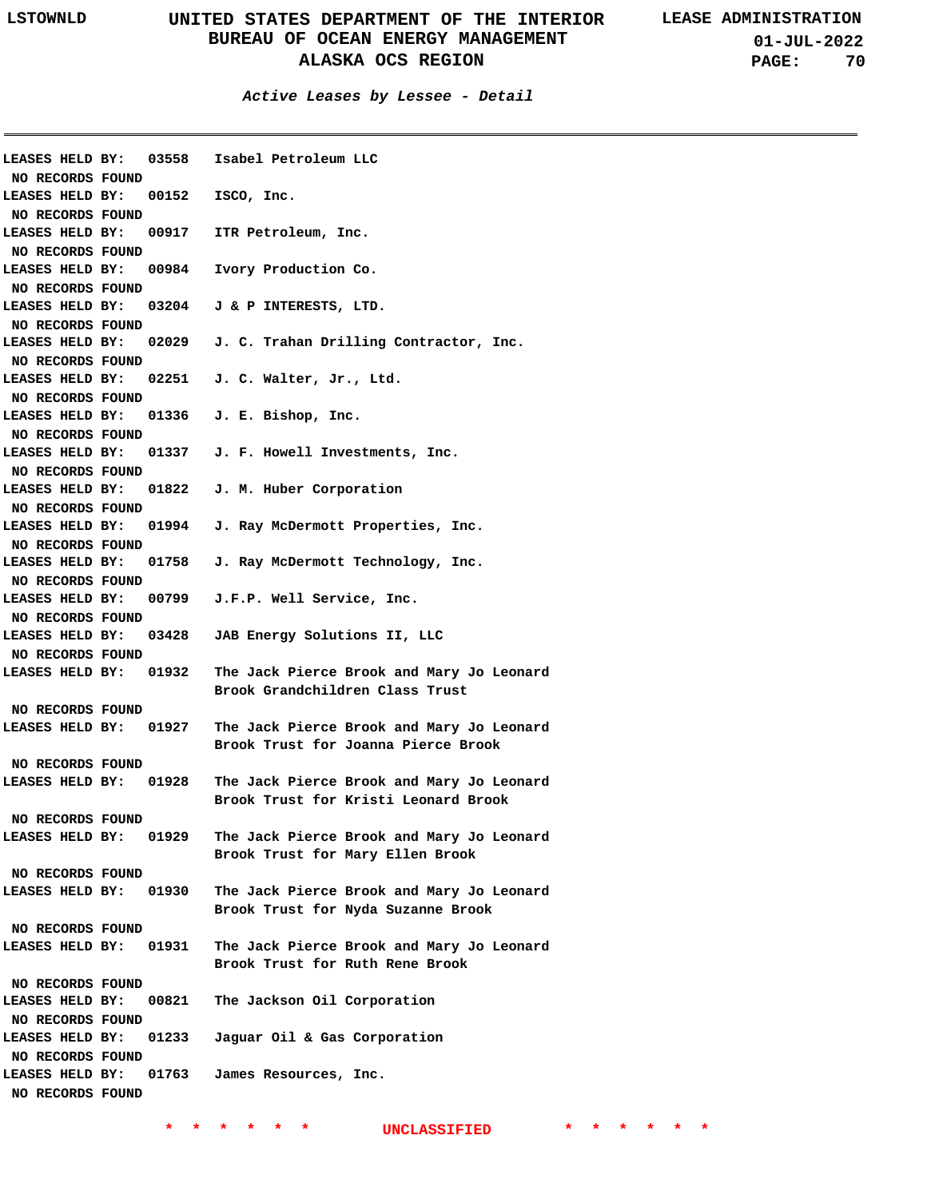*Active Leases by Lessee - Detail*

---

**LEASES HELD BY: 03558 Isabel Petroleum LLC**
NO RECORDS FOUND

**LEASES HELD BY: 00152 ISCO, Inc.**
NO RECORDS FOUND

**LEASES HELD BY: 00917 ITR Petroleum, Inc.**
NO RECORDS FOUND

**LEASES HELD BY: 00984 Ivory Production Co.**
NO RECORDS FOUND

**LEASES HELD BY: 03204 J & P INTERESTS, LTD.**
NO RECORDS FOUND

**LEASES HELD BY: 02029 J. C. Trahan Drilling Contractor, Inc.**
NO RECORDS FOUND

**LEASES HELD BY: 02251 J. C. Walter, Jr., Ltd.**
NO RECORDS FOUND

**LEASES HELD BY: 01336 J. E. Bishop, Inc.**
NO RECORDS FOUND

**LEASES HELD BY: 01337 J. F. Howell Investments, Inc.**
NO RECORDS FOUND

**LEASES HELD BY: 01822 J. M. Huber Corporation**
NO RECORDS FOUND

**LEASES HELD BY: 01994 J. Ray McDermott Properties, Inc.**
NO RECORDS FOUND

**LEASES HELD BY: 01758 J. Ray McDermott Technology, Inc.**
NO RECORDS FOUND

**LEASES HELD BY: 00799 J.F.P. Well Service, Inc.**
NO RECORDS FOUND

**LEASES HELD BY: 03428 JAB Energy Solutions II, LLC**
NO RECORDS FOUND

**LEASES HELD BY: 01932 The Jack Pierce Brook and Mary Jo Leonard Brook Grandchildren Class Trust**
NO RECORDS FOUND

**LEASES HELD BY: 01927 The Jack Pierce Brook and Mary Jo Leonard Brook Trust for Joanna Pierce Brook**
NO RECORDS FOUND

**LEASES HELD BY: 01928 The Jack Pierce Brook and Mary Jo Leonard Brook Trust for Kristi Leonard Brook**
NO RECORDS FOUND

**LEASES HELD BY: 01929 The Jack Pierce Brook and Mary Jo Leonard Brook Trust for Mary Ellen Brook**
NO RECORDS FOUND

**LEASES HELD BY: 01930 The Jack Pierce Brook and Mary Jo Leonard Brook Trust for Nyda Suzanne Brook**
NO RECORDS FOUND

**LEASES HELD BY: 01931 The Jack Pierce Brook and Mary Jo Leonard Brook Trust for Ruth Rene Brook**
NO RECORDS FOUND

**LEASES HELD BY: 00821 The Jackson Oil Corporation**
NO RECORDS FOUND

**LEASES HELD BY: 01233 Jaguar Oil & Gas Corporation**
NO RECORDS FOUND

**LEASES HELD BY: 01763 James Resources, Inc.**
NO RECORDS FOUND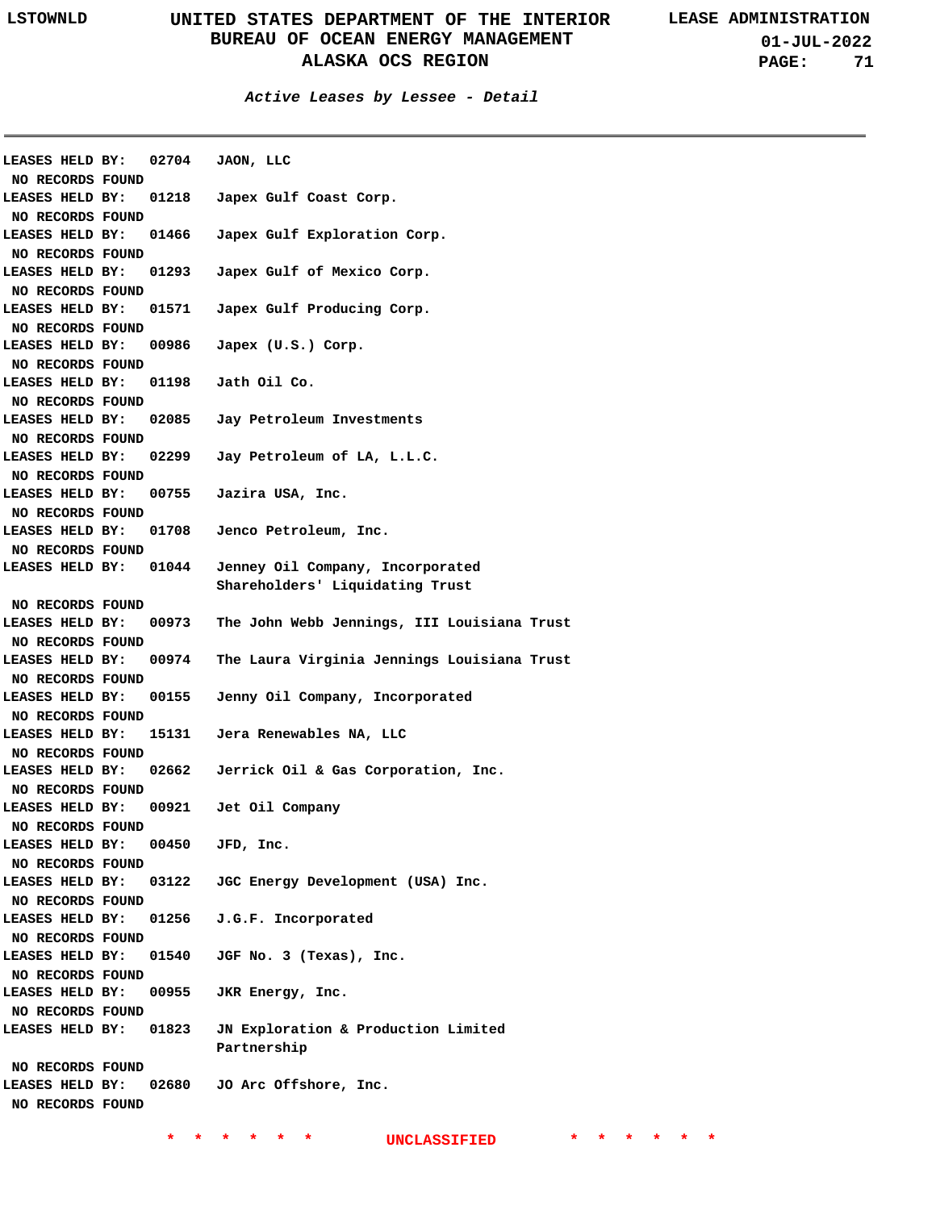*Active Leases by Lessee - Detail*

---

**LEASES HELD BY: 02704 JAON, LLC**
NO RECORDS FOUND

**LEASES HELD BY: 01218 Japex Gulf Coast Corp.**
NO RECORDS FOUND

**LEASES HELD BY: 01466 Japex Gulf Exploration Corp.**
NO RECORDS FOUND

**LEASES HELD BY: 01293 Japex Gulf of Mexico Corp.**
NO RECORDS FOUND

**LEASES HELD BY: 01571 Japex Gulf Producing Corp.**
NO RECORDS FOUND

**LEASES HELD BY: 00986 Japex (U.S.) Corp.**
NO RECORDS FOUND

**LEASES HELD BY: 01198 Jath Oil Co.**
NO RECORDS FOUND

**LEASES HELD BY: 02085 Jay Petroleum Investments**
NO RECORDS FOUND

**LEASES HELD BY: 02299 Jay Petroleum of LA, L.L.C.**
NO RECORDS FOUND

**LEASES HELD BY: 00755 Jazira USA, Inc.**
NO RECORDS FOUND

**LEASES HELD BY: 01708 Jenco Petroleum, Inc.**
NO RECORDS FOUND

**LEASES HELD BY: 01044 Jenney Oil Company, Incorporated Shareholders' Liquidating Trust**
NO RECORDS FOUND

**LEASES HELD BY: 00973 The John Webb Jennings, III Louisiana Trust**
NO RECORDS FOUND

**LEASES HELD BY: 00974 The Laura Virginia Jennings Louisiana Trust**
NO RECORDS FOUND

**LEASES HELD BY: 00155 Jenny Oil Company, Incorporated**
NO RECORDS FOUND

**LEASES HELD BY: 15131 Jera Renewables NA, LLC**
NO RECORDS FOUND

**LEASES HELD BY: 02662 Jerrick Oil & Gas Corporation, Inc.**
NO RECORDS FOUND

**LEASES HELD BY: 00921 Jet Oil Company**
NO RECORDS FOUND

**LEASES HELD BY: 00450 JFD, Inc.**
NO RECORDS FOUND

**LEASES HELD BY: 03122 JGC Energy Development (USA) Inc.**
NO RECORDS FOUND

**LEASES HELD BY: 01256 J.G.F. Incorporated**
NO RECORDS FOUND

**LEASES HELD BY: 01540 JGF No. 3 (Texas), Inc.**
NO RECORDS FOUND

**LEASES HELD BY: 00955 JKR Energy, Inc.**
NO RECORDS FOUND

**LEASES HELD BY: 01823 JN Exploration & Production Limited Partnership**
NO RECORDS FOUND

**LEASES HELD BY: 02680 JO Arc Offshore, Inc.**
NO RECORDS FOUND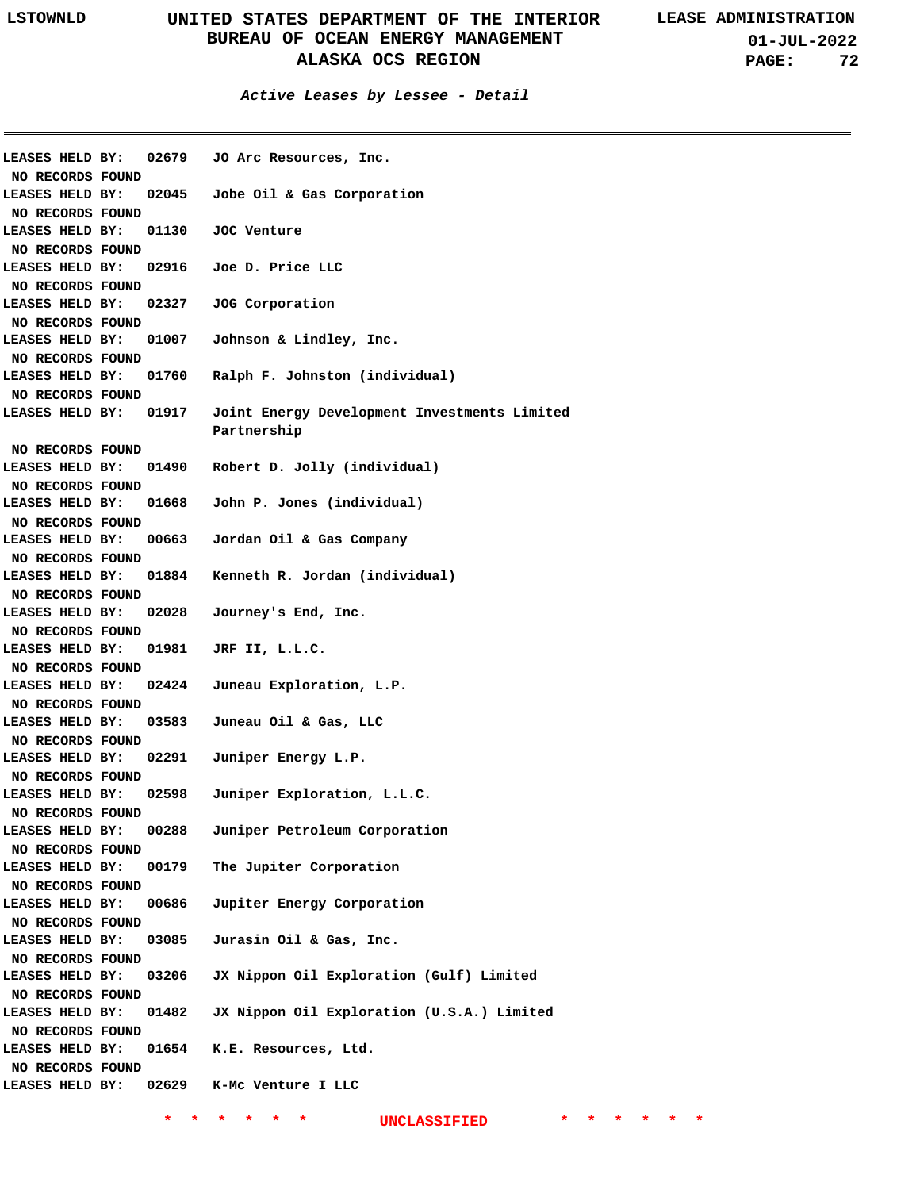*Active Leases by Lessee - Detail*

---

LEASES HELD BY: 02679 JO Arc Resources, Inc.
NO RECORDS FOUND

LEASES HELD BY: 02045 Jobe Oil & Gas Corporation
NO RECORDS FOUND

LEASES HELD BY: 01130 JOC Venture
NO RECORDS FOUND

LEASES HELD BY: 02916 Joe D. Price LLC
NO RECORDS FOUND

LEASES HELD BY: 02327 JOG Corporation
NO RECORDS FOUND

LEASES HELD BY: 01007 Johnson & Lindley, Inc.
NO RECORDS FOUND

LEASES HELD BY: 01760 Ralph F. Johnston (individual)
NO RECORDS FOUND

LEASES HELD BY: 01917 Joint Energy Development Investments Limited Partnership
NO RECORDS FOUND

LEASES HELD BY: 01490 Robert D. Jolly (individual)
NO RECORDS FOUND

LEASES HELD BY: 01668 John P. Jones (individual)
NO RECORDS FOUND

LEASES HELD BY: 00663 Jordan Oil & Gas Company
NO RECORDS FOUND

LEASES HELD BY: 01884 Kenneth R. Jordan (individual)
NO RECORDS FOUND

LEASES HELD BY: 02028 Journey's End, Inc.
NO RECORDS FOUND

LEASES HELD BY: 01981 JRF II, L.L.C.
NO RECORDS FOUND

LEASES HELD BY: 02424 Juneau Exploration, L.P.
NO RECORDS FOUND

LEASES HELD BY: 03583 Juneau Oil & Gas, LLC
NO RECORDS FOUND

LEASES HELD BY: 02291 Juniper Energy L.P.
NO RECORDS FOUND

LEASES HELD BY: 02598 Juniper Exploration, L.L.C.
NO RECORDS FOUND

LEASES HELD BY: 00288 Juniper Petroleum Corporation
NO RECORDS FOUND

LEASES HELD BY: 00179 The Jupiter Corporation
NO RECORDS FOUND

LEASES HELD BY: 00686 Jupiter Energy Corporation
NO RECORDS FOUND

LEASES HELD BY: 03085 Jurasin Oil & Gas, Inc.
NO RECORDS FOUND

LEASES HELD BY: 03206 JX Nippon Oil Exploration (Gulf) Limited
NO RECORDS FOUND

LEASES HELD BY: 01482 JX Nippon Oil Exploration (U.S.A.) Limited
NO RECORDS FOUND

LEASES HELD BY: 01654 K.E. Resources, Ltd.
NO RECORDS FOUND

LEASES HELD BY: 02629 K-Mc Venture I LLC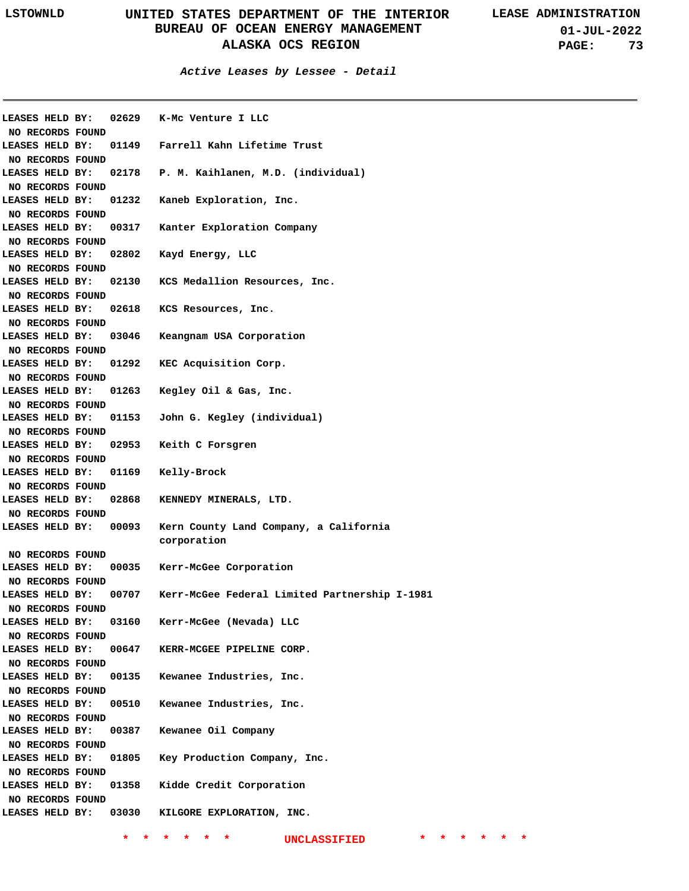*Active Leases by Lessee - Detail*

LEASES HELD BY: 02629 K-Mc Venture I LLC
NO RECORDS FOUND
LEASES HELD BY: 01149 Farrell Kahn Lifetime Trust
NO RECORDS FOUND
LEASES HELD BY: 02178 P. M. Kaihlanen, M.D. (individual)
NO RECORDS FOUND
LEASES HELD BY: 01232 Kaneb Exploration, Inc.
NO RECORDS FOUND
LEASES HELD BY: 00317 Kanter Exploration Company
NO RECORDS FOUND
LEASES HELD BY: 02802 Kayd Energy, LLC
NO RECORDS FOUND
LEASES HELD BY: 02130 KCS Medallion Resources, Inc.
NO RECORDS FOUND
LEASES HELD BY: 02618 KCS Resources, Inc.
NO RECORDS FOUND
LEASES HELD BY: 03046 Keangnam USA Corporation
NO RECORDS FOUND
LEASES HELD BY: 01292 KEC Acquisition Corp.
NO RECORDS FOUND
LEASES HELD BY: 01263 Kegley Oil & Gas, Inc.
NO RECORDS FOUND
LEASES HELD BY: 01153 John G. Kegley (individual)
NO RECORDS FOUND
LEASES HELD BY: 02953 Keith C Forsgren
NO RECORDS FOUND
LEASES HELD BY: 01169 Kelly-Brock
NO RECORDS FOUND
LEASES HELD BY: 02868 KENNEDY MINERALS, LTD.
NO RECORDS FOUND
LEASES HELD BY: 00093 Kern County Land Company, a California corporation
NO RECORDS FOUND
LEASES HELD BY: 00035 Kerr-McGee Corporation
NO RECORDS FOUND
LEASES HELD BY: 00707 Kerr-McGee Federal Limited Partnership I-1981
NO RECORDS FOUND
LEASES HELD BY: 03160 Kerr-McGee (Nevada) LLC
NO RECORDS FOUND
LEASES HELD BY: 00647 KERR-MCGEE PIPELINE CORP.
NO RECORDS FOUND
LEASES HELD BY: 00135 Kewanee Industries, Inc.
NO RECORDS FOUND
LEASES HELD BY: 00510 Kewanee Industries, Inc.
NO RECORDS FOUND
LEASES HELD BY: 00387 Kewanee Oil Company
NO RECORDS FOUND
LEASES HELD BY: 01805 Key Production Company, Inc.
NO RECORDS FOUND
LEASES HELD BY: 01358 Kidde Credit Corporation
NO RECORDS FOUND
LEASES HELD BY: 03030 KILGORE EXPLORATION, INC.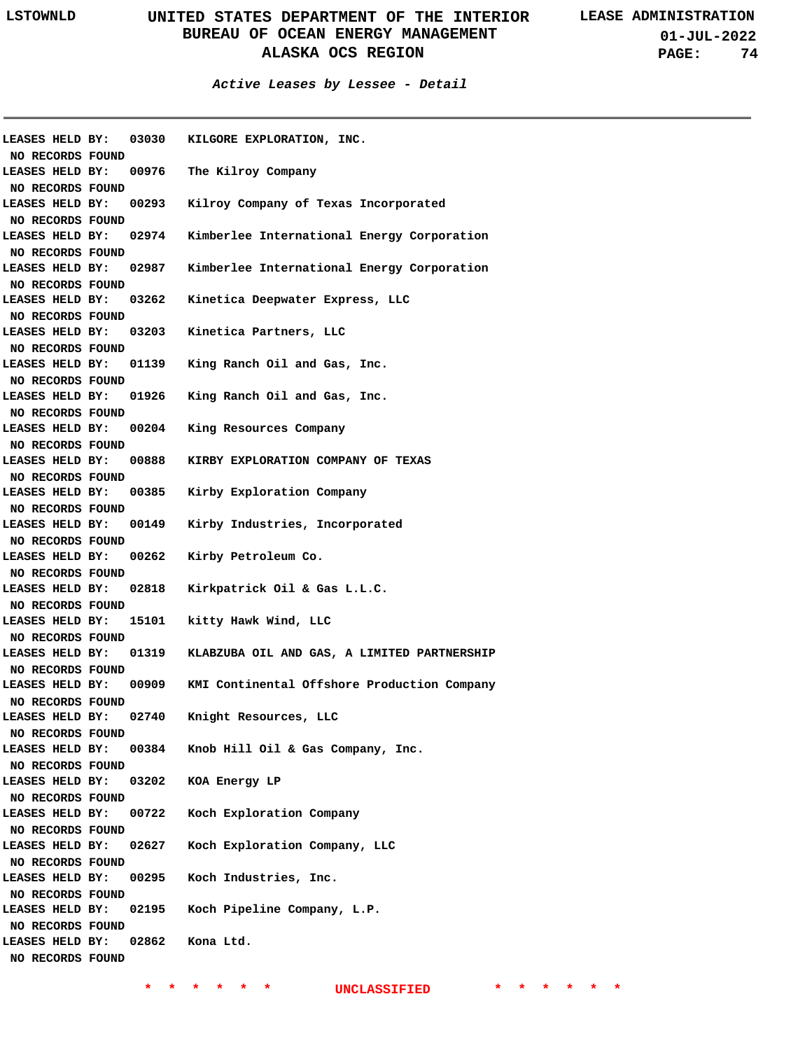**Active Leases by Lessee - Detail**

LEASES HELD BY: 03030 KILGORE EXPLORATION, INC.
NO RECORDS FOUND
LEASES HELD BY: 00976 The Kilroy Company
NO RECORDS FOUND
LEASES HELD BY: 00293 Kilroy Company of Texas Incorporated
NO RECORDS FOUND
LEASES HELD BY: 02974 Kimberlee International Energy Corporation
NO RECORDS FOUND
LEASES HELD BY: 02987 Kimberlee International Energy Corporation
NO RECORDS FOUND
LEASES HELD BY: 03262 Kinetica Deepwater Express, LLC
NO RECORDS FOUND
LEASES HELD BY: 03203 Kinetica Partners, LLC
NO RECORDS FOUND
LEASES HELD BY: 01139 King Ranch Oil and Gas, Inc.
NO RECORDS FOUND
LEASES HELD BY: 01926 King Ranch Oil and Gas, Inc.
NO RECORDS FOUND
LEASES HELD BY: 00204 King Resources Company
NO RECORDS FOUND
LEASES HELD BY: 00888 KIRBY EXPLORATION COMPANY OF TEXAS
NO RECORDS FOUND
LEASES HELD BY: 00385 Kirby Exploration Company
NO RECORDS FOUND
LEASES HELD BY: 00149 Kirby Industries, Incorporated
NO RECORDS FOUND
LEASES HELD BY: 00262 Kirby Petroleum Co.
NO RECORDS FOUND
LEASES HELD BY: 02818 Kirkpatrick Oil & Gas L.L.C.
NO RECORDS FOUND
LEASES HELD BY: 15101 kitty Hawk Wind, LLC
NO RECORDS FOUND
LEASES HELD BY: 01319 KLABZUBA OIL AND GAS, A LIMITED PARTNERSHIP
NO RECORDS FOUND
LEASES HELD BY: 00909 KMI Continental Offshore Production Company
NO RECORDS FOUND
LEASES HELD BY: 02740 Knight Resources, LLC
NO RECORDS FOUND
LEASES HELD BY: 00384 Knob Hill Oil & Gas Company, Inc.
NO RECORDS FOUND
LEASES HELD BY: 03202 KOA Energy LP
NO RECORDS FOUND
LEASES HELD BY: 00722 Koch Exploration Company
NO RECORDS FOUND
LEASES HELD BY: 02627 Koch Exploration Company, LLC
NO RECORDS FOUND
LEASES HELD BY: 00295 Koch Industries, Inc.
NO RECORDS FOUND
LEASES HELD BY: 02195 Koch Pipeline Company, L.P.
NO RECORDS FOUND
LEASES HELD BY: 02862 Kona Ltd.
NO RECORDS FOUND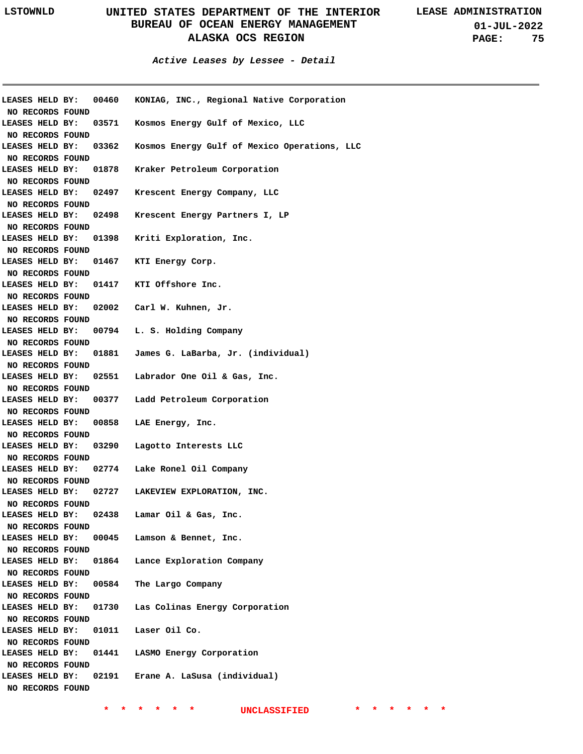### *Active Leases by Lessee - Detail*

LEASES HELD BY: 00460 KONIAG, INC., Regional Native Corporation
NO RECORDS FOUND

LEASES HELD BY: 03571 Kosmos Energy Gulf of Mexico, LLC
NO RECORDS FOUND

LEASES HELD BY: 03362 Kosmos Energy Gulf of Mexico Operations, LLC
NO RECORDS FOUND

LEASES HELD BY: 01878 Kraker Petroleum Corporation
NO RECORDS FOUND

LEASES HELD BY: 02497 Krescent Energy Company, LLC
NO RECORDS FOUND

LEASES HELD BY: 02498 Krescent Energy Partners I, LP
NO RECORDS FOUND

LEASES HELD BY: 01398 Kriti Exploration, Inc.
NO RECORDS FOUND

LEASES HELD BY: 01467 KTI Energy Corp.
NO RECORDS FOUND

LEASES HELD BY: 01417 KTI Offshore Inc.
NO RECORDS FOUND

LEASES HELD BY: 02002 Carl W. Kuhnen, Jr.
NO RECORDS FOUND

LEASES HELD BY: 00794 L. S. Holding Company
NO RECORDS FOUND

LEASES HELD BY: 01881 James G. LaBarba, Jr. (individual)
NO RECORDS FOUND

LEASES HELD BY: 02551 Labrador One Oil & Gas, Inc.
NO RECORDS FOUND

LEASES HELD BY: 00377 Ladd Petroleum Corporation
NO RECORDS FOUND

LEASES HELD BY: 00858 LAE Energy, Inc.
NO RECORDS FOUND

LEASES HELD BY: 03290 Lagotto Interests LLC
NO RECORDS FOUND

LEASES HELD BY: 02774 Lake Ronel Oil Company
NO RECORDS FOUND

LEASES HELD BY: 02727 LAKEVIEW EXPLORATION, INC.
NO RECORDS FOUND

LEASES HELD BY: 02438 Lamar Oil & Gas, Inc.
NO RECORDS FOUND

LEASES HELD BY: 00045 Lamson & Bennet, Inc.
NO RECORDS FOUND

LEASES HELD BY: 01864 Lance Exploration Company
NO RECORDS FOUND

LEASES HELD BY: 00584 The Largo Company
NO RECORDS FOUND

LEASES HELD BY: 01730 Las Colinas Energy Corporation
NO RECORDS FOUND

LEASES HELD BY: 01011 Laser Oil Co.
NO RECORDS FOUND

LEASES HELD BY: 01441 LASMO Energy Corporation
NO RECORDS FOUND

LEASES HELD BY: 02191 Erane A. LaSusa (individual)
NO RECORDS FOUND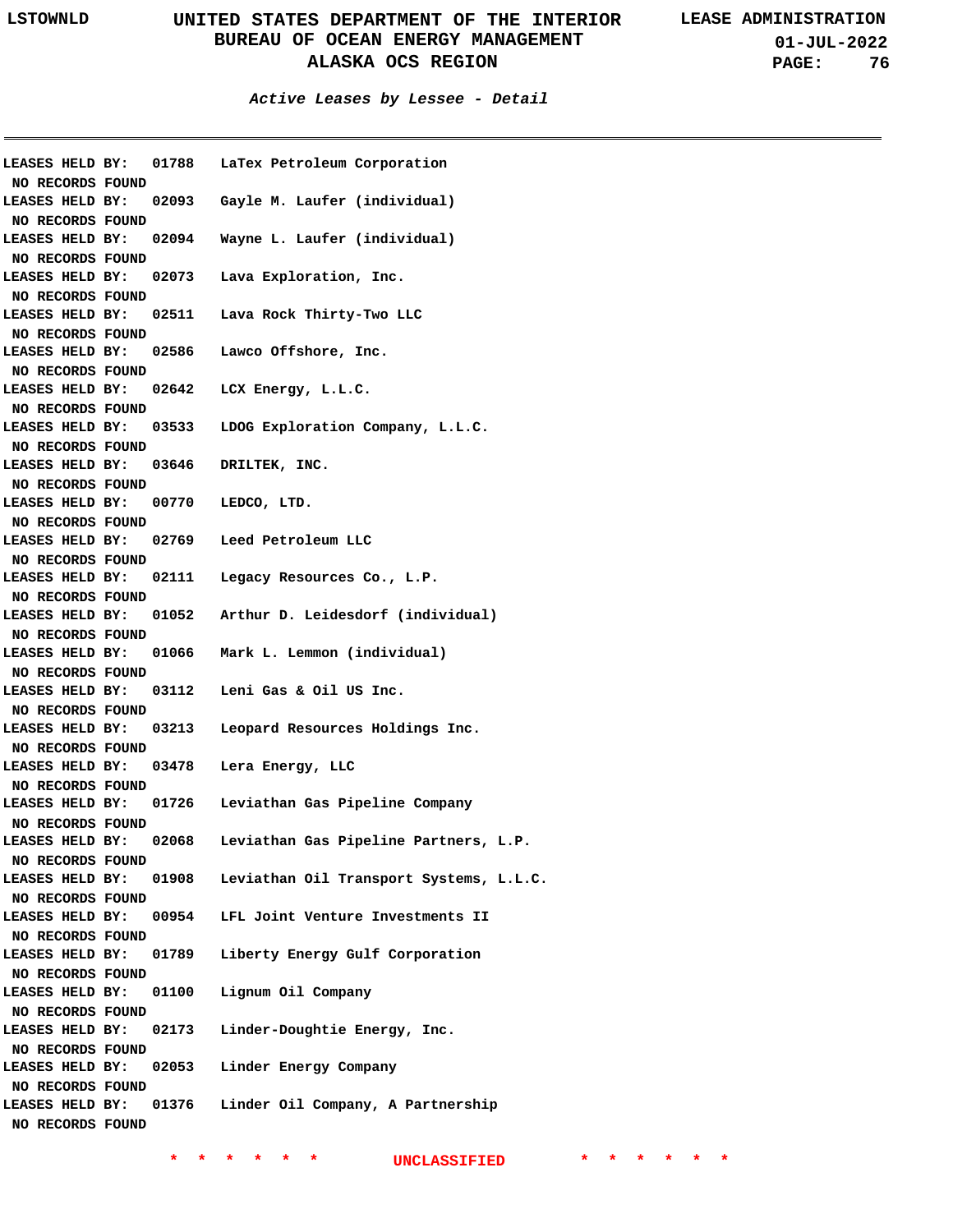**Active Leases by Lessee - Detail**

LEASES HELD BY: 01788 LaTex Petroleum Corporation
NO RECORDS FOUND

LEASES HELD BY: 02093 Gayle M. Laufer (individual)
NO RECORDS FOUND

LEASES HELD BY: 02094 Wayne L. Laufer (individual)
NO RECORDS FOUND

LEASES HELD BY: 02073 Lava Exploration, Inc.
NO RECORDS FOUND

LEASES HELD BY: 02511 Lava Rock Thirty-Two LLC
NO RECORDS FOUND

LEASES HELD BY: 02586 Lawco Offshore, Inc.
NO RECORDS FOUND

LEASES HELD BY: 02642 LCX Energy, L.L.C.
NO RECORDS FOUND

LEASES HELD BY: 03533 LDOG Exploration Company, L.L.C.
NO RECORDS FOUND

LEASES HELD BY: 03646 DRILTEK, INC.
NO RECORDS FOUND

LEASES HELD BY: 00770 LEDCO, LTD.
NO RECORDS FOUND

LEASES HELD BY: 02769 Leed Petroleum LLC
NO RECORDS FOUND

LEASES HELD BY: 02111 Legacy Resources Co., L.P.
NO RECORDS FOUND

LEASES HELD BY: 01052 Arthur D. Leidesdorf (individual)
NO RECORDS FOUND

LEASES HELD BY: 01066 Mark L. Lemmon (individual)
NO RECORDS FOUND

LEASES HELD BY: 03112 Leni Gas & Oil US Inc.
NO RECORDS FOUND

LEASES HELD BY: 03213 Leopard Resources Holdings Inc.
NO RECORDS FOUND

LEASES HELD BY: 03478 Lera Energy, LLC
NO RECORDS FOUND

LEASES HELD BY: 01726 Leviathan Gas Pipeline Company
NO RECORDS FOUND

LEASES HELD BY: 02068 Leviathan Gas Pipeline Partners, L.P.
NO RECORDS FOUND

LEASES HELD BY: 01908 Leviathan Oil Transport Systems, L.L.C.
NO RECORDS FOUND

LEASES HELD BY: 00954 LFL Joint Venture Investments II
NO RECORDS FOUND

LEASES HELD BY: 01789 Liberty Energy Gulf Corporation
NO RECORDS FOUND

LEASES HELD BY: 01100 Lignum Oil Company
NO RECORDS FOUND

LEASES HELD BY: 02173 Linder-Doughtie Energy, Inc.
NO RECORDS FOUND

LEASES HELD BY: 02053 Linder Energy Company
NO RECORDS FOUND

LEASES HELD BY: 01376 Linder Oil Company, A Partnership
NO RECORDS FOUND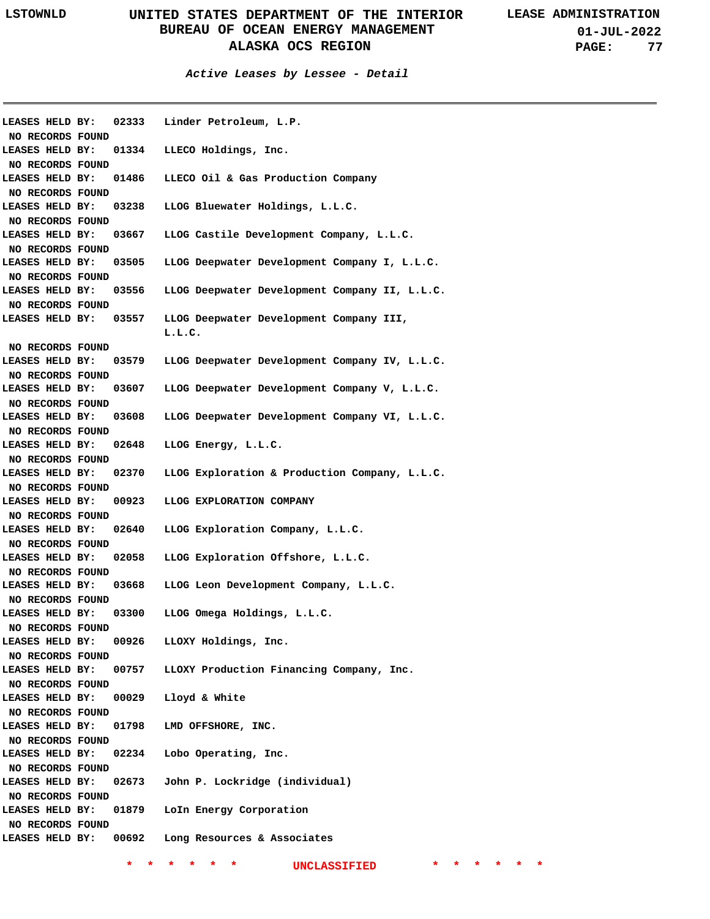**Active Leases by Lessee - Detail**

---

**LEASES HELD BY: 02333 Linder Petroleum, L.P.**
NO RECORDS FOUND

**LEASES HELD BY: 01334 LLECO Holdings, Inc.**
NO RECORDS FOUND

**LEASES HELD BY: 01486 LLECO Oil & Gas Production Company**
NO RECORDS FOUND

**LEASES HELD BY: 03238 LLOG Bluewater Holdings, L.L.C.**
NO RECORDS FOUND

**LEASES HELD BY: 03667 LLOG Castile Development Company, L.L.C.**
NO RECORDS FOUND

**LEASES HELD BY: 03505 LLOG Deepwater Development Company I, L.L.C.**
NO RECORDS FOUND

**LEASES HELD BY: 03556 LLOG Deepwater Development Company II, L.L.C.**
NO RECORDS FOUND

**LEASES HELD BY: 03557 LLOG Deepwater Development Company III, L.L.C.**
NO RECORDS FOUND

**LEASES HELD BY: 03579 LLOG Deepwater Development Company IV, L.L.C.**
NO RECORDS FOUND

**LEASES HELD BY: 03607 LLOG Deepwater Development Company V, L.L.C.**
NO RECORDS FOUND

**LEASES HELD BY: 03608 LLOG Deepwater Development Company VI, L.L.C.**
NO RECORDS FOUND

**LEASES HELD BY: 02648 LLOG Energy, L.L.C.**
NO RECORDS FOUND

**LEASES HELD BY: 02370 LLOG Exploration & Production Company, L.L.C.**
NO RECORDS FOUND

**LEASES HELD BY: 00923 LLOG EXPLORATION COMPANY**
NO RECORDS FOUND

**LEASES HELD BY: 02640 LLOG Exploration Company, L.L.C.**
NO RECORDS FOUND

**LEASES HELD BY: 02058 LLOG Exploration Offshore, L.L.C.**
NO RECORDS FOUND

**LEASES HELD BY: 03668 LLOG Leon Development Company, L.L.C.**
NO RECORDS FOUND

**LEASES HELD BY: 03300 LLOG Omega Holdings, L.L.C.**
NO RECORDS FOUND

**LEASES HELD BY: 00926 LLOXY Holdings, Inc.**
NO RECORDS FOUND

**LEASES HELD BY: 00757 LLOXY Production Financing Company, Inc.**
NO RECORDS FOUND

**LEASES HELD BY: 00029 Lloyd & White**
NO RECORDS FOUND

**LEASES HELD BY: 01798 LMD OFFSHORE, INC.**
NO RECORDS FOUND

**LEASES HELD BY: 02234 Lobo Operating, Inc.**
NO RECORDS FOUND

**LEASES HELD BY: 02673 John P. Lockridge (individual)**
NO RECORDS FOUND

**LEASES HELD BY: 01879 LoIn Energy Corporation**
NO RECORDS FOUND

**LEASES HELD BY: 00692 Long Resources & Associates**

\* \* \* \* \* \* UNCLASSIFIED \* \* \* \* \* \*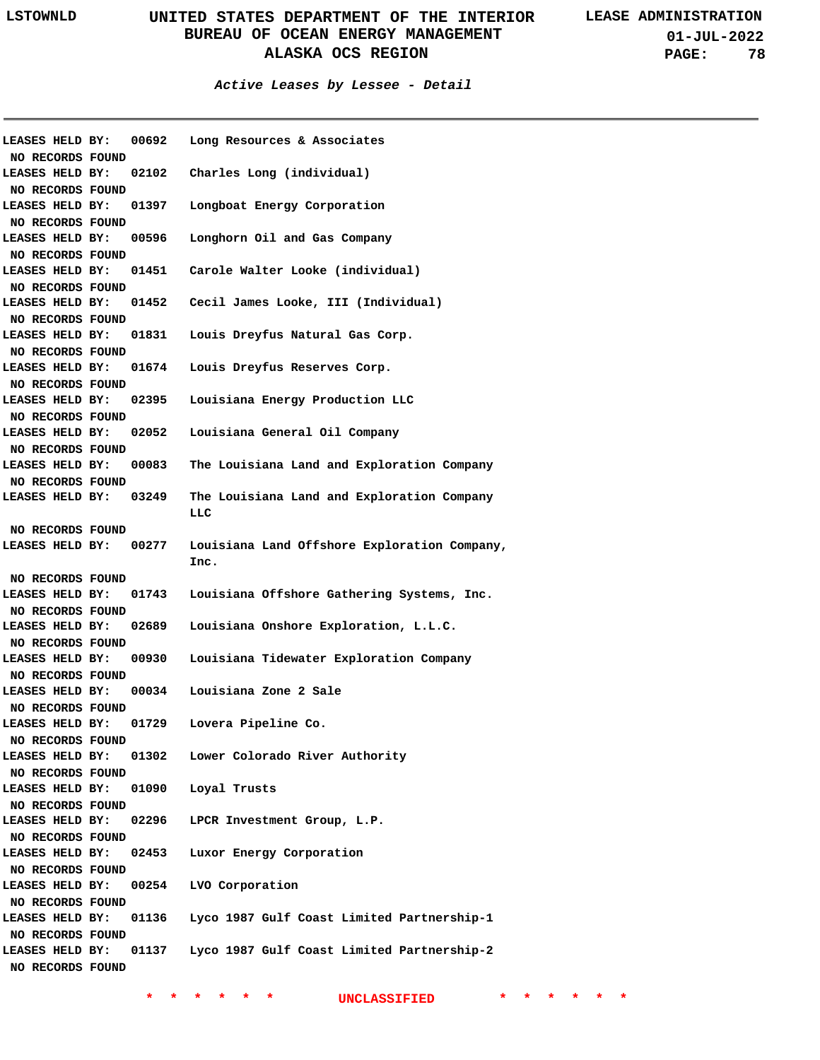## Active Leases by Lessee - Detail

LEASES HELD BY: 00692 Long Resources & Associates
NO RECORDS FOUND

LEASES HELD BY: 02102 Charles Long (individual)
NO RECORDS FOUND

LEASES HELD BY: 01397 Longboat Energy Corporation
NO RECORDS FOUND

LEASES HELD BY: 00596 Longhorn Oil and Gas Company
NO RECORDS FOUND

LEASES HELD BY: 01451 Carole Walter Looke (individual)
NO RECORDS FOUND

LEASES HELD BY: 01452 Cecil James Looke, III (Individual)
NO RECORDS FOUND

LEASES HELD BY: 01831 Louis Dreyfus Natural Gas Corp.
NO RECORDS FOUND

LEASES HELD BY: 01674 Louis Dreyfus Reserves Corp.
NO RECORDS FOUND

LEASES HELD BY: 02395 Louisiana Energy Production LLC
NO RECORDS FOUND

LEASES HELD BY: 02052 Louisiana General Oil Company
NO RECORDS FOUND

LEASES HELD BY: 00083 The Louisiana Land and Exploration Company
NO RECORDS FOUND

LEASES HELD BY: 03249 The Louisiana Land and Exploration Company LLC
NO RECORDS FOUND

LEASES HELD BY: 00277 Louisiana Land Offshore Exploration Company, Inc.
NO RECORDS FOUND

LEASES HELD BY: 01743 Louisiana Offshore Gathering Systems, Inc.
NO RECORDS FOUND

LEASES HELD BY: 02689 Louisiana Onshore Exploration, L.L.C.
NO RECORDS FOUND

LEASES HELD BY: 00930 Louisiana Tidewater Exploration Company
NO RECORDS FOUND

LEASES HELD BY: 00034 Louisiana Zone 2 Sale
NO RECORDS FOUND

LEASES HELD BY: 01729 Lovera Pipeline Co.
NO RECORDS FOUND

LEASES HELD BY: 01302 Lower Colorado River Authority
NO RECORDS FOUND

LEASES HELD BY: 01090 Loyal Trusts
NO RECORDS FOUND

LEASES HELD BY: 02296 LPCR Investment Group, L.P.
NO RECORDS FOUND

LEASES HELD BY: 02453 Luxor Energy Corporation
NO RECORDS FOUND

LEASES HELD BY: 00254 LVO Corporation
NO RECORDS FOUND

LEASES HELD BY: 01136 Lyco 1987 Gulf Coast Limited Partnership-1
NO RECORDS FOUND

LEASES HELD BY: 01137 Lyco 1987 Gulf Coast Limited Partnership-2
NO RECORDS FOUND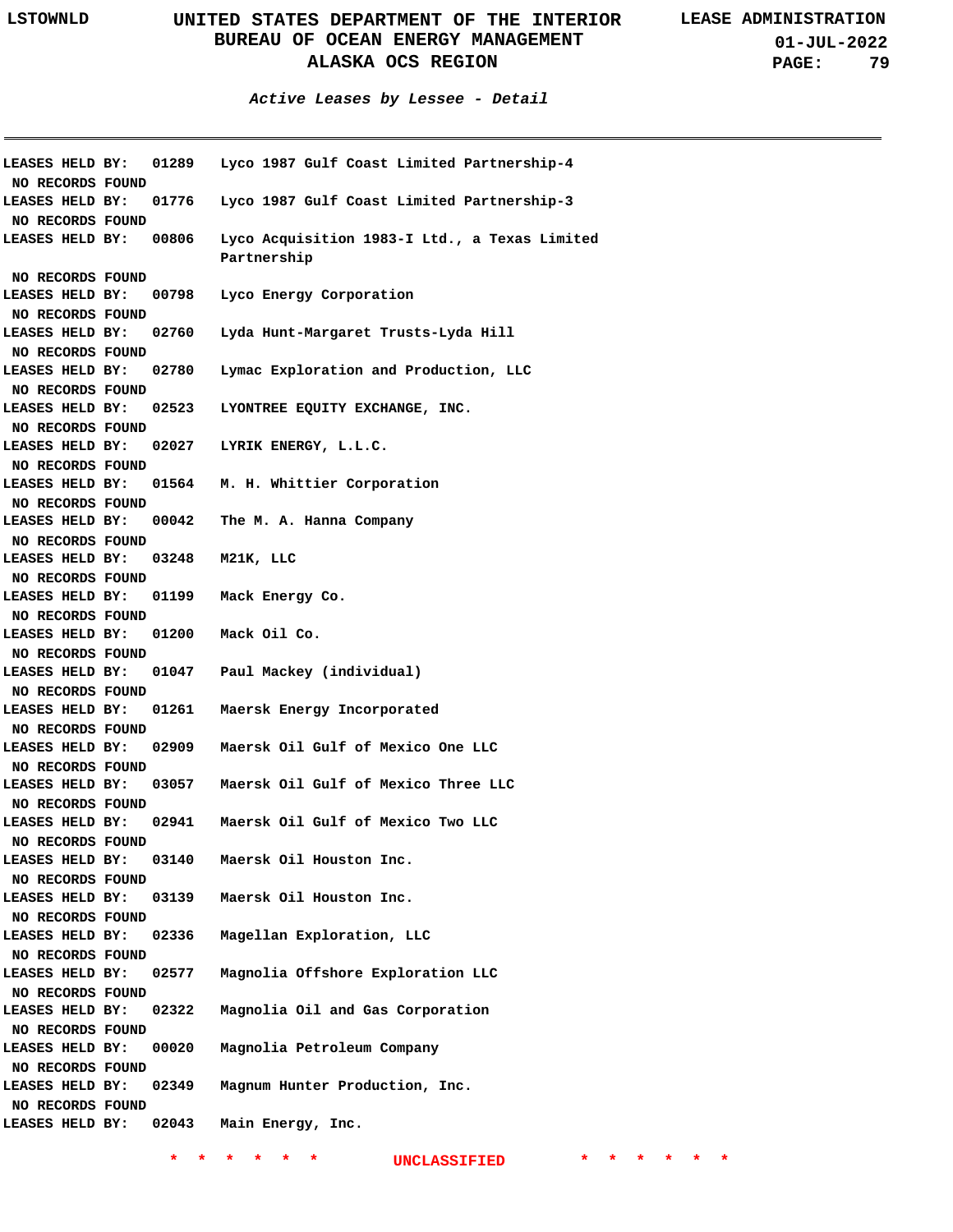### Active Leases by Lessee - Detail

LEASES HELD BY: 01289 Lyco 1987 Gulf Coast Limited Partnership-4
NO RECORDS FOUND

LEASES HELD BY: 01776 Lyco 1987 Gulf Coast Limited Partnership-3
NO RECORDS FOUND

LEASES HELD BY: 00806 Lyco Acquisition 1983-I Ltd., a Texas Limited Partnership
NO RECORDS FOUND

LEASES HELD BY: 00798 Lyco Energy Corporation
NO RECORDS FOUND

LEASES HELD BY: 02760 Lyda Hunt-Margaret Trusts-Lyda Hill
NO RECORDS FOUND

LEASES HELD BY: 02780 Lymac Exploration and Production, LLC
NO RECORDS FOUND

LEASES HELD BY: 02523 LYONTREE EQUITY EXCHANGE, INC.
NO RECORDS FOUND

LEASES HELD BY: 02027 LYRIK ENERGY, L.L.C.
NO RECORDS FOUND

LEASES HELD BY: 01564 M. H. Whittier Corporation
NO RECORDS FOUND

LEASES HELD BY: 00042 The M. A. Hanna Company
NO RECORDS FOUND

LEASES HELD BY: 03248 M21K, LLC
NO RECORDS FOUND

LEASES HELD BY: 01199 Mack Energy Co.
NO RECORDS FOUND

LEASES HELD BY: 01200 Mack Oil Co.
NO RECORDS FOUND

LEASES HELD BY: 01047 Paul Mackey (individual)
NO RECORDS FOUND

LEASES HELD BY: 01261 Maersk Energy Incorporated
NO RECORDS FOUND

LEASES HELD BY: 02909 Maersk Oil Gulf of Mexico One LLC
NO RECORDS FOUND

LEASES HELD BY: 03057 Maersk Oil Gulf of Mexico Three LLC
NO RECORDS FOUND

LEASES HELD BY: 02941 Maersk Oil Gulf of Mexico Two LLC
NO RECORDS FOUND

LEASES HELD BY: 03140 Maersk Oil Houston Inc.
NO RECORDS FOUND

LEASES HELD BY: 03139 Maersk Oil Houston Inc.
NO RECORDS FOUND

LEASES HELD BY: 02336 Magellan Exploration, LLC
NO RECORDS FOUND

LEASES HELD BY: 02577 Magnolia Offshore Exploration LLC
NO RECORDS FOUND

LEASES HELD BY: 02322 Magnolia Oil and Gas Corporation
NO RECORDS FOUND

LEASES HELD BY: 00020 Magnolia Petroleum Company
NO RECORDS FOUND

LEASES HELD BY: 02349 Magnum Hunter Production, Inc.
NO RECORDS FOUND

LEASES HELD BY: 02043 Main Energy, Inc.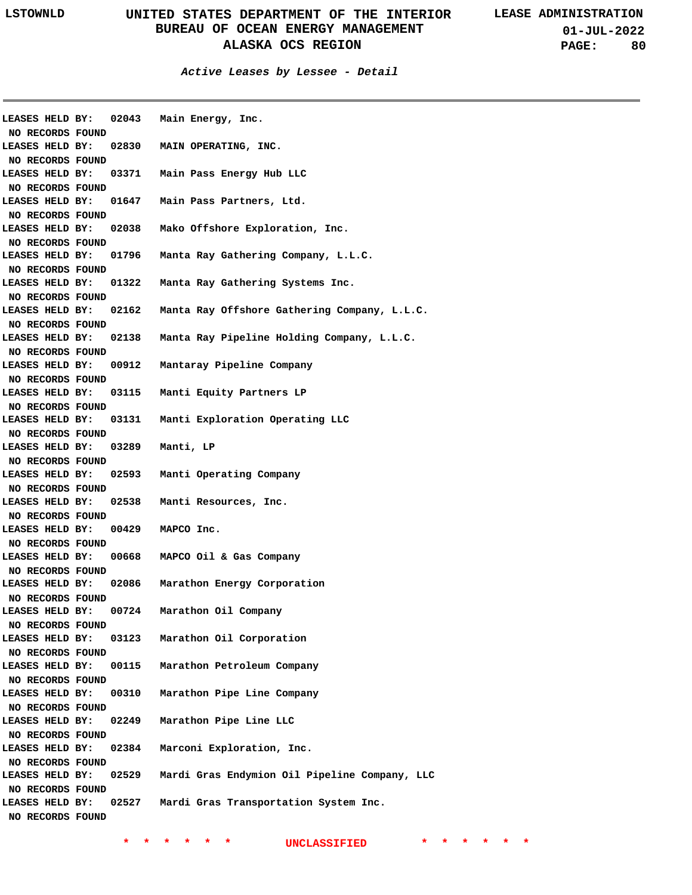*Active Leases by Lessee - Detail*

---

**LEASES HELD BY: 02043 Main Energy, Inc.**
NO RECORDS FOUND

**LEASES HELD BY: 02830 MAIN OPERATING, INC.**
NO RECORDS FOUND

**LEASES HELD BY: 03371 Main Pass Energy Hub LLC**
NO RECORDS FOUND

**LEASES HELD BY: 01647 Main Pass Partners, Ltd.**
NO RECORDS FOUND

**LEASES HELD BY: 02038 Mako Offshore Exploration, Inc.**
NO RECORDS FOUND

**LEASES HELD BY: 01796 Manta Ray Gathering Company, L.L.C.**
NO RECORDS FOUND

**LEASES HELD BY: 01322 Manta Ray Gathering Systems Inc.**
NO RECORDS FOUND

**LEASES HELD BY: 02162 Manta Ray Offshore Gathering Company, L.L.C.**
NO RECORDS FOUND

**LEASES HELD BY: 02138 Manta Ray Pipeline Holding Company, L.L.C.**
NO RECORDS FOUND

**LEASES HELD BY: 00912 Mantaray Pipeline Company**
NO RECORDS FOUND

**LEASES HELD BY: 03115 Manti Equity Partners LP**
NO RECORDS FOUND

**LEASES HELD BY: 03131 Manti Exploration Operating LLC**
NO RECORDS FOUND

**LEASES HELD BY: 03289 Manti, LP**
NO RECORDS FOUND

**LEASES HELD BY: 02593 Manti Operating Company**
NO RECORDS FOUND

**LEASES HELD BY: 02538 Manti Resources, Inc.**
NO RECORDS FOUND

**LEASES HELD BY: 00429 MAPCO Inc.**
NO RECORDS FOUND

**LEASES HELD BY: 00668 MAPCO Oil & Gas Company**
NO RECORDS FOUND

**LEASES HELD BY: 02086 Marathon Energy Corporation**
NO RECORDS FOUND

**LEASES HELD BY: 00724 Marathon Oil Company**
NO RECORDS FOUND

**LEASES HELD BY: 03123 Marathon Oil Corporation**
NO RECORDS FOUND

**LEASES HELD BY: 00115 Marathon Petroleum Company**
NO RECORDS FOUND

**LEASES HELD BY: 00310 Marathon Pipe Line Company**
NO RECORDS FOUND

**LEASES HELD BY: 02249 Marathon Pipe Line LLC**
NO RECORDS FOUND

**LEASES HELD BY: 02384 Marconi Exploration, Inc.**
NO RECORDS FOUND

**LEASES HELD BY: 02529 Mardi Gras Endymion Oil Pipeline Company, LLC**
NO RECORDS FOUND

**LEASES HELD BY: 02527 Mardi Gras Transportation System Inc.**
NO RECORDS FOUND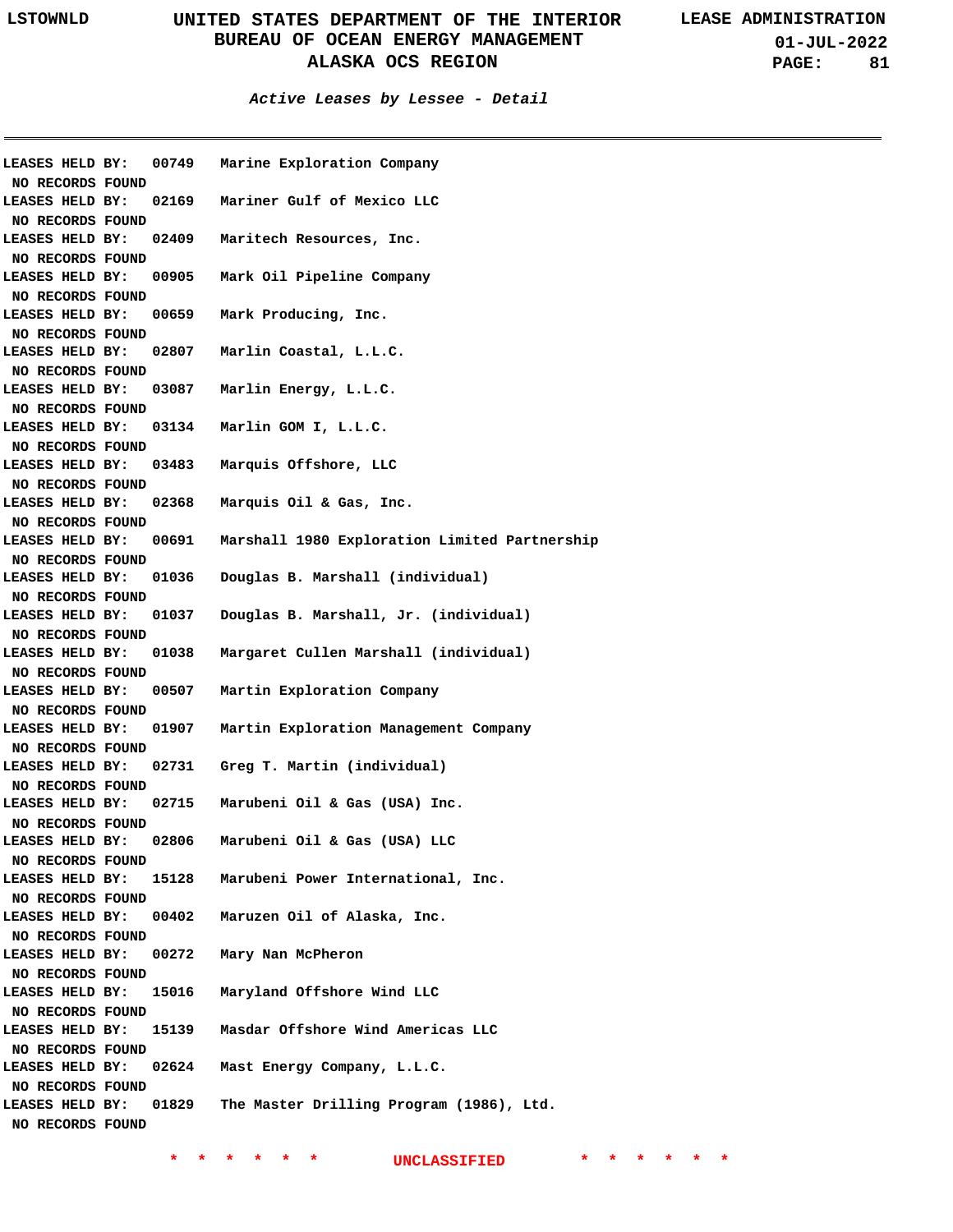## Active Leases by Lessee - Detail

LEASES HELD BY: 00749 Marine Exploration Company
NO RECORDS FOUND

LEASES HELD BY: 02169 Mariner Gulf of Mexico LLC
NO RECORDS FOUND

LEASES HELD BY: 02409 Maritech Resources, Inc.
NO RECORDS FOUND

LEASES HELD BY: 00905 Mark Oil Pipeline Company
NO RECORDS FOUND

LEASES HELD BY: 00659 Mark Producing, Inc.
NO RECORDS FOUND

LEASES HELD BY: 02807 Marlin Coastal, L.L.C.
NO RECORDS FOUND

LEASES HELD BY: 03087 Marlin Energy, L.L.C.
NO RECORDS FOUND

LEASES HELD BY: 03134 Marlin GOM I, L.L.C.
NO RECORDS FOUND

LEASES HELD BY: 03483 Marquis Offshore, LLC
NO RECORDS FOUND

LEASES HELD BY: 02368 Marquis Oil & Gas, Inc.
NO RECORDS FOUND

LEASES HELD BY: 00691 Marshall 1980 Exploration Limited Partnership
NO RECORDS FOUND

LEASES HELD BY: 01036 Douglas B. Marshall (individual)
NO RECORDS FOUND

LEASES HELD BY: 01037 Douglas B. Marshall, Jr. (individual)
NO RECORDS FOUND

LEASES HELD BY: 01038 Margaret Cullen Marshall (individual)
NO RECORDS FOUND

LEASES HELD BY: 00507 Martin Exploration Company
NO RECORDS FOUND

LEASES HELD BY: 01907 Martin Exploration Management Company
NO RECORDS FOUND

LEASES HELD BY: 02731 Greg T. Martin (individual)
NO RECORDS FOUND

LEASES HELD BY: 02715 Marubeni Oil & Gas (USA) Inc.
NO RECORDS FOUND

LEASES HELD BY: 02806 Marubeni Oil & Gas (USA) LLC
NO RECORDS FOUND

LEASES HELD BY: 15128 Marubeni Power International, Inc.
NO RECORDS FOUND

LEASES HELD BY: 00402 Maruzen Oil of Alaska, Inc.
NO RECORDS FOUND

LEASES HELD BY: 00272 Mary Nan McPheron
NO RECORDS FOUND

LEASES HELD BY: 15016 Maryland Offshore Wind LLC
NO RECORDS FOUND

LEASES HELD BY: 15139 Masdar Offshore Wind Americas LLC
NO RECORDS FOUND

LEASES HELD BY: 02624 Mast Energy Company, L.L.C.
NO RECORDS FOUND

LEASES HELD BY: 01829 The Master Drilling Program (1986), Ltd.
NO RECORDS FOUND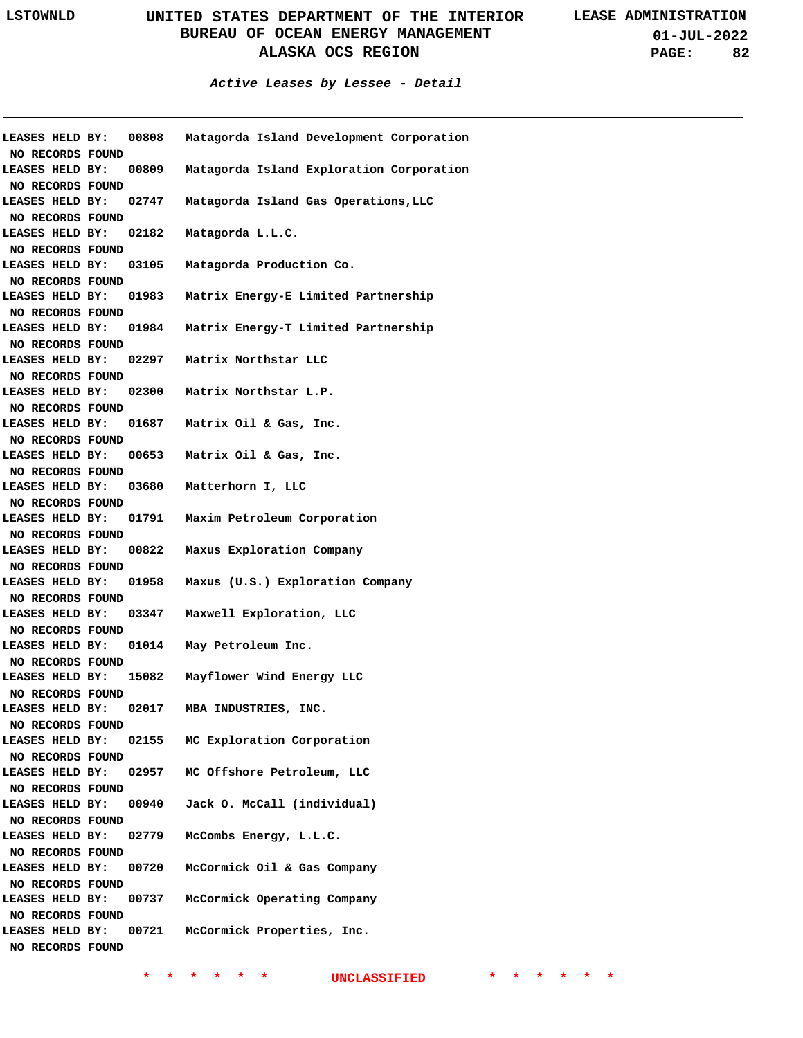*Active Leases by Lessee - Detail*

---

**LEASES HELD BY: 00808 Matagorda Island Development Corporation**
NO RECORDS FOUND

**LEASES HELD BY: 00809 Matagorda Island Exploration Corporation**
NO RECORDS FOUND

**LEASES HELD BY: 02747 Matagorda Island Gas Operations,LLC**
NO RECORDS FOUND

**LEASES HELD BY: 02182 Matagorda L.L.C.**
NO RECORDS FOUND

**LEASES HELD BY: 03105 Matagorda Production Co.**
NO RECORDS FOUND

**LEASES HELD BY: 01983 Matrix Energy-E Limited Partnership**
NO RECORDS FOUND

**LEASES HELD BY: 01984 Matrix Energy-T Limited Partnership**
NO RECORDS FOUND

**LEASES HELD BY: 02297 Matrix Northstar LLC**
NO RECORDS FOUND

**LEASES HELD BY: 02300 Matrix Northstar L.P.**
NO RECORDS FOUND

**LEASES HELD BY: 01687 Matrix Oil & Gas, Inc.**
NO RECORDS FOUND

**LEASES HELD BY: 00653 Matrix Oil & Gas, Inc.**
NO RECORDS FOUND

**LEASES HELD BY: 03680 Matterhorn I, LLC**
NO RECORDS FOUND

**LEASES HELD BY: 01791 Maxim Petroleum Corporation**
NO RECORDS FOUND

**LEASES HELD BY: 00822 Maxus Exploration Company**
NO RECORDS FOUND

**LEASES HELD BY: 01958 Maxus (U.S.) Exploration Company**
NO RECORDS FOUND

**LEASES HELD BY: 03347 Maxwell Exploration, LLC**
NO RECORDS FOUND

**LEASES HELD BY: 01014 May Petroleum Inc.**
NO RECORDS FOUND

**LEASES HELD BY: 15082 Mayflower Wind Energy LLC**
NO RECORDS FOUND

**LEASES HELD BY: 02017 MBA INDUSTRIES, INC.**
NO RECORDS FOUND

**LEASES HELD BY: 02155 MC Exploration Corporation**
NO RECORDS FOUND

**LEASES HELD BY: 02957 MC Offshore Petroleum, LLC**
NO RECORDS FOUND

**LEASES HELD BY: 00940 Jack O. McCall (individual)**
NO RECORDS FOUND

**LEASES HELD BY: 02779 McCombs Energy, L.L.C.**
NO RECORDS FOUND

**LEASES HELD BY: 00720 McCormick Oil & Gas Company**
NO RECORDS FOUND

**LEASES HELD BY: 00737 McCormick Operating Company**
NO RECORDS FOUND

**LEASES HELD BY: 00721 McCormick Properties, Inc.**
NO RECORDS FOUND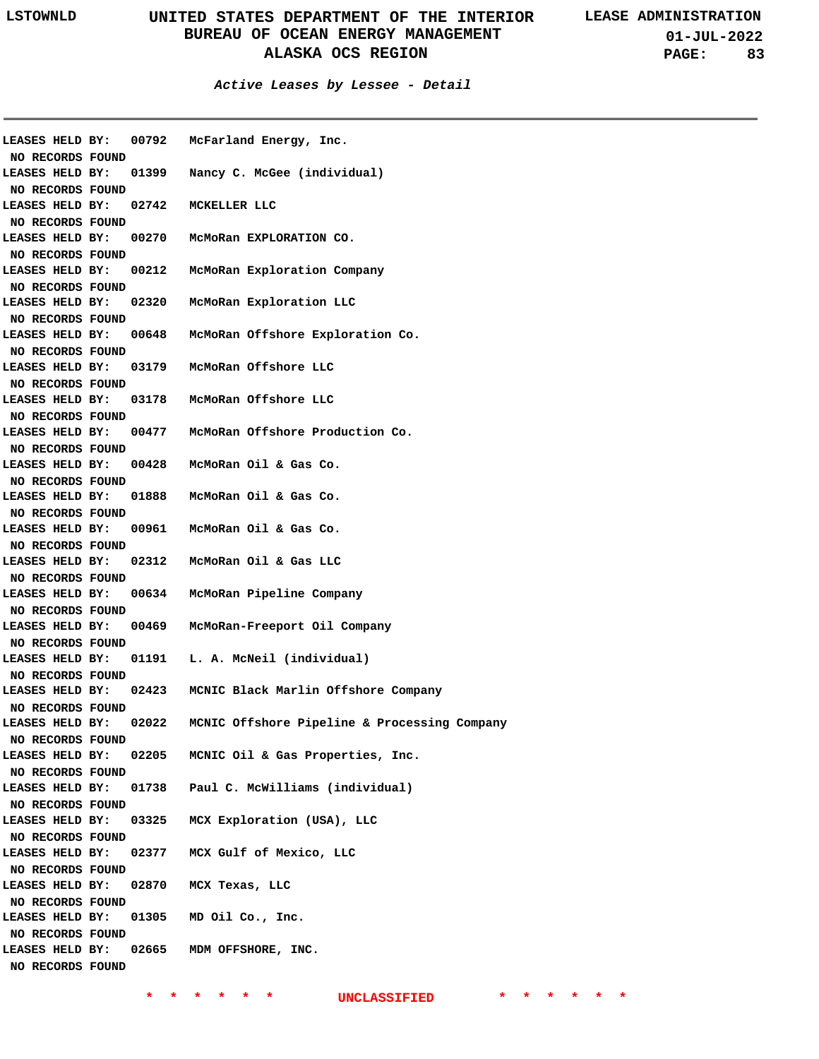**Active Leases by Lessee - Detail**

---

LEASES HELD BY: 00792 McFarland Energy, Inc.
NO RECORDS FOUND
LEASES HELD BY: 01399 Nancy C. McGee (individual)
NO RECORDS FOUND
LEASES HELD BY: 02742 MCKELLER LLC
NO RECORDS FOUND
LEASES HELD BY: 00270 McMoRan EXPLORATION CO.
NO RECORDS FOUND
LEASES HELD BY: 00212 McMoRan Exploration Company
NO RECORDS FOUND
LEASES HELD BY: 02320 McMoRan Exploration LLC
NO RECORDS FOUND
LEASES HELD BY: 00648 McMoRan Offshore Exploration Co.
NO RECORDS FOUND
LEASES HELD BY: 03179 McMoRan Offshore LLC
NO RECORDS FOUND
LEASES HELD BY: 03178 McMoRan Offshore LLC
NO RECORDS FOUND
LEASES HELD BY: 00477 McMoRan Offshore Production Co.
NO RECORDS FOUND
LEASES HELD BY: 00428 McMoRan Oil & Gas Co.
NO RECORDS FOUND
LEASES HELD BY: 01888 McMoRan Oil & Gas Co.
NO RECORDS FOUND
LEASES HELD BY: 00961 McMoRan Oil & Gas Co.
NO RECORDS FOUND
LEASES HELD BY: 02312 McMoRan Oil & Gas LLC
NO RECORDS FOUND
LEASES HELD BY: 00634 McMoRan Pipeline Company
NO RECORDS FOUND
LEASES HELD BY: 00469 McMoRan-Freeport Oil Company
NO RECORDS FOUND
LEASES HELD BY: 01191 L. A. McNeil (individual)
NO RECORDS FOUND
LEASES HELD BY: 02423 MCNIC Black Marlin Offshore Company
NO RECORDS FOUND
LEASES HELD BY: 02022 MCNIC Offshore Pipeline & Processing Company
NO RECORDS FOUND
LEASES HELD BY: 02205 MCNIC Oil & Gas Properties, Inc.
NO RECORDS FOUND
LEASES HELD BY: 01738 Paul C. McWilliams (individual)
NO RECORDS FOUND
LEASES HELD BY: 03325 MCX Exploration (USA), LLC
NO RECORDS FOUND
LEASES HELD BY: 02377 MCX Gulf of Mexico, LLC
NO RECORDS FOUND
LEASES HELD BY: 02870 MCX Texas, LLC
NO RECORDS FOUND
LEASES HELD BY: 01305 MD Oil Co., Inc.
NO RECORDS FOUND
LEASES HELD BY: 02665 MDM OFFSHORE, INC.
NO RECORDS FOUND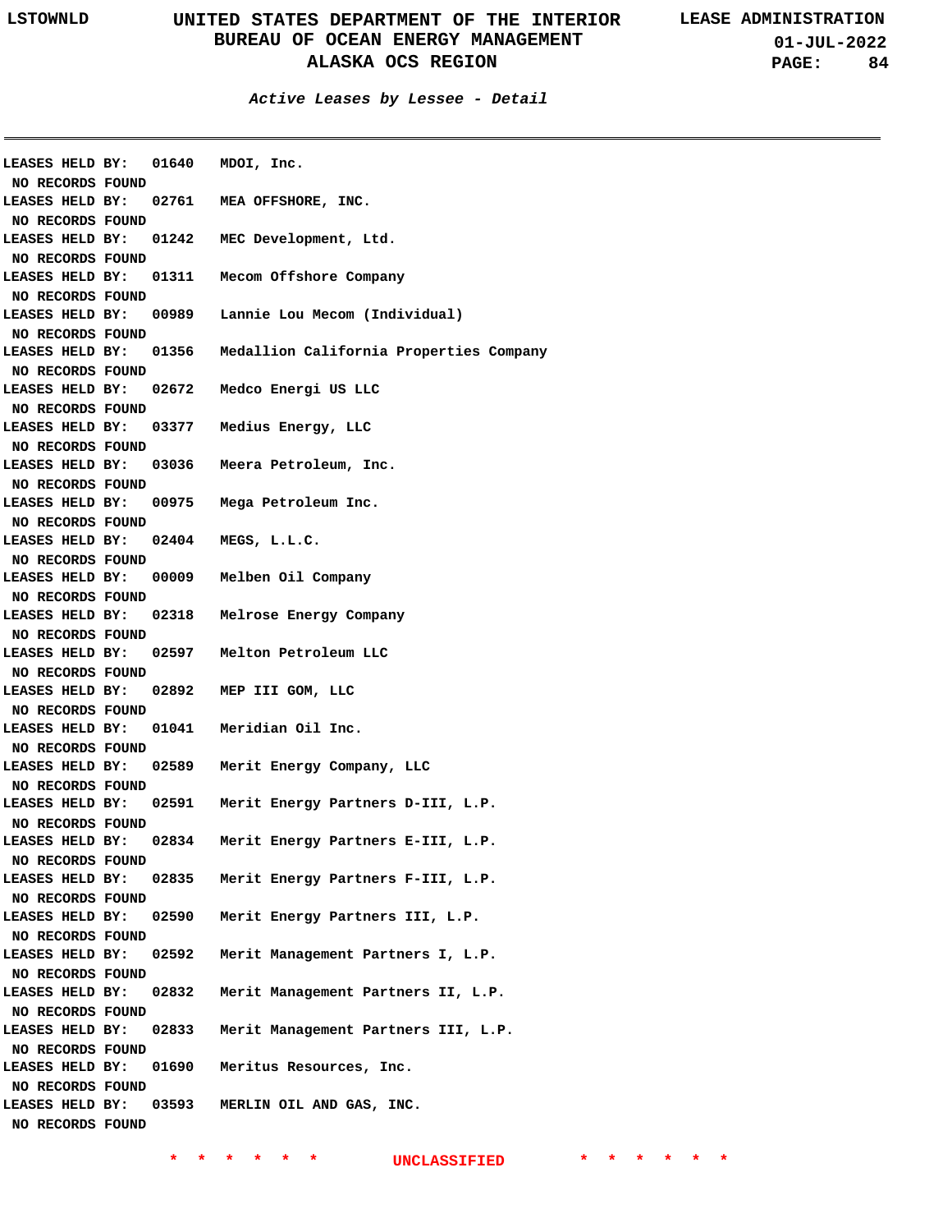**Active Leases by Lessee - Detail**

---

**LEASES HELD BY: 01640 MDOI, Inc.**
NO RECORDS FOUND

**LEASES HELD BY: 02761 MEA OFFSHORE, INC.**
NO RECORDS FOUND

**LEASES HELD BY: 01242 MEC Development, Ltd.**
NO RECORDS FOUND

**LEASES HELD BY: 01311 Mecom Offshore Company**
NO RECORDS FOUND

**LEASES HELD BY: 00989 Lannie Lou Mecom (Individual)**
NO RECORDS FOUND

**LEASES HELD BY: 01356 Medallion California Properties Company**
NO RECORDS FOUND

**LEASES HELD BY: 02672 Medco Energi US LLC**
NO RECORDS FOUND

**LEASES HELD BY: 03377 Medius Energy, LLC**
NO RECORDS FOUND

**LEASES HELD BY: 03036 Meera Petroleum, Inc.**
NO RECORDS FOUND

**LEASES HELD BY: 00975 Mega Petroleum Inc.**
NO RECORDS FOUND

**LEASES HELD BY: 02404 MEGS, L.L.C.**
NO RECORDS FOUND

**LEASES HELD BY: 00009 Melben Oil Company**
NO RECORDS FOUND

**LEASES HELD BY: 02318 Melrose Energy Company**
NO RECORDS FOUND

**LEASES HELD BY: 02597 Melton Petroleum LLC**
NO RECORDS FOUND

**LEASES HELD BY: 02892 MEP III GOM, LLC**
NO RECORDS FOUND

**LEASES HELD BY: 01041 Meridian Oil Inc.**
NO RECORDS FOUND

**LEASES HELD BY: 02589 Merit Energy Company, LLC**
NO RECORDS FOUND

**LEASES HELD BY: 02591 Merit Energy Partners D-III, L.P.**
NO RECORDS FOUND

**LEASES HELD BY: 02834 Merit Energy Partners E-III, L.P.**
NO RECORDS FOUND

**LEASES HELD BY: 02835 Merit Energy Partners F-III, L.P.**
NO RECORDS FOUND

**LEASES HELD BY: 02590 Merit Energy Partners III, L.P.**
NO RECORDS FOUND

**LEASES HELD BY: 02592 Merit Management Partners I, L.P.**
NO RECORDS FOUND

**LEASES HELD BY: 02832 Merit Management Partners II, L.P.**
NO RECORDS FOUND

**LEASES HELD BY: 02833 Merit Management Partners III, L.P.**
NO RECORDS FOUND

**LEASES HELD BY: 01690 Meritus Resources, Inc.**
NO RECORDS FOUND

**LEASES HELD BY: 03593 MERLIN OIL AND GAS, INC.**
NO RECORDS FOUND

\* \* \* \* \* \* UNCLASSIFIED \* \* \* \* \* \*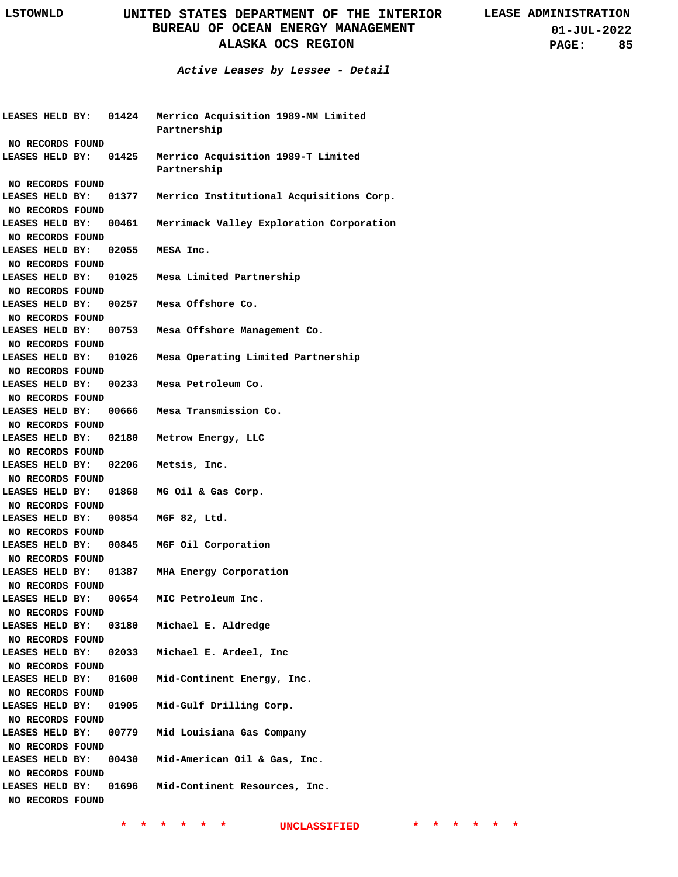*Active Leases by Lessee - Detail*

LEASES HELD BY: 01424 Merrico Acquisition 1989-MM Limited Partnership

NO RECORDS FOUND

LEASES HELD BY: 01425 Merrico Acquisition 1989-T Limited Partnership

NO RECORDS FOUND

LEASES HELD BY: 01377 Merrico Institutional Acquisitions Corp.

NO RECORDS FOUND

LEASES HELD BY: 00461 Merrimack Valley Exploration Corporation

NO RECORDS FOUND

LEASES HELD BY: 02055 MESA Inc.

NO RECORDS FOUND

LEASES HELD BY: 01025 Mesa Limited Partnership

NO RECORDS FOUND

LEASES HELD BY: 00257 Mesa Offshore Co.

NO RECORDS FOUND

LEASES HELD BY: 00753 Mesa Offshore Management Co.

NO RECORDS FOUND

LEASES HELD BY: 01026 Mesa Operating Limited Partnership

NO RECORDS FOUND

LEASES HELD BY: 00233 Mesa Petroleum Co.

NO RECORDS FOUND

LEASES HELD BY: 00666 Mesa Transmission Co.

NO RECORDS FOUND

LEASES HELD BY: 02180 Metrow Energy, LLC

NO RECORDS FOUND

LEASES HELD BY: 02206 Metsis, Inc.

NO RECORDS FOUND

LEASES HELD BY: 01868 MG Oil & Gas Corp.

NO RECORDS FOUND

LEASES HELD BY: 00854 MGF 82, Ltd.

NO RECORDS FOUND

LEASES HELD BY: 00845 MGF Oil Corporation

NO RECORDS FOUND

LEASES HELD BY: 01387 MHA Energy Corporation

NO RECORDS FOUND

LEASES HELD BY: 00654 MIC Petroleum Inc.

NO RECORDS FOUND

LEASES HELD BY: 03180 Michael E. Aldredge

NO RECORDS FOUND

LEASES HELD BY: 02033 Michael E. Ardeel, Inc

NO RECORDS FOUND

LEASES HELD BY: 01600 Mid-Continent Energy, Inc.

NO RECORDS FOUND

LEASES HELD BY: 01905 Mid-Gulf Drilling Corp.

NO RECORDS FOUND

LEASES HELD BY: 00779 Mid Louisiana Gas Company

NO RECORDS FOUND

LEASES HELD BY: 00430 Mid-American Oil & Gas, Inc.

NO RECORDS FOUND

LEASES HELD BY: 01696 Mid-Continent Resources, Inc.

NO RECORDS FOUND

* * * * * * UNCLASSIFIED * * * * * *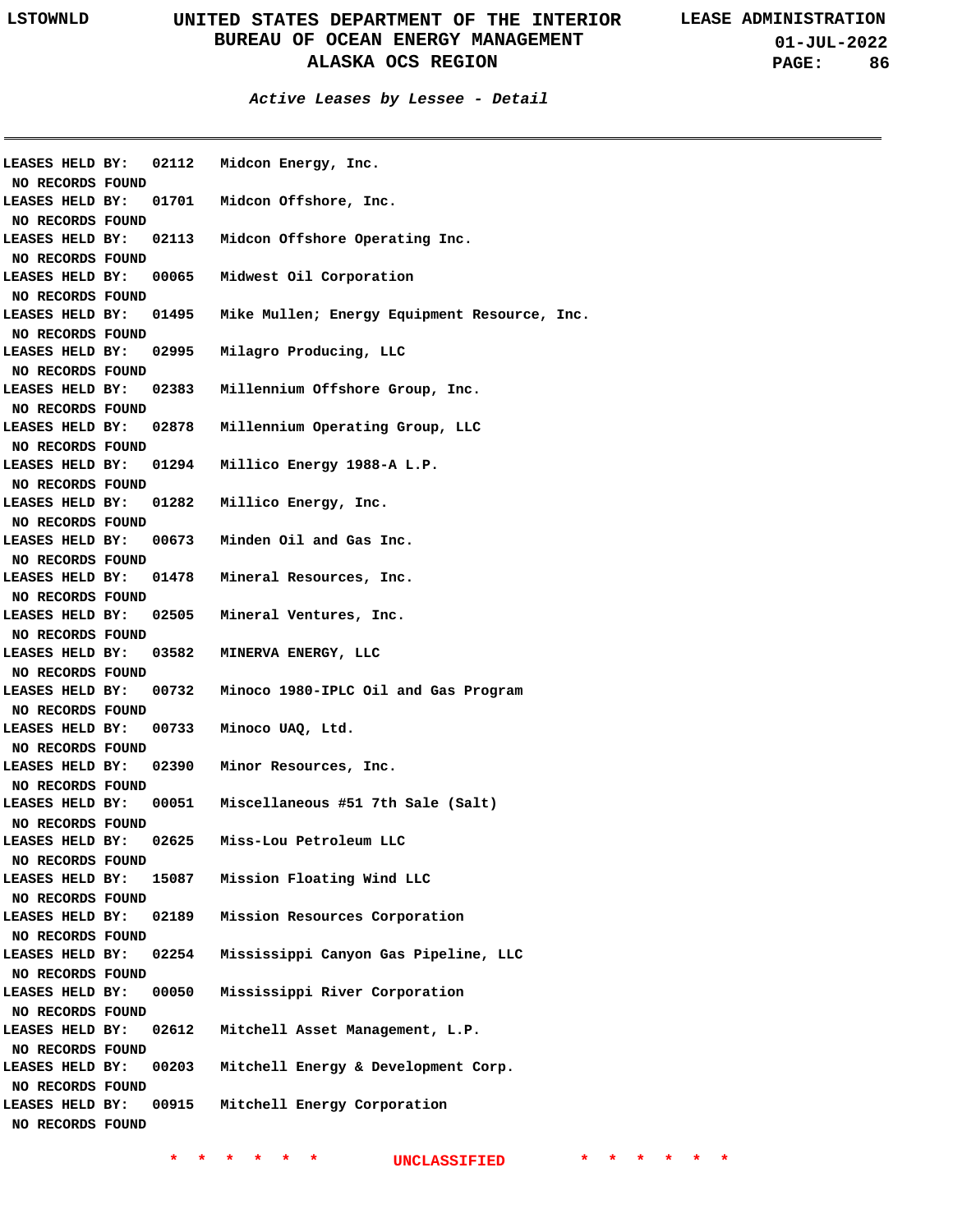### Active Leases by Lessee - Detail

LEASES HELD BY: 02112 Midcon Energy, Inc.
NO RECORDS FOUND
LEASES HELD BY: 01701 Midcon Offshore, Inc.
NO RECORDS FOUND
LEASES HELD BY: 02113 Midcon Offshore Operating Inc.
NO RECORDS FOUND
LEASES HELD BY: 00065 Midwest Oil Corporation
NO RECORDS FOUND
LEASES HELD BY: 01495 Mike Mullen; Energy Equipment Resource, Inc.
NO RECORDS FOUND
LEASES HELD BY: 02995 Milagro Producing, LLC
NO RECORDS FOUND
LEASES HELD BY: 02383 Millennium Offshore Group, Inc.
NO RECORDS FOUND
LEASES HELD BY: 02878 Millennium Operating Group, LLC
NO RECORDS FOUND
LEASES HELD BY: 01294 Millico Energy 1988-A L.P.
NO RECORDS FOUND
LEASES HELD BY: 01282 Millico Energy, Inc.
NO RECORDS FOUND
LEASES HELD BY: 00673 Minden Oil and Gas Inc.
NO RECORDS FOUND
LEASES HELD BY: 01478 Mineral Resources, Inc.
NO RECORDS FOUND
LEASES HELD BY: 02505 Mineral Ventures, Inc.
NO RECORDS FOUND
LEASES HELD BY: 03582 MINERVA ENERGY, LLC
NO RECORDS FOUND
LEASES HELD BY: 00732 Minoco 1980-IPLC Oil and Gas Program
NO RECORDS FOUND
LEASES HELD BY: 00733 Minoco UAQ, Ltd.
NO RECORDS FOUND
LEASES HELD BY: 02390 Minor Resources, Inc.
NO RECORDS FOUND
LEASES HELD BY: 00051 Miscellaneous #51 7th Sale (Salt)
NO RECORDS FOUND
LEASES HELD BY: 02625 Miss-Lou Petroleum LLC
NO RECORDS FOUND
LEASES HELD BY: 15087 Mission Floating Wind LLC
NO RECORDS FOUND
LEASES HELD BY: 02189 Mission Resources Corporation
NO RECORDS FOUND
LEASES HELD BY: 02254 Mississippi Canyon Gas Pipeline, LLC
NO RECORDS FOUND
LEASES HELD BY: 00050 Mississippi River Corporation
NO RECORDS FOUND
LEASES HELD BY: 02612 Mitchell Asset Management, L.P.
NO RECORDS FOUND
LEASES HELD BY: 00203 Mitchell Energy & Development Corp.
NO RECORDS FOUND
LEASES HELD BY: 00915 Mitchell Energy Corporation
NO RECORDS FOUND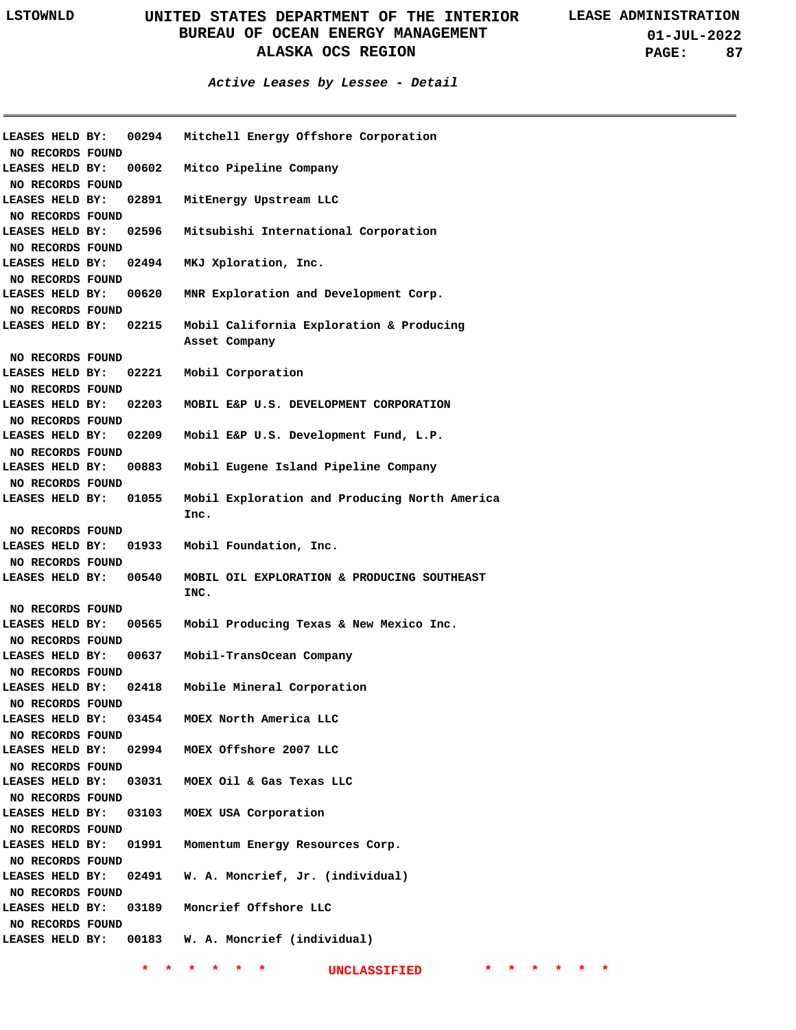*Active Leases by Lessee - Detail*

```
LEASES HELD BY:   00294   Mitchell Energy Offshore Corporation
 NO RECORDS FOUND
LEASES HELD BY:   00602   Mitco Pipeline Company
 NO RECORDS FOUND
LEASES HELD BY:   02891   MitEnergy Upstream LLC
 NO RECORDS FOUND
LEASES HELD BY:   02596   Mitsubishi International Corporation
 NO RECORDS FOUND
LEASES HELD BY:   02494   MKJ Xploration, Inc.
 NO RECORDS FOUND
LEASES HELD BY:   00620   MNR Exploration and Development Corp.
 NO RECORDS FOUND
LEASES HELD BY:   02215   Mobil California Exploration & Producing
                          Asset Company
 NO RECORDS FOUND
LEASES HELD BY:   02221   Mobil Corporation
 NO RECORDS FOUND
LEASES HELD BY:   02203   MOBIL E&P U.S. DEVELOPMENT CORPORATION
 NO RECORDS FOUND
LEASES HELD BY:   02209   Mobil E&P U.S. Development Fund, L.P.
 NO RECORDS FOUND
LEASES HELD BY:   00883   Mobil Eugene Island Pipeline Company
 NO RECORDS FOUND
LEASES HELD BY:   01055   Mobil Exploration and Producing North America
                          Inc.
 NO RECORDS FOUND
LEASES HELD BY:   01933   Mobil Foundation, Inc.
 NO RECORDS FOUND
LEASES HELD BY:   00540   MOBIL OIL EXPLORATION & PRODUCING SOUTHEAST
                          INC.
 NO RECORDS FOUND
LEASES HELD BY:   00565   Mobil Producing Texas & New Mexico Inc.
 NO RECORDS FOUND
LEASES HELD BY:   00637   Mobil-TransOcean Company
 NO RECORDS FOUND
LEASES HELD BY:   02418   Mobile Mineral Corporation
 NO RECORDS FOUND
LEASES HELD BY:   03454   MOEX North America LLC
 NO RECORDS FOUND
LEASES HELD BY:   02994   MOEX Offshore 2007 LLC
 NO RECORDS FOUND
LEASES HELD BY:   03031   MOEX Oil & Gas Texas LLC
 NO RECORDS FOUND
LEASES HELD BY:   03103   MOEX USA Corporation
 NO RECORDS FOUND
LEASES HELD BY:   01991   Momentum Energy Resources Corp.
 NO RECORDS FOUND
LEASES HELD BY:   02491   W. A. Moncrief, Jr. (individual)
 NO RECORDS FOUND
LEASES HELD BY:   03189   Moncrief Offshore LLC
 NO RECORDS FOUND
LEASES HELD BY:   00183   W. A. Moncrief (individual)
```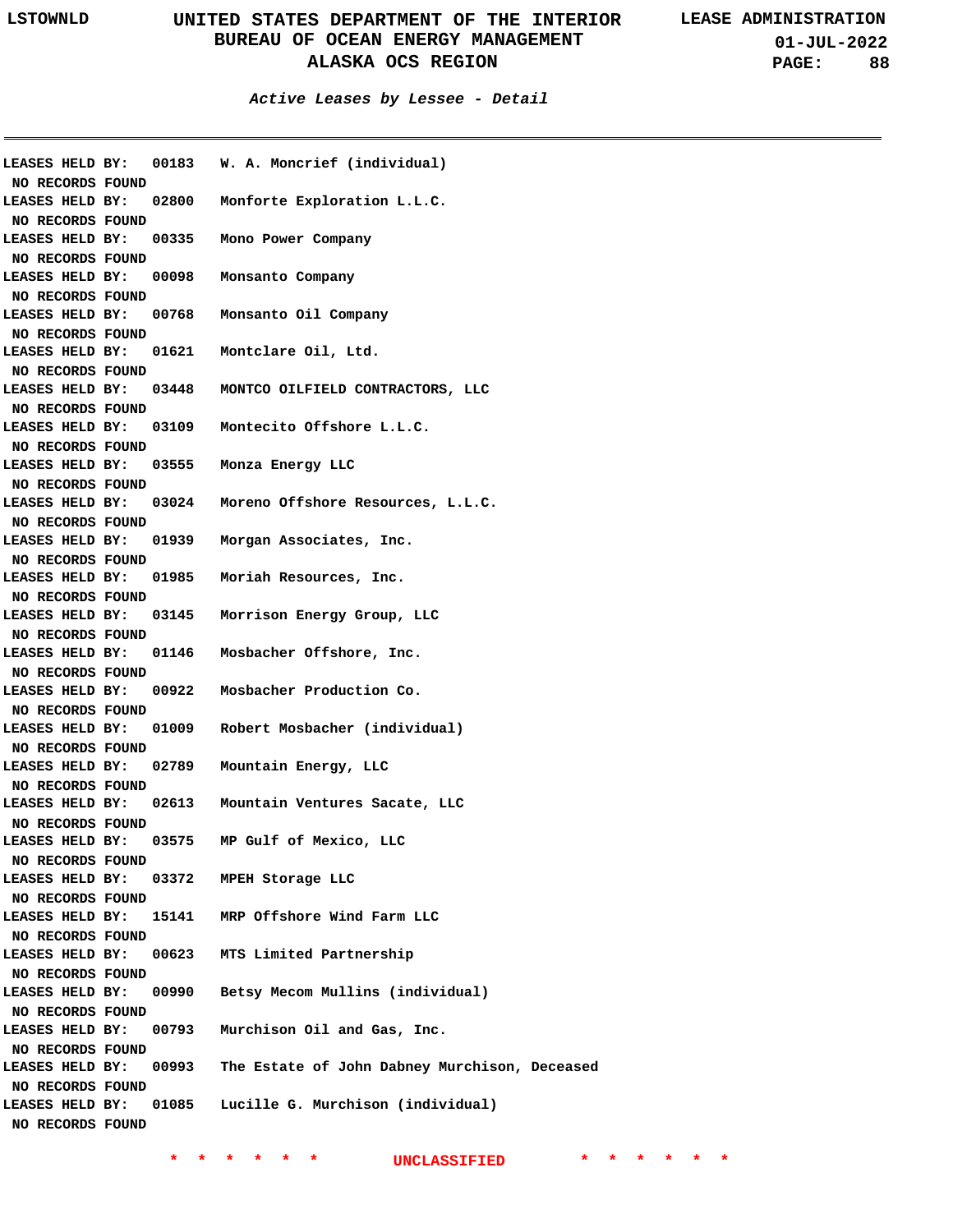### *Active Leases by Lessee - Detail*

LEASES HELD BY: 00183 W. A. Moncrief (individual)
NO RECORDS FOUND

LEASES HELD BY: 02800 Monforte Exploration L.L.C.
NO RECORDS FOUND

LEASES HELD BY: 00335 Mono Power Company
NO RECORDS FOUND

LEASES HELD BY: 00098 Monsanto Company
NO RECORDS FOUND

LEASES HELD BY: 00768 Monsanto Oil Company
NO RECORDS FOUND

LEASES HELD BY: 01621 Montclare Oil, Ltd.
NO RECORDS FOUND

LEASES HELD BY: 03448 MONTCO OILFIELD CONTRACTORS, LLC
NO RECORDS FOUND

LEASES HELD BY: 03109 Montecito Offshore L.L.C.
NO RECORDS FOUND

LEASES HELD BY: 03555 Monza Energy LLC
NO RECORDS FOUND

LEASES HELD BY: 03024 Moreno Offshore Resources, L.L.C.
NO RECORDS FOUND

LEASES HELD BY: 01939 Morgan Associates, Inc.
NO RECORDS FOUND

LEASES HELD BY: 01985 Moriah Resources, Inc.
NO RECORDS FOUND

LEASES HELD BY: 03145 Morrison Energy Group, LLC
NO RECORDS FOUND

LEASES HELD BY: 01146 Mosbacher Offshore, Inc.
NO RECORDS FOUND

LEASES HELD BY: 00922 Mosbacher Production Co.
NO RECORDS FOUND

LEASES HELD BY: 01009 Robert Mosbacher (individual)
NO RECORDS FOUND

LEASES HELD BY: 02789 Mountain Energy, LLC
NO RECORDS FOUND

LEASES HELD BY: 02613 Mountain Ventures Sacate, LLC
NO RECORDS FOUND

LEASES HELD BY: 03575 MP Gulf of Mexico, LLC
NO RECORDS FOUND

LEASES HELD BY: 03372 MPEH Storage LLC
NO RECORDS FOUND

LEASES HELD BY: 15141 MRP Offshore Wind Farm LLC
NO RECORDS FOUND

LEASES HELD BY: 00623 MTS Limited Partnership
NO RECORDS FOUND

LEASES HELD BY: 00990 Betsy Mecom Mullins (individual)
NO RECORDS FOUND

LEASES HELD BY: 00793 Murchison Oil and Gas, Inc.
NO RECORDS FOUND

LEASES HELD BY: 00993 The Estate of John Dabney Murchison, Deceased
NO RECORDS FOUND

LEASES HELD BY: 01085 Lucille G. Murchison (individual)
NO RECORDS FOUND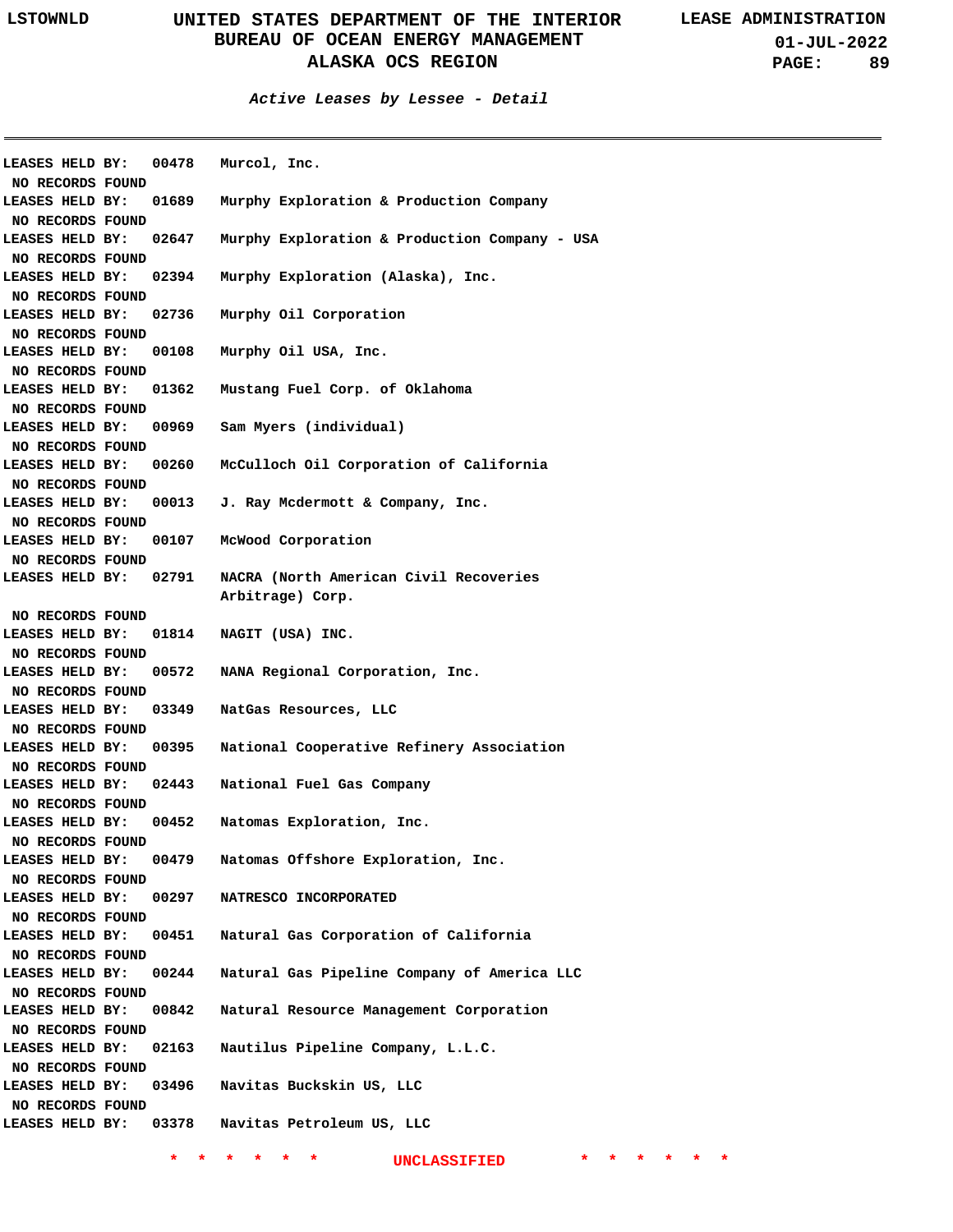### *Active Leases by Lessee - Detail*

LEASES HELD BY: 00478 Murcol, Inc.
NO RECORDS FOUND

LEASES HELD BY: 01689 Murphy Exploration & Production Company
NO RECORDS FOUND

LEASES HELD BY: 02647 Murphy Exploration & Production Company - USA
NO RECORDS FOUND

LEASES HELD BY: 02394 Murphy Exploration (Alaska), Inc.
NO RECORDS FOUND

LEASES HELD BY: 02736 Murphy Oil Corporation
NO RECORDS FOUND

LEASES HELD BY: 00108 Murphy Oil USA, Inc.
NO RECORDS FOUND

LEASES HELD BY: 01362 Mustang Fuel Corp. of Oklahoma
NO RECORDS FOUND

LEASES HELD BY: 00969 Sam Myers (individual)
NO RECORDS FOUND

LEASES HELD BY: 00260 McCulloch Oil Corporation of California
NO RECORDS FOUND

LEASES HELD BY: 00013 J. Ray Mcdermott & Company, Inc.
NO RECORDS FOUND

LEASES HELD BY: 00107 McWood Corporation
NO RECORDS FOUND

LEASES HELD BY: 02791 NACRA (North American Civil Recoveries Arbitrage) Corp.
NO RECORDS FOUND

LEASES HELD BY: 01814 NAGIT (USA) INC.
NO RECORDS FOUND

LEASES HELD BY: 00572 NANA Regional Corporation, Inc.
NO RECORDS FOUND

LEASES HELD BY: 03349 NatGas Resources, LLC
NO RECORDS FOUND

LEASES HELD BY: 00395 National Cooperative Refinery Association
NO RECORDS FOUND

LEASES HELD BY: 02443 National Fuel Gas Company
NO RECORDS FOUND

LEASES HELD BY: 00452 Natomas Exploration, Inc.
NO RECORDS FOUND

LEASES HELD BY: 00479 Natomas Offshore Exploration, Inc.
NO RECORDS FOUND

LEASES HELD BY: 00297 NATRESCO INCORPORATED
NO RECORDS FOUND

LEASES HELD BY: 00451 Natural Gas Corporation of California
NO RECORDS FOUND

LEASES HELD BY: 00244 Natural Gas Pipeline Company of America LLC
NO RECORDS FOUND

LEASES HELD BY: 00842 Natural Resource Management Corporation
NO RECORDS FOUND

LEASES HELD BY: 02163 Nautilus Pipeline Company, L.L.C.
NO RECORDS FOUND

LEASES HELD BY: 03496 Navitas Buckskin US, LLC
NO RECORDS FOUND

LEASES HELD BY: 03378 Navitas Petroleum US, LLC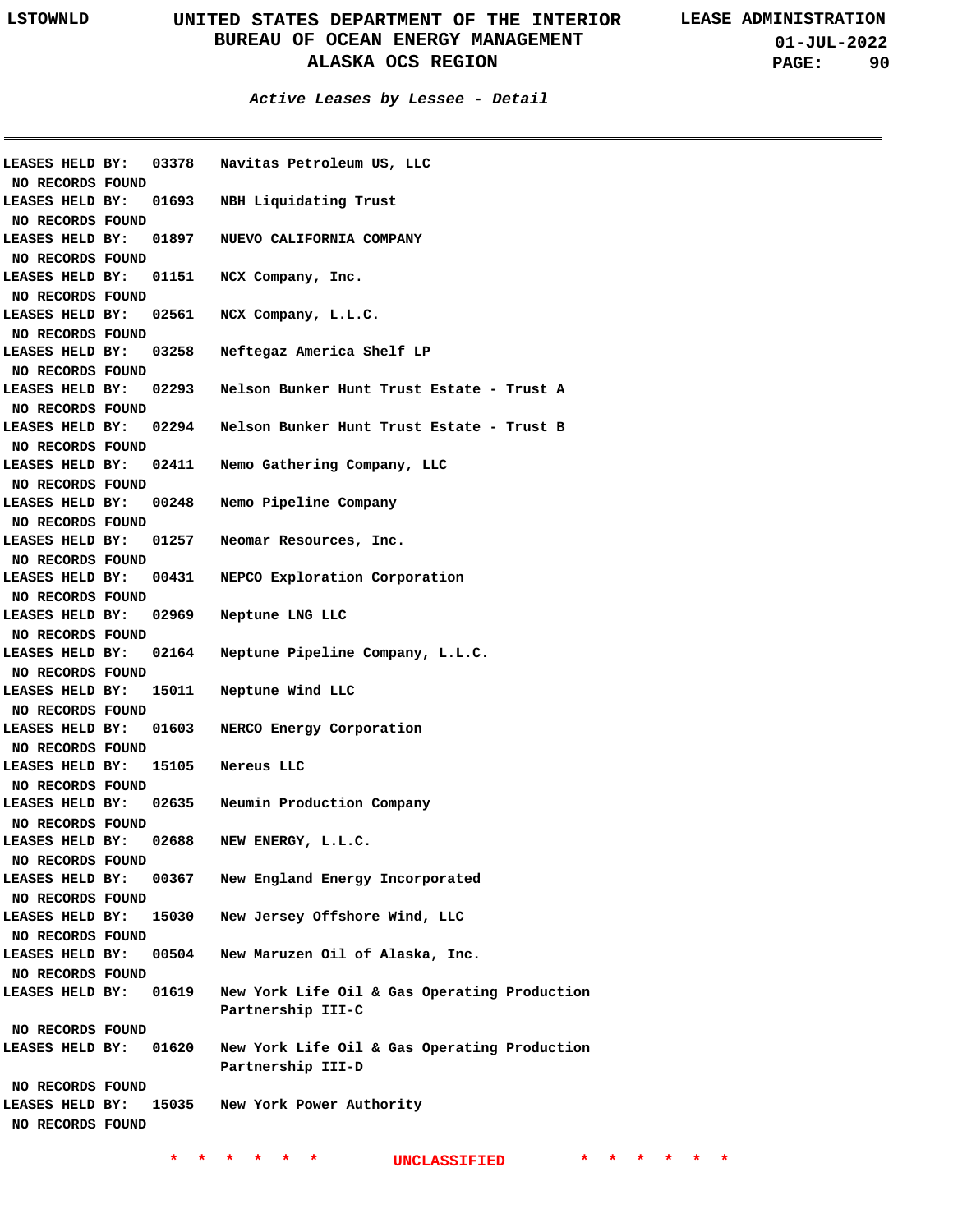## Active Leases by Lessee - Detail

LEASES HELD BY: 03378 Navitas Petroleum US, LLC
NO RECORDS FOUND

LEASES HELD BY: 01693 NBH Liquidating Trust
NO RECORDS FOUND

LEASES HELD BY: 01897 NUEVO CALIFORNIA COMPANY
NO RECORDS FOUND

LEASES HELD BY: 01151 NCX Company, Inc.
NO RECORDS FOUND

LEASES HELD BY: 02561 NCX Company, L.L.C.
NO RECORDS FOUND

LEASES HELD BY: 03258 Neftegaz America Shelf LP
NO RECORDS FOUND

LEASES HELD BY: 02293 Nelson Bunker Hunt Trust Estate - Trust A
NO RECORDS FOUND

LEASES HELD BY: 02294 Nelson Bunker Hunt Trust Estate - Trust B
NO RECORDS FOUND

LEASES HELD BY: 02411 Nemo Gathering Company, LLC
NO RECORDS FOUND

LEASES HELD BY: 00248 Nemo Pipeline Company
NO RECORDS FOUND

LEASES HELD BY: 01257 Neomar Resources, Inc.
NO RECORDS FOUND

LEASES HELD BY: 00431 NEPCO Exploration Corporation
NO RECORDS FOUND

LEASES HELD BY: 02969 Neptune LNG LLC
NO RECORDS FOUND

LEASES HELD BY: 02164 Neptune Pipeline Company, L.L.C.
NO RECORDS FOUND

LEASES HELD BY: 15011 Neptune Wind LLC
NO RECORDS FOUND

LEASES HELD BY: 01603 NERCO Energy Corporation
NO RECORDS FOUND

LEASES HELD BY: 15105 Nereus LLC
NO RECORDS FOUND

LEASES HELD BY: 02635 Neumin Production Company
NO RECORDS FOUND

LEASES HELD BY: 02688 NEW ENERGY, L.L.C.
NO RECORDS FOUND

LEASES HELD BY: 00367 New England Energy Incorporated
NO RECORDS FOUND

LEASES HELD BY: 15030 New Jersey Offshore Wind, LLC
NO RECORDS FOUND

LEASES HELD BY: 00504 New Maruzen Oil of Alaska, Inc.
NO RECORDS FOUND

LEASES HELD BY: 01619 New York Life Oil & Gas Operating Production Partnership III-C
NO RECORDS FOUND

LEASES HELD BY: 01620 New York Life Oil & Gas Operating Production Partnership III-D
NO RECORDS FOUND

LEASES HELD BY: 15035 New York Power Authority
NO RECORDS FOUND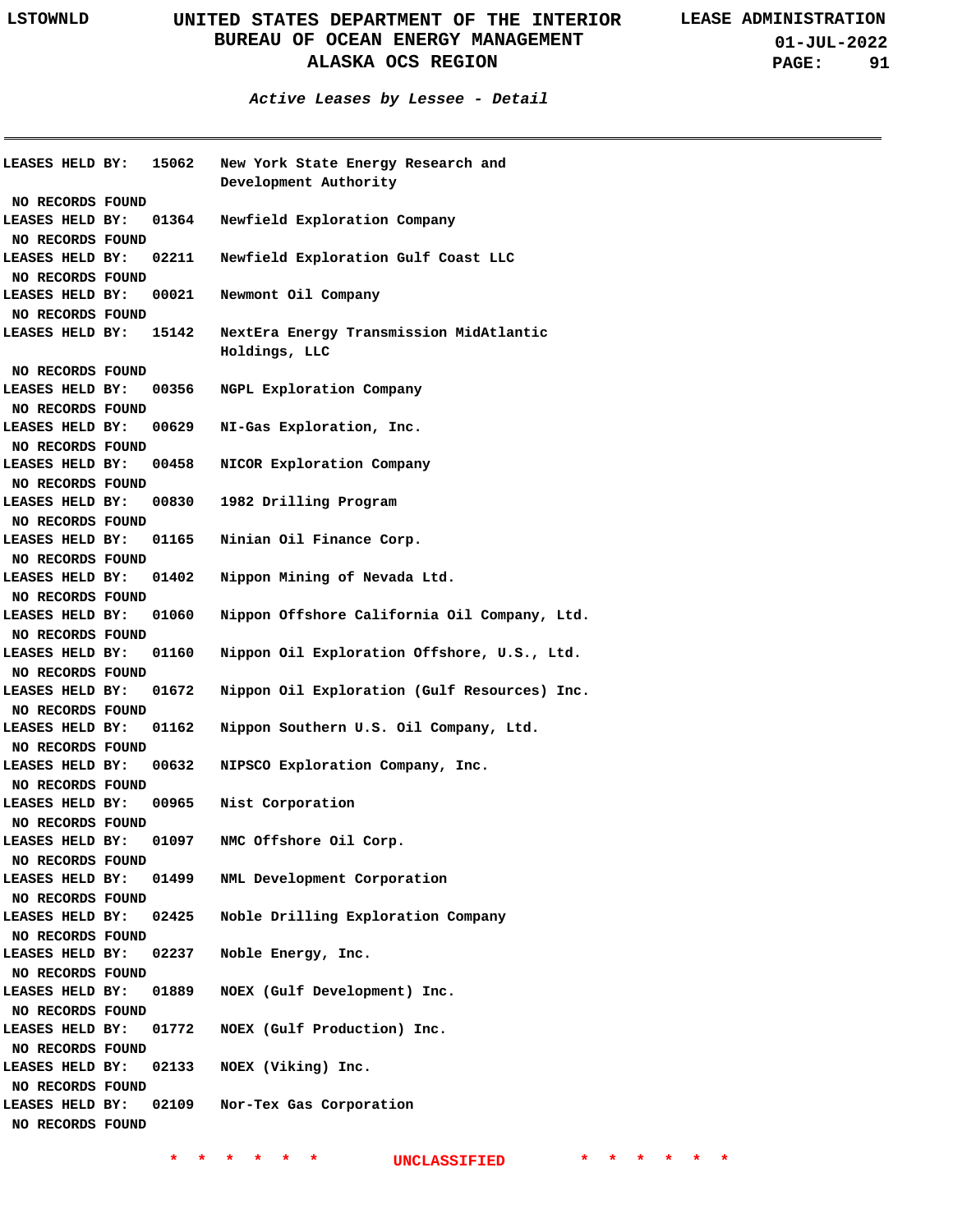# Active Leases by Lessee - Detail

LEASES HELD BY: 15062 New York State Energy Research and Development Authority

NO RECORDS FOUND

LEASES HELD BY: 01364 Newfield Exploration Company

NO RECORDS FOUND

LEASES HELD BY: 02211 Newfield Exploration Gulf Coast LLC

NO RECORDS FOUND

LEASES HELD BY: 00021 Newmont Oil Company

NO RECORDS FOUND

LEASES HELD BY: 15142 NextEra Energy Transmission MidAtlantic Holdings, LLC

NO RECORDS FOUND

LEASES HELD BY: 00356 NGPL Exploration Company

NO RECORDS FOUND

LEASES HELD BY: 00629 NI-Gas Exploration, Inc.

NO RECORDS FOUND

LEASES HELD BY: 00458 NICOR Exploration Company

NO RECORDS FOUND

LEASES HELD BY: 00830 1982 Drilling Program

NO RECORDS FOUND

LEASES HELD BY: 01165 Ninian Oil Finance Corp.

NO RECORDS FOUND

LEASES HELD BY: 01402 Nippon Mining of Nevada Ltd.

NO RECORDS FOUND

LEASES HELD BY: 01060 Nippon Offshore California Oil Company, Ltd.

NO RECORDS FOUND

LEASES HELD BY: 01160 Nippon Oil Exploration Offshore, U.S., Ltd.

NO RECORDS FOUND

LEASES HELD BY: 01672 Nippon Oil Exploration (Gulf Resources) Inc.

NO RECORDS FOUND

LEASES HELD BY: 01162 Nippon Southern U.S. Oil Company, Ltd.

NO RECORDS FOUND

LEASES HELD BY: 00632 NIPSCO Exploration Company, Inc.

NO RECORDS FOUND

LEASES HELD BY: 00965 Nist Corporation

NO RECORDS FOUND

LEASES HELD BY: 01097 NMC Offshore Oil Corp.

NO RECORDS FOUND

LEASES HELD BY: 01499 NML Development Corporation

NO RECORDS FOUND

LEASES HELD BY: 02425 Noble Drilling Exploration Company

NO RECORDS FOUND

LEASES HELD BY: 02237 Noble Energy, Inc.

NO RECORDS FOUND

LEASES HELD BY: 01889 NOEX (Gulf Development) Inc.

NO RECORDS FOUND

LEASES HELD BY: 01772 NOEX (Gulf Production) Inc.

NO RECORDS FOUND

LEASES HELD BY: 02133 NOEX (Viking) Inc.

NO RECORDS FOUND

LEASES HELD BY: 02109 Nor-Tex Gas Corporation

NO RECORDS FOUND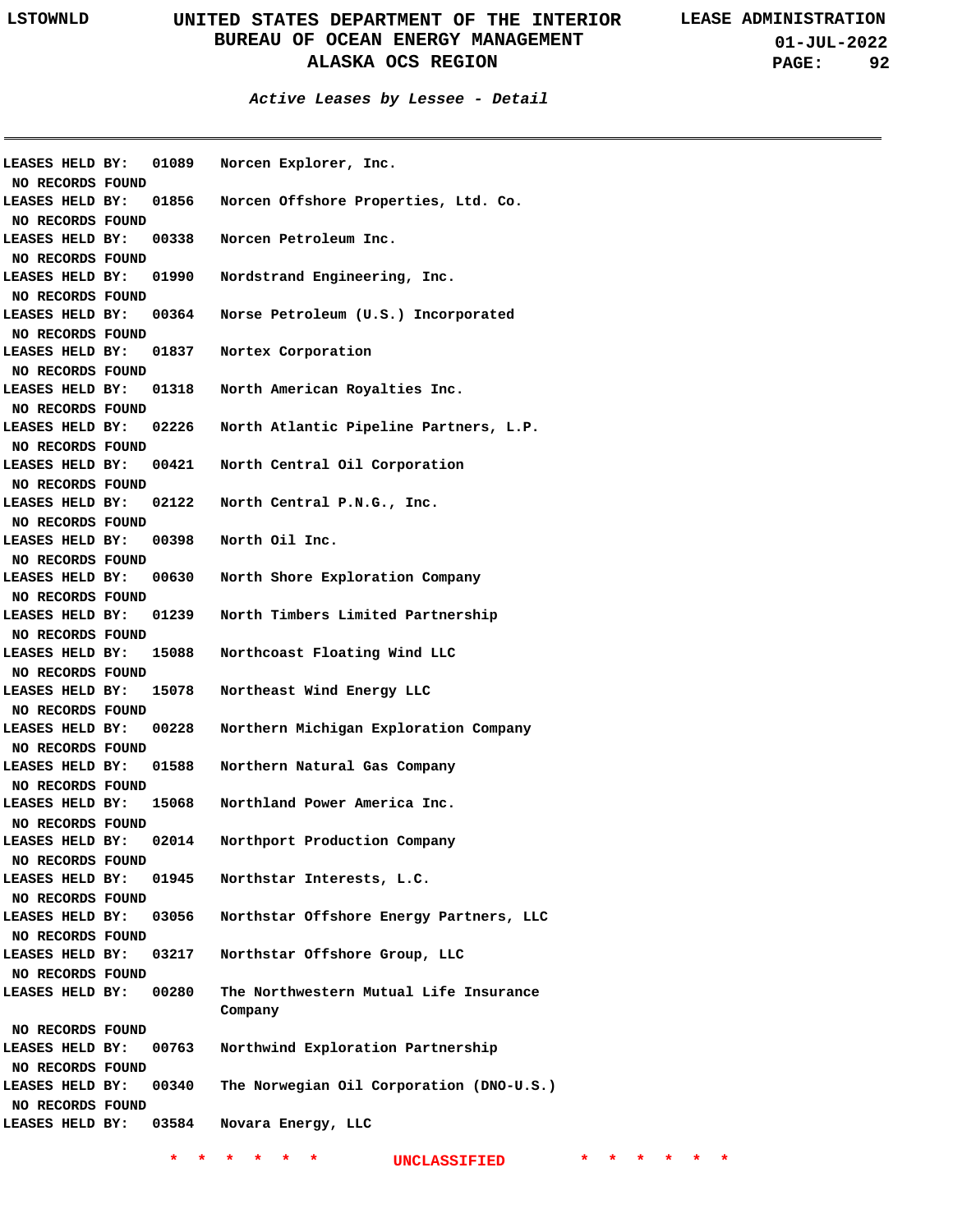# UNITED STATES DEPARTMENT OF THE INTERIOR
## BUREAU OF OCEAN ENERGY MANAGEMENT
## ALASKA OCS REGION

LSTOWNLD — LEASE ADMINISTRATION — 01-JUL-2022

***Active Leases by Lessee - Detail***

---

LEASES HELD BY: 01089 Norcen Explorer, Inc.
NO RECORDS FOUND

LEASES HELD BY: 01856 Norcen Offshore Properties, Ltd. Co.
NO RECORDS FOUND

LEASES HELD BY: 00338 Norcen Petroleum Inc.
NO RECORDS FOUND

LEASES HELD BY: 01990 Nordstrand Engineering, Inc.
NO RECORDS FOUND

LEASES HELD BY: 00364 Norse Petroleum (U.S.) Incorporated
NO RECORDS FOUND

LEASES HELD BY: 01837 Nortex Corporation
NO RECORDS FOUND

LEASES HELD BY: 01318 North American Royalties Inc.
NO RECORDS FOUND

LEASES HELD BY: 02226 North Atlantic Pipeline Partners, L.P.
NO RECORDS FOUND

LEASES HELD BY: 00421 North Central Oil Corporation
NO RECORDS FOUND

LEASES HELD BY: 02122 North Central P.N.G., Inc.
NO RECORDS FOUND

LEASES HELD BY: 00398 North Oil Inc.
NO RECORDS FOUND

LEASES HELD BY: 00630 North Shore Exploration Company
NO RECORDS FOUND

LEASES HELD BY: 01239 North Timbers Limited Partnership
NO RECORDS FOUND

LEASES HELD BY: 15088 Northcoast Floating Wind LLC
NO RECORDS FOUND

LEASES HELD BY: 15078 Northeast Wind Energy LLC
NO RECORDS FOUND

LEASES HELD BY: 00228 Northern Michigan Exploration Company
NO RECORDS FOUND

LEASES HELD BY: 01588 Northern Natural Gas Company
NO RECORDS FOUND

LEASES HELD BY: 15068 Northland Power America Inc.
NO RECORDS FOUND

LEASES HELD BY: 02014 Northport Production Company
NO RECORDS FOUND

LEASES HELD BY: 01945 Northstar Interests, L.C.
NO RECORDS FOUND

LEASES HELD BY: 03056 Northstar Offshore Energy Partners, LLC
NO RECORDS FOUND

LEASES HELD BY: 03217 Northstar Offshore Group, LLC
NO RECORDS FOUND

LEASES HELD BY: 00280 The Northwestern Mutual Life Insurance Company
NO RECORDS FOUND

LEASES HELD BY: 00763 Northwind Exploration Partnership
NO RECORDS FOUND

LEASES HELD BY: 00340 The Norwegian Oil Corporation (DNO-U.S.)
NO RECORDS FOUND

LEASES HELD BY: 03584 Novara Energy, LLC

* * * * * * UNCLASSIFIED * * * * * *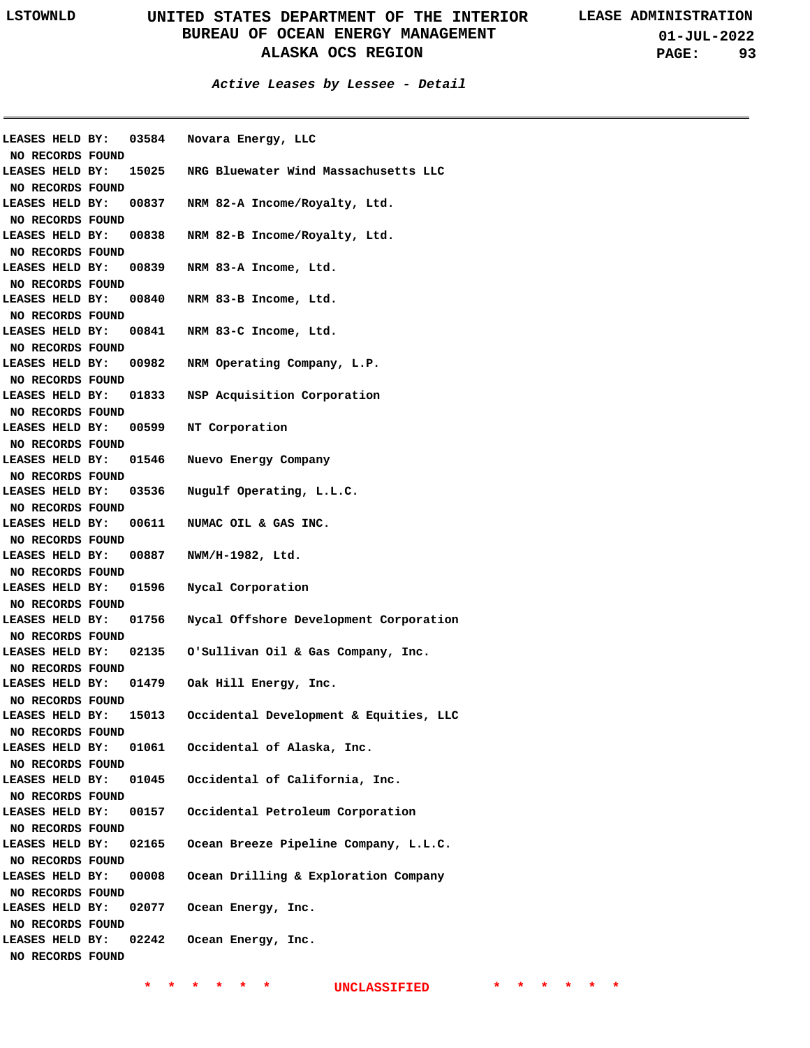### *Active Leases by Lessee - Detail*

LEASES HELD BY: 03584 Novara Energy, LLC
NO RECORDS FOUND
LEASES HELD BY: 15025 NRG Bluewater Wind Massachusetts LLC
NO RECORDS FOUND
LEASES HELD BY: 00837 NRM 82-A Income/Royalty, Ltd.
NO RECORDS FOUND
LEASES HELD BY: 00838 NRM 82-B Income/Royalty, Ltd.
NO RECORDS FOUND
LEASES HELD BY: 00839 NRM 83-A Income, Ltd.
NO RECORDS FOUND
LEASES HELD BY: 00840 NRM 83-B Income, Ltd.
NO RECORDS FOUND
LEASES HELD BY: 00841 NRM 83-C Income, Ltd.
NO RECORDS FOUND
LEASES HELD BY: 00982 NRM Operating Company, L.P.
NO RECORDS FOUND
LEASES HELD BY: 01833 NSP Acquisition Corporation
NO RECORDS FOUND
LEASES HELD BY: 00599 NT Corporation
NO RECORDS FOUND
LEASES HELD BY: 01546 Nuevo Energy Company
NO RECORDS FOUND
LEASES HELD BY: 03536 Nugulf Operating, L.L.C.
NO RECORDS FOUND
LEASES HELD BY: 00611 NUMAC OIL & GAS INC.
NO RECORDS FOUND
LEASES HELD BY: 00887 NWM/H-1982, Ltd.
NO RECORDS FOUND
LEASES HELD BY: 01596 Nycal Corporation
NO RECORDS FOUND
LEASES HELD BY: 01756 Nycal Offshore Development Corporation
NO RECORDS FOUND
LEASES HELD BY: 02135 O'Sullivan Oil & Gas Company, Inc.
NO RECORDS FOUND
LEASES HELD BY: 01479 Oak Hill Energy, Inc.
NO RECORDS FOUND
LEASES HELD BY: 15013 Occidental Development & Equities, LLC
NO RECORDS FOUND
LEASES HELD BY: 01061 Occidental of Alaska, Inc.
NO RECORDS FOUND
LEASES HELD BY: 01045 Occidental of California, Inc.
NO RECORDS FOUND
LEASES HELD BY: 00157 Occidental Petroleum Corporation
NO RECORDS FOUND
LEASES HELD BY: 02165 Ocean Breeze Pipeline Company, L.L.C.
NO RECORDS FOUND
LEASES HELD BY: 00008 Ocean Drilling & Exploration Company
NO RECORDS FOUND
LEASES HELD BY: 02077 Ocean Energy, Inc.
NO RECORDS FOUND
LEASES HELD BY: 02242 Ocean Energy, Inc.
NO RECORDS FOUND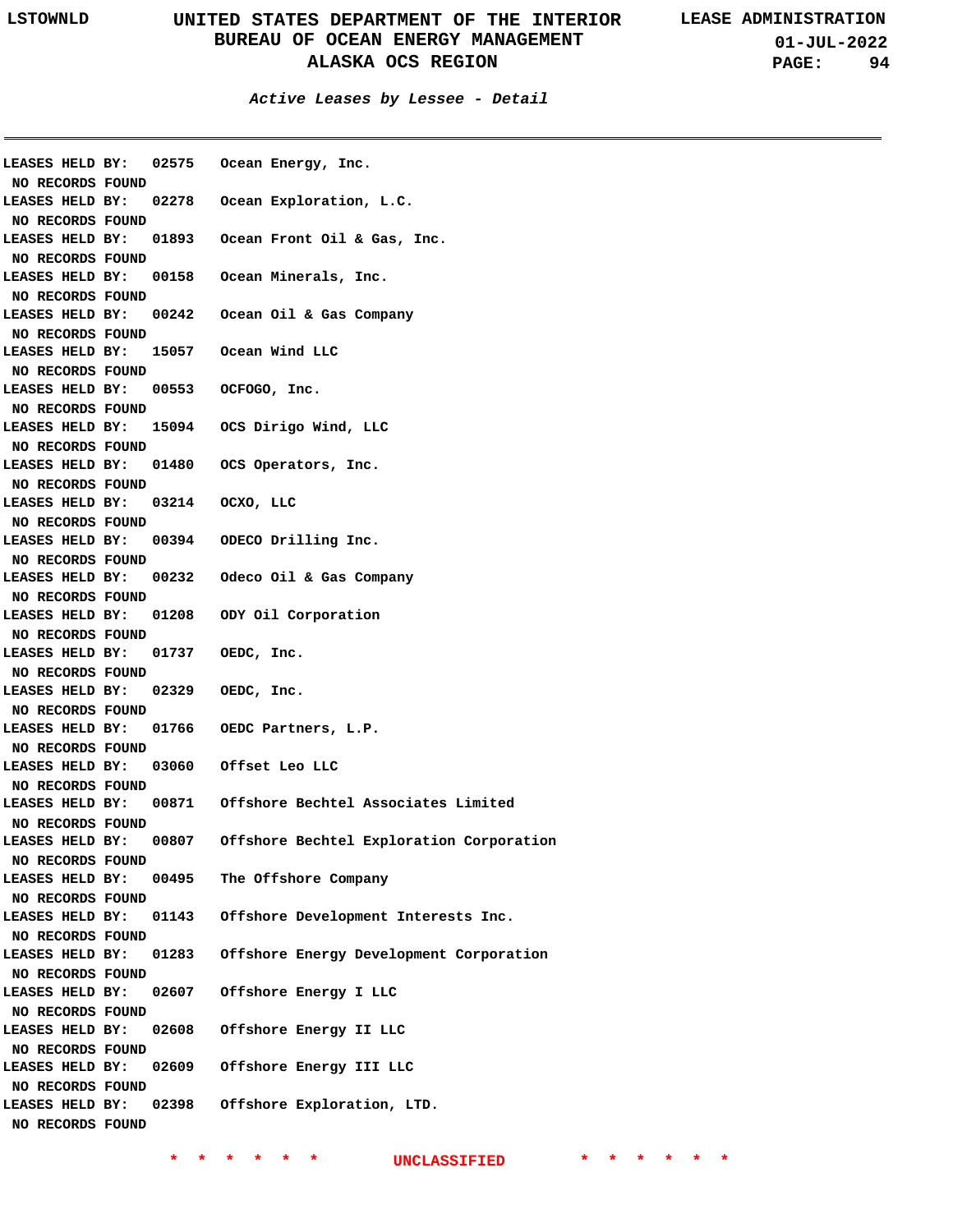### Active Leases by Lessee - Detail

**LEASES HELD BY: 02575 Ocean Energy, Inc.**
NO RECORDS FOUND

**LEASES HELD BY: 02278 Ocean Exploration, L.C.**
NO RECORDS FOUND

**LEASES HELD BY: 01893 Ocean Front Oil & Gas, Inc.**
NO RECORDS FOUND

**LEASES HELD BY: 00158 Ocean Minerals, Inc.**
NO RECORDS FOUND

**LEASES HELD BY: 00242 Ocean Oil & Gas Company**
NO RECORDS FOUND

**LEASES HELD BY: 15057 Ocean Wind LLC**
NO RECORDS FOUND

**LEASES HELD BY: 00553 OCFOGO, Inc.**
NO RECORDS FOUND

**LEASES HELD BY: 15094 OCS Dirigo Wind, LLC**
NO RECORDS FOUND

**LEASES HELD BY: 01480 OCS Operators, Inc.**
NO RECORDS FOUND

**LEASES HELD BY: 03214 OCXO, LLC**
NO RECORDS FOUND

**LEASES HELD BY: 00394 ODECO Drilling Inc.**
NO RECORDS FOUND

**LEASES HELD BY: 00232 Odeco Oil & Gas Company**
NO RECORDS FOUND

**LEASES HELD BY: 01208 ODY Oil Corporation**
NO RECORDS FOUND

**LEASES HELD BY: 01737 OEDC, Inc.**
NO RECORDS FOUND

**LEASES HELD BY: 02329 OEDC, Inc.**
NO RECORDS FOUND

**LEASES HELD BY: 01766 OEDC Partners, L.P.**
NO RECORDS FOUND

**LEASES HELD BY: 03060 Offset Leo LLC**
NO RECORDS FOUND

**LEASES HELD BY: 00871 Offshore Bechtel Associates Limited**
NO RECORDS FOUND

**LEASES HELD BY: 00807 Offshore Bechtel Exploration Corporation**
NO RECORDS FOUND

**LEASES HELD BY: 00495 The Offshore Company**
NO RECORDS FOUND

**LEASES HELD BY: 01143 Offshore Development Interests Inc.**
NO RECORDS FOUND

**LEASES HELD BY: 01283 Offshore Energy Development Corporation**
NO RECORDS FOUND

**LEASES HELD BY: 02607 Offshore Energy I LLC**
NO RECORDS FOUND

**LEASES HELD BY: 02608 Offshore Energy II LLC**
NO RECORDS FOUND

**LEASES HELD BY: 02609 Offshore Energy III LLC**
NO RECORDS FOUND

**LEASES HELD BY: 02398 Offshore Exploration, LTD.**
NO RECORDS FOUND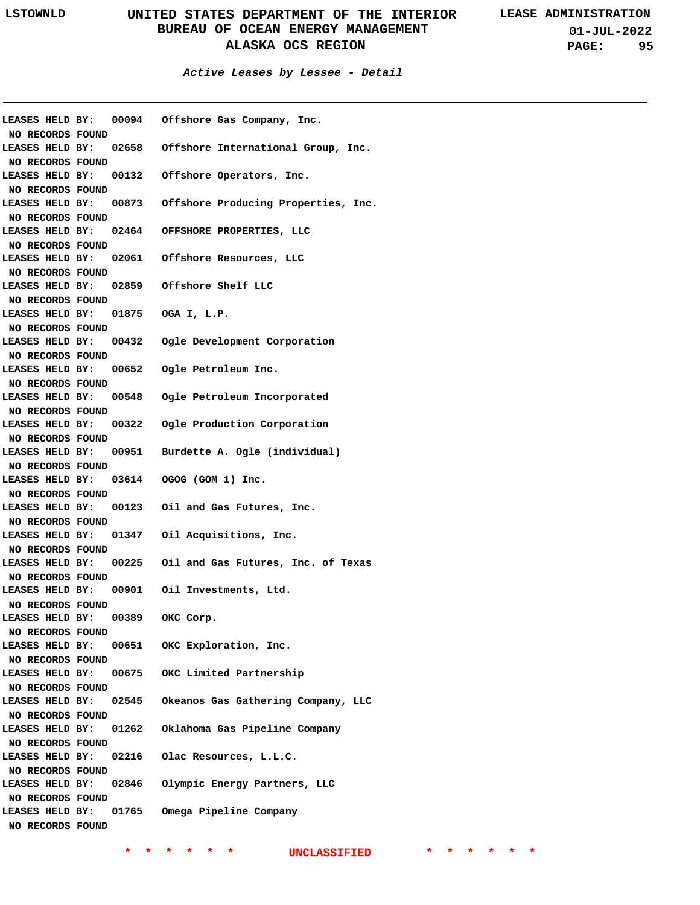*Active Leases by Lessee - Detail*

LEASES HELD BY: 00094 Offshore Gas Company, Inc.
NO RECORDS FOUND

LEASES HELD BY: 02658 Offshore International Group, Inc.
NO RECORDS FOUND

LEASES HELD BY: 00132 Offshore Operators, Inc.
NO RECORDS FOUND

LEASES HELD BY: 00873 Offshore Producing Properties, Inc.
NO RECORDS FOUND

LEASES HELD BY: 02464 OFFSHORE PROPERTIES, LLC
NO RECORDS FOUND

LEASES HELD BY: 02061 Offshore Resources, LLC
NO RECORDS FOUND

LEASES HELD BY: 02859 Offshore Shelf LLC
NO RECORDS FOUND

LEASES HELD BY: 01875 OGA I, L.P.
NO RECORDS FOUND

LEASES HELD BY: 00432 Ogle Development Corporation
NO RECORDS FOUND

LEASES HELD BY: 00652 Ogle Petroleum Inc.
NO RECORDS FOUND

LEASES HELD BY: 00548 Ogle Petroleum Incorporated
NO RECORDS FOUND

LEASES HELD BY: 00322 Ogle Production Corporation
NO RECORDS FOUND

LEASES HELD BY: 00951 Burdette A. Ogle (individual)
NO RECORDS FOUND

LEASES HELD BY: 03614 OGOG (GOM 1) Inc.
NO RECORDS FOUND

LEASES HELD BY: 00123 Oil and Gas Futures, Inc.
NO RECORDS FOUND

LEASES HELD BY: 01347 Oil Acquisitions, Inc.
NO RECORDS FOUND

LEASES HELD BY: 00225 Oil and Gas Futures, Inc. of Texas
NO RECORDS FOUND

LEASES HELD BY: 00901 Oil Investments, Ltd.
NO RECORDS FOUND

LEASES HELD BY: 00389 OKC Corp.
NO RECORDS FOUND

LEASES HELD BY: 00651 OKC Exploration, Inc.
NO RECORDS FOUND

LEASES HELD BY: 00675 OKC Limited Partnership
NO RECORDS FOUND

LEASES HELD BY: 02545 Okeanos Gas Gathering Company, LLC
NO RECORDS FOUND

LEASES HELD BY: 01262 Oklahoma Gas Pipeline Company
NO RECORDS FOUND

LEASES HELD BY: 02216 Olac Resources, L.L.C.
NO RECORDS FOUND

LEASES HELD BY: 02846 Olympic Energy Partners, LLC
NO RECORDS FOUND

LEASES HELD BY: 01765 Omega Pipeline Company
NO RECORDS FOUND

\* \* \* \* \* \* UNCLASSIFIED \* \* \* \* \* \*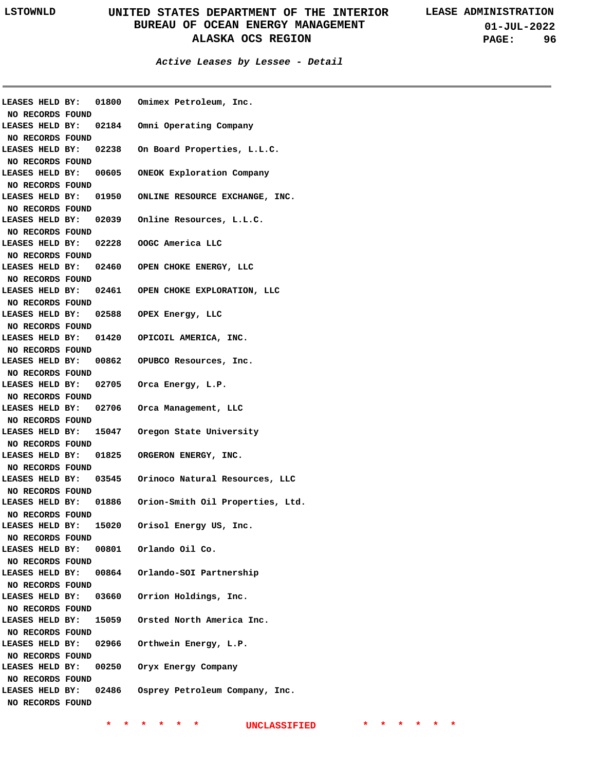**Active Leases by Lessee - Detail**

LEASES HELD BY: 01800 Omimex Petroleum, Inc.
NO RECORDS FOUND
LEASES HELD BY: 02184 Omni Operating Company
NO RECORDS FOUND
LEASES HELD BY: 02238 On Board Properties, L.L.C.
NO RECORDS FOUND
LEASES HELD BY: 00605 ONEOK Exploration Company
NO RECORDS FOUND
LEASES HELD BY: 01950 ONLINE RESOURCE EXCHANGE, INC.
NO RECORDS FOUND
LEASES HELD BY: 02039 Online Resources, L.L.C.
NO RECORDS FOUND
LEASES HELD BY: 02228 OOGC America LLC
NO RECORDS FOUND
LEASES HELD BY: 02460 OPEN CHOKE ENERGY, LLC
NO RECORDS FOUND
LEASES HELD BY: 02461 OPEN CHOKE EXPLORATION, LLC
NO RECORDS FOUND
LEASES HELD BY: 02588 OPEX Energy, LLC
NO RECORDS FOUND
LEASES HELD BY: 01420 OPICOIL AMERICA, INC.
NO RECORDS FOUND
LEASES HELD BY: 00862 OPUBCO Resources, Inc.
NO RECORDS FOUND
LEASES HELD BY: 02705 Orca Energy, L.P.
NO RECORDS FOUND
LEASES HELD BY: 02706 Orca Management, LLC
NO RECORDS FOUND
LEASES HELD BY: 15047 Oregon State University
NO RECORDS FOUND
LEASES HELD BY: 01825 ORGERON ENERGY, INC.
NO RECORDS FOUND
LEASES HELD BY: 03545 Orinoco Natural Resources, LLC
NO RECORDS FOUND
LEASES HELD BY: 01886 Orion-Smith Oil Properties, Ltd.
NO RECORDS FOUND
LEASES HELD BY: 15020 Orisol Energy US, Inc.
NO RECORDS FOUND
LEASES HELD BY: 00801 Orlando Oil Co.
NO RECORDS FOUND
LEASES HELD BY: 00864 Orlando-SOI Partnership
NO RECORDS FOUND
LEASES HELD BY: 03660 Orrion Holdings, Inc.
NO RECORDS FOUND
LEASES HELD BY: 15059 Orsted North America Inc.
NO RECORDS FOUND
LEASES HELD BY: 02966 Orthwein Energy, L.P.
NO RECORDS FOUND
LEASES HELD BY: 00250 Oryx Energy Company
NO RECORDS FOUND
LEASES HELD BY: 02486 Osprey Petroleum Company, Inc.
NO RECORDS FOUND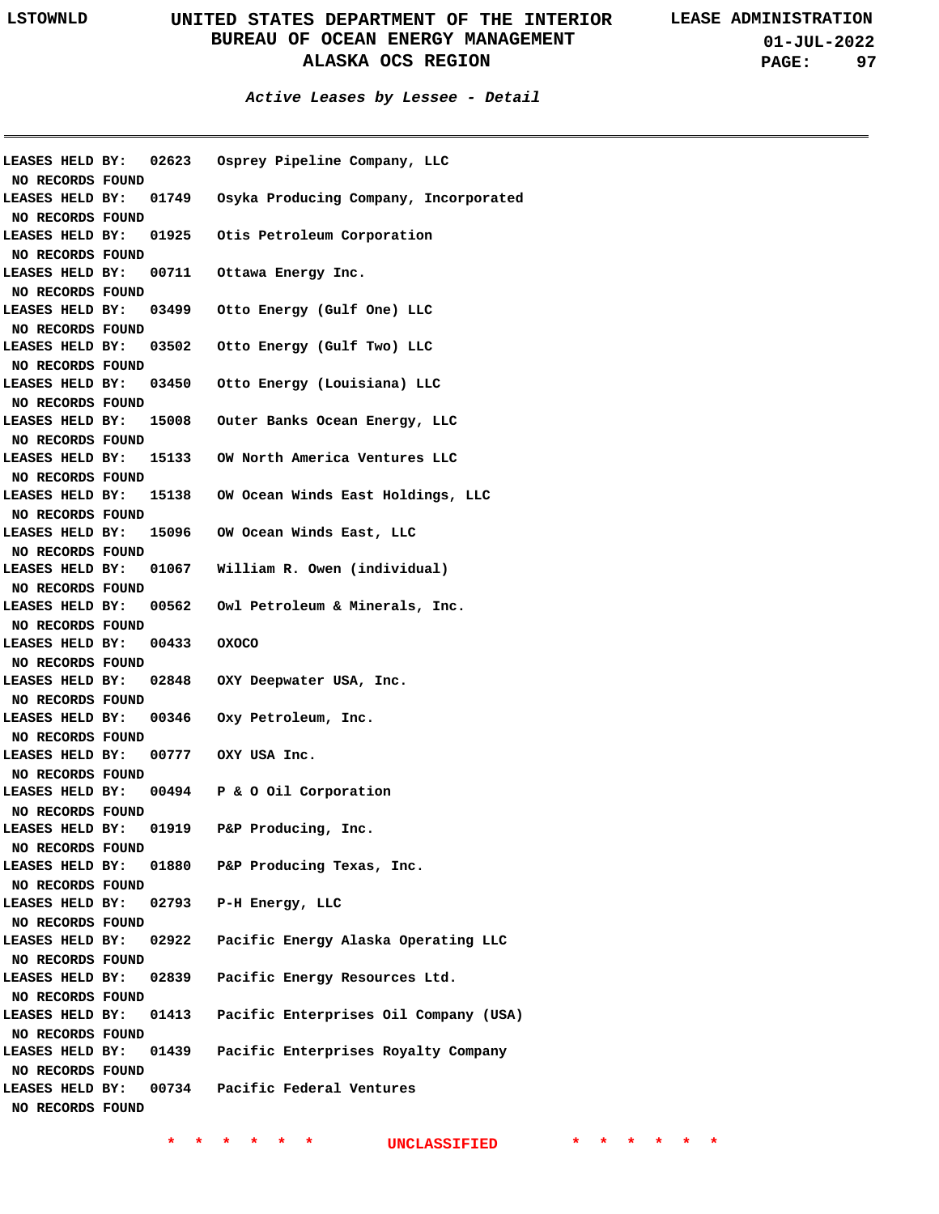*Active Leases by Lessee - Detail*

LEASES HELD BY: 02623 Osprey Pipeline Company, LLC
NO RECORDS FOUND
LEASES HELD BY: 01749 Osyka Producing Company, Incorporated
NO RECORDS FOUND
LEASES HELD BY: 01925 Otis Petroleum Corporation
NO RECORDS FOUND
LEASES HELD BY: 00711 Ottawa Energy Inc.
NO RECORDS FOUND
LEASES HELD BY: 03499 Otto Energy (Gulf One) LLC
NO RECORDS FOUND
LEASES HELD BY: 03502 Otto Energy (Gulf Two) LLC
NO RECORDS FOUND
LEASES HELD BY: 03450 Otto Energy (Louisiana) LLC
NO RECORDS FOUND
LEASES HELD BY: 15008 Outer Banks Ocean Energy, LLC
NO RECORDS FOUND
LEASES HELD BY: 15133 OW North America Ventures LLC
NO RECORDS FOUND
LEASES HELD BY: 15138 OW Ocean Winds East Holdings, LLC
NO RECORDS FOUND
LEASES HELD BY: 15096 OW Ocean Winds East, LLC
NO RECORDS FOUND
LEASES HELD BY: 01067 William R. Owen (individual)
NO RECORDS FOUND
LEASES HELD BY: 00562 Owl Petroleum & Minerals, Inc.
NO RECORDS FOUND
LEASES HELD BY: 00433 OXOCO
NO RECORDS FOUND
LEASES HELD BY: 02848 OXY Deepwater USA, Inc.
NO RECORDS FOUND
LEASES HELD BY: 00346 Oxy Petroleum, Inc.
NO RECORDS FOUND
LEASES HELD BY: 00777 OXY USA Inc.
NO RECORDS FOUND
LEASES HELD BY: 00494 P & O Oil Corporation
NO RECORDS FOUND
LEASES HELD BY: 01919 P&P Producing, Inc.
NO RECORDS FOUND
LEASES HELD BY: 01880 P&P Producing Texas, Inc.
NO RECORDS FOUND
LEASES HELD BY: 02793 P-H Energy, LLC
NO RECORDS FOUND
LEASES HELD BY: 02922 Pacific Energy Alaska Operating LLC
NO RECORDS FOUND
LEASES HELD BY: 02839 Pacific Energy Resources Ltd.
NO RECORDS FOUND
LEASES HELD BY: 01413 Pacific Enterprises Oil Company (USA)
NO RECORDS FOUND
LEASES HELD BY: 01439 Pacific Enterprises Royalty Company
NO RECORDS FOUND
LEASES HELD BY: 00734 Pacific Federal Ventures
NO RECORDS FOUND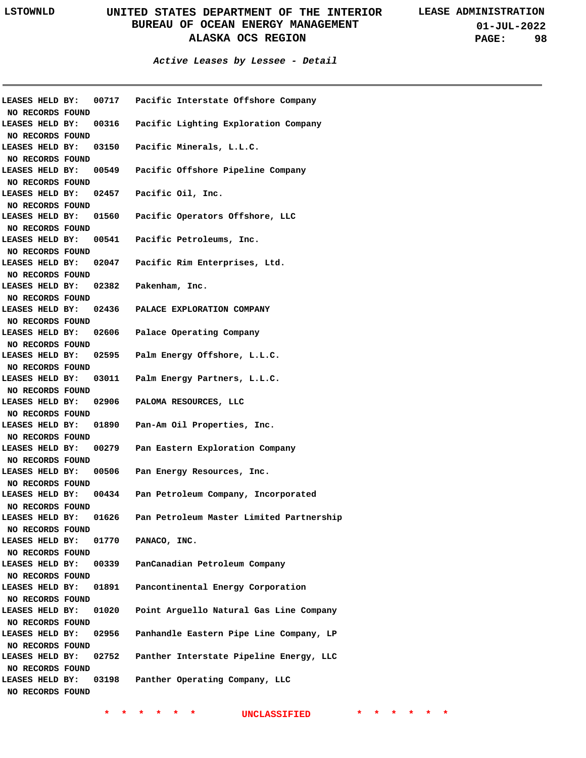**Active Leases by Lessee - Detail**

---

LEASES HELD BY: 00717 Pacific Interstate Offshore Company
NO RECORDS FOUND

LEASES HELD BY: 00316 Pacific Lighting Exploration Company
NO RECORDS FOUND

LEASES HELD BY: 03150 Pacific Minerals, L.L.C.
NO RECORDS FOUND

LEASES HELD BY: 00549 Pacific Offshore Pipeline Company
NO RECORDS FOUND

LEASES HELD BY: 02457 Pacific Oil, Inc.
NO RECORDS FOUND

LEASES HELD BY: 01560 Pacific Operators Offshore, LLC
NO RECORDS FOUND

LEASES HELD BY: 00541 Pacific Petroleums, Inc.
NO RECORDS FOUND

LEASES HELD BY: 02047 Pacific Rim Enterprises, Ltd.
NO RECORDS FOUND

LEASES HELD BY: 02382 Pakenham, Inc.
NO RECORDS FOUND

LEASES HELD BY: 02436 PALACE EXPLORATION COMPANY
NO RECORDS FOUND

LEASES HELD BY: 02606 Palace Operating Company
NO RECORDS FOUND

LEASES HELD BY: 02595 Palm Energy Offshore, L.L.C.
NO RECORDS FOUND

LEASES HELD BY: 03011 Palm Energy Partners, L.L.C.
NO RECORDS FOUND

LEASES HELD BY: 02906 PALOMA RESOURCES, LLC
NO RECORDS FOUND

LEASES HELD BY: 01890 Pan-Am Oil Properties, Inc.
NO RECORDS FOUND

LEASES HELD BY: 00279 Pan Eastern Exploration Company
NO RECORDS FOUND

LEASES HELD BY: 00506 Pan Energy Resources, Inc.
NO RECORDS FOUND

LEASES HELD BY: 00434 Pan Petroleum Company, Incorporated
NO RECORDS FOUND

LEASES HELD BY: 01626 Pan Petroleum Master Limited Partnership
NO RECORDS FOUND

LEASES HELD BY: 01770 PANACO, INC.
NO RECORDS FOUND

LEASES HELD BY: 00339 PanCanadian Petroleum Company
NO RECORDS FOUND

LEASES HELD BY: 01891 Pancontinental Energy Corporation
NO RECORDS FOUND

LEASES HELD BY: 01020 Point Arguello Natural Gas Line Company
NO RECORDS FOUND

LEASES HELD BY: 02956 Panhandle Eastern Pipe Line Company, LP
NO RECORDS FOUND

LEASES HELD BY: 02752 Panther Interstate Pipeline Energy, LLC
NO RECORDS FOUND

LEASES HELD BY: 03198 Panther Operating Company, LLC
NO RECORDS FOUND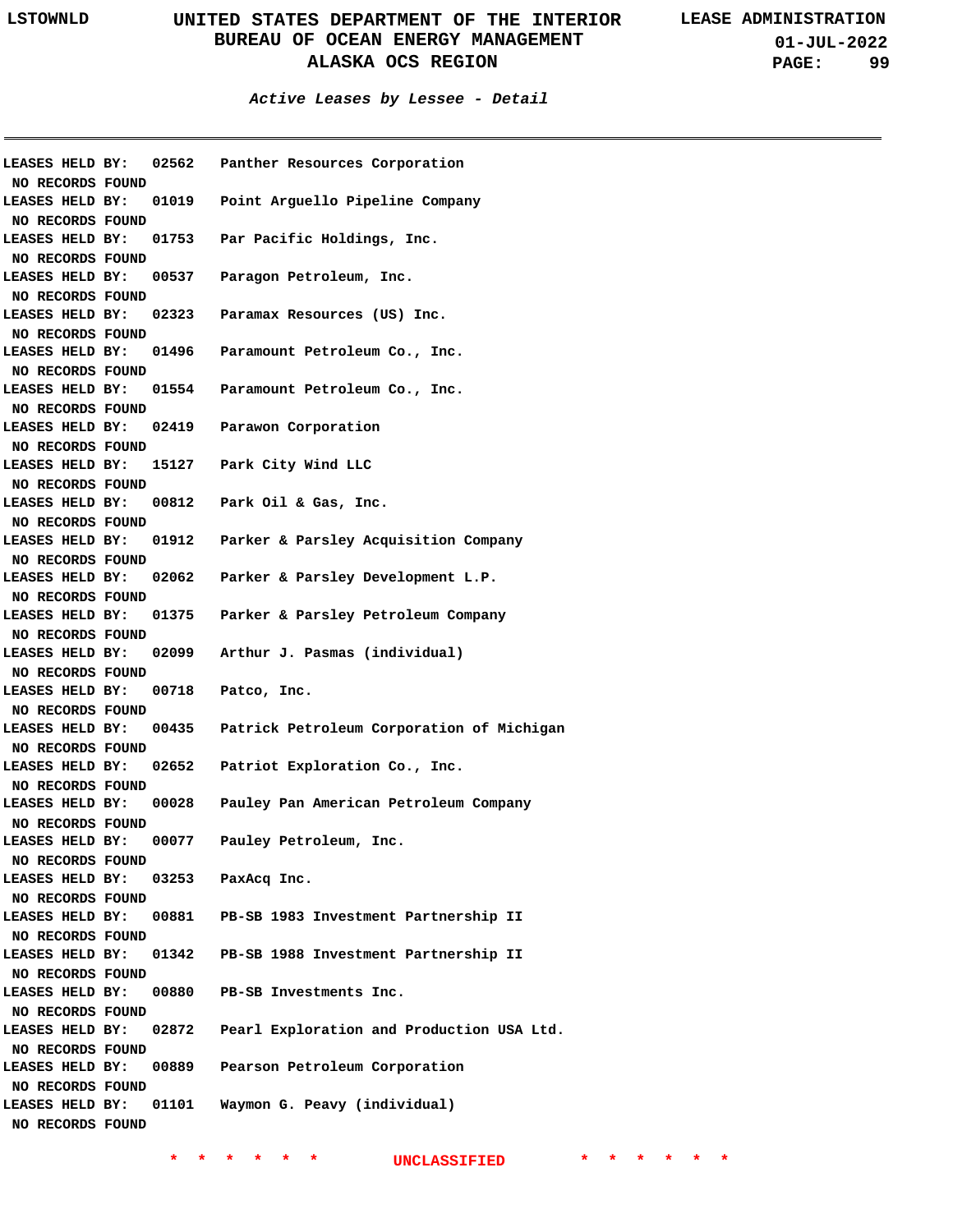*Active Leases by Lessee - Detail*

---

LEASES HELD BY: 02562 Panther Resources Corporation
NO RECORDS FOUND
LEASES HELD BY: 01019 Point Arguello Pipeline Company
NO RECORDS FOUND
LEASES HELD BY: 01753 Par Pacific Holdings, Inc.
NO RECORDS FOUND
LEASES HELD BY: 00537 Paragon Petroleum, Inc.
NO RECORDS FOUND
LEASES HELD BY: 02323 Paramax Resources (US) Inc.
NO RECORDS FOUND
LEASES HELD BY: 01496 Paramount Petroleum Co., Inc.
NO RECORDS FOUND
LEASES HELD BY: 01554 Paramount Petroleum Co., Inc.
NO RECORDS FOUND
LEASES HELD BY: 02419 Parawon Corporation
NO RECORDS FOUND
LEASES HELD BY: 15127 Park City Wind LLC
NO RECORDS FOUND
LEASES HELD BY: 00812 Park Oil & Gas, Inc.
NO RECORDS FOUND
LEASES HELD BY: 01912 Parker & Parsley Acquisition Company
NO RECORDS FOUND
LEASES HELD BY: 02062 Parker & Parsley Development L.P.
NO RECORDS FOUND
LEASES HELD BY: 01375 Parker & Parsley Petroleum Company
NO RECORDS FOUND
LEASES HELD BY: 02099 Arthur J. Pasmas (individual)
NO RECORDS FOUND
LEASES HELD BY: 00718 Patco, Inc.
NO RECORDS FOUND
LEASES HELD BY: 00435 Patrick Petroleum Corporation of Michigan
NO RECORDS FOUND
LEASES HELD BY: 02652 Patriot Exploration Co., Inc.
NO RECORDS FOUND
LEASES HELD BY: 00028 Pauley Pan American Petroleum Company
NO RECORDS FOUND
LEASES HELD BY: 00077 Pauley Petroleum, Inc.
NO RECORDS FOUND
LEASES HELD BY: 03253 PaxAcq Inc.
NO RECORDS FOUND
LEASES HELD BY: 00881 PB-SB 1983 Investment Partnership II
NO RECORDS FOUND
LEASES HELD BY: 01342 PB-SB 1988 Investment Partnership II
NO RECORDS FOUND
LEASES HELD BY: 00880 PB-SB Investments Inc.
NO RECORDS FOUND
LEASES HELD BY: 02872 Pearl Exploration and Production USA Ltd.
NO RECORDS FOUND
LEASES HELD BY: 00889 Pearson Petroleum Corporation
NO RECORDS FOUND
LEASES HELD BY: 01101 Waymon G. Peavy (individual)
NO RECORDS FOUND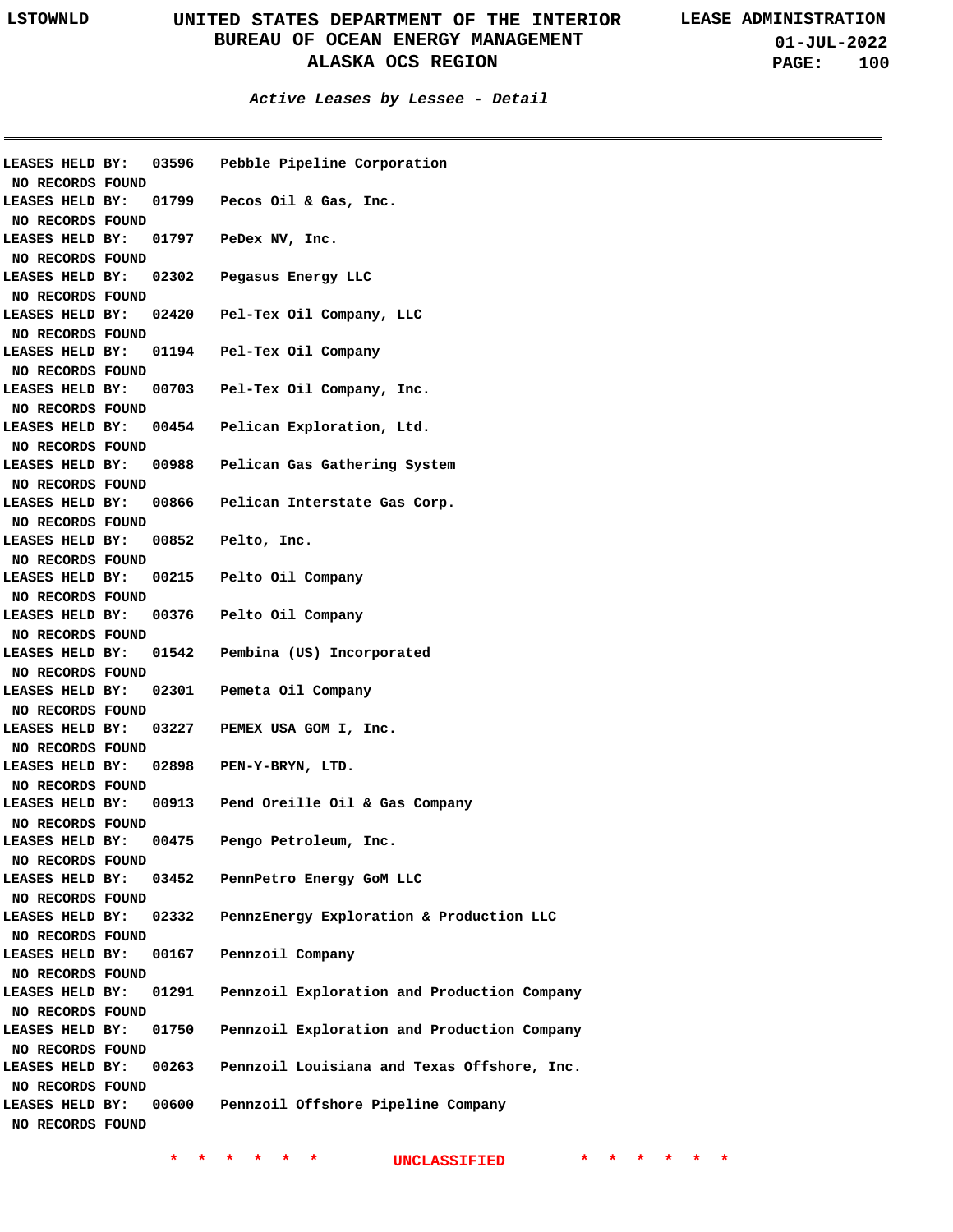## Active Leases by Lessee - Detail

---

LEASES HELD BY: 03596 Pebble Pipeline Corporation
NO RECORDS FOUND

LEASES HELD BY: 01799 Pecos Oil & Gas, Inc.
NO RECORDS FOUND

LEASES HELD BY: 01797 PeDex NV, Inc.
NO RECORDS FOUND

LEASES HELD BY: 02302 Pegasus Energy LLC
NO RECORDS FOUND

LEASES HELD BY: 02420 Pel-Tex Oil Company, LLC
NO RECORDS FOUND

LEASES HELD BY: 01194 Pel-Tex Oil Company
NO RECORDS FOUND

LEASES HELD BY: 00703 Pel-Tex Oil Company, Inc.
NO RECORDS FOUND

LEASES HELD BY: 00454 Pelican Exploration, Ltd.
NO RECORDS FOUND

LEASES HELD BY: 00988 Pelican Gas Gathering System
NO RECORDS FOUND

LEASES HELD BY: 00866 Pelican Interstate Gas Corp.
NO RECORDS FOUND

LEASES HELD BY: 00852 Pelto, Inc.
NO RECORDS FOUND

LEASES HELD BY: 00215 Pelto Oil Company
NO RECORDS FOUND

LEASES HELD BY: 00376 Pelto Oil Company
NO RECORDS FOUND

LEASES HELD BY: 01542 Pembina (US) Incorporated
NO RECORDS FOUND

LEASES HELD BY: 02301 Pemeta Oil Company
NO RECORDS FOUND

LEASES HELD BY: 03227 PEMEX USA GOM I, Inc.
NO RECORDS FOUND

LEASES HELD BY: 02898 PEN-Y-BRYN, LTD.
NO RECORDS FOUND

LEASES HELD BY: 00913 Pend Oreille Oil & Gas Company
NO RECORDS FOUND

LEASES HELD BY: 00475 Pengo Petroleum, Inc.
NO RECORDS FOUND

LEASES HELD BY: 03452 PennPetro Energy GoM LLC
NO RECORDS FOUND

LEASES HELD BY: 02332 PennzEnergy Exploration & Production LLC
NO RECORDS FOUND

LEASES HELD BY: 00167 Pennzoil Company
NO RECORDS FOUND

LEASES HELD BY: 01291 Pennzoil Exploration and Production Company
NO RECORDS FOUND

LEASES HELD BY: 01750 Pennzoil Exploration and Production Company
NO RECORDS FOUND

LEASES HELD BY: 00263 Pennzoil Louisiana and Texas Offshore, Inc.
NO RECORDS FOUND

LEASES HELD BY: 00600 Pennzoil Offshore Pipeline Company
NO RECORDS FOUND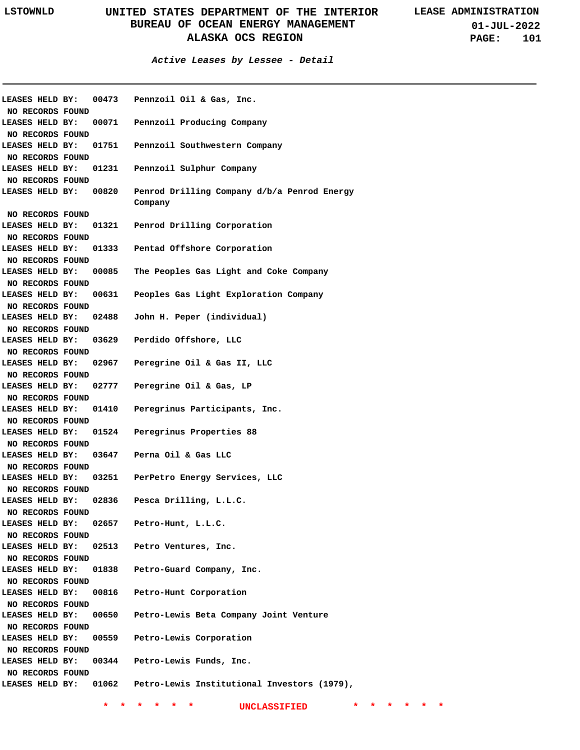*Active Leases by Lessee - Detail*

LEASES HELD BY: 00473 Pennzoil Oil & Gas, Inc.
NO RECORDS FOUND

LEASES HELD BY: 00071 Pennzoil Producing Company
NO RECORDS FOUND

LEASES HELD BY: 01751 Pennzoil Southwestern Company
NO RECORDS FOUND

LEASES HELD BY: 01231 Pennzoil Sulphur Company
NO RECORDS FOUND

LEASES HELD BY: 00820 Penrod Drilling Company d/b/a Penrod Energy Company
NO RECORDS FOUND

LEASES HELD BY: 01321 Penrod Drilling Corporation
NO RECORDS FOUND

LEASES HELD BY: 01333 Pentad Offshore Corporation
NO RECORDS FOUND

LEASES HELD BY: 00085 The Peoples Gas Light and Coke Company
NO RECORDS FOUND

LEASES HELD BY: 00631 Peoples Gas Light Exploration Company
NO RECORDS FOUND

LEASES HELD BY: 02488 John H. Peper (individual)
NO RECORDS FOUND

LEASES HELD BY: 03629 Perdido Offshore, LLC
NO RECORDS FOUND

LEASES HELD BY: 02967 Peregrine Oil & Gas II, LLC
NO RECORDS FOUND

LEASES HELD BY: 02777 Peregrine Oil & Gas, LP
NO RECORDS FOUND

LEASES HELD BY: 01410 Peregrinus Participants, Inc.
NO RECORDS FOUND

LEASES HELD BY: 01524 Peregrinus Properties 88
NO RECORDS FOUND

LEASES HELD BY: 03647 Perna Oil & Gas LLC
NO RECORDS FOUND

LEASES HELD BY: 03251 PerPetro Energy Services, LLC
NO RECORDS FOUND

LEASES HELD BY: 02836 Pesca Drilling, L.L.C.
NO RECORDS FOUND

LEASES HELD BY: 02657 Petro-Hunt, L.L.C.
NO RECORDS FOUND

LEASES HELD BY: 02513 Petro Ventures, Inc.
NO RECORDS FOUND

LEASES HELD BY: 01838 Petro-Guard Company, Inc.
NO RECORDS FOUND

LEASES HELD BY: 00816 Petro-Hunt Corporation
NO RECORDS FOUND

LEASES HELD BY: 00650 Petro-Lewis Beta Company Joint Venture
NO RECORDS FOUND

LEASES HELD BY: 00559 Petro-Lewis Corporation
NO RECORDS FOUND

LEASES HELD BY: 00344 Petro-Lewis Funds, Inc.
NO RECORDS FOUND

LEASES HELD BY: 01062 Petro-Lewis Institutional Investors (1979),

\* \* \* \* \* \* UNCLASSIFIED \* \* \* \* \* \*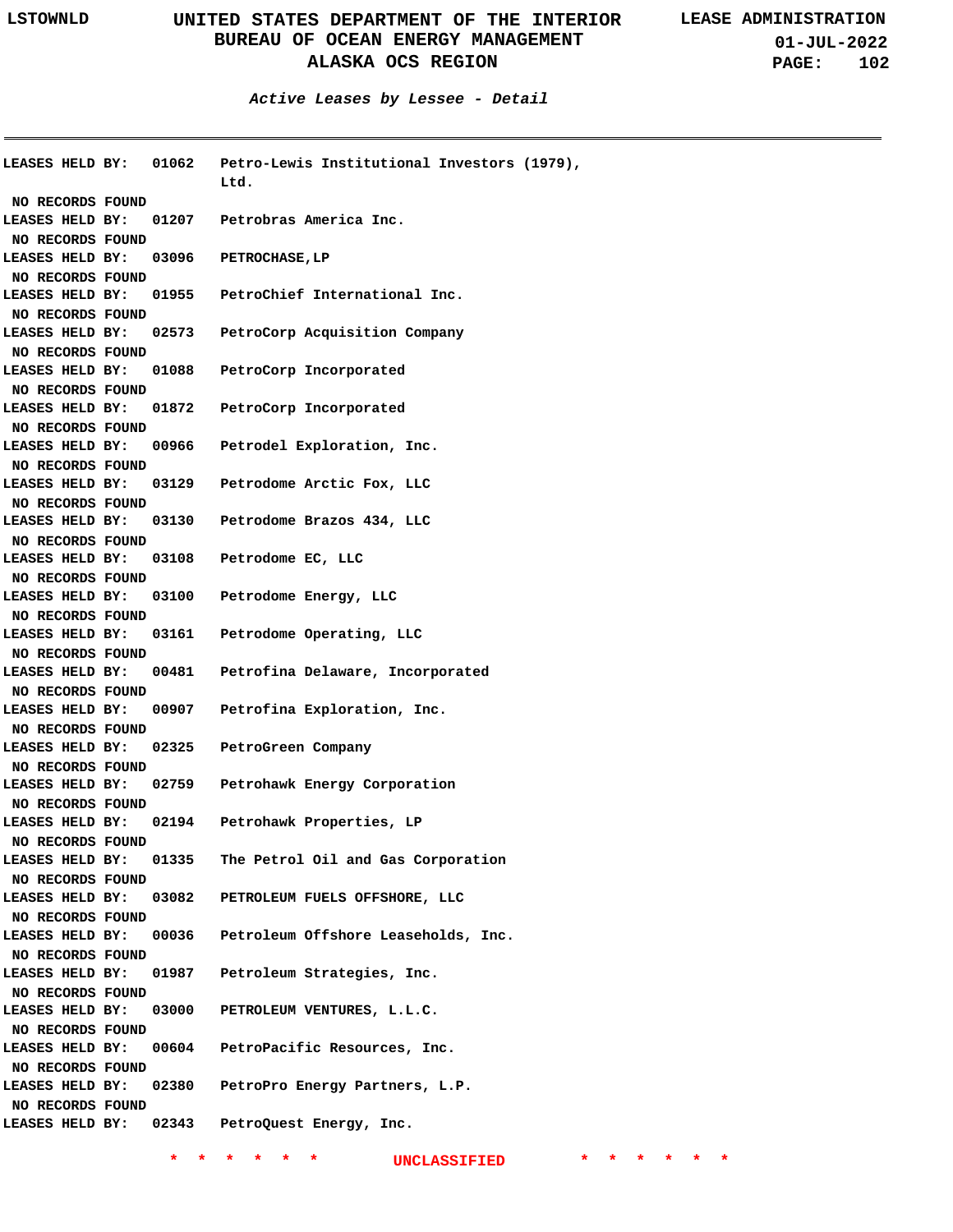## Active Leases by Lessee - Detail

LEASES HELD BY: 01062 Petro-Lewis Institutional Investors (1979), Ltd.

NO RECORDS FOUND

LEASES HELD BY: 01207 Petrobras America Inc.

NO RECORDS FOUND

LEASES HELD BY: 03096 PETROCHASE,LP

NO RECORDS FOUND

LEASES HELD BY: 01955 PetroChief International Inc.

NO RECORDS FOUND

LEASES HELD BY: 02573 PetroCorp Acquisition Company

NO RECORDS FOUND

LEASES HELD BY: 01088 PetroCorp Incorporated

NO RECORDS FOUND

LEASES HELD BY: 01872 PetroCorp Incorporated

NO RECORDS FOUND

LEASES HELD BY: 00966 Petrodel Exploration, Inc.

NO RECORDS FOUND

LEASES HELD BY: 03129 Petrodome Arctic Fox, LLC

NO RECORDS FOUND

LEASES HELD BY: 03130 Petrodome Brazos 434, LLC

NO RECORDS FOUND

LEASES HELD BY: 03108 Petrodome EC, LLC

NO RECORDS FOUND

LEASES HELD BY: 03100 Petrodome Energy, LLC

NO RECORDS FOUND

LEASES HELD BY: 03161 Petrodome Operating, LLC

NO RECORDS FOUND

LEASES HELD BY: 00481 Petrofina Delaware, Incorporated

NO RECORDS FOUND

LEASES HELD BY: 00907 Petrofina Exploration, Inc.

NO RECORDS FOUND

LEASES HELD BY: 02325 PetroGreen Company

NO RECORDS FOUND

LEASES HELD BY: 02759 Petrohawk Energy Corporation

NO RECORDS FOUND

LEASES HELD BY: 02194 Petrohawk Properties, LP

NO RECORDS FOUND

LEASES HELD BY: 01335 The Petrol Oil and Gas Corporation

NO RECORDS FOUND

LEASES HELD BY: 03082 PETROLEUM FUELS OFFSHORE, LLC

NO RECORDS FOUND

LEASES HELD BY: 00036 Petroleum Offshore Leaseholds, Inc.

NO RECORDS FOUND

LEASES HELD BY: 01987 Petroleum Strategies, Inc.

NO RECORDS FOUND

LEASES HELD BY: 03000 PETROLEUM VENTURES, L.L.C.

NO RECORDS FOUND

LEASES HELD BY: 00604 PetroPacific Resources, Inc.

NO RECORDS FOUND

LEASES HELD BY: 02380 PetroPro Energy Partners, L.P.

NO RECORDS FOUND

LEASES HELD BY: 02343 PetroQuest Energy, Inc.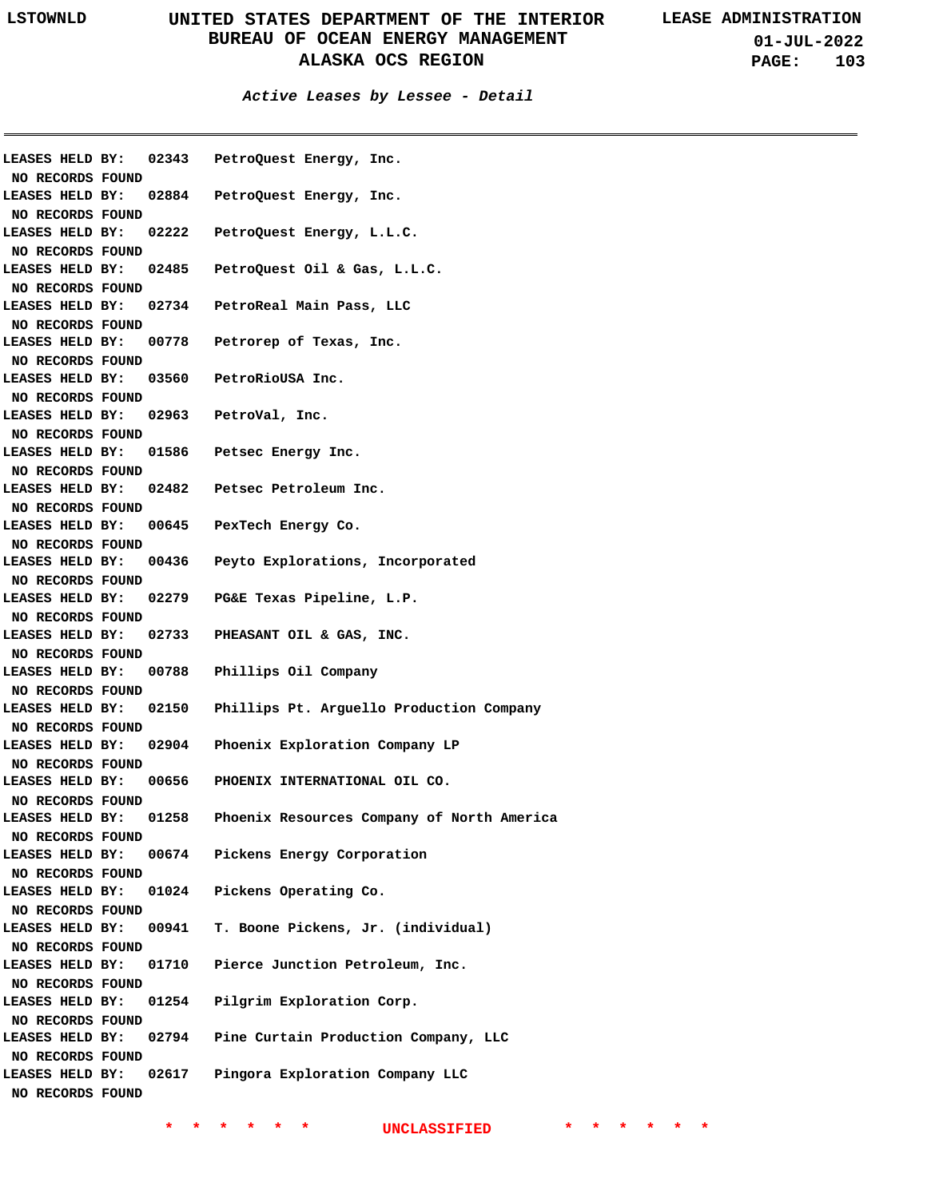### Active Leases by Lessee - Detail

LEASES HELD BY: 02343 PetroQuest Energy, Inc.
NO RECORDS FOUND
LEASES HELD BY: 02884 PetroQuest Energy, Inc.
NO RECORDS FOUND
LEASES HELD BY: 02222 PetroQuest Energy, L.L.C.
NO RECORDS FOUND
LEASES HELD BY: 02485 PetroQuest Oil & Gas, L.L.C.
NO RECORDS FOUND
LEASES HELD BY: 02734 PetroReal Main Pass, LLC
NO RECORDS FOUND
LEASES HELD BY: 00778 Petrorep of Texas, Inc.
NO RECORDS FOUND
LEASES HELD BY: 03560 PetroRioUSA Inc.
NO RECORDS FOUND
LEASES HELD BY: 02963 PetroVal, Inc.
NO RECORDS FOUND
LEASES HELD BY: 01586 Petsec Energy Inc.
NO RECORDS FOUND
LEASES HELD BY: 02482 Petsec Petroleum Inc.
NO RECORDS FOUND
LEASES HELD BY: 00645 PexTech Energy Co.
NO RECORDS FOUND
LEASES HELD BY: 00436 Peyto Explorations, Incorporated
NO RECORDS FOUND
LEASES HELD BY: 02279 PG&E Texas Pipeline, L.P.
NO RECORDS FOUND
LEASES HELD BY: 02733 PHEASANT OIL & GAS, INC.
NO RECORDS FOUND
LEASES HELD BY: 00788 Phillips Oil Company
NO RECORDS FOUND
LEASES HELD BY: 02150 Phillips Pt. Arguello Production Company
NO RECORDS FOUND
LEASES HELD BY: 02904 Phoenix Exploration Company LP
NO RECORDS FOUND
LEASES HELD BY: 00656 PHOENIX INTERNATIONAL OIL CO.
NO RECORDS FOUND
LEASES HELD BY: 01258 Phoenix Resources Company of North America
NO RECORDS FOUND
LEASES HELD BY: 00674 Pickens Energy Corporation
NO RECORDS FOUND
LEASES HELD BY: 01024 Pickens Operating Co.
NO RECORDS FOUND
LEASES HELD BY: 00941 T. Boone Pickens, Jr. (individual)
NO RECORDS FOUND
LEASES HELD BY: 01710 Pierce Junction Petroleum, Inc.
NO RECORDS FOUND
LEASES HELD BY: 01254 Pilgrim Exploration Corp.
NO RECORDS FOUND
LEASES HELD BY: 02794 Pine Curtain Production Company, LLC
NO RECORDS FOUND
LEASES HELD BY: 02617 Pingora Exploration Company LLC
NO RECORDS FOUND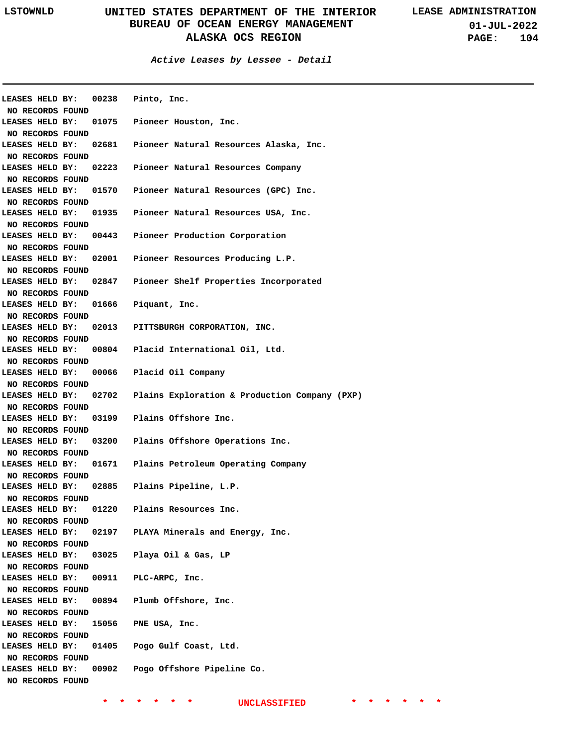## Active Leases by Lessee - Detail

LEASES HELD BY: 00238 Pinto, Inc.
NO RECORDS FOUND

LEASES HELD BY: 01075 Pioneer Houston, Inc.
NO RECORDS FOUND

LEASES HELD BY: 02681 Pioneer Natural Resources Alaska, Inc.
NO RECORDS FOUND

LEASES HELD BY: 02223 Pioneer Natural Resources Company
NO RECORDS FOUND

LEASES HELD BY: 01570 Pioneer Natural Resources (GPC) Inc.
NO RECORDS FOUND

LEASES HELD BY: 01935 Pioneer Natural Resources USA, Inc.
NO RECORDS FOUND

LEASES HELD BY: 00443 Pioneer Production Corporation
NO RECORDS FOUND

LEASES HELD BY: 02001 Pioneer Resources Producing L.P.
NO RECORDS FOUND

LEASES HELD BY: 02847 Pioneer Shelf Properties Incorporated
NO RECORDS FOUND

LEASES HELD BY: 01666 Piquant, Inc.
NO RECORDS FOUND

LEASES HELD BY: 02013 PITTSBURGH CORPORATION, INC.
NO RECORDS FOUND

LEASES HELD BY: 00804 Placid International Oil, Ltd.
NO RECORDS FOUND

LEASES HELD BY: 00066 Placid Oil Company
NO RECORDS FOUND

LEASES HELD BY: 02702 Plains Exploration & Production Company (PXP)
NO RECORDS FOUND

LEASES HELD BY: 03199 Plains Offshore Inc.
NO RECORDS FOUND

LEASES HELD BY: 03200 Plains Offshore Operations Inc.
NO RECORDS FOUND

LEASES HELD BY: 01671 Plains Petroleum Operating Company
NO RECORDS FOUND

LEASES HELD BY: 02885 Plains Pipeline, L.P.
NO RECORDS FOUND

LEASES HELD BY: 01220 Plains Resources Inc.
NO RECORDS FOUND

LEASES HELD BY: 02197 PLAYA Minerals and Energy, Inc.
NO RECORDS FOUND

LEASES HELD BY: 03025 Playa Oil & Gas, LP
NO RECORDS FOUND

LEASES HELD BY: 00911 PLC-ARPC, Inc.
NO RECORDS FOUND

LEASES HELD BY: 00894 Plumb Offshore, Inc.
NO RECORDS FOUND

LEASES HELD BY: 15056 PNE USA, Inc.
NO RECORDS FOUND

LEASES HELD BY: 01405 Pogo Gulf Coast, Ltd.
NO RECORDS FOUND

LEASES HELD BY: 00902 Pogo Offshore Pipeline Co.
NO RECORDS FOUND

* * * * * * UNCLASSIFIED * * * * * *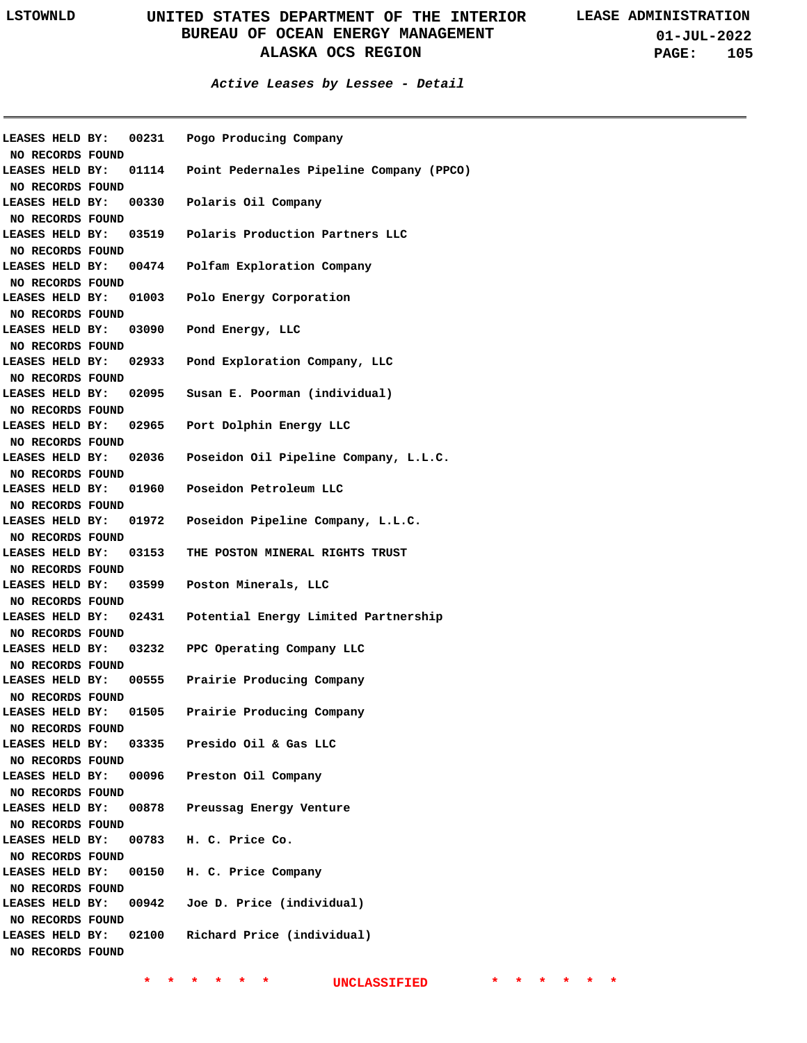## Active Leases by Lessee - Detail

LEASES HELD BY: 00231 Pogo Producing Company
NO RECORDS FOUND

LEASES HELD BY: 01114 Point Pedernales Pipeline Company (PPCO)
NO RECORDS FOUND

LEASES HELD BY: 00330 Polaris Oil Company
NO RECORDS FOUND

LEASES HELD BY: 03519 Polaris Production Partners LLC
NO RECORDS FOUND

LEASES HELD BY: 00474 Polfam Exploration Company
NO RECORDS FOUND

LEASES HELD BY: 01003 Polo Energy Corporation
NO RECORDS FOUND

LEASES HELD BY: 03090 Pond Energy, LLC
NO RECORDS FOUND

LEASES HELD BY: 02933 Pond Exploration Company, LLC
NO RECORDS FOUND

LEASES HELD BY: 02095 Susan E. Poorman (individual)
NO RECORDS FOUND

LEASES HELD BY: 02965 Port Dolphin Energy LLC
NO RECORDS FOUND

LEASES HELD BY: 02036 Poseidon Oil Pipeline Company, L.L.C.
NO RECORDS FOUND

LEASES HELD BY: 01960 Poseidon Petroleum LLC
NO RECORDS FOUND

LEASES HELD BY: 01972 Poseidon Pipeline Company, L.L.C.
NO RECORDS FOUND

LEASES HELD BY: 03153 THE POSTON MINERAL RIGHTS TRUST
NO RECORDS FOUND

LEASES HELD BY: 03599 Poston Minerals, LLC
NO RECORDS FOUND

LEASES HELD BY: 02431 Potential Energy Limited Partnership
NO RECORDS FOUND

LEASES HELD BY: 03232 PPC Operating Company LLC
NO RECORDS FOUND

LEASES HELD BY: 00555 Prairie Producing Company
NO RECORDS FOUND

LEASES HELD BY: 01505 Prairie Producing Company
NO RECORDS FOUND

LEASES HELD BY: 03335 Presido Oil & Gas LLC
NO RECORDS FOUND

LEASES HELD BY: 00096 Preston Oil Company
NO RECORDS FOUND

LEASES HELD BY: 00878 Preussag Energy Venture
NO RECORDS FOUND

LEASES HELD BY: 00783 H. C. Price Co.
NO RECORDS FOUND

LEASES HELD BY: 00150 H. C. Price Company
NO RECORDS FOUND

LEASES HELD BY: 00942 Joe D. Price (individual)
NO RECORDS FOUND

LEASES HELD BY: 02100 Richard Price (individual)
NO RECORDS FOUND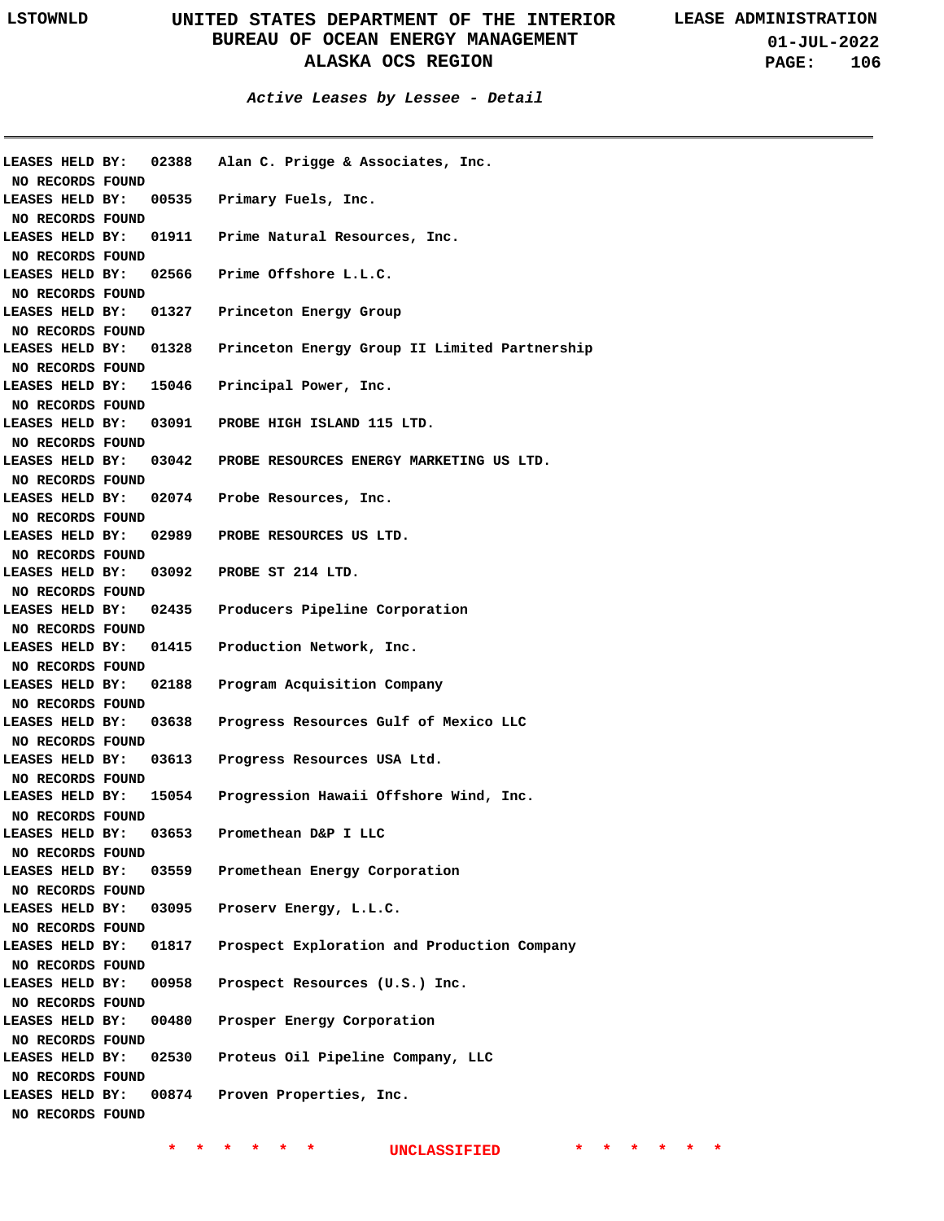**Active Leases by Lessee - Detail**

LEASES HELD BY: 02388 Alan C. Prigge & Associates, Inc.
NO RECORDS FOUND

LEASES HELD BY: 00535 Primary Fuels, Inc.
NO RECORDS FOUND

LEASES HELD BY: 01911 Prime Natural Resources, Inc.
NO RECORDS FOUND

LEASES HELD BY: 02566 Prime Offshore L.L.C.
NO RECORDS FOUND

LEASES HELD BY: 01327 Princeton Energy Group
NO RECORDS FOUND

LEASES HELD BY: 01328 Princeton Energy Group II Limited Partnership
NO RECORDS FOUND

LEASES HELD BY: 15046 Principal Power, Inc.
NO RECORDS FOUND

LEASES HELD BY: 03091 PROBE HIGH ISLAND 115 LTD.
NO RECORDS FOUND

LEASES HELD BY: 03042 PROBE RESOURCES ENERGY MARKETING US LTD.
NO RECORDS FOUND

LEASES HELD BY: 02074 Probe Resources, Inc.
NO RECORDS FOUND

LEASES HELD BY: 02989 PROBE RESOURCES US LTD.
NO RECORDS FOUND

LEASES HELD BY: 03092 PROBE ST 214 LTD.
NO RECORDS FOUND

LEASES HELD BY: 02435 Producers Pipeline Corporation
NO RECORDS FOUND

LEASES HELD BY: 01415 Production Network, Inc.
NO RECORDS FOUND

LEASES HELD BY: 02188 Program Acquisition Company
NO RECORDS FOUND

LEASES HELD BY: 03638 Progress Resources Gulf of Mexico LLC
NO RECORDS FOUND

LEASES HELD BY: 03613 Progress Resources USA Ltd.
NO RECORDS FOUND

LEASES HELD BY: 15054 Progression Hawaii Offshore Wind, Inc.
NO RECORDS FOUND

LEASES HELD BY: 03653 Promethean D&P I LLC
NO RECORDS FOUND

LEASES HELD BY: 03559 Promethean Energy Corporation
NO RECORDS FOUND

LEASES HELD BY: 03095 Proserv Energy, L.L.C.
NO RECORDS FOUND

LEASES HELD BY: 01817 Prospect Exploration and Production Company
NO RECORDS FOUND

LEASES HELD BY: 00958 Prospect Resources (U.S.) Inc.
NO RECORDS FOUND

LEASES HELD BY: 00480 Prosper Energy Corporation
NO RECORDS FOUND

LEASES HELD BY: 02530 Proteus Oil Pipeline Company, LLC
NO RECORDS FOUND

LEASES HELD BY: 00874 Proven Properties, Inc.
NO RECORDS FOUND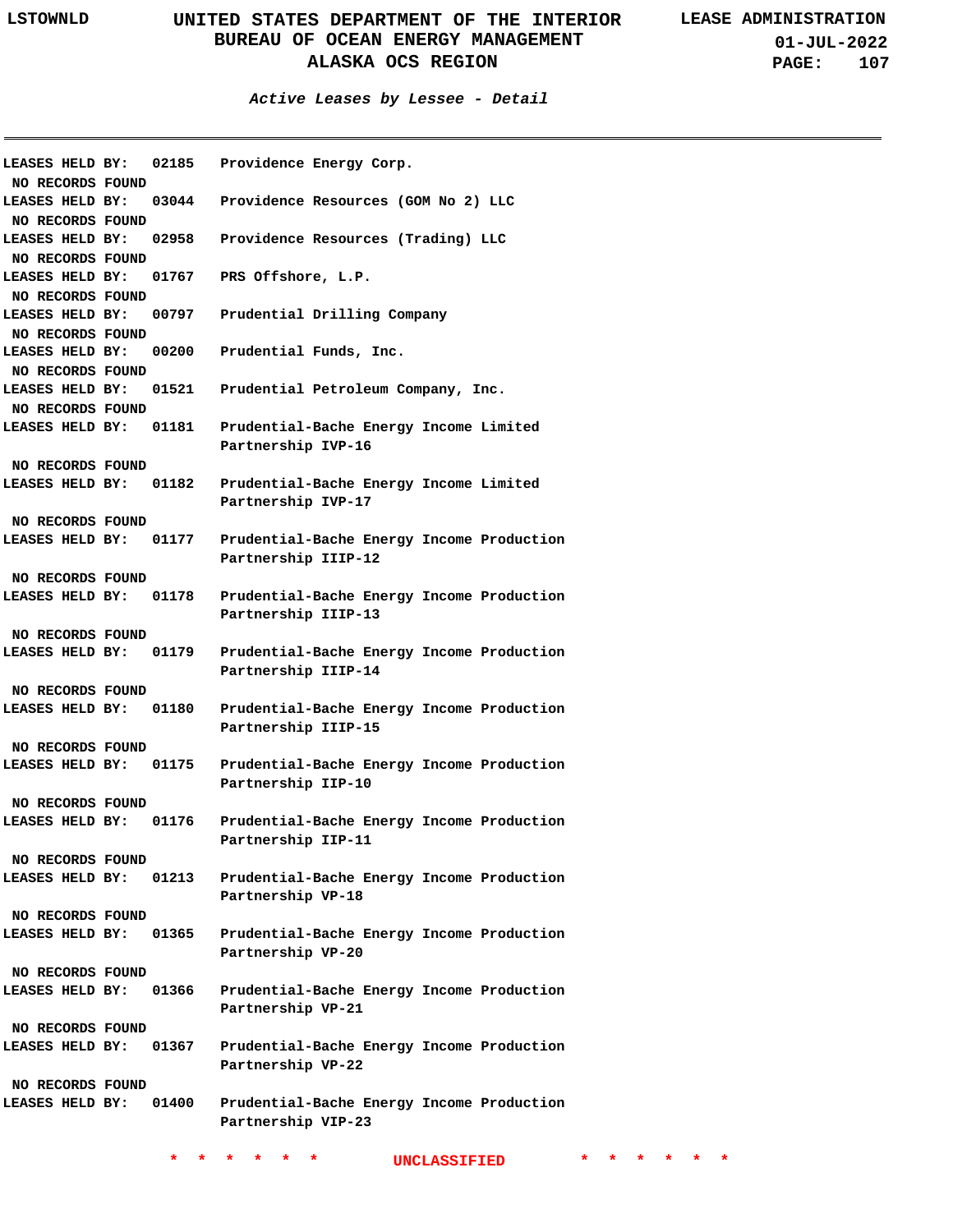### Active Leases by Lessee - Detail

LEASES HELD BY: 02185 Providence Energy Corp.
NO RECORDS FOUND

LEASES HELD BY: 03044 Providence Resources (GOM No 2) LLC
NO RECORDS FOUND

LEASES HELD BY: 02958 Providence Resources (Trading) LLC
NO RECORDS FOUND

LEASES HELD BY: 01767 PRS Offshore, L.P.
NO RECORDS FOUND

LEASES HELD BY: 00797 Prudential Drilling Company
NO RECORDS FOUND

LEASES HELD BY: 00200 Prudential Funds, Inc.
NO RECORDS FOUND

LEASES HELD BY: 01521 Prudential Petroleum Company, Inc.
NO RECORDS FOUND

LEASES HELD BY: 01181 Prudential-Bache Energy Income Limited Partnership IVP-16
NO RECORDS FOUND

LEASES HELD BY: 01182 Prudential-Bache Energy Income Limited Partnership IVP-17
NO RECORDS FOUND

LEASES HELD BY: 01177 Prudential-Bache Energy Income Production Partnership IIIP-12
NO RECORDS FOUND

LEASES HELD BY: 01178 Prudential-Bache Energy Income Production Partnership IIIP-13
NO RECORDS FOUND

LEASES HELD BY: 01179 Prudential-Bache Energy Income Production Partnership IIIP-14
NO RECORDS FOUND

LEASES HELD BY: 01180 Prudential-Bache Energy Income Production Partnership IIIP-15
NO RECORDS FOUND

LEASES HELD BY: 01175 Prudential-Bache Energy Income Production Partnership IIP-10
NO RECORDS FOUND

LEASES HELD BY: 01176 Prudential-Bache Energy Income Production Partnership IIP-11
NO RECORDS FOUND

LEASES HELD BY: 01213 Prudential-Bache Energy Income Production Partnership VP-18
NO RECORDS FOUND

LEASES HELD BY: 01365 Prudential-Bache Energy Income Production Partnership VP-20
NO RECORDS FOUND

LEASES HELD BY: 01366 Prudential-Bache Energy Income Production Partnership VP-21
NO RECORDS FOUND

LEASES HELD BY: 01367 Prudential-Bache Energy Income Production Partnership VP-22
NO RECORDS FOUND

LEASES HELD BY: 01400 Prudential-Bache Energy Income Production Partnership VIP-23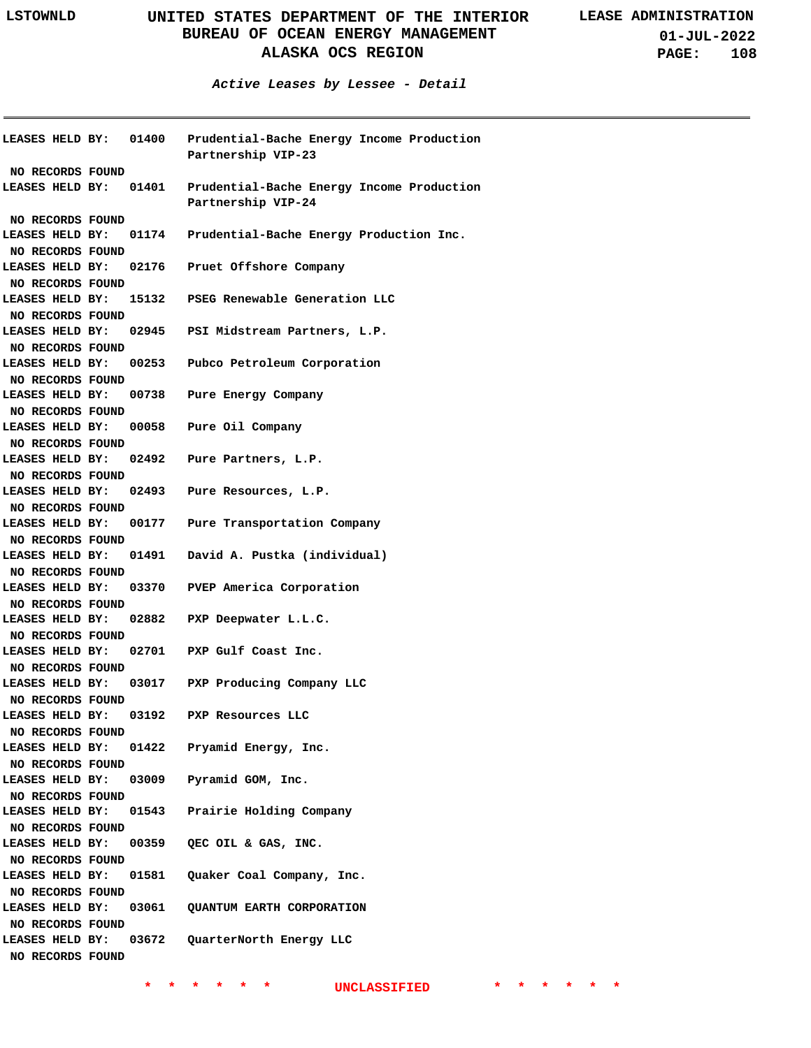## Active Leases by Lessee - Detail

LEASES HELD BY: 01400 Prudential-Bache Energy Income Production Partnership VIP-23

NO RECORDS FOUND

LEASES HELD BY: 01401 Prudential-Bache Energy Income Production Partnership VIP-24

NO RECORDS FOUND

LEASES HELD BY: 01174 Prudential-Bache Energy Production Inc.

NO RECORDS FOUND

LEASES HELD BY: 02176 Pruet Offshore Company

NO RECORDS FOUND

LEASES HELD BY: 15132 PSEG Renewable Generation LLC

NO RECORDS FOUND

LEASES HELD BY: 02945 PSI Midstream Partners, L.P.

NO RECORDS FOUND

LEASES HELD BY: 00253 Pubco Petroleum Corporation

NO RECORDS FOUND

LEASES HELD BY: 00738 Pure Energy Company

NO RECORDS FOUND

LEASES HELD BY: 00058 Pure Oil Company

NO RECORDS FOUND

LEASES HELD BY: 02492 Pure Partners, L.P.

NO RECORDS FOUND

LEASES HELD BY: 02493 Pure Resources, L.P.

NO RECORDS FOUND

LEASES HELD BY: 00177 Pure Transportation Company

NO RECORDS FOUND

LEASES HELD BY: 01491 David A. Pustka (individual)

NO RECORDS FOUND

LEASES HELD BY: 03370 PVEP America Corporation

NO RECORDS FOUND

LEASES HELD BY: 02882 PXP Deepwater L.L.C.

NO RECORDS FOUND

LEASES HELD BY: 02701 PXP Gulf Coast Inc.

NO RECORDS FOUND

LEASES HELD BY: 03017 PXP Producing Company LLC

NO RECORDS FOUND

LEASES HELD BY: 03192 PXP Resources LLC

NO RECORDS FOUND

LEASES HELD BY: 01422 Pryamid Energy, Inc.

NO RECORDS FOUND

LEASES HELD BY: 03009 Pyramid GOM, Inc.

NO RECORDS FOUND

LEASES HELD BY: 01543 Prairie Holding Company

NO RECORDS FOUND

LEASES HELD BY: 00359 QEC OIL & GAS, INC.

NO RECORDS FOUND

LEASES HELD BY: 01581 Quaker Coal Company, Inc.

NO RECORDS FOUND

LEASES HELD BY: 03061 QUANTUM EARTH CORPORATION

NO RECORDS FOUND

LEASES HELD BY: 03672 QuarterNorth Energy LLC

NO RECORDS FOUND

\* \* \* \* \* \* UNCLASSIFIED \* \* \* \* \* \*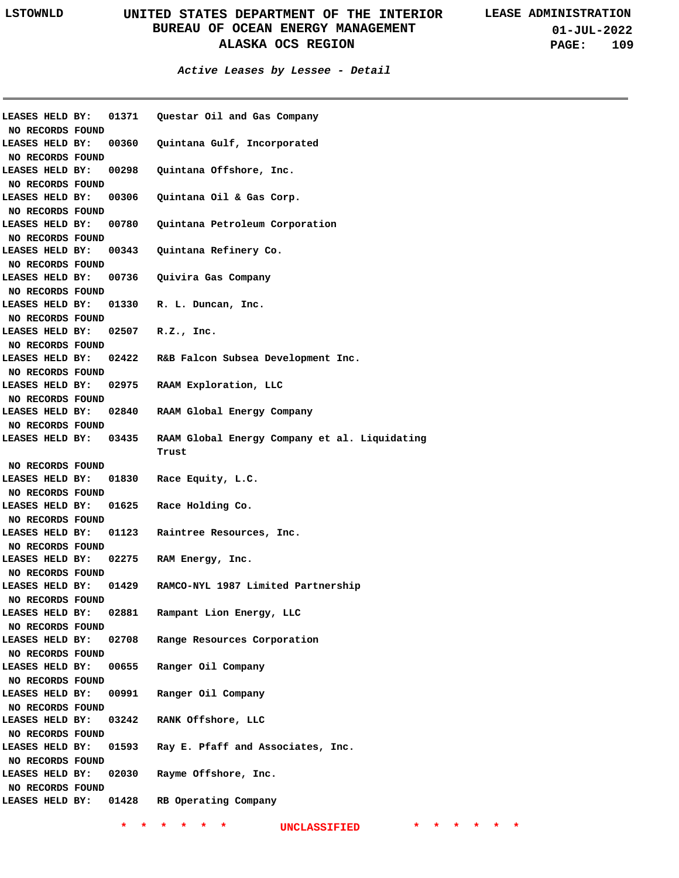*Active Leases by Lessee - Detail*

---

**LEASES HELD BY: 01371 Questar Oil and Gas Company**
**NO RECORDS FOUND**
**LEASES HELD BY: 00360 Quintana Gulf, Incorporated**
**NO RECORDS FOUND**
**LEASES HELD BY: 00298 Quintana Offshore, Inc.**
**NO RECORDS FOUND**
**LEASES HELD BY: 00306 Quintana Oil & Gas Corp.**
**NO RECORDS FOUND**
**LEASES HELD BY: 00780 Quintana Petroleum Corporation**
**NO RECORDS FOUND**
**LEASES HELD BY: 00343 Quintana Refinery Co.**
**NO RECORDS FOUND**
**LEASES HELD BY: 00736 Quivira Gas Company**
**NO RECORDS FOUND**
**LEASES HELD BY: 01330 R. L. Duncan, Inc.**
**NO RECORDS FOUND**
**LEASES HELD BY: 02507 R.Z., Inc.**
**NO RECORDS FOUND**
**LEASES HELD BY: 02422 R&B Falcon Subsea Development Inc.**
**NO RECORDS FOUND**
**LEASES HELD BY: 02975 RAAM Exploration, LLC**
**NO RECORDS FOUND**
**LEASES HELD BY: 02840 RAAM Global Energy Company**
**NO RECORDS FOUND**
**LEASES HELD BY: 03435 RAAM Global Energy Company et al. Liquidating Trust**
**NO RECORDS FOUND**
**LEASES HELD BY: 01830 Race Equity, L.C.**
**NO RECORDS FOUND**
**LEASES HELD BY: 01625 Race Holding Co.**
**NO RECORDS FOUND**
**LEASES HELD BY: 01123 Raintree Resources, Inc.**
**NO RECORDS FOUND**
**LEASES HELD BY: 02275 RAM Energy, Inc.**
**NO RECORDS FOUND**
**LEASES HELD BY: 01429 RAMCO-NYL 1987 Limited Partnership**
**NO RECORDS FOUND**
**LEASES HELD BY: 02881 Rampant Lion Energy, LLC**
**NO RECORDS FOUND**
**LEASES HELD BY: 02708 Range Resources Corporation**
**NO RECORDS FOUND**
**LEASES HELD BY: 00655 Ranger Oil Company**
**NO RECORDS FOUND**
**LEASES HELD BY: 00991 Ranger Oil Company**
**NO RECORDS FOUND**
**LEASES HELD BY: 03242 RANK Offshore, LLC**
**NO RECORDS FOUND**
**LEASES HELD BY: 01593 Ray E. Pfaff and Associates, Inc.**
**NO RECORDS FOUND**
**LEASES HELD BY: 02030 Rayme Offshore, Inc.**
**NO RECORDS FOUND**
**LEASES HELD BY: 01428 RB Operating Company**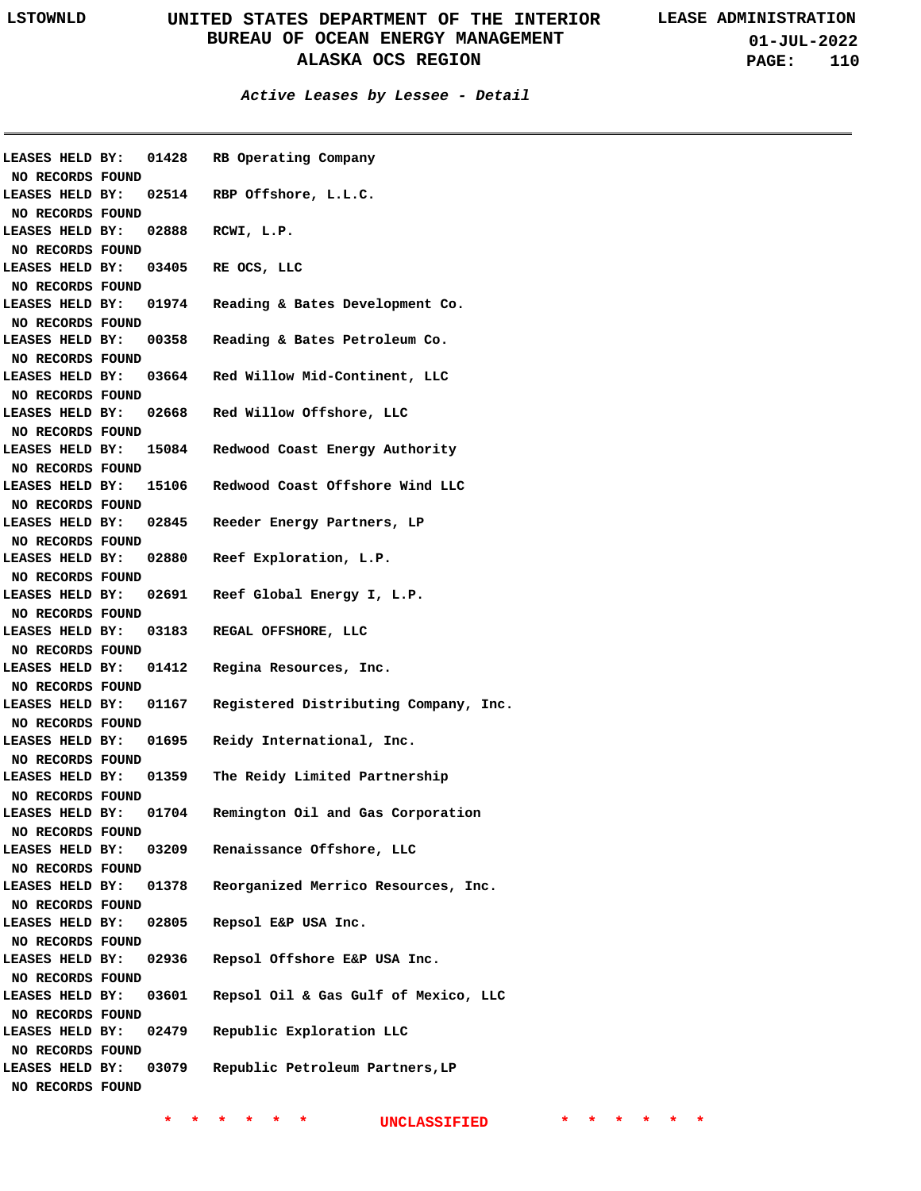*Active Leases by Lessee - Detail*

LEASES HELD BY: 01428 RB Operating Company
NO RECORDS FOUND
LEASES HELD BY: 02514 RBP Offshore, L.L.C.
NO RECORDS FOUND
LEASES HELD BY: 02888 RCWI, L.P.
NO RECORDS FOUND
LEASES HELD BY: 03405 RE OCS, LLC
NO RECORDS FOUND
LEASES HELD BY: 01974 Reading & Bates Development Co.
NO RECORDS FOUND
LEASES HELD BY: 00358 Reading & Bates Petroleum Co.
NO RECORDS FOUND
LEASES HELD BY: 03664 Red Willow Mid-Continent, LLC
NO RECORDS FOUND
LEASES HELD BY: 02668 Red Willow Offshore, LLC
NO RECORDS FOUND
LEASES HELD BY: 15084 Redwood Coast Energy Authority
NO RECORDS FOUND
LEASES HELD BY: 15106 Redwood Coast Offshore Wind LLC
NO RECORDS FOUND
LEASES HELD BY: 02845 Reeder Energy Partners, LP
NO RECORDS FOUND
LEASES HELD BY: 02880 Reef Exploration, L.P.
NO RECORDS FOUND
LEASES HELD BY: 02691 Reef Global Energy I, L.P.
NO RECORDS FOUND
LEASES HELD BY: 03183 REGAL OFFSHORE, LLC
NO RECORDS FOUND
LEASES HELD BY: 01412 Regina Resources, Inc.
NO RECORDS FOUND
LEASES HELD BY: 01167 Registered Distributing Company, Inc.
NO RECORDS FOUND
LEASES HELD BY: 01695 Reidy International, Inc.
NO RECORDS FOUND
LEASES HELD BY: 01359 The Reidy Limited Partnership
NO RECORDS FOUND
LEASES HELD BY: 01704 Remington Oil and Gas Corporation
NO RECORDS FOUND
LEASES HELD BY: 03209 Renaissance Offshore, LLC
NO RECORDS FOUND
LEASES HELD BY: 01378 Reorganized Merrico Resources, Inc.
NO RECORDS FOUND
LEASES HELD BY: 02805 Repsol E&P USA Inc.
NO RECORDS FOUND
LEASES HELD BY: 02936 Repsol Offshore E&P USA Inc.
NO RECORDS FOUND
LEASES HELD BY: 03601 Repsol Oil & Gas Gulf of Mexico, LLC
NO RECORDS FOUND
LEASES HELD BY: 02479 Republic Exploration LLC
NO RECORDS FOUND
LEASES HELD BY: 03079 Republic Petroleum Partners,LP
NO RECORDS FOUND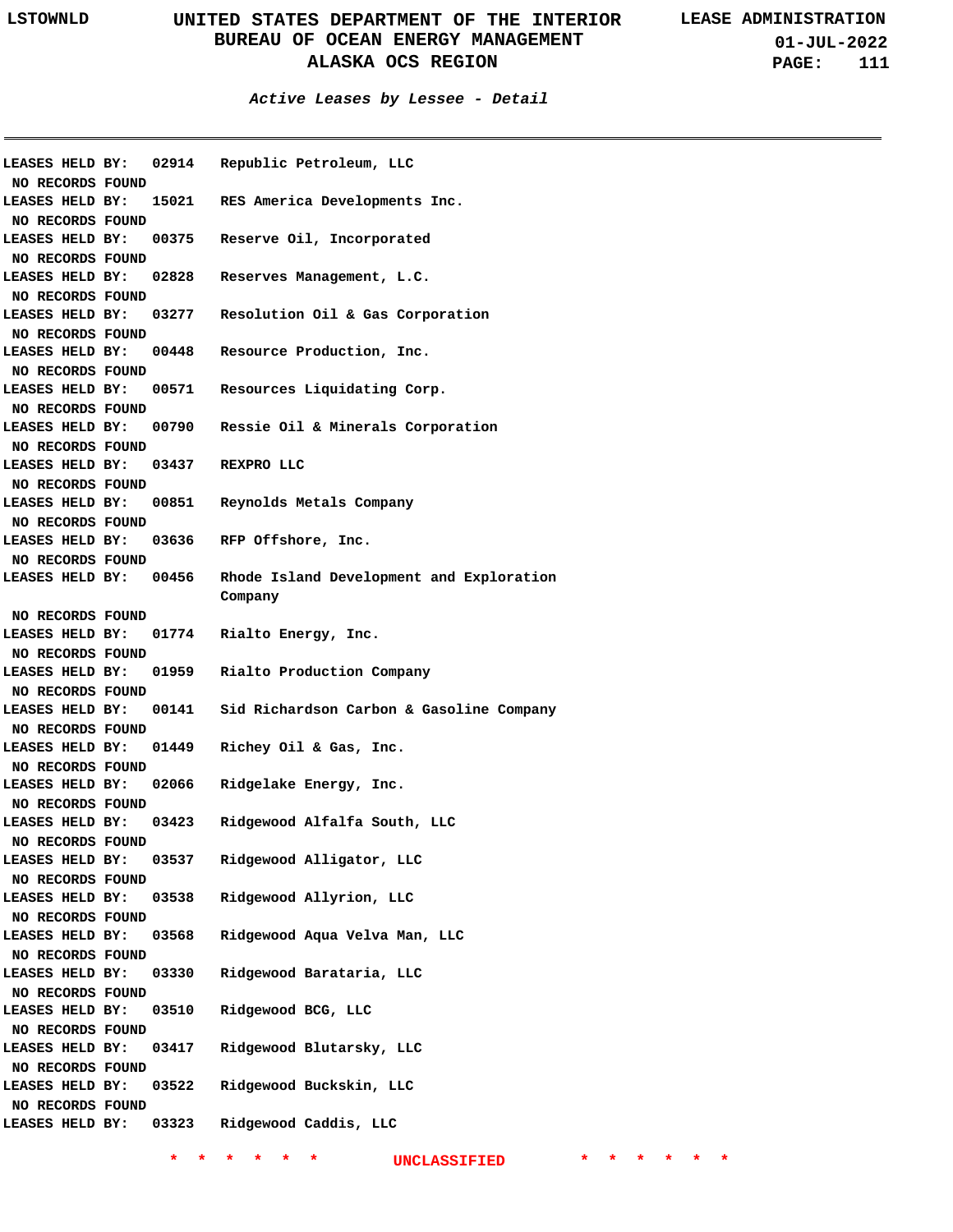*Active Leases by Lessee - Detail*

LEASES HELD BY: 02914 Republic Petroleum, LLC
NO RECORDS FOUND
LEASES HELD BY: 15021 RES America Developments Inc.
NO RECORDS FOUND
LEASES HELD BY: 00375 Reserve Oil, Incorporated
NO RECORDS FOUND
LEASES HELD BY: 02828 Reserves Management, L.C.
NO RECORDS FOUND
LEASES HELD BY: 03277 Resolution Oil & Gas Corporation
NO RECORDS FOUND
LEASES HELD BY: 00448 Resource Production, Inc.
NO RECORDS FOUND
LEASES HELD BY: 00571 Resources Liquidating Corp.
NO RECORDS FOUND
LEASES HELD BY: 00790 Ressie Oil & Minerals Corporation
NO RECORDS FOUND
LEASES HELD BY: 03437 REXPRO LLC
NO RECORDS FOUND
LEASES HELD BY: 00851 Reynolds Metals Company
NO RECORDS FOUND
LEASES HELD BY: 03636 RFP Offshore, Inc.
NO RECORDS FOUND
LEASES HELD BY: 00456 Rhode Island Development and Exploration Company
NO RECORDS FOUND
LEASES HELD BY: 01774 Rialto Energy, Inc.
NO RECORDS FOUND
LEASES HELD BY: 01959 Rialto Production Company
NO RECORDS FOUND
LEASES HELD BY: 00141 Sid Richardson Carbon & Gasoline Company
NO RECORDS FOUND
LEASES HELD BY: 01449 Richey Oil & Gas, Inc.
NO RECORDS FOUND
LEASES HELD BY: 02066 Ridgelake Energy, Inc.
NO RECORDS FOUND
LEASES HELD BY: 03423 Ridgewood Alfalfa South, LLC
NO RECORDS FOUND
LEASES HELD BY: 03537 Ridgewood Alligator, LLC
NO RECORDS FOUND
LEASES HELD BY: 03538 Ridgewood Allyrion, LLC
NO RECORDS FOUND
LEASES HELD BY: 03568 Ridgewood Aqua Velva Man, LLC
NO RECORDS FOUND
LEASES HELD BY: 03330 Ridgewood Barataria, LLC
NO RECORDS FOUND
LEASES HELD BY: 03510 Ridgewood BCG, LLC
NO RECORDS FOUND
LEASES HELD BY: 03417 Ridgewood Blutarsky, LLC
NO RECORDS FOUND
LEASES HELD BY: 03522 Ridgewood Buckskin, LLC
NO RECORDS FOUND
LEASES HELD BY: 03323 Ridgewood Caddis, LLC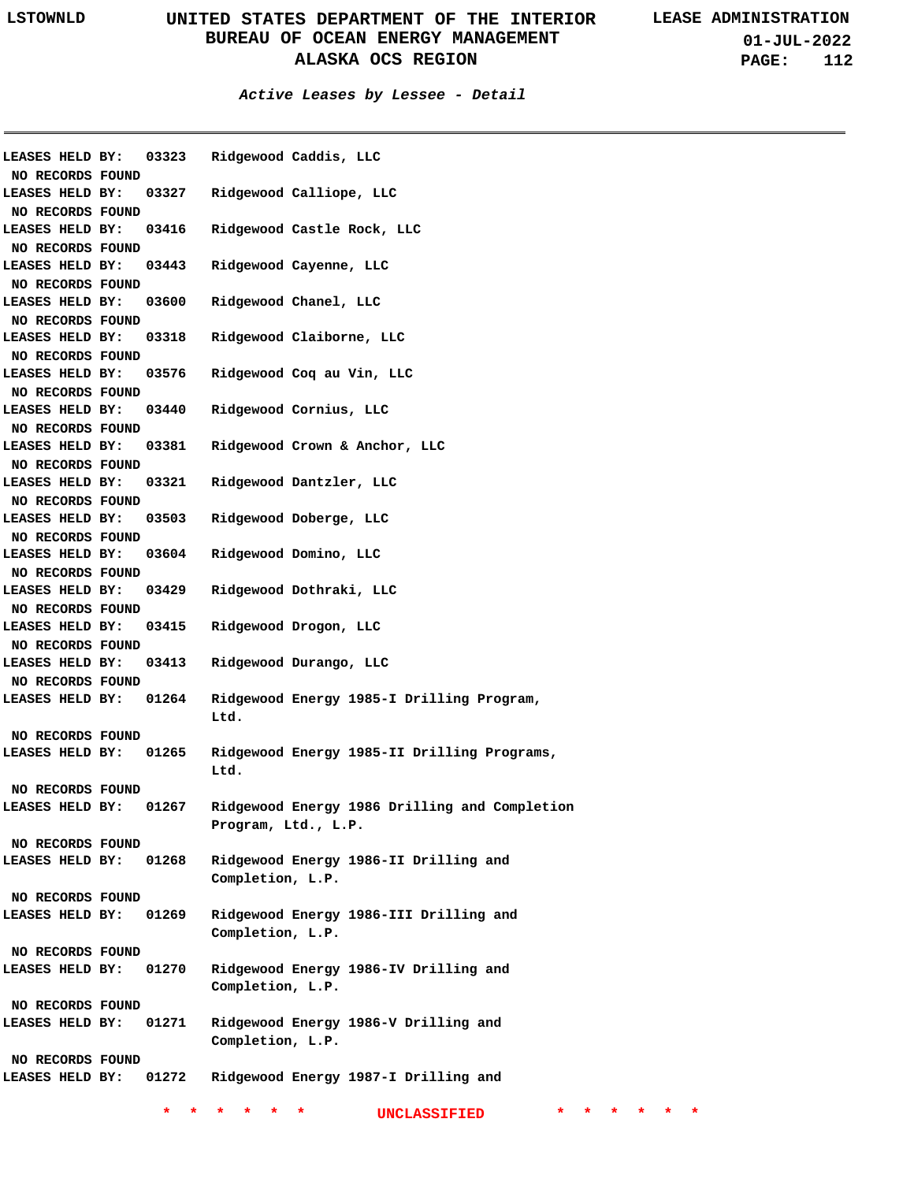### Active Leases by Lessee - Detail

LEASES HELD BY: 03323 Ridgewood Caddis, LLC
NO RECORDS FOUND

LEASES HELD BY: 03327 Ridgewood Calliope, LLC
NO RECORDS FOUND

LEASES HELD BY: 03416 Ridgewood Castle Rock, LLC
NO RECORDS FOUND

LEASES HELD BY: 03443 Ridgewood Cayenne, LLC
NO RECORDS FOUND

LEASES HELD BY: 03600 Ridgewood Chanel, LLC
NO RECORDS FOUND

LEASES HELD BY: 03318 Ridgewood Claiborne, LLC
NO RECORDS FOUND

LEASES HELD BY: 03576 Ridgewood Coq au Vin, LLC
NO RECORDS FOUND

LEASES HELD BY: 03440 Ridgewood Cornius, LLC
NO RECORDS FOUND

LEASES HELD BY: 03381 Ridgewood Crown & Anchor, LLC
NO RECORDS FOUND

LEASES HELD BY: 03321 Ridgewood Dantzler, LLC
NO RECORDS FOUND

LEASES HELD BY: 03503 Ridgewood Doberge, LLC
NO RECORDS FOUND

LEASES HELD BY: 03604 Ridgewood Domino, LLC
NO RECORDS FOUND

LEASES HELD BY: 03429 Ridgewood Dothraki, LLC
NO RECORDS FOUND

LEASES HELD BY: 03415 Ridgewood Drogon, LLC
NO RECORDS FOUND

LEASES HELD BY: 03413 Ridgewood Durango, LLC
NO RECORDS FOUND

LEASES HELD BY: 01264 Ridgewood Energy 1985-I Drilling Program, Ltd.
NO RECORDS FOUND

LEASES HELD BY: 01265 Ridgewood Energy 1985-II Drilling Programs, Ltd.
NO RECORDS FOUND

LEASES HELD BY: 01267 Ridgewood Energy 1986 Drilling and Completion Program, Ltd., L.P.
NO RECORDS FOUND

LEASES HELD BY: 01268 Ridgewood Energy 1986-II Drilling and Completion, L.P.
NO RECORDS FOUND

LEASES HELD BY: 01269 Ridgewood Energy 1986-III Drilling and Completion, L.P.
NO RECORDS FOUND

LEASES HELD BY: 01270 Ridgewood Energy 1986-IV Drilling and Completion, L.P.
NO RECORDS FOUND

LEASES HELD BY: 01271 Ridgewood Energy 1986-V Drilling and Completion, L.P.
NO RECORDS FOUND

LEASES HELD BY: 01272 Ridgewood Energy 1987-I Drilling and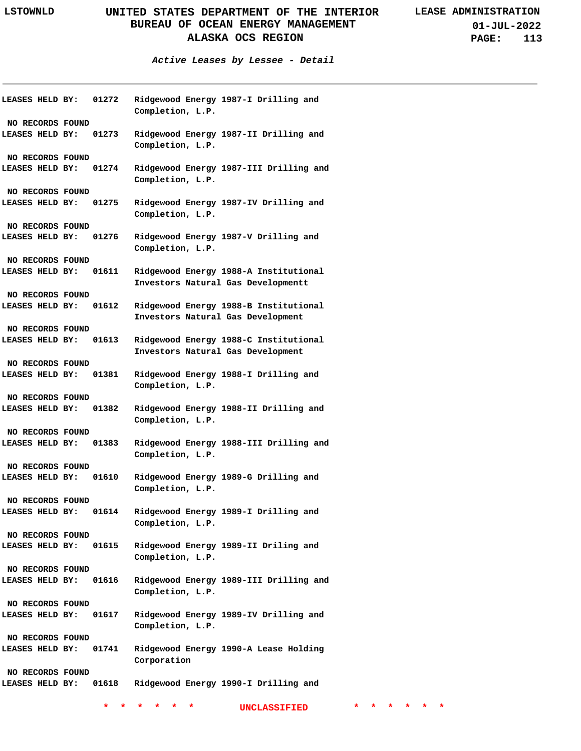*Active Leases by Lessee - Detail*

LEASES HELD BY: 01272 Ridgewood Energy 1987-I Drilling and Completion, L.P.

NO RECORDS FOUND

LEASES HELD BY: 01273 Ridgewood Energy 1987-II Drilling and Completion, L.P.

NO RECORDS FOUND

LEASES HELD BY: 01274 Ridgewood Energy 1987-III Drilling and Completion, L.P.

NO RECORDS FOUND

LEASES HELD BY: 01275 Ridgewood Energy 1987-IV Drilling and Completion, L.P.

NO RECORDS FOUND

LEASES HELD BY: 01276 Ridgewood Energy 1987-V Drilling and Completion, L.P.

NO RECORDS FOUND

LEASES HELD BY: 01611 Ridgewood Energy 1988-A Institutional Investors Natural Gas Developmentt

NO RECORDS FOUND

LEASES HELD BY: 01612 Ridgewood Energy 1988-B Institutional Investors Natural Gas Development

NO RECORDS FOUND

LEASES HELD BY: 01613 Ridgewood Energy 1988-C Institutional Investors Natural Gas Development

NO RECORDS FOUND

LEASES HELD BY: 01381 Ridgewood Energy 1988-I Drilling and Completion, L.P.

NO RECORDS FOUND

LEASES HELD BY: 01382 Ridgewood Energy 1988-II Drilling and Completion, L.P.

NO RECORDS FOUND

LEASES HELD BY: 01383 Ridgewood Energy 1988-III Drilling and Completion, L.P.

NO RECORDS FOUND

LEASES HELD BY: 01610 Ridgewood Energy 1989-G Drilling and Completion, L.P.

NO RECORDS FOUND

LEASES HELD BY: 01614 Ridgewood Energy 1989-I Drilling and Completion, L.P.

NO RECORDS FOUND

LEASES HELD BY: 01615 Ridgewood Energy 1989-II Driling and Completion, L.P.

NO RECORDS FOUND

LEASES HELD BY: 01616 Ridgewood Energy 1989-III Drilling and Completion, L.P.

NO RECORDS FOUND

LEASES HELD BY: 01617 Ridgewood Energy 1989-IV Drilling and Completion, L.P.

NO RECORDS FOUND

LEASES HELD BY: 01741 Ridgewood Energy 1990-A Lease Holding Corporation

NO RECORDS FOUND

LEASES HELD BY: 01618 Ridgewood Energy 1990-I Drilling and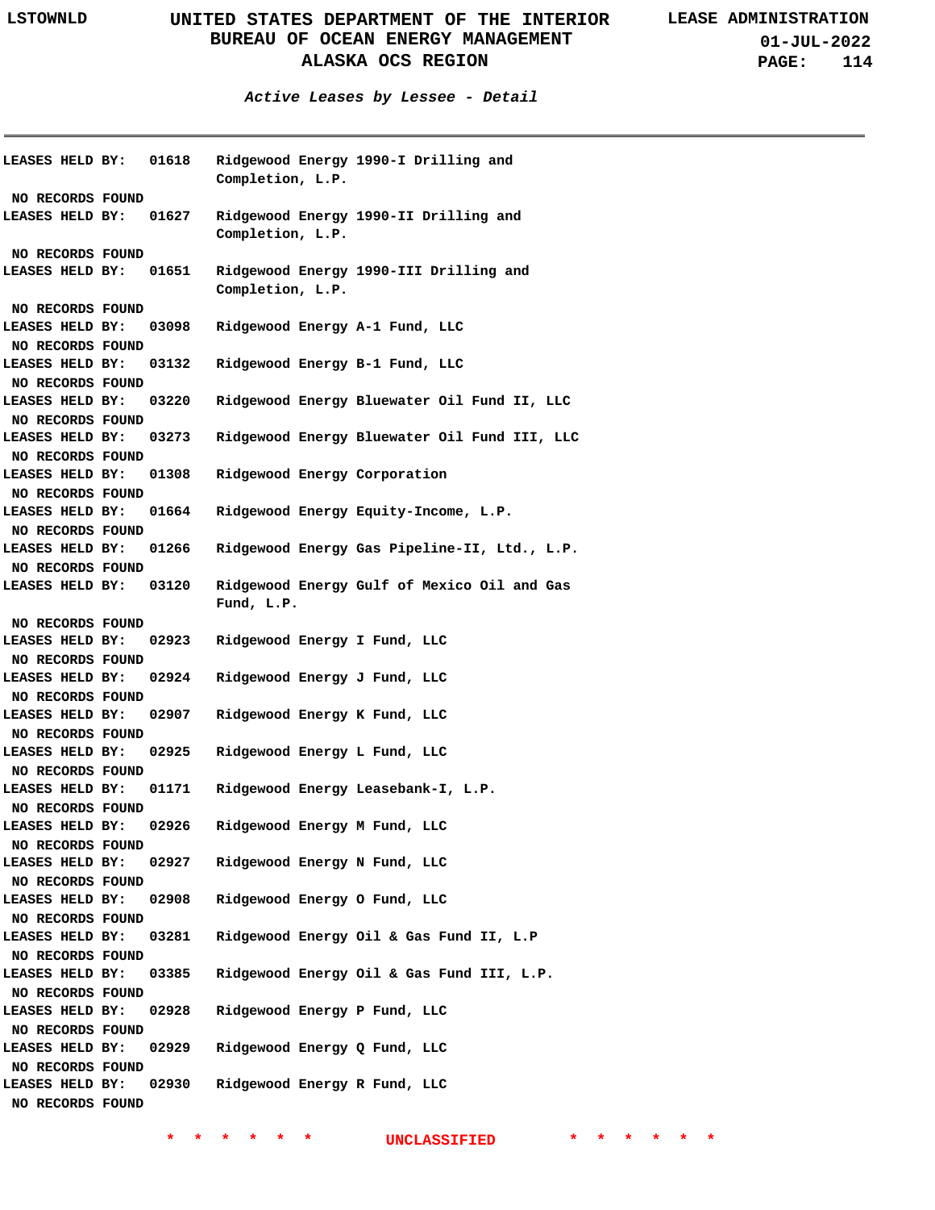*Active Leases by Lessee - Detail*

LEASES HELD BY: 01618 Ridgewood Energy 1990-I Drilling and Completion, L.P.

NO RECORDS FOUND

LEASES HELD BY: 01627 Ridgewood Energy 1990-II Drilling and Completion, L.P.

NO RECORDS FOUND

LEASES HELD BY: 01651 Ridgewood Energy 1990-III Drilling and Completion, L.P.

NO RECORDS FOUND

LEASES HELD BY: 03098 Ridgewood Energy A-1 Fund, LLC

NO RECORDS FOUND

LEASES HELD BY: 03132 Ridgewood Energy B-1 Fund, LLC

NO RECORDS FOUND

LEASES HELD BY: 03220 Ridgewood Energy Bluewater Oil Fund II, LLC

NO RECORDS FOUND

LEASES HELD BY: 03273 Ridgewood Energy Bluewater Oil Fund III, LLC

NO RECORDS FOUND

LEASES HELD BY: 01308 Ridgewood Energy Corporation

NO RECORDS FOUND

LEASES HELD BY: 01664 Ridgewood Energy Equity-Income, L.P.

NO RECORDS FOUND

LEASES HELD BY: 01266 Ridgewood Energy Gas Pipeline-II, Ltd., L.P.

NO RECORDS FOUND

LEASES HELD BY: 03120 Ridgewood Energy Gulf of Mexico Oil and Gas Fund, L.P.

NO RECORDS FOUND

LEASES HELD BY: 02923 Ridgewood Energy I Fund, LLC

NO RECORDS FOUND

LEASES HELD BY: 02924 Ridgewood Energy J Fund, LLC

NO RECORDS FOUND

LEASES HELD BY: 02907 Ridgewood Energy K Fund, LLC

NO RECORDS FOUND

LEASES HELD BY: 02925 Ridgewood Energy L Fund, LLC

NO RECORDS FOUND

LEASES HELD BY: 01171 Ridgewood Energy Leasebank-I, L.P.

NO RECORDS FOUND

LEASES HELD BY: 02926 Ridgewood Energy M Fund, LLC

NO RECORDS FOUND

LEASES HELD BY: 02927 Ridgewood Energy N Fund, LLC

NO RECORDS FOUND

LEASES HELD BY: 02908 Ridgewood Energy O Fund, LLC

NO RECORDS FOUND

LEASES HELD BY: 03281 Ridgewood Energy Oil & Gas Fund II, L.P

NO RECORDS FOUND

LEASES HELD BY: 03385 Ridgewood Energy Oil & Gas Fund III, L.P.

NO RECORDS FOUND

LEASES HELD BY: 02928 Ridgewood Energy P Fund, LLC

NO RECORDS FOUND

LEASES HELD BY: 02929 Ridgewood Energy Q Fund, LLC

NO RECORDS FOUND

LEASES HELD BY: 02930 Ridgewood Energy R Fund, LLC

NO RECORDS FOUND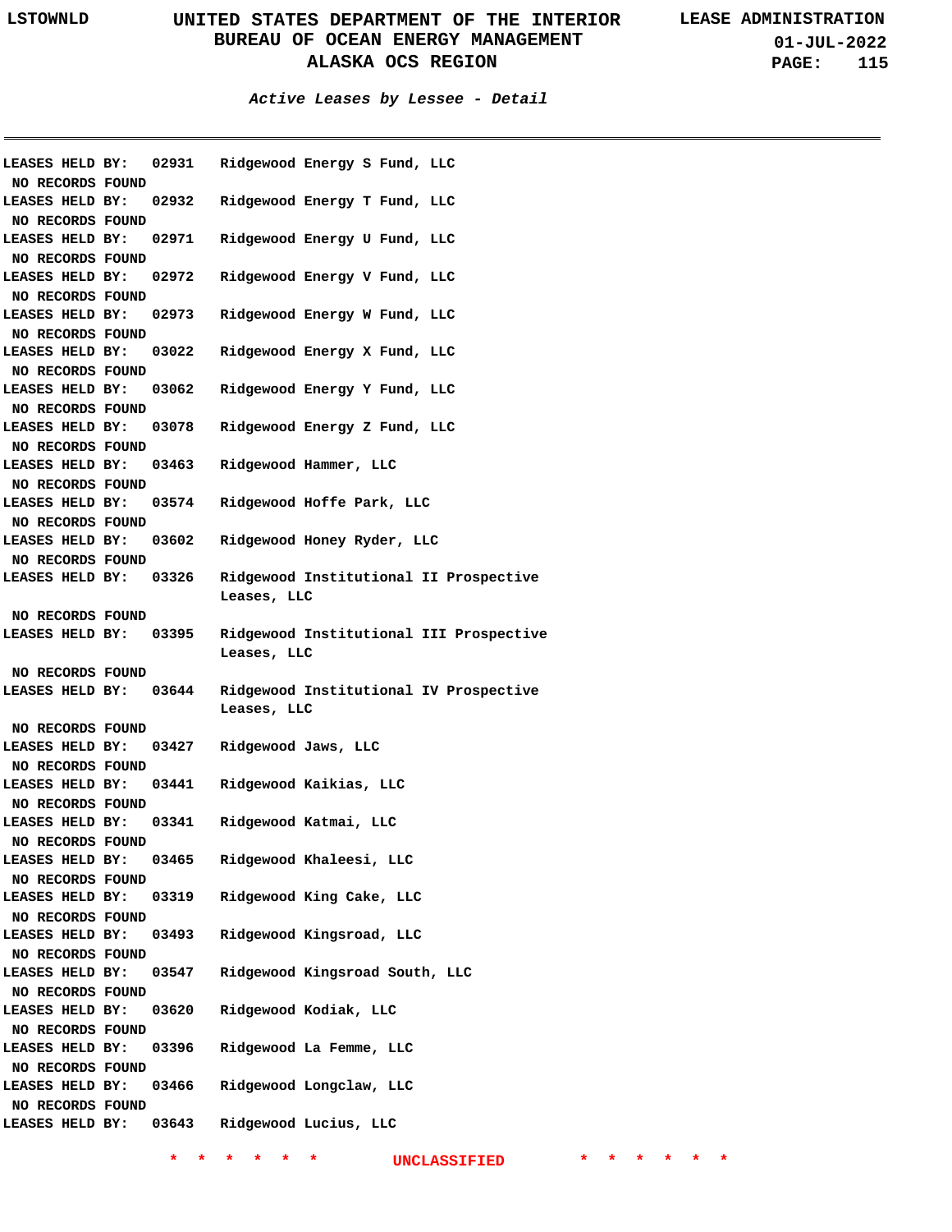### Active Leases by Lessee - Detail

LEASES HELD BY: 02931 Ridgewood Energy S Fund, LLC
NO RECORDS FOUND

LEASES HELD BY: 02932 Ridgewood Energy T Fund, LLC
NO RECORDS FOUND

LEASES HELD BY: 02971 Ridgewood Energy U Fund, LLC
NO RECORDS FOUND

LEASES HELD BY: 02972 Ridgewood Energy V Fund, LLC
NO RECORDS FOUND

LEASES HELD BY: 02973 Ridgewood Energy W Fund, LLC
NO RECORDS FOUND

LEASES HELD BY: 03022 Ridgewood Energy X Fund, LLC
NO RECORDS FOUND

LEASES HELD BY: 03062 Ridgewood Energy Y Fund, LLC
NO RECORDS FOUND

LEASES HELD BY: 03078 Ridgewood Energy Z Fund, LLC
NO RECORDS FOUND

LEASES HELD BY: 03463 Ridgewood Hammer, LLC
NO RECORDS FOUND

LEASES HELD BY: 03574 Ridgewood Hoffe Park, LLC
NO RECORDS FOUND

LEASES HELD BY: 03602 Ridgewood Honey Ryder, LLC
NO RECORDS FOUND

LEASES HELD BY: 03326 Ridgewood Institutional II Prospective Leases, LLC
NO RECORDS FOUND

LEASES HELD BY: 03395 Ridgewood Institutional III Prospective Leases, LLC
NO RECORDS FOUND

LEASES HELD BY: 03644 Ridgewood Institutional IV Prospective Leases, LLC
NO RECORDS FOUND

LEASES HELD BY: 03427 Ridgewood Jaws, LLC
NO RECORDS FOUND

LEASES HELD BY: 03441 Ridgewood Kaikias, LLC
NO RECORDS FOUND

LEASES HELD BY: 03341 Ridgewood Katmai, LLC
NO RECORDS FOUND

LEASES HELD BY: 03465 Ridgewood Khaleesi, LLC
NO RECORDS FOUND

LEASES HELD BY: 03319 Ridgewood King Cake, LLC
NO RECORDS FOUND

LEASES HELD BY: 03493 Ridgewood Kingsroad, LLC
NO RECORDS FOUND

LEASES HELD BY: 03547 Ridgewood Kingsroad South, LLC
NO RECORDS FOUND

LEASES HELD BY: 03620 Ridgewood Kodiak, LLC
NO RECORDS FOUND

LEASES HELD BY: 03396 Ridgewood La Femme, LLC
NO RECORDS FOUND

LEASES HELD BY: 03466 Ridgewood Longclaw, LLC
NO RECORDS FOUND

LEASES HELD BY: 03643 Ridgewood Lucius, LLC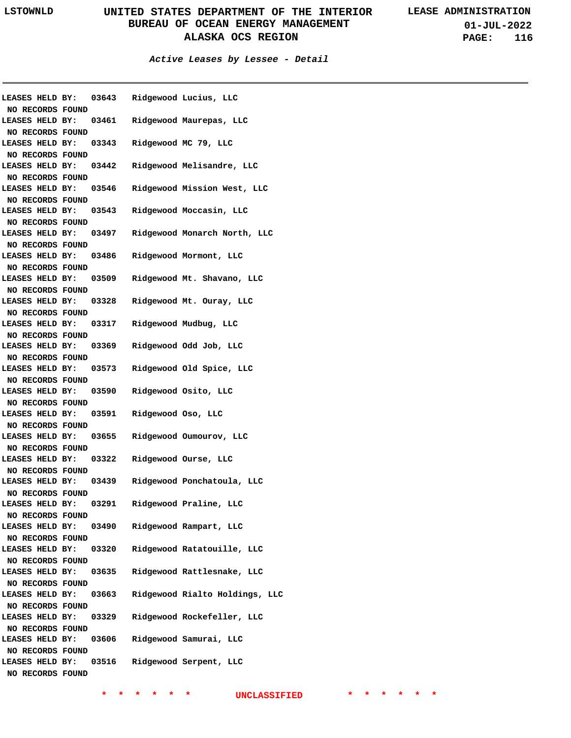## Active Leases by Lessee - Detail

LEASES HELD BY: 03643 Ridgewood Lucius, LLC
NO RECORDS FOUND
LEASES HELD BY: 03461 Ridgewood Maurepas, LLC
NO RECORDS FOUND
LEASES HELD BY: 03343 Ridgewood MC 79, LLC
NO RECORDS FOUND
LEASES HELD BY: 03442 Ridgewood Melisandre, LLC
NO RECORDS FOUND
LEASES HELD BY: 03546 Ridgewood Mission West, LLC
NO RECORDS FOUND
LEASES HELD BY: 03543 Ridgewood Moccasin, LLC
NO RECORDS FOUND
LEASES HELD BY: 03497 Ridgewood Monarch North, LLC
NO RECORDS FOUND
LEASES HELD BY: 03486 Ridgewood Mormont, LLC
NO RECORDS FOUND
LEASES HELD BY: 03509 Ridgewood Mt. Shavano, LLC
NO RECORDS FOUND
LEASES HELD BY: 03328 Ridgewood Mt. Ouray, LLC
NO RECORDS FOUND
LEASES HELD BY: 03317 Ridgewood Mudbug, LLC
NO RECORDS FOUND
LEASES HELD BY: 03369 Ridgewood Odd Job, LLC
NO RECORDS FOUND
LEASES HELD BY: 03573 Ridgewood Old Spice, LLC
NO RECORDS FOUND
LEASES HELD BY: 03590 Ridgewood Osito, LLC
NO RECORDS FOUND
LEASES HELD BY: 03591 Ridgewood Oso, LLC
NO RECORDS FOUND
LEASES HELD BY: 03655 Ridgewood Oumourov, LLC
NO RECORDS FOUND
LEASES HELD BY: 03322 Ridgewood Ourse, LLC
NO RECORDS FOUND
LEASES HELD BY: 03439 Ridgewood Ponchatoula, LLC
NO RECORDS FOUND
LEASES HELD BY: 03291 Ridgewood Praline, LLC
NO RECORDS FOUND
LEASES HELD BY: 03490 Ridgewood Rampart, LLC
NO RECORDS FOUND
LEASES HELD BY: 03320 Ridgewood Ratatouille, LLC
NO RECORDS FOUND
LEASES HELD BY: 03635 Ridgewood Rattlesnake, LLC
NO RECORDS FOUND
LEASES HELD BY: 03663 Ridgewood Rialto Holdings, LLC
NO RECORDS FOUND
LEASES HELD BY: 03329 Ridgewood Rockefeller, LLC
NO RECORDS FOUND
LEASES HELD BY: 03606 Ridgewood Samurai, LLC
NO RECORDS FOUND
LEASES HELD BY: 03516 Ridgewood Serpent, LLC
NO RECORDS FOUND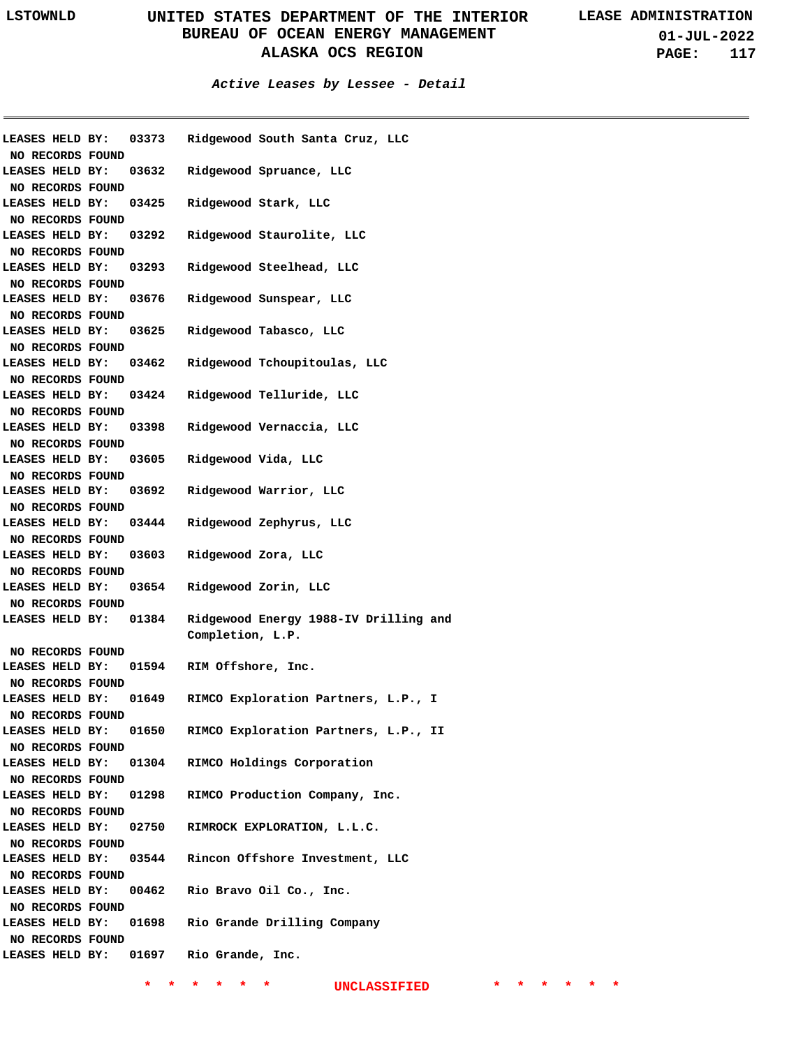*Active Leases by Lessee - Detail*

LEASES HELD BY: 03373 Ridgewood South Santa Cruz, LLC
NO RECORDS FOUND

LEASES HELD BY: 03632 Ridgewood Spruance, LLC
NO RECORDS FOUND

LEASES HELD BY: 03425 Ridgewood Stark, LLC
NO RECORDS FOUND

LEASES HELD BY: 03292 Ridgewood Staurolite, LLC
NO RECORDS FOUND

LEASES HELD BY: 03293 Ridgewood Steelhead, LLC
NO RECORDS FOUND

LEASES HELD BY: 03676 Ridgewood Sunspear, LLC
NO RECORDS FOUND

LEASES HELD BY: 03625 Ridgewood Tabasco, LLC
NO RECORDS FOUND

LEASES HELD BY: 03462 Ridgewood Tchoupitoulas, LLC
NO RECORDS FOUND

LEASES HELD BY: 03424 Ridgewood Telluride, LLC
NO RECORDS FOUND

LEASES HELD BY: 03398 Ridgewood Vernaccia, LLC
NO RECORDS FOUND

LEASES HELD BY: 03605 Ridgewood Vida, LLC
NO RECORDS FOUND

LEASES HELD BY: 03692 Ridgewood Warrior, LLC
NO RECORDS FOUND

LEASES HELD BY: 03444 Ridgewood Zephyrus, LLC
NO RECORDS FOUND

LEASES HELD BY: 03603 Ridgewood Zora, LLC
NO RECORDS FOUND

LEASES HELD BY: 03654 Ridgewood Zorin, LLC
NO RECORDS FOUND

LEASES HELD BY: 01384 Ridgewood Energy 1988-IV Drilling and Completion, L.P.
NO RECORDS FOUND

LEASES HELD BY: 01594 RIM Offshore, Inc.
NO RECORDS FOUND

LEASES HELD BY: 01649 RIMCO Exploration Partners, L.P., I
NO RECORDS FOUND

LEASES HELD BY: 01650 RIMCO Exploration Partners, L.P., II
NO RECORDS FOUND

LEASES HELD BY: 01304 RIMCO Holdings Corporation
NO RECORDS FOUND

LEASES HELD BY: 01298 RIMCO Production Company, Inc.
NO RECORDS FOUND

LEASES HELD BY: 02750 RIMROCK EXPLORATION, L.L.C.
NO RECORDS FOUND

LEASES HELD BY: 03544 Rincon Offshore Investment, LLC
NO RECORDS FOUND

LEASES HELD BY: 00462 Rio Bravo Oil Co., Inc.
NO RECORDS FOUND

LEASES HELD BY: 01698 Rio Grande Drilling Company
NO RECORDS FOUND

LEASES HELD BY: 01697 Rio Grande, Inc.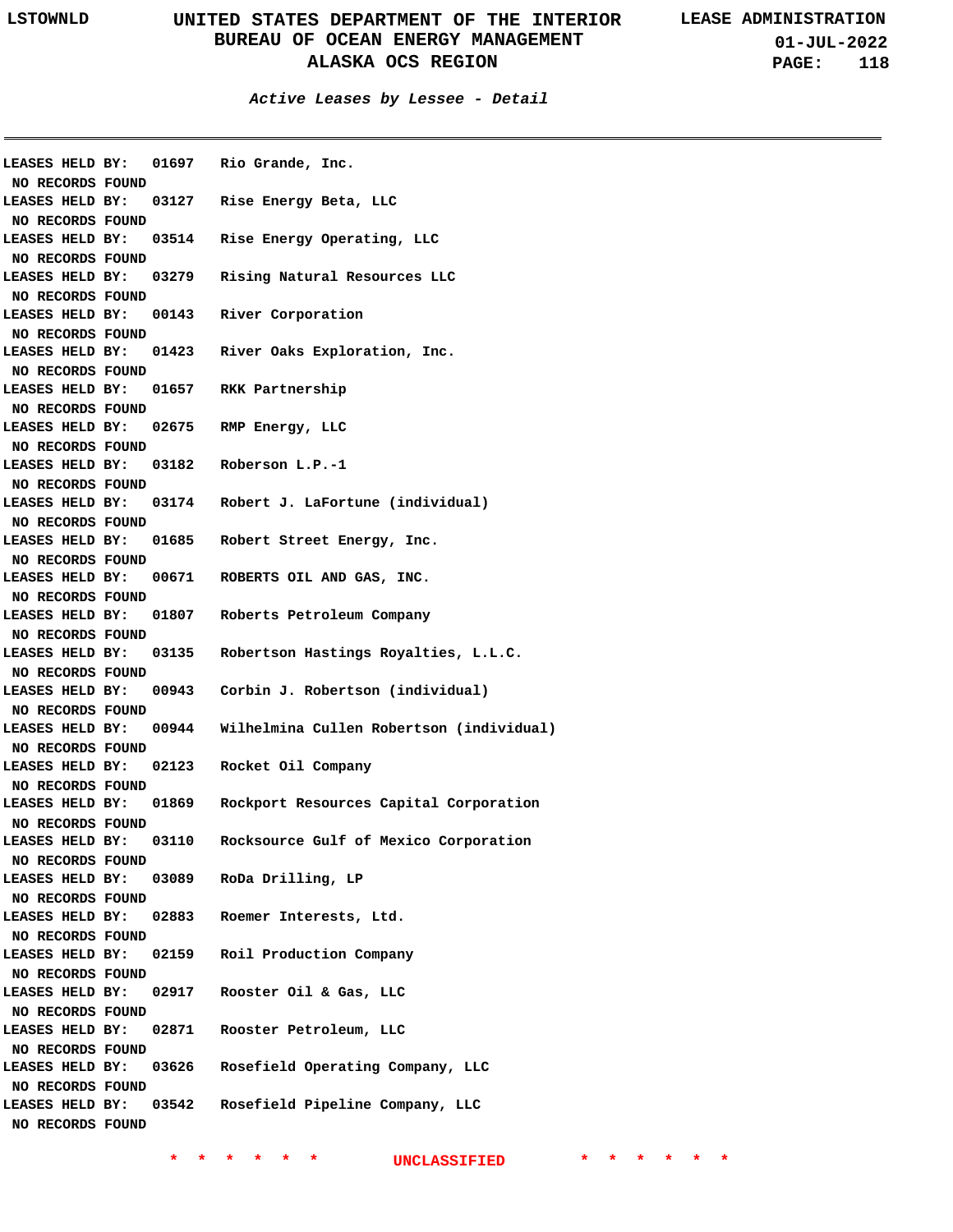## Active Leases by Lessee - Detail

LEASES HELD BY: 01697 Rio Grande, Inc.
NO RECORDS FOUND

LEASES HELD BY: 03127 Rise Energy Beta, LLC
NO RECORDS FOUND

LEASES HELD BY: 03514 Rise Energy Operating, LLC
NO RECORDS FOUND

LEASES HELD BY: 03279 Rising Natural Resources LLC
NO RECORDS FOUND

LEASES HELD BY: 00143 River Corporation
NO RECORDS FOUND

LEASES HELD BY: 01423 River Oaks Exploration, Inc.
NO RECORDS FOUND

LEASES HELD BY: 01657 RKK Partnership
NO RECORDS FOUND

LEASES HELD BY: 02675 RMP Energy, LLC
NO RECORDS FOUND

LEASES HELD BY: 03182 Roberson L.P.-1
NO RECORDS FOUND

LEASES HELD BY: 03174 Robert J. LaFortune (individual)
NO RECORDS FOUND

LEASES HELD BY: 01685 Robert Street Energy, Inc.
NO RECORDS FOUND

LEASES HELD BY: 00671 ROBERTS OIL AND GAS, INC.
NO RECORDS FOUND

LEASES HELD BY: 01807 Roberts Petroleum Company
NO RECORDS FOUND

LEASES HELD BY: 03135 Robertson Hastings Royalties, L.L.C.
NO RECORDS FOUND

LEASES HELD BY: 00943 Corbin J. Robertson (individual)
NO RECORDS FOUND

LEASES HELD BY: 00944 Wilhelmina Cullen Robertson (individual)
NO RECORDS FOUND

LEASES HELD BY: 02123 Rocket Oil Company
NO RECORDS FOUND

LEASES HELD BY: 01869 Rockport Resources Capital Corporation
NO RECORDS FOUND

LEASES HELD BY: 03110 Rocksource Gulf of Mexico Corporation
NO RECORDS FOUND

LEASES HELD BY: 03089 RoDa Drilling, LP
NO RECORDS FOUND

LEASES HELD BY: 02883 Roemer Interests, Ltd.
NO RECORDS FOUND

LEASES HELD BY: 02159 Roil Production Company
NO RECORDS FOUND

LEASES HELD BY: 02917 Rooster Oil & Gas, LLC
NO RECORDS FOUND

LEASES HELD BY: 02871 Rooster Petroleum, LLC
NO RECORDS FOUND

LEASES HELD BY: 03626 Rosefield Operating Company, LLC
NO RECORDS FOUND

LEASES HELD BY: 03542 Rosefield Pipeline Company, LLC
NO RECORDS FOUND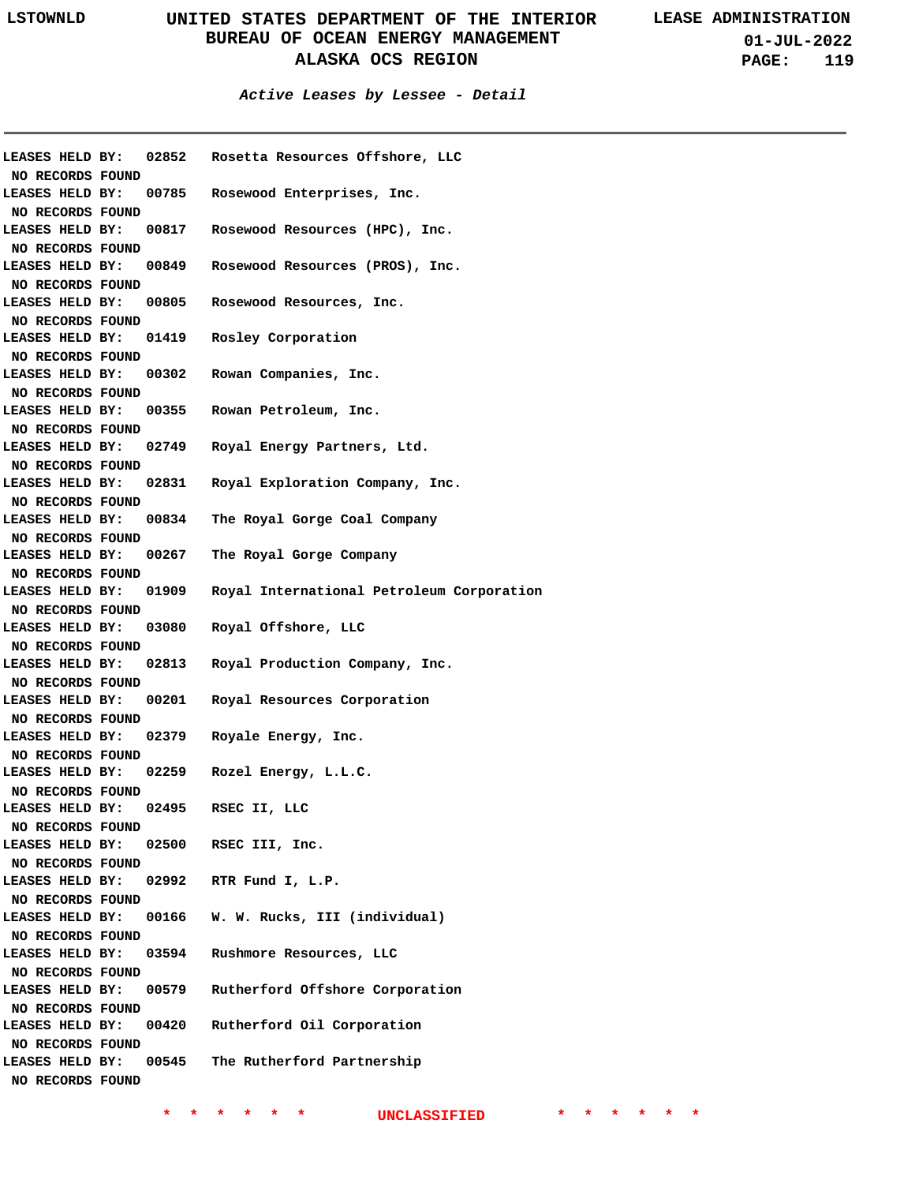*Active Leases by Lessee - Detail*

LEASES HELD BY: 02852 Rosetta Resources Offshore, LLC
NO RECORDS FOUND

LEASES HELD BY: 00785 Rosewood Enterprises, Inc.
NO RECORDS FOUND

LEASES HELD BY: 00817 Rosewood Resources (HPC), Inc.
NO RECORDS FOUND

LEASES HELD BY: 00849 Rosewood Resources (PROS), Inc.
NO RECORDS FOUND

LEASES HELD BY: 00805 Rosewood Resources, Inc.
NO RECORDS FOUND

LEASES HELD BY: 01419 Rosley Corporation
NO RECORDS FOUND

LEASES HELD BY: 00302 Rowan Companies, Inc.
NO RECORDS FOUND

LEASES HELD BY: 00355 Rowan Petroleum, Inc.
NO RECORDS FOUND

LEASES HELD BY: 02749 Royal Energy Partners, Ltd.
NO RECORDS FOUND

LEASES HELD BY: 02831 Royal Exploration Company, Inc.
NO RECORDS FOUND

LEASES HELD BY: 00834 The Royal Gorge Coal Company
NO RECORDS FOUND

LEASES HELD BY: 00267 The Royal Gorge Company
NO RECORDS FOUND

LEASES HELD BY: 01909 Royal International Petroleum Corporation
NO RECORDS FOUND

LEASES HELD BY: 03080 Royal Offshore, LLC
NO RECORDS FOUND

LEASES HELD BY: 02813 Royal Production Company, Inc.
NO RECORDS FOUND

LEASES HELD BY: 00201 Royal Resources Corporation
NO RECORDS FOUND

LEASES HELD BY: 02379 Royale Energy, Inc.
NO RECORDS FOUND

LEASES HELD BY: 02259 Rozel Energy, L.L.C.
NO RECORDS FOUND

LEASES HELD BY: 02495 RSEC II, LLC
NO RECORDS FOUND

LEASES HELD BY: 02500 RSEC III, Inc.
NO RECORDS FOUND

LEASES HELD BY: 02992 RTR Fund I, L.P.
NO RECORDS FOUND

LEASES HELD BY: 00166 W. W. Rucks, III (individual)
NO RECORDS FOUND

LEASES HELD BY: 03594 Rushmore Resources, LLC
NO RECORDS FOUND

LEASES HELD BY: 00579 Rutherford Offshore Corporation
NO RECORDS FOUND

LEASES HELD BY: 00420 Rutherford Oil Corporation
NO RECORDS FOUND

LEASES HELD BY: 00545 The Rutherford Partnership
NO RECORDS FOUND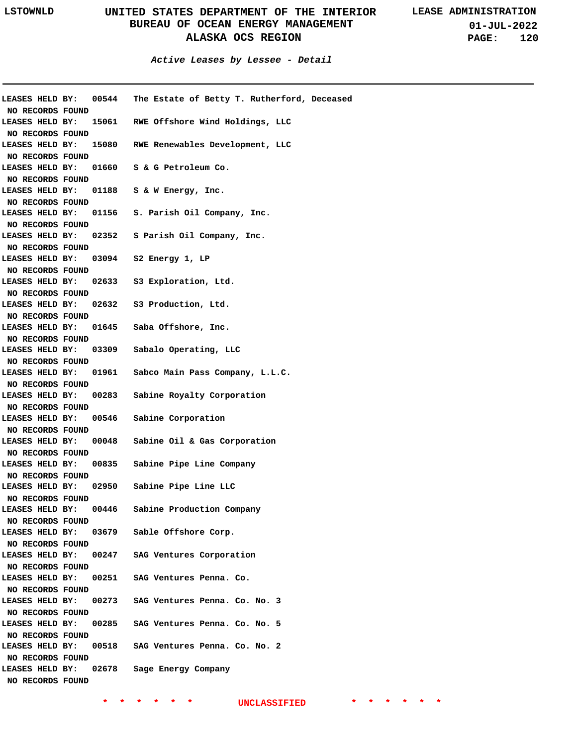### *Active Leases by Lessee - Detail*

LEASES HELD BY: 00544 The Estate of Betty T. Rutherford, Deceased
NO RECORDS FOUND
LEASES HELD BY: 15061 RWE Offshore Wind Holdings, LLC
NO RECORDS FOUND
LEASES HELD BY: 15080 RWE Renewables Development, LLC
NO RECORDS FOUND
LEASES HELD BY: 01660 S & G Petroleum Co.
NO RECORDS FOUND
LEASES HELD BY: 01188 S & W Energy, Inc.
NO RECORDS FOUND
LEASES HELD BY: 01156 S. Parish Oil Company, Inc.
NO RECORDS FOUND
LEASES HELD BY: 02352 S Parish Oil Company, Inc.
NO RECORDS FOUND
LEASES HELD BY: 03094 S2 Energy 1, LP
NO RECORDS FOUND
LEASES HELD BY: 02633 S3 Exploration, Ltd.
NO RECORDS FOUND
LEASES HELD BY: 02632 S3 Production, Ltd.
NO RECORDS FOUND
LEASES HELD BY: 01645 Saba Offshore, Inc.
NO RECORDS FOUND
LEASES HELD BY: 03309 Sabalo Operating, LLC
NO RECORDS FOUND
LEASES HELD BY: 01961 Sabco Main Pass Company, L.L.C.
NO RECORDS FOUND
LEASES HELD BY: 00283 Sabine Royalty Corporation
NO RECORDS FOUND
LEASES HELD BY: 00546 Sabine Corporation
NO RECORDS FOUND
LEASES HELD BY: 00048 Sabine Oil & Gas Corporation
NO RECORDS FOUND
LEASES HELD BY: 00835 Sabine Pipe Line Company
NO RECORDS FOUND
LEASES HELD BY: 02950 Sabine Pipe Line LLC
NO RECORDS FOUND
LEASES HELD BY: 00446 Sabine Production Company
NO RECORDS FOUND
LEASES HELD BY: 03679 Sable Offshore Corp.
NO RECORDS FOUND
LEASES HELD BY: 00247 SAG Ventures Corporation
NO RECORDS FOUND
LEASES HELD BY: 00251 SAG Ventures Penna. Co.
NO RECORDS FOUND
LEASES HELD BY: 00273 SAG Ventures Penna. Co. No. 3
NO RECORDS FOUND
LEASES HELD BY: 00285 SAG Ventures Penna. Co. No. 5
NO RECORDS FOUND
LEASES HELD BY: 00518 SAG Ventures Penna. Co. No. 2
NO RECORDS FOUND
LEASES HELD BY: 02678 Sage Energy Company
NO RECORDS FOUND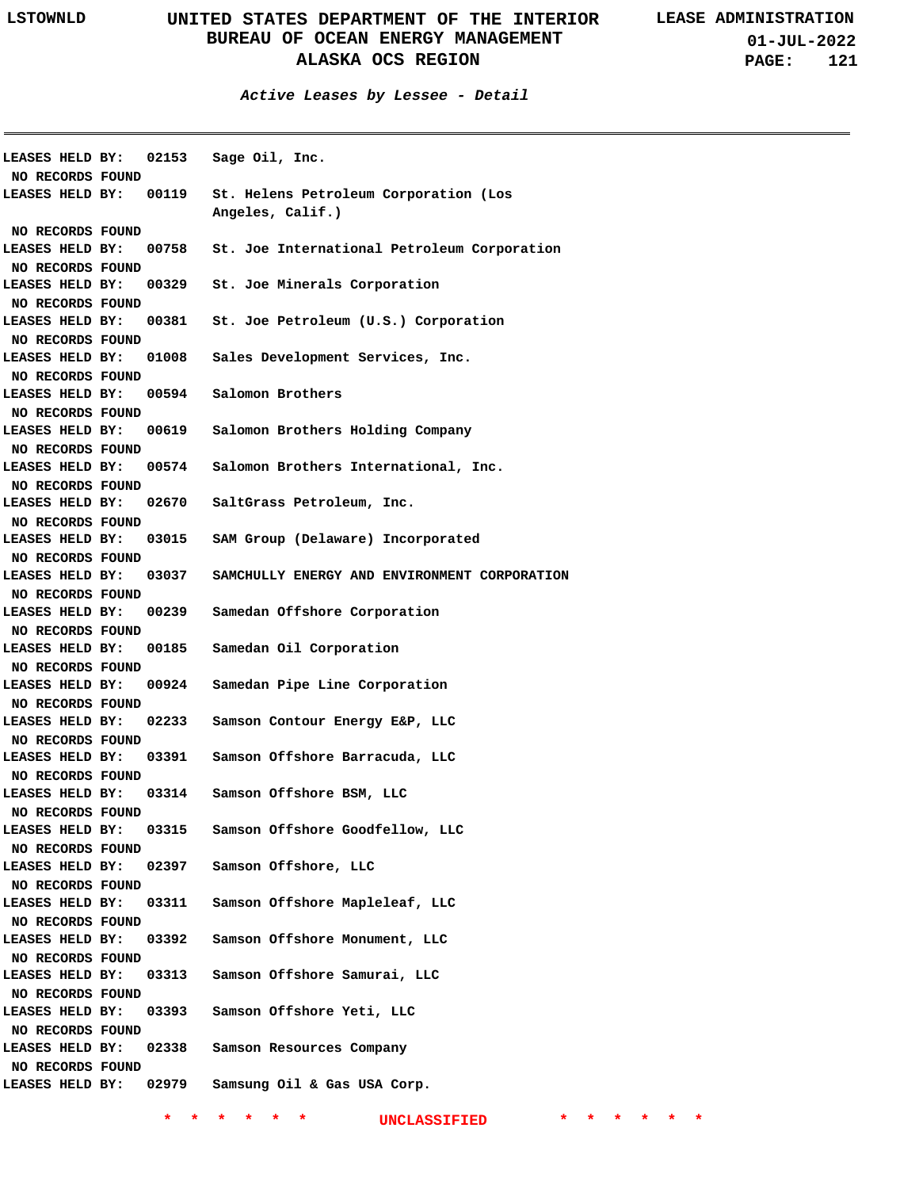### Active Leases by Lessee - Detail

LEASES HELD BY: 02153 Sage Oil, Inc.
NO RECORDS FOUND
LEASES HELD BY: 00119 St. Helens Petroleum Corporation (Los Angeles, Calif.)
NO RECORDS FOUND
LEASES HELD BY: 00758 St. Joe International Petroleum Corporation
NO RECORDS FOUND
LEASES HELD BY: 00329 St. Joe Minerals Corporation
NO RECORDS FOUND
LEASES HELD BY: 00381 St. Joe Petroleum (U.S.) Corporation
NO RECORDS FOUND
LEASES HELD BY: 01008 Sales Development Services, Inc.
NO RECORDS FOUND
LEASES HELD BY: 00594 Salomon Brothers
NO RECORDS FOUND
LEASES HELD BY: 00619 Salomon Brothers Holding Company
NO RECORDS FOUND
LEASES HELD BY: 00574 Salomon Brothers International, Inc.
NO RECORDS FOUND
LEASES HELD BY: 02670 SaltGrass Petroleum, Inc.
NO RECORDS FOUND
LEASES HELD BY: 03015 SAM Group (Delaware) Incorporated
NO RECORDS FOUND
LEASES HELD BY: 03037 SAMCHULLY ENERGY AND ENVIRONMENT CORPORATION
NO RECORDS FOUND
LEASES HELD BY: 00239 Samedan Offshore Corporation
NO RECORDS FOUND
LEASES HELD BY: 00185 Samedan Oil Corporation
NO RECORDS FOUND
LEASES HELD BY: 00924 Samedan Pipe Line Corporation
NO RECORDS FOUND
LEASES HELD BY: 02233 Samson Contour Energy E&P, LLC
NO RECORDS FOUND
LEASES HELD BY: 03391 Samson Offshore Barracuda, LLC
NO RECORDS FOUND
LEASES HELD BY: 03314 Samson Offshore BSM, LLC
NO RECORDS FOUND
LEASES HELD BY: 03315 Samson Offshore Goodfellow, LLC
NO RECORDS FOUND
LEASES HELD BY: 02397 Samson Offshore, LLC
NO RECORDS FOUND
LEASES HELD BY: 03311 Samson Offshore Mapleleaf, LLC
NO RECORDS FOUND
LEASES HELD BY: 03392 Samson Offshore Monument, LLC
NO RECORDS FOUND
LEASES HELD BY: 03313 Samson Offshore Samurai, LLC
NO RECORDS FOUND
LEASES HELD BY: 03393 Samson Offshore Yeti, LLC
NO RECORDS FOUND
LEASES HELD BY: 02338 Samson Resources Company
NO RECORDS FOUND
LEASES HELD BY: 02979 Samsung Oil & Gas USA Corp.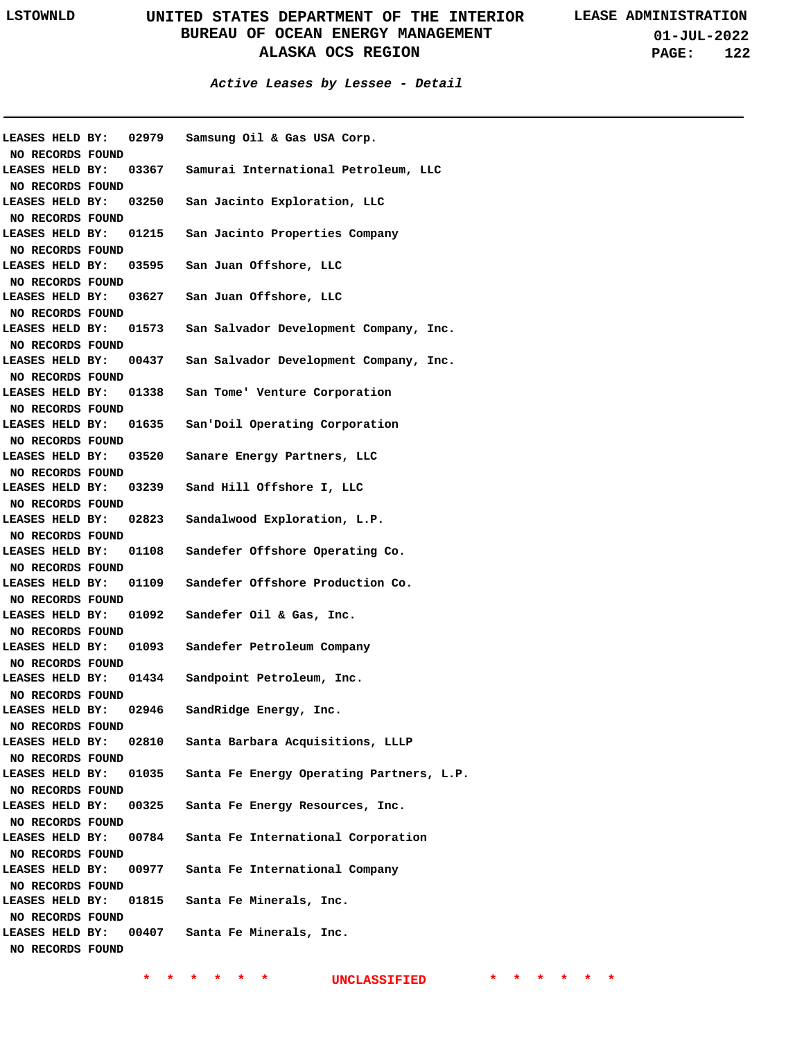### Active Leases by Lessee - Detail

LEASES HELD BY: 02979 Samsung Oil & Gas USA Corp.
NO RECORDS FOUND

LEASES HELD BY: 03367 Samurai International Petroleum, LLC
NO RECORDS FOUND

LEASES HELD BY: 03250 San Jacinto Exploration, LLC
NO RECORDS FOUND

LEASES HELD BY: 01215 San Jacinto Properties Company
NO RECORDS FOUND

LEASES HELD BY: 03595 San Juan Offshore, LLC
NO RECORDS FOUND

LEASES HELD BY: 03627 San Juan Offshore, LLC
NO RECORDS FOUND

LEASES HELD BY: 01573 San Salvador Development Company, Inc.
NO RECORDS FOUND

LEASES HELD BY: 00437 San Salvador Development Company, Inc.
NO RECORDS FOUND

LEASES HELD BY: 01338 San Tome' Venture Corporation
NO RECORDS FOUND

LEASES HELD BY: 01635 San'Doil Operating Corporation
NO RECORDS FOUND

LEASES HELD BY: 03520 Sanare Energy Partners, LLC
NO RECORDS FOUND

LEASES HELD BY: 03239 Sand Hill Offshore I, LLC
NO RECORDS FOUND

LEASES HELD BY: 02823 Sandalwood Exploration, L.P.
NO RECORDS FOUND

LEASES HELD BY: 01108 Sandefer Offshore Operating Co.
NO RECORDS FOUND

LEASES HELD BY: 01109 Sandefer Offshore Production Co.
NO RECORDS FOUND

LEASES HELD BY: 01092 Sandefer Oil & Gas, Inc.
NO RECORDS FOUND

LEASES HELD BY: 01093 Sandefer Petroleum Company
NO RECORDS FOUND

LEASES HELD BY: 01434 Sandpoint Petroleum, Inc.
NO RECORDS FOUND

LEASES HELD BY: 02946 SandRidge Energy, Inc.
NO RECORDS FOUND

LEASES HELD BY: 02810 Santa Barbara Acquisitions, LLLP
NO RECORDS FOUND

LEASES HELD BY: 01035 Santa Fe Energy Operating Partners, L.P.
NO RECORDS FOUND

LEASES HELD BY: 00325 Santa Fe Energy Resources, Inc.
NO RECORDS FOUND

LEASES HELD BY: 00784 Santa Fe International Corporation
NO RECORDS FOUND

LEASES HELD BY: 00977 Santa Fe International Company
NO RECORDS FOUND

LEASES HELD BY: 01815 Santa Fe Minerals, Inc.
NO RECORDS FOUND

LEASES HELD BY: 00407 Santa Fe Minerals, Inc.
NO RECORDS FOUND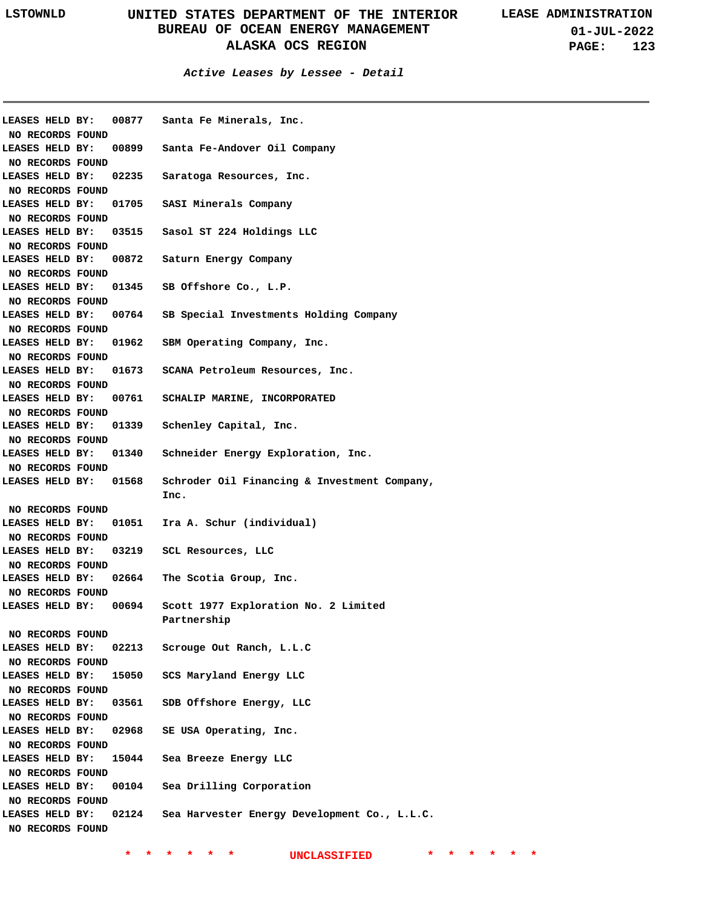*Active Leases by Lessee - Detail*

LEASES HELD BY: 00877 Santa Fe Minerals, Inc.
NO RECORDS FOUND

LEASES HELD BY: 00899 Santa Fe-Andover Oil Company
NO RECORDS FOUND

LEASES HELD BY: 02235 Saratoga Resources, Inc.
NO RECORDS FOUND

LEASES HELD BY: 01705 SASI Minerals Company
NO RECORDS FOUND

LEASES HELD BY: 03515 Sasol ST 224 Holdings LLC
NO RECORDS FOUND

LEASES HELD BY: 00872 Saturn Energy Company
NO RECORDS FOUND

LEASES HELD BY: 01345 SB Offshore Co., L.P.
NO RECORDS FOUND

LEASES HELD BY: 00764 SB Special Investments Holding Company
NO RECORDS FOUND

LEASES HELD BY: 01962 SBM Operating Company, Inc.
NO RECORDS FOUND

LEASES HELD BY: 01673 SCANA Petroleum Resources, Inc.
NO RECORDS FOUND

LEASES HELD BY: 00761 SCHALIP MARINE, INCORPORATED
NO RECORDS FOUND

LEASES HELD BY: 01339 Schenley Capital, Inc.
NO RECORDS FOUND

LEASES HELD BY: 01340 Schneider Energy Exploration, Inc.
NO RECORDS FOUND

LEASES HELD BY: 01568 Schroder Oil Financing & Investment Company, Inc.
NO RECORDS FOUND

LEASES HELD BY: 01051 Ira A. Schur (individual)
NO RECORDS FOUND

LEASES HELD BY: 03219 SCL Resources, LLC
NO RECORDS FOUND

LEASES HELD BY: 02664 The Scotia Group, Inc.
NO RECORDS FOUND

LEASES HELD BY: 00694 Scott 1977 Exploration No. 2 Limited Partnership
NO RECORDS FOUND

LEASES HELD BY: 02213 Scrouge Out Ranch, L.L.C
NO RECORDS FOUND

LEASES HELD BY: 15050 SCS Maryland Energy LLC
NO RECORDS FOUND

LEASES HELD BY: 03561 SDB Offshore Energy, LLC
NO RECORDS FOUND

LEASES HELD BY: 02968 SE USA Operating, Inc.
NO RECORDS FOUND

LEASES HELD BY: 15044 Sea Breeze Energy LLC
NO RECORDS FOUND

LEASES HELD BY: 00104 Sea Drilling Corporation
NO RECORDS FOUND

LEASES HELD BY: 02124 Sea Harvester Energy Development Co., L.L.C.
NO RECORDS FOUND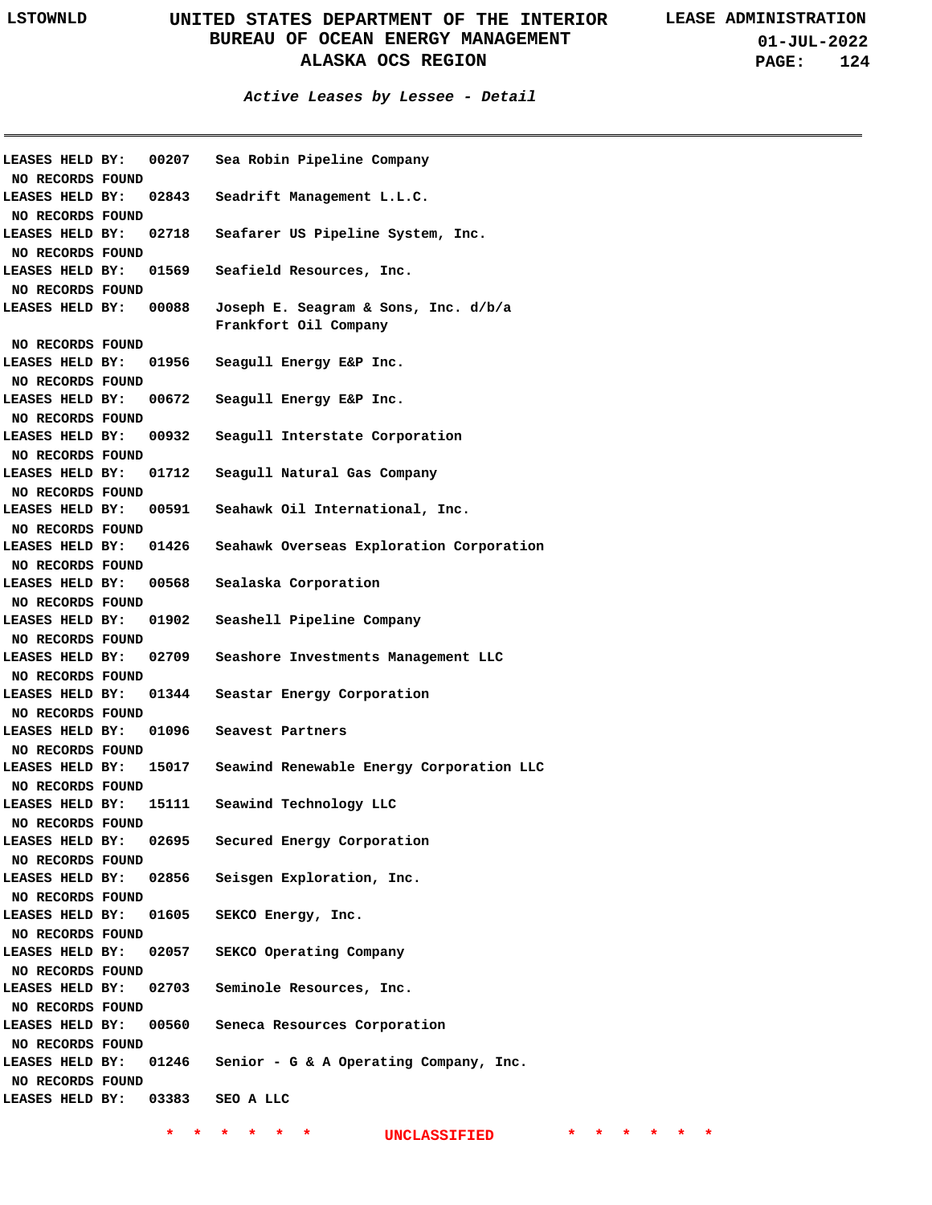### Active Leases by Lessee - Detail

**LEASES HELD BY: 00207 Sea Robin Pipeline Company**
NO RECORDS FOUND

**LEASES HELD BY: 02843 Seadrift Management L.L.C.**
NO RECORDS FOUND

**LEASES HELD BY: 02718 Seafarer US Pipeline System, Inc.**
NO RECORDS FOUND

**LEASES HELD BY: 01569 Seafield Resources, Inc.**
NO RECORDS FOUND

**LEASES HELD BY: 00088 Joseph E. Seagram & Sons, Inc. d/b/a Frankfort Oil Company**
NO RECORDS FOUND

**LEASES HELD BY: 01956 Seagull Energy E&P Inc.**
NO RECORDS FOUND

**LEASES HELD BY: 00672 Seagull Energy E&P Inc.**
NO RECORDS FOUND

**LEASES HELD BY: 00932 Seagull Interstate Corporation**
NO RECORDS FOUND

**LEASES HELD BY: 01712 Seagull Natural Gas Company**
NO RECORDS FOUND

**LEASES HELD BY: 00591 Seahawk Oil International, Inc.**
NO RECORDS FOUND

**LEASES HELD BY: 01426 Seahawk Overseas Exploration Corporation**
NO RECORDS FOUND

**LEASES HELD BY: 00568 Sealaska Corporation**
NO RECORDS FOUND

**LEASES HELD BY: 01902 Seashell Pipeline Company**
NO RECORDS FOUND

**LEASES HELD BY: 02709 Seashore Investments Management LLC**
NO RECORDS FOUND

**LEASES HELD BY: 01344 Seastar Energy Corporation**
NO RECORDS FOUND

**LEASES HELD BY: 01096 Seavest Partners**
NO RECORDS FOUND

**LEASES HELD BY: 15017 Seawind Renewable Energy Corporation LLC**
NO RECORDS FOUND

**LEASES HELD BY: 15111 Seawind Technology LLC**
NO RECORDS FOUND

**LEASES HELD BY: 02695 Secured Energy Corporation**
NO RECORDS FOUND

**LEASES HELD BY: 02856 Seisgen Exploration, Inc.**
NO RECORDS FOUND

**LEASES HELD BY: 01605 SEKCO Energy, Inc.**
NO RECORDS FOUND

**LEASES HELD BY: 02057 SEKCO Operating Company**
NO RECORDS FOUND

**LEASES HELD BY: 02703 Seminole Resources, Inc.**
NO RECORDS FOUND

**LEASES HELD BY: 00560 Seneca Resources Corporation**
NO RECORDS FOUND

**LEASES HELD BY: 01246 Senior - G & A Operating Company, Inc.**
NO RECORDS FOUND

**LEASES HELD BY: 03383 SEO A LLC**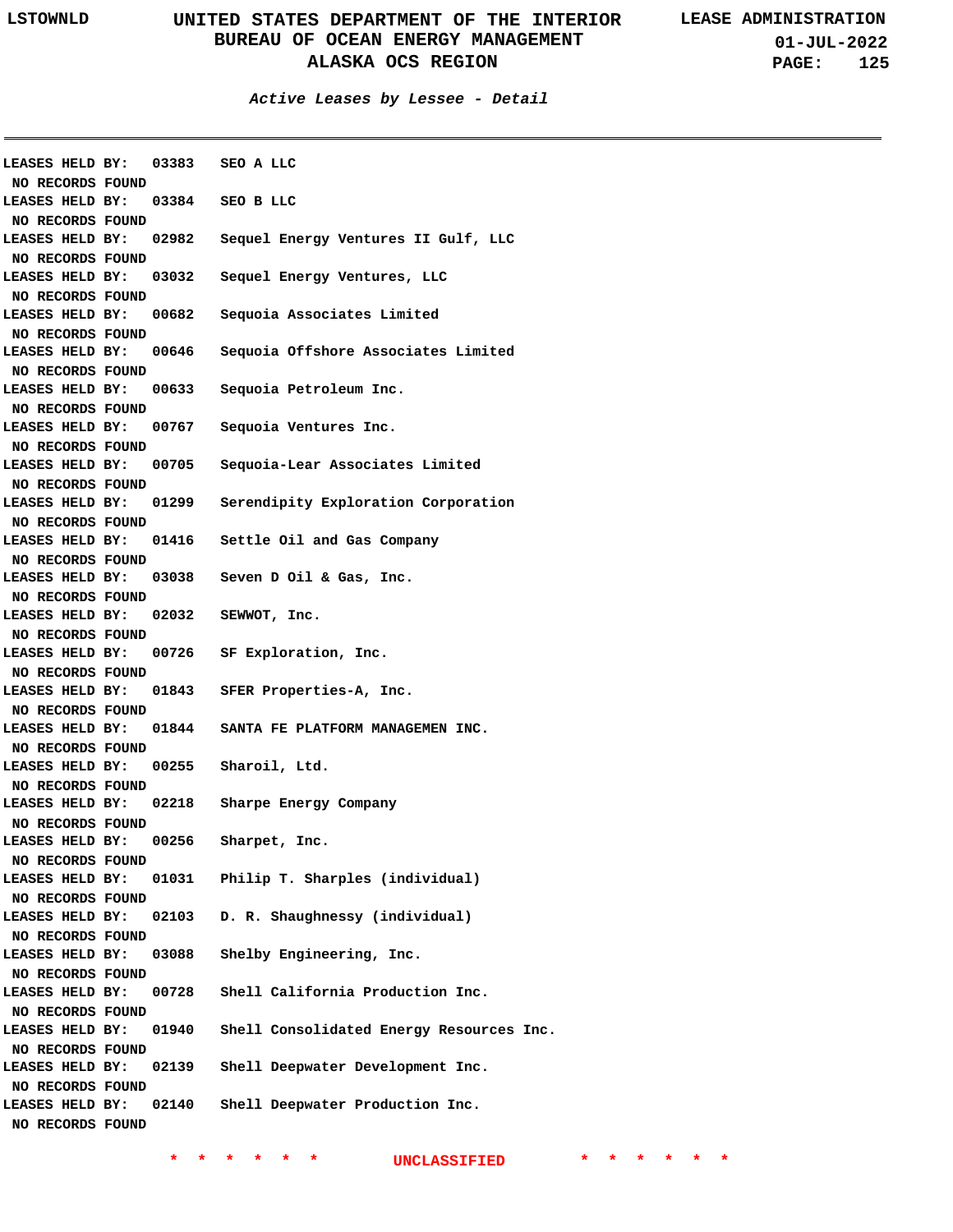*Active Leases by Lessee - Detail*

LEASES HELD BY: 03383 SEO A LLC
NO RECORDS FOUND
LEASES HELD BY: 03384 SEO B LLC
NO RECORDS FOUND
LEASES HELD BY: 02982 Sequel Energy Ventures II Gulf, LLC
NO RECORDS FOUND
LEASES HELD BY: 03032 Sequel Energy Ventures, LLC
NO RECORDS FOUND
LEASES HELD BY: 00682 Sequoia Associates Limited
NO RECORDS FOUND
LEASES HELD BY: 00646 Sequoia Offshore Associates Limited
NO RECORDS FOUND
LEASES HELD BY: 00633 Sequoia Petroleum Inc.
NO RECORDS FOUND
LEASES HELD BY: 00767 Sequoia Ventures Inc.
NO RECORDS FOUND
LEASES HELD BY: 00705 Sequoia-Lear Associates Limited
NO RECORDS FOUND
LEASES HELD BY: 01299 Serendipity Exploration Corporation
NO RECORDS FOUND
LEASES HELD BY: 01416 Settle Oil and Gas Company
NO RECORDS FOUND
LEASES HELD BY: 03038 Seven D Oil & Gas, Inc.
NO RECORDS FOUND
LEASES HELD BY: 02032 SEWWOT, Inc.
NO RECORDS FOUND
LEASES HELD BY: 00726 SF Exploration, Inc.
NO RECORDS FOUND
LEASES HELD BY: 01843 SFER Properties-A, Inc.
NO RECORDS FOUND
LEASES HELD BY: 01844 SANTA FE PLATFORM MANAGEMEN INC.
NO RECORDS FOUND
LEASES HELD BY: 00255 Sharoil, Ltd.
NO RECORDS FOUND
LEASES HELD BY: 02218 Sharpe Energy Company
NO RECORDS FOUND
LEASES HELD BY: 00256 Sharpet, Inc.
NO RECORDS FOUND
LEASES HELD BY: 01031 Philip T. Sharples (individual)
NO RECORDS FOUND
LEASES HELD BY: 02103 D. R. Shaughnessy (individual)
NO RECORDS FOUND
LEASES HELD BY: 03088 Shelby Engineering, Inc.
NO RECORDS FOUND
LEASES HELD BY: 00728 Shell California Production Inc.
NO RECORDS FOUND
LEASES HELD BY: 01940 Shell Consolidated Energy Resources Inc.
NO RECORDS FOUND
LEASES HELD BY: 02139 Shell Deepwater Development Inc.
NO RECORDS FOUND
LEASES HELD BY: 02140 Shell Deepwater Production Inc.
NO RECORDS FOUND

\* \* \* \* \* \* UNCLASSIFIED \* \* \* \* \* \*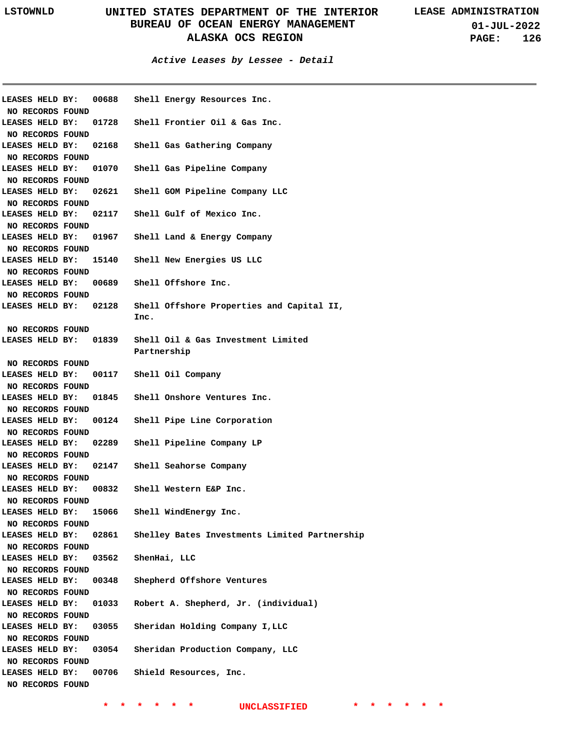*Active Leases by Lessee - Detail*

LEASES HELD BY: 00688 Shell Energy Resources Inc.
NO RECORDS FOUND

LEASES HELD BY: 01728 Shell Frontier Oil & Gas Inc.
NO RECORDS FOUND

LEASES HELD BY: 02168 Shell Gas Gathering Company
NO RECORDS FOUND

LEASES HELD BY: 01070 Shell Gas Pipeline Company
NO RECORDS FOUND

LEASES HELD BY: 02621 Shell GOM Pipeline Company LLC
NO RECORDS FOUND

LEASES HELD BY: 02117 Shell Gulf of Mexico Inc.
NO RECORDS FOUND

LEASES HELD BY: 01967 Shell Land & Energy Company
NO RECORDS FOUND

LEASES HELD BY: 15140 Shell New Energies US LLC
NO RECORDS FOUND

LEASES HELD BY: 00689 Shell Offshore Inc.
NO RECORDS FOUND

LEASES HELD BY: 02128 Shell Offshore Properties and Capital II, Inc.
NO RECORDS FOUND

LEASES HELD BY: 01839 Shell Oil & Gas Investment Limited Partnership
NO RECORDS FOUND

LEASES HELD BY: 00117 Shell Oil Company
NO RECORDS FOUND

LEASES HELD BY: 01845 Shell Onshore Ventures Inc.
NO RECORDS FOUND

LEASES HELD BY: 00124 Shell Pipe Line Corporation
NO RECORDS FOUND

LEASES HELD BY: 02289 Shell Pipeline Company LP
NO RECORDS FOUND

LEASES HELD BY: 02147 Shell Seahorse Company
NO RECORDS FOUND

LEASES HELD BY: 00832 Shell Western E&P Inc.
NO RECORDS FOUND

LEASES HELD BY: 15066 Shell WindEnergy Inc.
NO RECORDS FOUND

LEASES HELD BY: 02861 Shelley Bates Investments Limited Partnership
NO RECORDS FOUND

LEASES HELD BY: 03562 ShenHai, LLC
NO RECORDS FOUND

LEASES HELD BY: 00348 Shepherd Offshore Ventures
NO RECORDS FOUND

LEASES HELD BY: 01033 Robert A. Shepherd, Jr. (individual)
NO RECORDS FOUND

LEASES HELD BY: 03055 Sheridan Holding Company I,LLC
NO RECORDS FOUND

LEASES HELD BY: 03054 Sheridan Production Company, LLC
NO RECORDS FOUND

LEASES HELD BY: 00706 Shield Resources, Inc.
NO RECORDS FOUND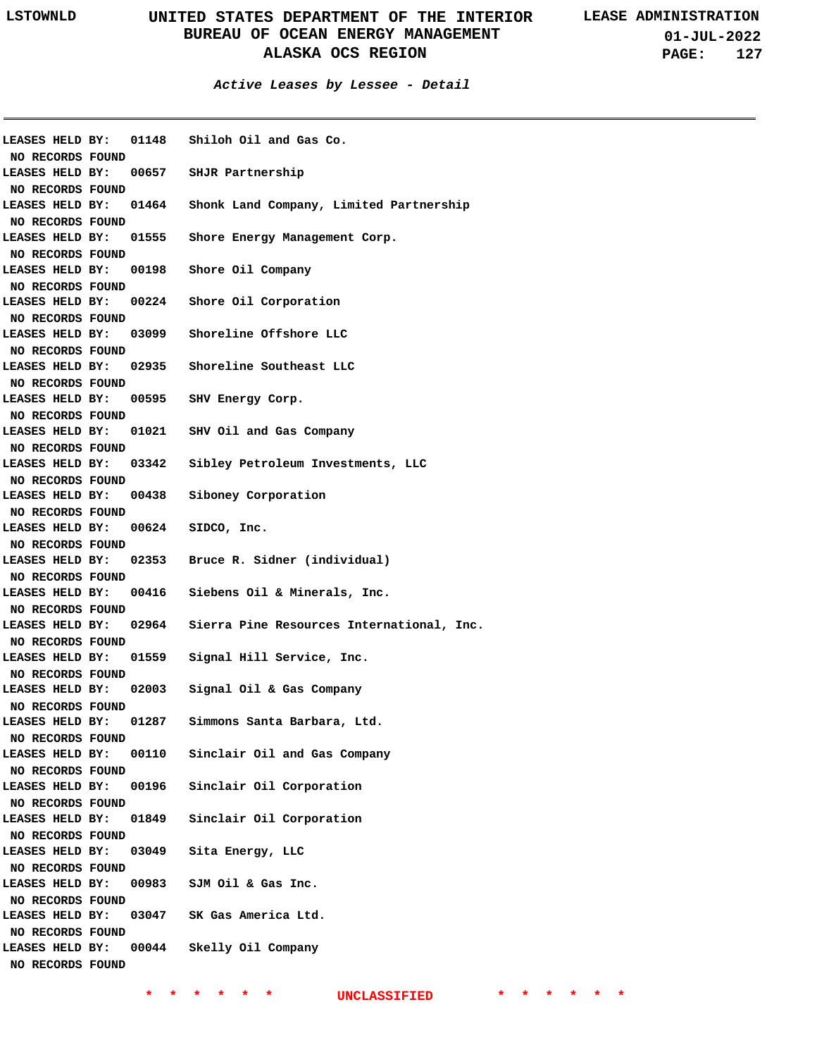*Active Leases by Lessee - Detail*

LEASES HELD BY: 01148 Shiloh Oil and Gas Co.
NO RECORDS FOUND
LEASES HELD BY: 00657 SHJR Partnership
NO RECORDS FOUND
LEASES HELD BY: 01464 Shonk Land Company, Limited Partnership
NO RECORDS FOUND
LEASES HELD BY: 01555 Shore Energy Management Corp.
NO RECORDS FOUND
LEASES HELD BY: 00198 Shore Oil Company
NO RECORDS FOUND
LEASES HELD BY: 00224 Shore Oil Corporation
NO RECORDS FOUND
LEASES HELD BY: 03099 Shoreline Offshore LLC
NO RECORDS FOUND
LEASES HELD BY: 02935 Shoreline Southeast LLC
NO RECORDS FOUND
LEASES HELD BY: 00595 SHV Energy Corp.
NO RECORDS FOUND
LEASES HELD BY: 01021 SHV Oil and Gas Company
NO RECORDS FOUND
LEASES HELD BY: 03342 Sibley Petroleum Investments, LLC
NO RECORDS FOUND
LEASES HELD BY: 00438 Siboney Corporation
NO RECORDS FOUND
LEASES HELD BY: 00624 SIDCO, Inc.
NO RECORDS FOUND
LEASES HELD BY: 02353 Bruce R. Sidner (individual)
NO RECORDS FOUND
LEASES HELD BY: 00416 Siebens Oil & Minerals, Inc.
NO RECORDS FOUND
LEASES HELD BY: 02964 Sierra Pine Resources International, Inc.
NO RECORDS FOUND
LEASES HELD BY: 01559 Signal Hill Service, Inc.
NO RECORDS FOUND
LEASES HELD BY: 02003 Signal Oil & Gas Company
NO RECORDS FOUND
LEASES HELD BY: 01287 Simmons Santa Barbara, Ltd.
NO RECORDS FOUND
LEASES HELD BY: 00110 Sinclair Oil and Gas Company
NO RECORDS FOUND
LEASES HELD BY: 00196 Sinclair Oil Corporation
NO RECORDS FOUND
LEASES HELD BY: 01849 Sinclair Oil Corporation
NO RECORDS FOUND
LEASES HELD BY: 03049 Sita Energy, LLC
NO RECORDS FOUND
LEASES HELD BY: 00983 SJM Oil & Gas Inc.
NO RECORDS FOUND
LEASES HELD BY: 03047 SK Gas America Ltd.
NO RECORDS FOUND
LEASES HELD BY: 00044 Skelly Oil Company
NO RECORDS FOUND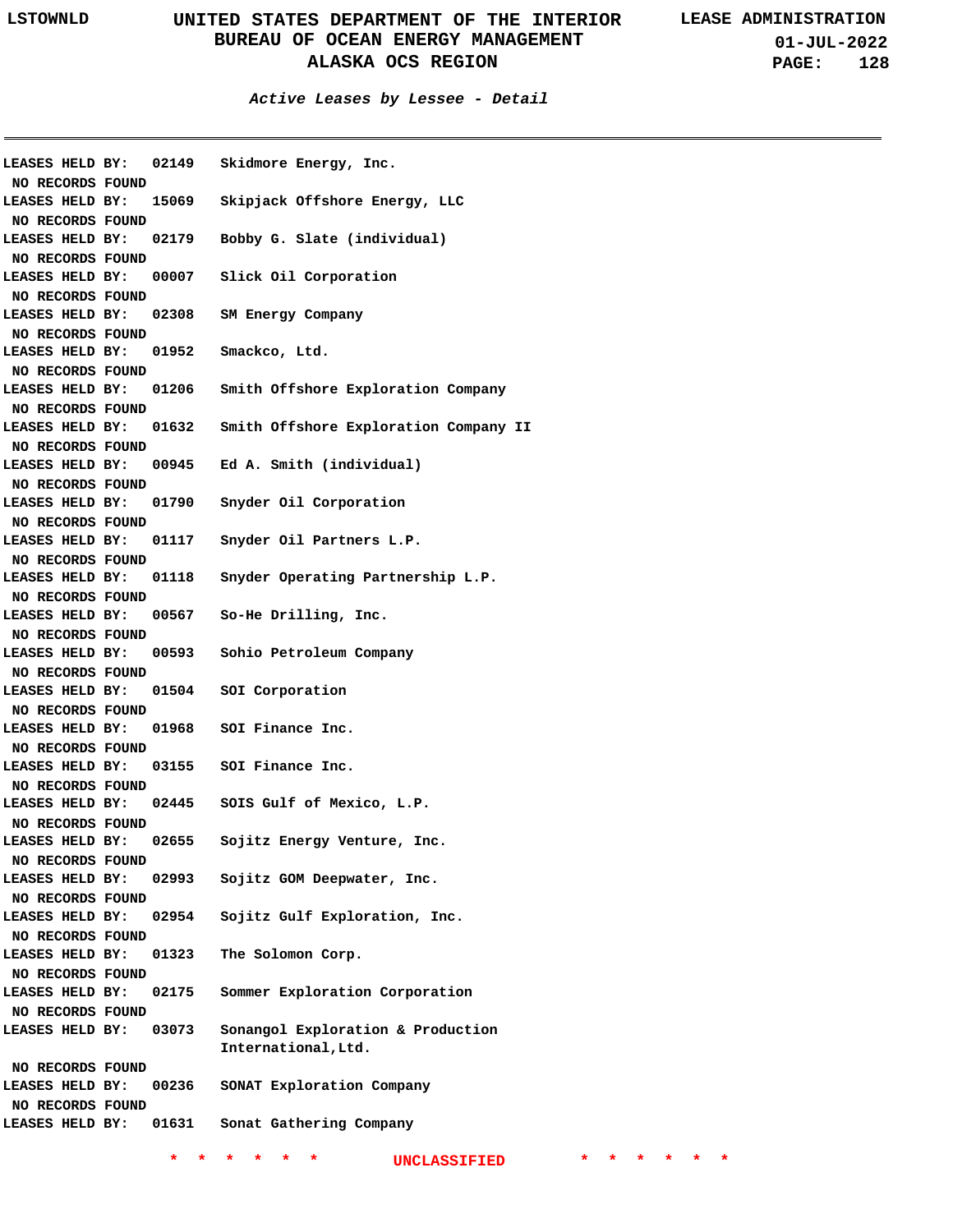***Active Leases by Lessee - Detail***

---

**LEASES HELD BY: 02149 Skidmore Energy, Inc.**
NO RECORDS FOUND

**LEASES HELD BY: 15069 Skipjack Offshore Energy, LLC**
NO RECORDS FOUND

**LEASES HELD BY: 02179 Bobby G. Slate (individual)**
NO RECORDS FOUND

**LEASES HELD BY: 00007 Slick Oil Corporation**
NO RECORDS FOUND

**LEASES HELD BY: 02308 SM Energy Company**
NO RECORDS FOUND

**LEASES HELD BY: 01952 Smackco, Ltd.**
NO RECORDS FOUND

**LEASES HELD BY: 01206 Smith Offshore Exploration Company**
NO RECORDS FOUND

**LEASES HELD BY: 01632 Smith Offshore Exploration Company II**
NO RECORDS FOUND

**LEASES HELD BY: 00945 Ed A. Smith (individual)**
NO RECORDS FOUND

**LEASES HELD BY: 01790 Snyder Oil Corporation**
NO RECORDS FOUND

**LEASES HELD BY: 01117 Snyder Oil Partners L.P.**
NO RECORDS FOUND

**LEASES HELD BY: 01118 Snyder Operating Partnership L.P.**
NO RECORDS FOUND

**LEASES HELD BY: 00567 So-He Drilling, Inc.**
NO RECORDS FOUND

**LEASES HELD BY: 00593 Sohio Petroleum Company**
NO RECORDS FOUND

**LEASES HELD BY: 01504 SOI Corporation**
NO RECORDS FOUND

**LEASES HELD BY: 01968 SOI Finance Inc.**
NO RECORDS FOUND

**LEASES HELD BY: 03155 SOI Finance Inc.**
NO RECORDS FOUND

**LEASES HELD BY: 02445 SOIS Gulf of Mexico, L.P.**
NO RECORDS FOUND

**LEASES HELD BY: 02655 Sojitz Energy Venture, Inc.**
NO RECORDS FOUND

**LEASES HELD BY: 02993 Sojitz GOM Deepwater, Inc.**
NO RECORDS FOUND

**LEASES HELD BY: 02954 Sojitz Gulf Exploration, Inc.**
NO RECORDS FOUND

**LEASES HELD BY: 01323 The Solomon Corp.**
NO RECORDS FOUND

**LEASES HELD BY: 02175 Sommer Exploration Corporation**
NO RECORDS FOUND

**LEASES HELD BY: 03073 Sonangol Exploration & Production International,Ltd.**
NO RECORDS FOUND

**LEASES HELD BY: 00236 SONAT Exploration Company**
NO RECORDS FOUND

**LEASES HELD BY: 01631 Sonat Gathering Company**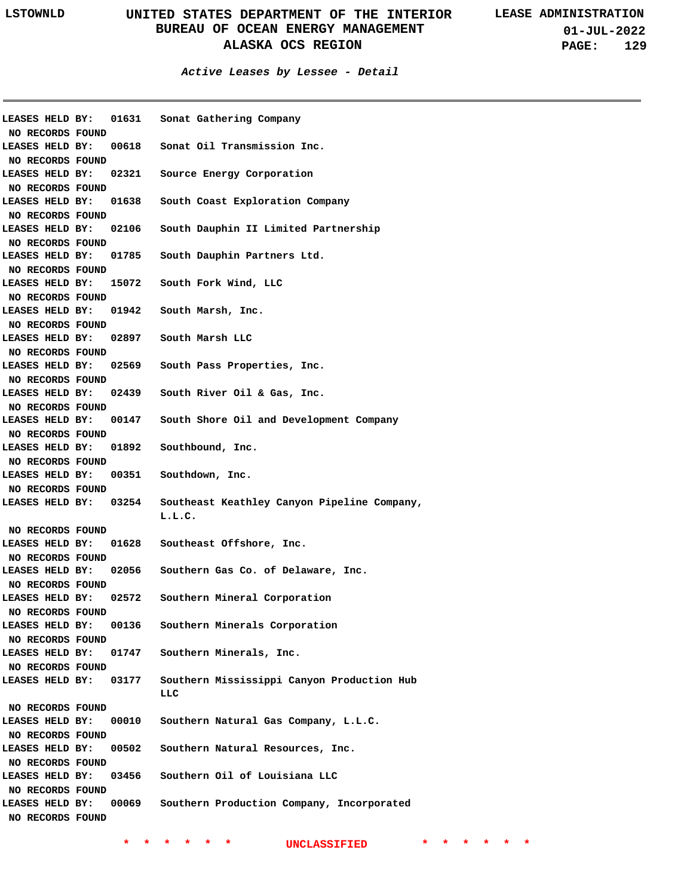*Active Leases by Lessee - Detail*

LEASES HELD BY: 01631 Sonat Gathering Company
NO RECORDS FOUND

LEASES HELD BY: 00618 Sonat Oil Transmission Inc.
NO RECORDS FOUND

LEASES HELD BY: 02321 Source Energy Corporation
NO RECORDS FOUND

LEASES HELD BY: 01638 South Coast Exploration Company
NO RECORDS FOUND

LEASES HELD BY: 02106 South Dauphin II Limited Partnership
NO RECORDS FOUND

LEASES HELD BY: 01785 South Dauphin Partners Ltd.
NO RECORDS FOUND

LEASES HELD BY: 15072 South Fork Wind, LLC
NO RECORDS FOUND

LEASES HELD BY: 01942 South Marsh, Inc.
NO RECORDS FOUND

LEASES HELD BY: 02897 South Marsh LLC
NO RECORDS FOUND

LEASES HELD BY: 02569 South Pass Properties, Inc.
NO RECORDS FOUND

LEASES HELD BY: 02439 South River Oil & Gas, Inc.
NO RECORDS FOUND

LEASES HELD BY: 00147 South Shore Oil and Development Company
NO RECORDS FOUND

LEASES HELD BY: 01892 Southbound, Inc.
NO RECORDS FOUND

LEASES HELD BY: 00351 Southdown, Inc.
NO RECORDS FOUND

LEASES HELD BY: 03254 Southeast Keathley Canyon Pipeline Company, L.L.C.
NO RECORDS FOUND

LEASES HELD BY: 01628 Southeast Offshore, Inc.
NO RECORDS FOUND

LEASES HELD BY: 02056 Southern Gas Co. of Delaware, Inc.
NO RECORDS FOUND

LEASES HELD BY: 02572 Southern Mineral Corporation
NO RECORDS FOUND

LEASES HELD BY: 00136 Southern Minerals Corporation
NO RECORDS FOUND

LEASES HELD BY: 01747 Southern Minerals, Inc.
NO RECORDS FOUND

LEASES HELD BY: 03177 Southern Mississippi Canyon Production Hub LLC
NO RECORDS FOUND

LEASES HELD BY: 00010 Southern Natural Gas Company, L.L.C.
NO RECORDS FOUND

LEASES HELD BY: 00502 Southern Natural Resources, Inc.
NO RECORDS FOUND

LEASES HELD BY: 03456 Southern Oil of Louisiana LLC
NO RECORDS FOUND

LEASES HELD BY: 00069 Southern Production Company, Incorporated
NO RECORDS FOUND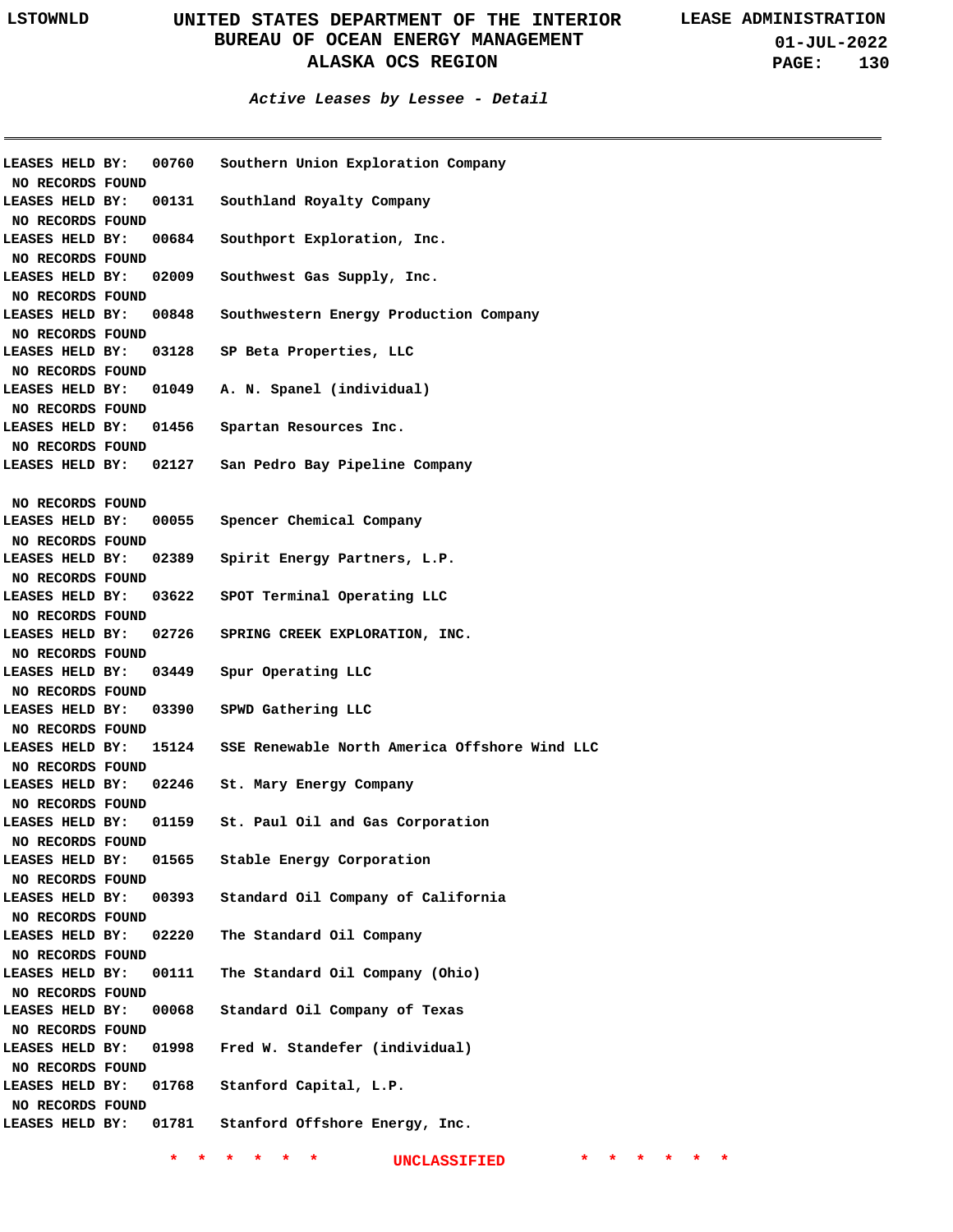### *Active Leases by Lessee - Detail*

LEASES HELD BY: 00760 Southern Union Exploration Company
NO RECORDS FOUND
LEASES HELD BY: 00131 Southland Royalty Company
NO RECORDS FOUND
LEASES HELD BY: 00684 Southport Exploration, Inc.
NO RECORDS FOUND
LEASES HELD BY: 02009 Southwest Gas Supply, Inc.
NO RECORDS FOUND
LEASES HELD BY: 00848 Southwestern Energy Production Company
NO RECORDS FOUND
LEASES HELD BY: 03128 SP Beta Properties, LLC
NO RECORDS FOUND
LEASES HELD BY: 01049 A. N. Spanel (individual)
NO RECORDS FOUND
LEASES HELD BY: 01456 Spartan Resources Inc.
NO RECORDS FOUND
LEASES HELD BY: 02127 San Pedro Bay Pipeline Company

NO RECORDS FOUND
LEASES HELD BY: 00055 Spencer Chemical Company
NO RECORDS FOUND
LEASES HELD BY: 02389 Spirit Energy Partners, L.P.
NO RECORDS FOUND
LEASES HELD BY: 03622 SPOT Terminal Operating LLC
NO RECORDS FOUND
LEASES HELD BY: 02726 SPRING CREEK EXPLORATION, INC.
NO RECORDS FOUND
LEASES HELD BY: 03449 Spur Operating LLC
NO RECORDS FOUND
LEASES HELD BY: 03390 SPWD Gathering LLC
NO RECORDS FOUND
LEASES HELD BY: 15124 SSE Renewable North America Offshore Wind LLC
NO RECORDS FOUND
LEASES HELD BY: 02246 St. Mary Energy Company
NO RECORDS FOUND
LEASES HELD BY: 01159 St. Paul Oil and Gas Corporation
NO RECORDS FOUND
LEASES HELD BY: 01565 Stable Energy Corporation
NO RECORDS FOUND
LEASES HELD BY: 00393 Standard Oil Company of California
NO RECORDS FOUND
LEASES HELD BY: 02220 The Standard Oil Company
NO RECORDS FOUND
LEASES HELD BY: 00111 The Standard Oil Company (Ohio)
NO RECORDS FOUND
LEASES HELD BY: 00068 Standard Oil Company of Texas
NO RECORDS FOUND
LEASES HELD BY: 01998 Fred W. Standefer (individual)
NO RECORDS FOUND
LEASES HELD BY: 01768 Stanford Capital, L.P.
NO RECORDS FOUND
LEASES HELD BY: 01781 Stanford Offshore Energy, Inc.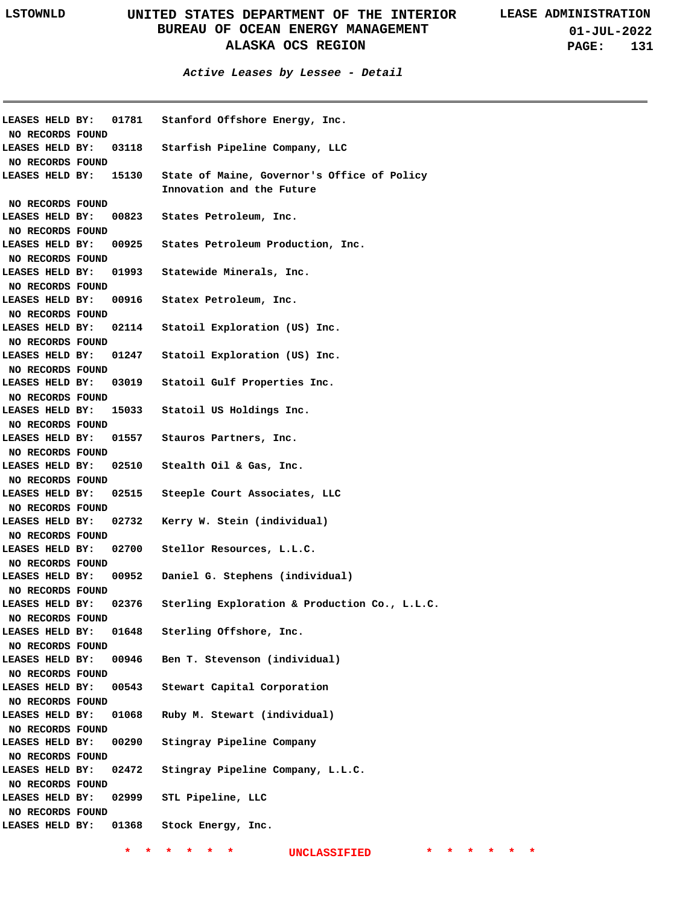*Active Leases by Lessee - Detail*

LEASES HELD BY: 01781 Stanford Offshore Energy, Inc.
NO RECORDS FOUND
LEASES HELD BY: 03118 Starfish Pipeline Company, LLC
NO RECORDS FOUND
LEASES HELD BY: 15130 State of Maine, Governor's Office of Policy Innovation and the Future
NO RECORDS FOUND
LEASES HELD BY: 00823 States Petroleum, Inc.
NO RECORDS FOUND
LEASES HELD BY: 00925 States Petroleum Production, Inc.
NO RECORDS FOUND
LEASES HELD BY: 01993 Statewide Minerals, Inc.
NO RECORDS FOUND
LEASES HELD BY: 00916 Statex Petroleum, Inc.
NO RECORDS FOUND
LEASES HELD BY: 02114 Statoil Exploration (US) Inc.
NO RECORDS FOUND
LEASES HELD BY: 01247 Statoil Exploration (US) Inc.
NO RECORDS FOUND
LEASES HELD BY: 03019 Statoil Gulf Properties Inc.
NO RECORDS FOUND
LEASES HELD BY: 15033 Statoil US Holdings Inc.
NO RECORDS FOUND
LEASES HELD BY: 01557 Stauros Partners, Inc.
NO RECORDS FOUND
LEASES HELD BY: 02510 Stealth Oil & Gas, Inc.
NO RECORDS FOUND
LEASES HELD BY: 02515 Steeple Court Associates, LLC
NO RECORDS FOUND
LEASES HELD BY: 02732 Kerry W. Stein (individual)
NO RECORDS FOUND
LEASES HELD BY: 02700 Stellor Resources, L.L.C.
NO RECORDS FOUND
LEASES HELD BY: 00952 Daniel G. Stephens (individual)
NO RECORDS FOUND
LEASES HELD BY: 02376 Sterling Exploration & Production Co., L.L.C.
NO RECORDS FOUND
LEASES HELD BY: 01648 Sterling Offshore, Inc.
NO RECORDS FOUND
LEASES HELD BY: 00946 Ben T. Stevenson (individual)
NO RECORDS FOUND
LEASES HELD BY: 00543 Stewart Capital Corporation
NO RECORDS FOUND
LEASES HELD BY: 01068 Ruby M. Stewart (individual)
NO RECORDS FOUND
LEASES HELD BY: 00290 Stingray Pipeline Company
NO RECORDS FOUND
LEASES HELD BY: 02472 Stingray Pipeline Company, L.L.C.
NO RECORDS FOUND
LEASES HELD BY: 02999 STL Pipeline, LLC
NO RECORDS FOUND
LEASES HELD BY: 01368 Stock Energy, Inc.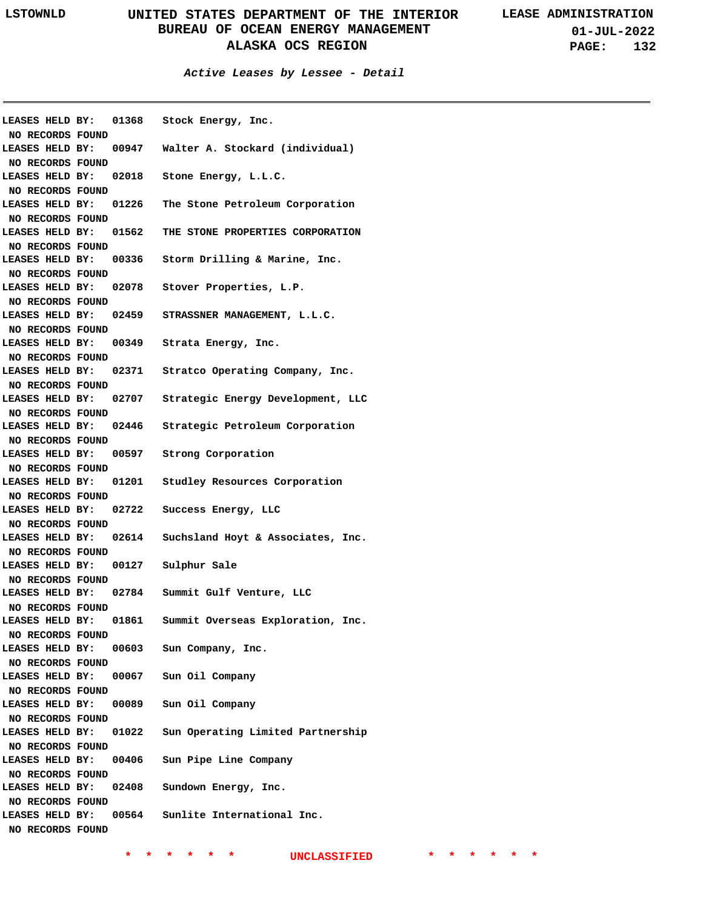*Active Leases by Lessee - Detail*

LEASES HELD BY: 01368 Stock Energy, Inc.
NO RECORDS FOUND
LEASES HELD BY: 00947 Walter A. Stockard (individual)
NO RECORDS FOUND
LEASES HELD BY: 02018 Stone Energy, L.L.C.
NO RECORDS FOUND
LEASES HELD BY: 01226 The Stone Petroleum Corporation
NO RECORDS FOUND
LEASES HELD BY: 01562 THE STONE PROPERTIES CORPORATION
NO RECORDS FOUND
LEASES HELD BY: 00336 Storm Drilling & Marine, Inc.
NO RECORDS FOUND
LEASES HELD BY: 02078 Stover Properties, L.P.
NO RECORDS FOUND
LEASES HELD BY: 02459 STRASSNER MANAGEMENT, L.L.C.
NO RECORDS FOUND
LEASES HELD BY: 00349 Strata Energy, Inc.
NO RECORDS FOUND
LEASES HELD BY: 02371 Stratco Operating Company, Inc.
NO RECORDS FOUND
LEASES HELD BY: 02707 Strategic Energy Development, LLC
NO RECORDS FOUND
LEASES HELD BY: 02446 Strategic Petroleum Corporation
NO RECORDS FOUND
LEASES HELD BY: 00597 Strong Corporation
NO RECORDS FOUND
LEASES HELD BY: 01201 Studley Resources Corporation
NO RECORDS FOUND
LEASES HELD BY: 02722 Success Energy, LLC
NO RECORDS FOUND
LEASES HELD BY: 02614 Suchsland Hoyt & Associates, Inc.
NO RECORDS FOUND
LEASES HELD BY: 00127 Sulphur Sale
NO RECORDS FOUND
LEASES HELD BY: 02784 Summit Gulf Venture, LLC
NO RECORDS FOUND
LEASES HELD BY: 01861 Summit Overseas Exploration, Inc.
NO RECORDS FOUND
LEASES HELD BY: 00603 Sun Company, Inc.
NO RECORDS FOUND
LEASES HELD BY: 00067 Sun Oil Company
NO RECORDS FOUND
LEASES HELD BY: 00089 Sun Oil Company
NO RECORDS FOUND
LEASES HELD BY: 01022 Sun Operating Limited Partnership
NO RECORDS FOUND
LEASES HELD BY: 00406 Sun Pipe Line Company
NO RECORDS FOUND
LEASES HELD BY: 02408 Sundown Energy, Inc.
NO RECORDS FOUND
LEASES HELD BY: 00564 Sunlite International Inc.
NO RECORDS FOUND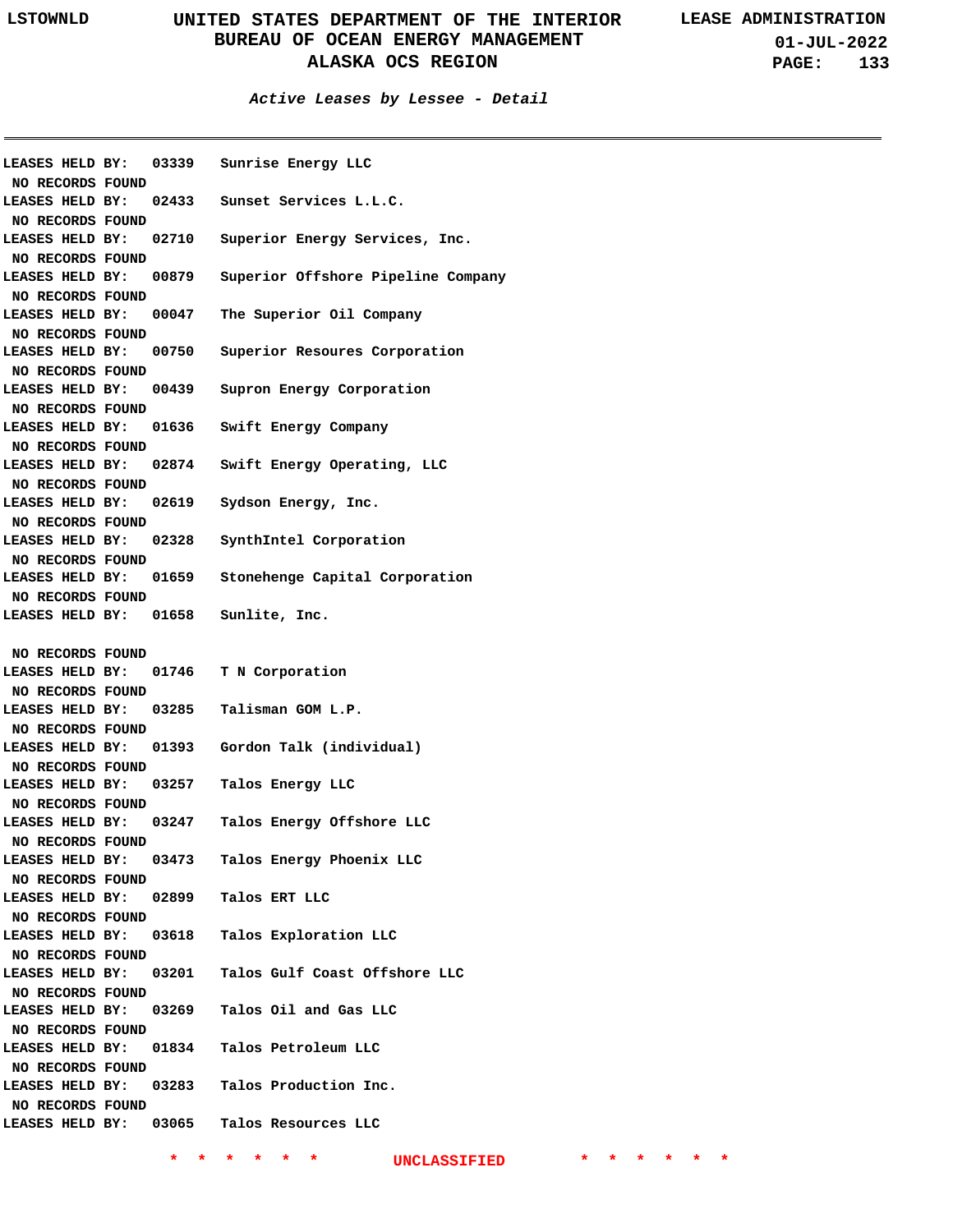## Active Leases by Lessee - Detail

LEASES HELD BY: 03339 Sunrise Energy LLC
NO RECORDS FOUND

LEASES HELD BY: 02433 Sunset Services L.L.C.
NO RECORDS FOUND

LEASES HELD BY: 02710 Superior Energy Services, Inc.
NO RECORDS FOUND

LEASES HELD BY: 00879 Superior Offshore Pipeline Company
NO RECORDS FOUND

LEASES HELD BY: 00047 The Superior Oil Company
NO RECORDS FOUND

LEASES HELD BY: 00750 Superior Resoures Corporation
NO RECORDS FOUND

LEASES HELD BY: 00439 Supron Energy Corporation
NO RECORDS FOUND

LEASES HELD BY: 01636 Swift Energy Company
NO RECORDS FOUND

LEASES HELD BY: 02874 Swift Energy Operating, LLC
NO RECORDS FOUND

LEASES HELD BY: 02619 Sydson Energy, Inc.
NO RECORDS FOUND

LEASES HELD BY: 02328 SynthIntel Corporation
NO RECORDS FOUND

LEASES HELD BY: 01659 Stonehenge Capital Corporation
NO RECORDS FOUND

LEASES HELD BY: 01658 Sunlite, Inc.

NO RECORDS FOUND

LEASES HELD BY: 01746 T N Corporation
NO RECORDS FOUND

LEASES HELD BY: 03285 Talisman GOM L.P.
NO RECORDS FOUND

LEASES HELD BY: 01393 Gordon Talk (individual)
NO RECORDS FOUND

LEASES HELD BY: 03257 Talos Energy LLC
NO RECORDS FOUND

LEASES HELD BY: 03247 Talos Energy Offshore LLC
NO RECORDS FOUND

LEASES HELD BY: 03473 Talos Energy Phoenix LLC
NO RECORDS FOUND

LEASES HELD BY: 02899 Talos ERT LLC
NO RECORDS FOUND

LEASES HELD BY: 03618 Talos Exploration LLC
NO RECORDS FOUND

LEASES HELD BY: 03201 Talos Gulf Coast Offshore LLC
NO RECORDS FOUND

LEASES HELD BY: 03269 Talos Oil and Gas LLC
NO RECORDS FOUND

LEASES HELD BY: 01834 Talos Petroleum LLC
NO RECORDS FOUND

LEASES HELD BY: 03283 Talos Production Inc.
NO RECORDS FOUND

LEASES HELD BY: 03065 Talos Resources LLC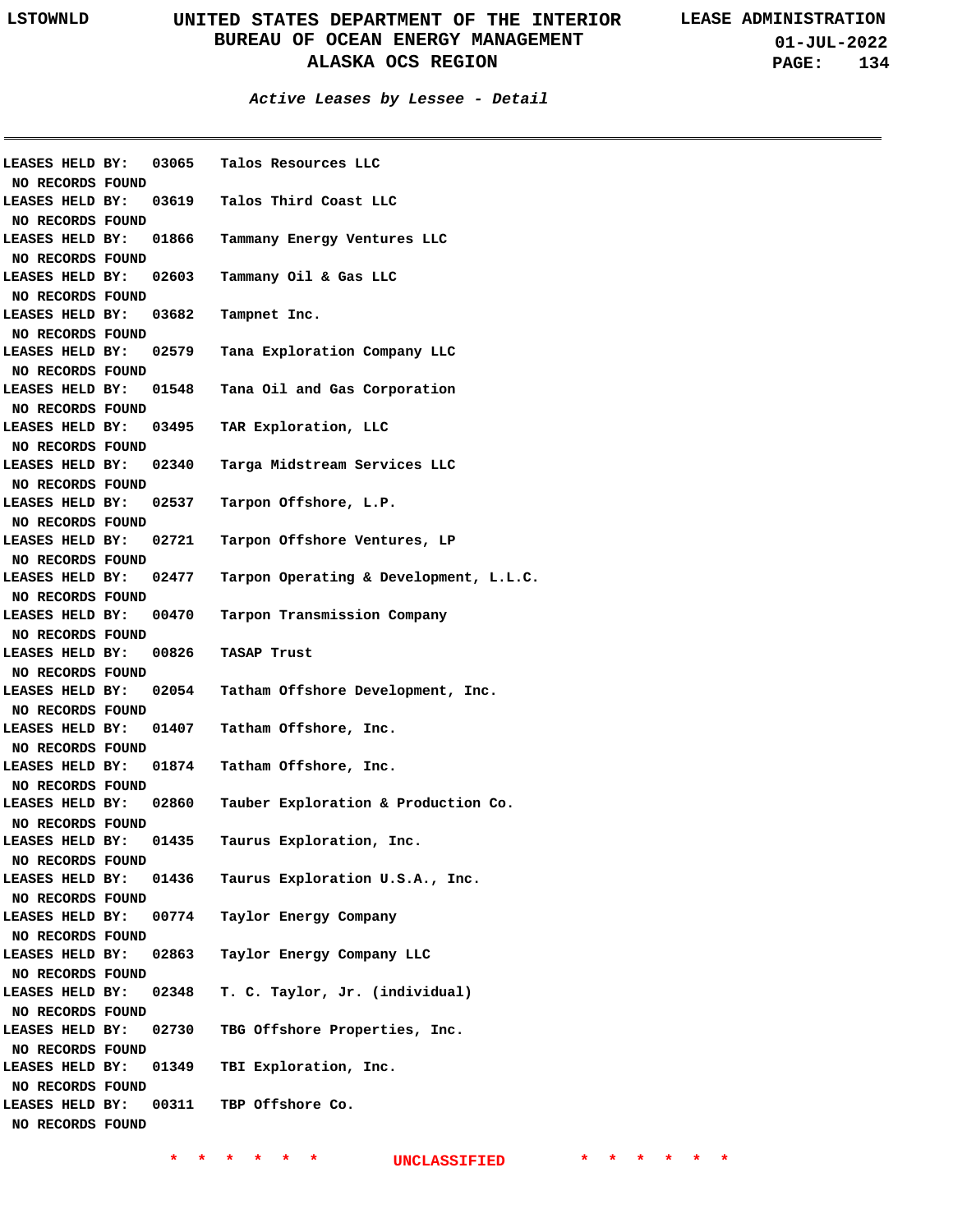*Active Leases by Lessee - Detail*

LEASES HELD BY: 03065 Talos Resources LLC
NO RECORDS FOUND
LEASES HELD BY: 03619 Talos Third Coast LLC
NO RECORDS FOUND
LEASES HELD BY: 01866 Tammany Energy Ventures LLC
NO RECORDS FOUND
LEASES HELD BY: 02603 Tammany Oil & Gas LLC
NO RECORDS FOUND
LEASES HELD BY: 03682 Tampnet Inc.
NO RECORDS FOUND
LEASES HELD BY: 02579 Tana Exploration Company LLC
NO RECORDS FOUND
LEASES HELD BY: 01548 Tana Oil and Gas Corporation
NO RECORDS FOUND
LEASES HELD BY: 03495 TAR Exploration, LLC
NO RECORDS FOUND
LEASES HELD BY: 02340 Targa Midstream Services LLC
NO RECORDS FOUND
LEASES HELD BY: 02537 Tarpon Offshore, L.P.
NO RECORDS FOUND
LEASES HELD BY: 02721 Tarpon Offshore Ventures, LP
NO RECORDS FOUND
LEASES HELD BY: 02477 Tarpon Operating & Development, L.L.C.
NO RECORDS FOUND
LEASES HELD BY: 00470 Tarpon Transmission Company
NO RECORDS FOUND
LEASES HELD BY: 00826 TASAP Trust
NO RECORDS FOUND
LEASES HELD BY: 02054 Tatham Offshore Development, Inc.
NO RECORDS FOUND
LEASES HELD BY: 01407 Tatham Offshore, Inc.
NO RECORDS FOUND
LEASES HELD BY: 01874 Tatham Offshore, Inc.
NO RECORDS FOUND
LEASES HELD BY: 02860 Tauber Exploration & Production Co.
NO RECORDS FOUND
LEASES HELD BY: 01435 Taurus Exploration, Inc.
NO RECORDS FOUND
LEASES HELD BY: 01436 Taurus Exploration U.S.A., Inc.
NO RECORDS FOUND
LEASES HELD BY: 00774 Taylor Energy Company
NO RECORDS FOUND
LEASES HELD BY: 02863 Taylor Energy Company LLC
NO RECORDS FOUND
LEASES HELD BY: 02348 T. C. Taylor, Jr. (individual)
NO RECORDS FOUND
LEASES HELD BY: 02730 TBG Offshore Properties, Inc.
NO RECORDS FOUND
LEASES HELD BY: 01349 TBI Exploration, Inc.
NO RECORDS FOUND
LEASES HELD BY: 00311 TBP Offshore Co.
NO RECORDS FOUND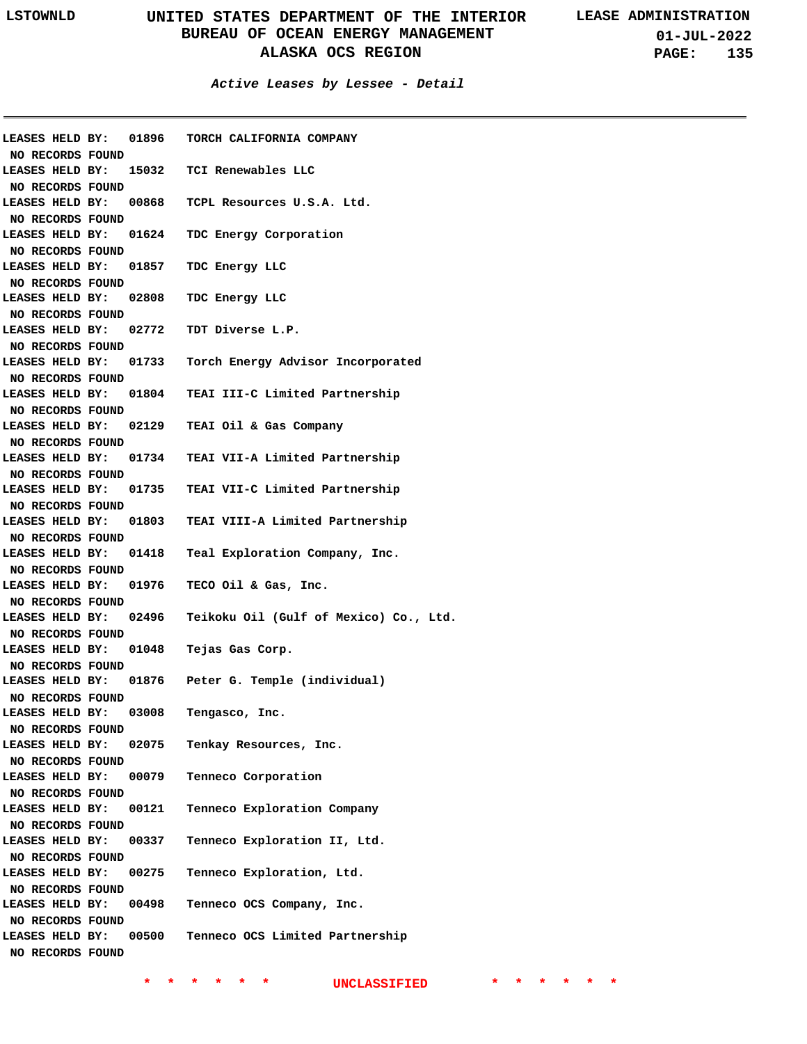### Active Leases by Lessee - Detail

LEASES HELD BY: 01896 TORCH CALIFORNIA COMPANY
NO RECORDS FOUND

LEASES HELD BY: 15032 TCI Renewables LLC
NO RECORDS FOUND

LEASES HELD BY: 00868 TCPL Resources U.S.A. Ltd.
NO RECORDS FOUND

LEASES HELD BY: 01624 TDC Energy Corporation
NO RECORDS FOUND

LEASES HELD BY: 01857 TDC Energy LLC
NO RECORDS FOUND

LEASES HELD BY: 02808 TDC Energy LLC
NO RECORDS FOUND

LEASES HELD BY: 02772 TDT Diverse L.P.
NO RECORDS FOUND

LEASES HELD BY: 01733 Torch Energy Advisor Incorporated
NO RECORDS FOUND

LEASES HELD BY: 01804 TEAI III-C Limited Partnership
NO RECORDS FOUND

LEASES HELD BY: 02129 TEAI Oil & Gas Company
NO RECORDS FOUND

LEASES HELD BY: 01734 TEAI VII-A Limited Partnership
NO RECORDS FOUND

LEASES HELD BY: 01735 TEAI VII-C Limited Partnership
NO RECORDS FOUND

LEASES HELD BY: 01803 TEAI VIII-A Limited Partnership
NO RECORDS FOUND

LEASES HELD BY: 01418 Teal Exploration Company, Inc.
NO RECORDS FOUND

LEASES HELD BY: 01976 TECO Oil & Gas, Inc.
NO RECORDS FOUND

LEASES HELD BY: 02496 Teikoku Oil (Gulf of Mexico) Co., Ltd.
NO RECORDS FOUND

LEASES HELD BY: 01048 Tejas Gas Corp.
NO RECORDS FOUND

LEASES HELD BY: 01876 Peter G. Temple (individual)
NO RECORDS FOUND

LEASES HELD BY: 03008 Tengasco, Inc.
NO RECORDS FOUND

LEASES HELD BY: 02075 Tenkay Resources, Inc.
NO RECORDS FOUND

LEASES HELD BY: 00079 Tenneco Corporation
NO RECORDS FOUND

LEASES HELD BY: 00121 Tenneco Exploration Company
NO RECORDS FOUND

LEASES HELD BY: 00337 Tenneco Exploration II, Ltd.
NO RECORDS FOUND

LEASES HELD BY: 00275 Tenneco Exploration, Ltd.
NO RECORDS FOUND

LEASES HELD BY: 00498 Tenneco OCS Company, Inc.
NO RECORDS FOUND

LEASES HELD BY: 00500 Tenneco OCS Limited Partnership
NO RECORDS FOUND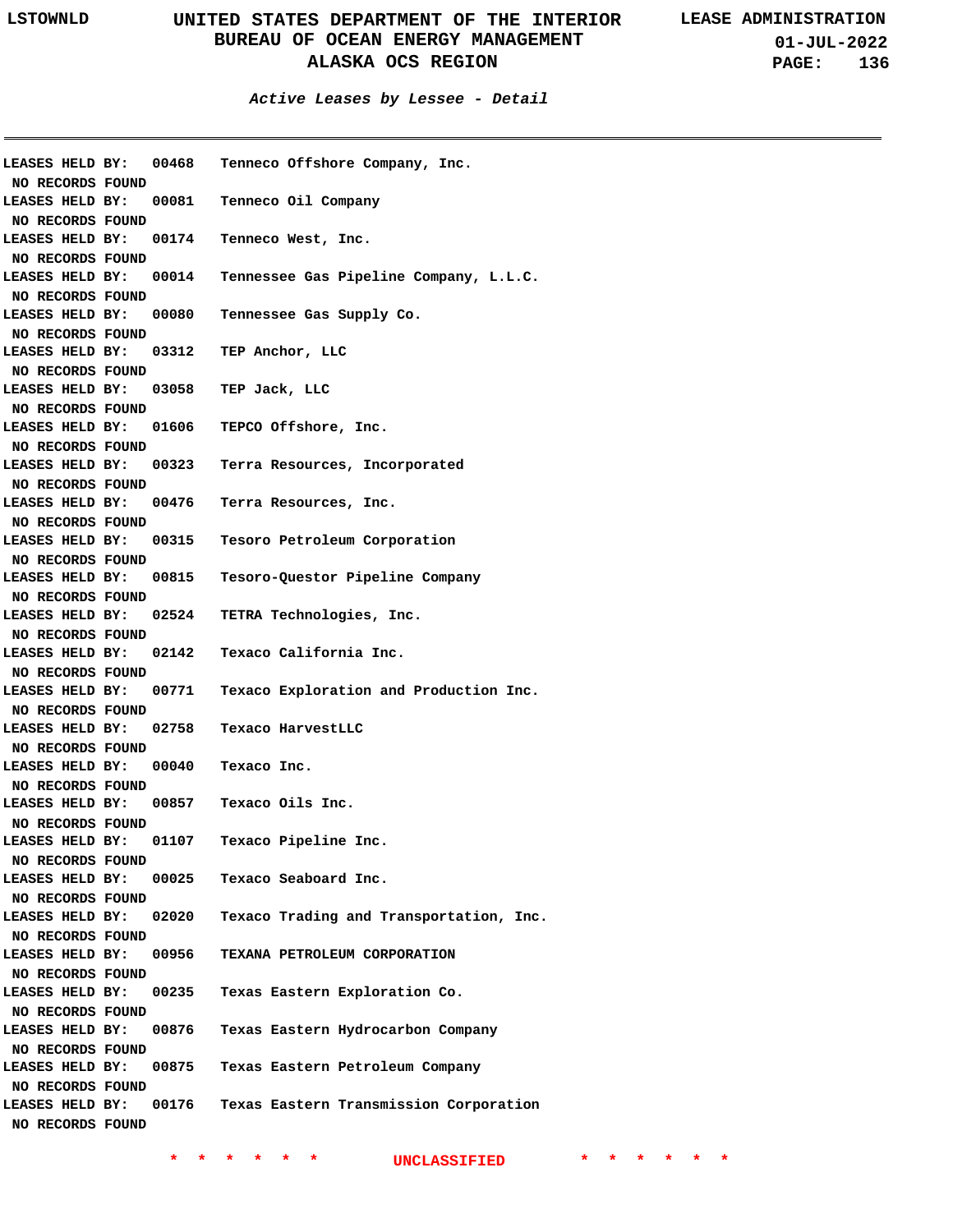*Active Leases by Lessee - Detail*

LEASES HELD BY: 00468 Tenneco Offshore Company, Inc.
NO RECORDS FOUND

LEASES HELD BY: 00081 Tenneco Oil Company
NO RECORDS FOUND

LEASES HELD BY: 00174 Tenneco West, Inc.
NO RECORDS FOUND

LEASES HELD BY: 00014 Tennessee Gas Pipeline Company, L.L.C.
NO RECORDS FOUND

LEASES HELD BY: 00080 Tennessee Gas Supply Co.
NO RECORDS FOUND

LEASES HELD BY: 03312 TEP Anchor, LLC
NO RECORDS FOUND

LEASES HELD BY: 03058 TEP Jack, LLC
NO RECORDS FOUND

LEASES HELD BY: 01606 TEPCO Offshore, Inc.
NO RECORDS FOUND

LEASES HELD BY: 00323 Terra Resources, Incorporated
NO RECORDS FOUND

LEASES HELD BY: 00476 Terra Resources, Inc.
NO RECORDS FOUND

LEASES HELD BY: 00315 Tesoro Petroleum Corporation
NO RECORDS FOUND

LEASES HELD BY: 00815 Tesoro-Questor Pipeline Company
NO RECORDS FOUND

LEASES HELD BY: 02524 TETRA Technologies, Inc.
NO RECORDS FOUND

LEASES HELD BY: 02142 Texaco California Inc.
NO RECORDS FOUND

LEASES HELD BY: 00771 Texaco Exploration and Production Inc.
NO RECORDS FOUND

LEASES HELD BY: 02758 Texaco HarvestLLC
NO RECORDS FOUND

LEASES HELD BY: 00040 Texaco Inc.
NO RECORDS FOUND

LEASES HELD BY: 00857 Texaco Oils Inc.
NO RECORDS FOUND

LEASES HELD BY: 01107 Texaco Pipeline Inc.
NO RECORDS FOUND

LEASES HELD BY: 00025 Texaco Seaboard Inc.
NO RECORDS FOUND

LEASES HELD BY: 02020 Texaco Trading and Transportation, Inc.
NO RECORDS FOUND

LEASES HELD BY: 00956 TEXANA PETROLEUM CORPORATION
NO RECORDS FOUND

LEASES HELD BY: 00235 Texas Eastern Exploration Co.
NO RECORDS FOUND

LEASES HELD BY: 00876 Texas Eastern Hydrocarbon Company
NO RECORDS FOUND

LEASES HELD BY: 00875 Texas Eastern Petroleum Company
NO RECORDS FOUND

LEASES HELD BY: 00176 Texas Eastern Transmission Corporation
NO RECORDS FOUND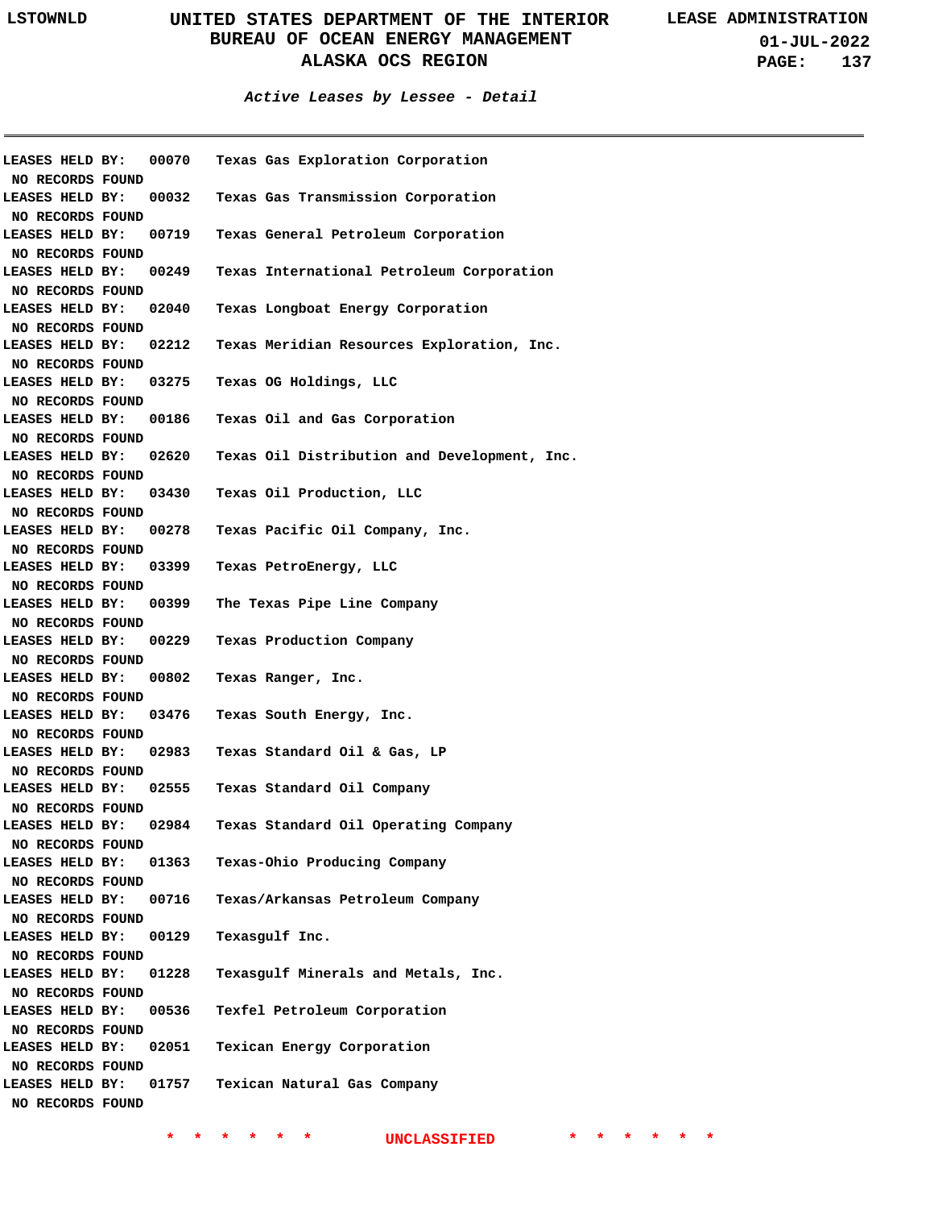### Active Leases by Lessee - Detail

LEASES HELD BY: 00070 Texas Gas Exploration Corporation
NO RECORDS FOUND

LEASES HELD BY: 00032 Texas Gas Transmission Corporation
NO RECORDS FOUND

LEASES HELD BY: 00719 Texas General Petroleum Corporation
NO RECORDS FOUND

LEASES HELD BY: 00249 Texas International Petroleum Corporation
NO RECORDS FOUND

LEASES HELD BY: 02040 Texas Longboat Energy Corporation
NO RECORDS FOUND

LEASES HELD BY: 02212 Texas Meridian Resources Exploration, Inc.
NO RECORDS FOUND

LEASES HELD BY: 03275 Texas OG Holdings, LLC
NO RECORDS FOUND

LEASES HELD BY: 00186 Texas Oil and Gas Corporation
NO RECORDS FOUND

LEASES HELD BY: 02620 Texas Oil Distribution and Development, Inc.
NO RECORDS FOUND

LEASES HELD BY: 03430 Texas Oil Production, LLC
NO RECORDS FOUND

LEASES HELD BY: 00278 Texas Pacific Oil Company, Inc.
NO RECORDS FOUND

LEASES HELD BY: 03399 Texas PetroEnergy, LLC
NO RECORDS FOUND

LEASES HELD BY: 00399 The Texas Pipe Line Company
NO RECORDS FOUND

LEASES HELD BY: 00229 Texas Production Company
NO RECORDS FOUND

LEASES HELD BY: 00802 Texas Ranger, Inc.
NO RECORDS FOUND

LEASES HELD BY: 03476 Texas South Energy, Inc.
NO RECORDS FOUND

LEASES HELD BY: 02983 Texas Standard Oil & Gas, LP
NO RECORDS FOUND

LEASES HELD BY: 02555 Texas Standard Oil Company
NO RECORDS FOUND

LEASES HELD BY: 02984 Texas Standard Oil Operating Company
NO RECORDS FOUND

LEASES HELD BY: 01363 Texas-Ohio Producing Company
NO RECORDS FOUND

LEASES HELD BY: 00716 Texas/Arkansas Petroleum Company
NO RECORDS FOUND

LEASES HELD BY: 00129 Texasgulf Inc.
NO RECORDS FOUND

LEASES HELD BY: 01228 Texasgulf Minerals and Metals, Inc.
NO RECORDS FOUND

LEASES HELD BY: 00536 Texfel Petroleum Corporation
NO RECORDS FOUND

LEASES HELD BY: 02051 Texican Energy Corporation
NO RECORDS FOUND

LEASES HELD BY: 01757 Texican Natural Gas Company
NO RECORDS FOUND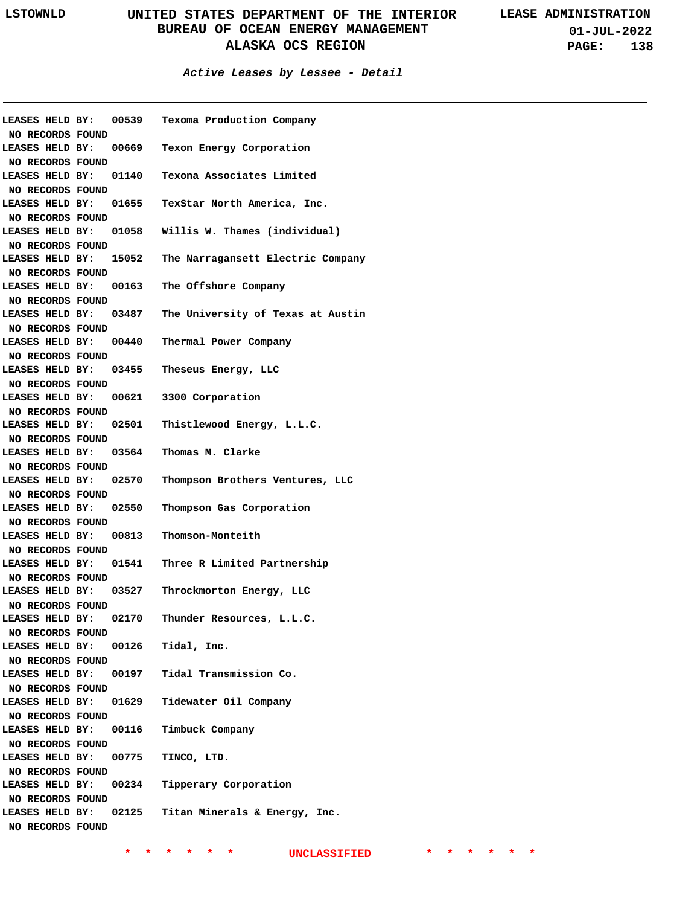### *Active Leases by Lessee - Detail*

**LEASES HELD BY: 00539 Texoma Production Company**
NO RECORDS FOUND

**LEASES HELD BY: 00669 Texon Energy Corporation**
NO RECORDS FOUND

**LEASES HELD BY: 01140 Texona Associates Limited**
NO RECORDS FOUND

**LEASES HELD BY: 01655 TexStar North America, Inc.**
NO RECORDS FOUND

**LEASES HELD BY: 01058 Willis W. Thames (individual)**
NO RECORDS FOUND

**LEASES HELD BY: 15052 The Narragansett Electric Company**
NO RECORDS FOUND

**LEASES HELD BY: 00163 The Offshore Company**
NO RECORDS FOUND

**LEASES HELD BY: 03487 The University of Texas at Austin**
NO RECORDS FOUND

**LEASES HELD BY: 00440 Thermal Power Company**
NO RECORDS FOUND

**LEASES HELD BY: 03455 Theseus Energy, LLC**
NO RECORDS FOUND

**LEASES HELD BY: 00621 3300 Corporation**
NO RECORDS FOUND

**LEASES HELD BY: 02501 Thistlewood Energy, L.L.C.**
NO RECORDS FOUND

**LEASES HELD BY: 03564 Thomas M. Clarke**
NO RECORDS FOUND

**LEASES HELD BY: 02570 Thompson Brothers Ventures, LLC**
NO RECORDS FOUND

**LEASES HELD BY: 02550 Thompson Gas Corporation**
NO RECORDS FOUND

**LEASES HELD BY: 00813 Thomson-Monteith**
NO RECORDS FOUND

**LEASES HELD BY: 01541 Three R Limited Partnership**
NO RECORDS FOUND

**LEASES HELD BY: 03527 Throckmorton Energy, LLC**
NO RECORDS FOUND

**LEASES HELD BY: 02170 Thunder Resources, L.L.C.**
NO RECORDS FOUND

**LEASES HELD BY: 00126 Tidal, Inc.**
NO RECORDS FOUND

**LEASES HELD BY: 00197 Tidal Transmission Co.**
NO RECORDS FOUND

**LEASES HELD BY: 01629 Tidewater Oil Company**
NO RECORDS FOUND

**LEASES HELD BY: 00116 Timbuck Company**
NO RECORDS FOUND

**LEASES HELD BY: 00775 TINCO, LTD.**
NO RECORDS FOUND

**LEASES HELD BY: 00234 Tipperary Corporation**
NO RECORDS FOUND

**LEASES HELD BY: 02125 Titan Minerals & Energy, Inc.**
NO RECORDS FOUND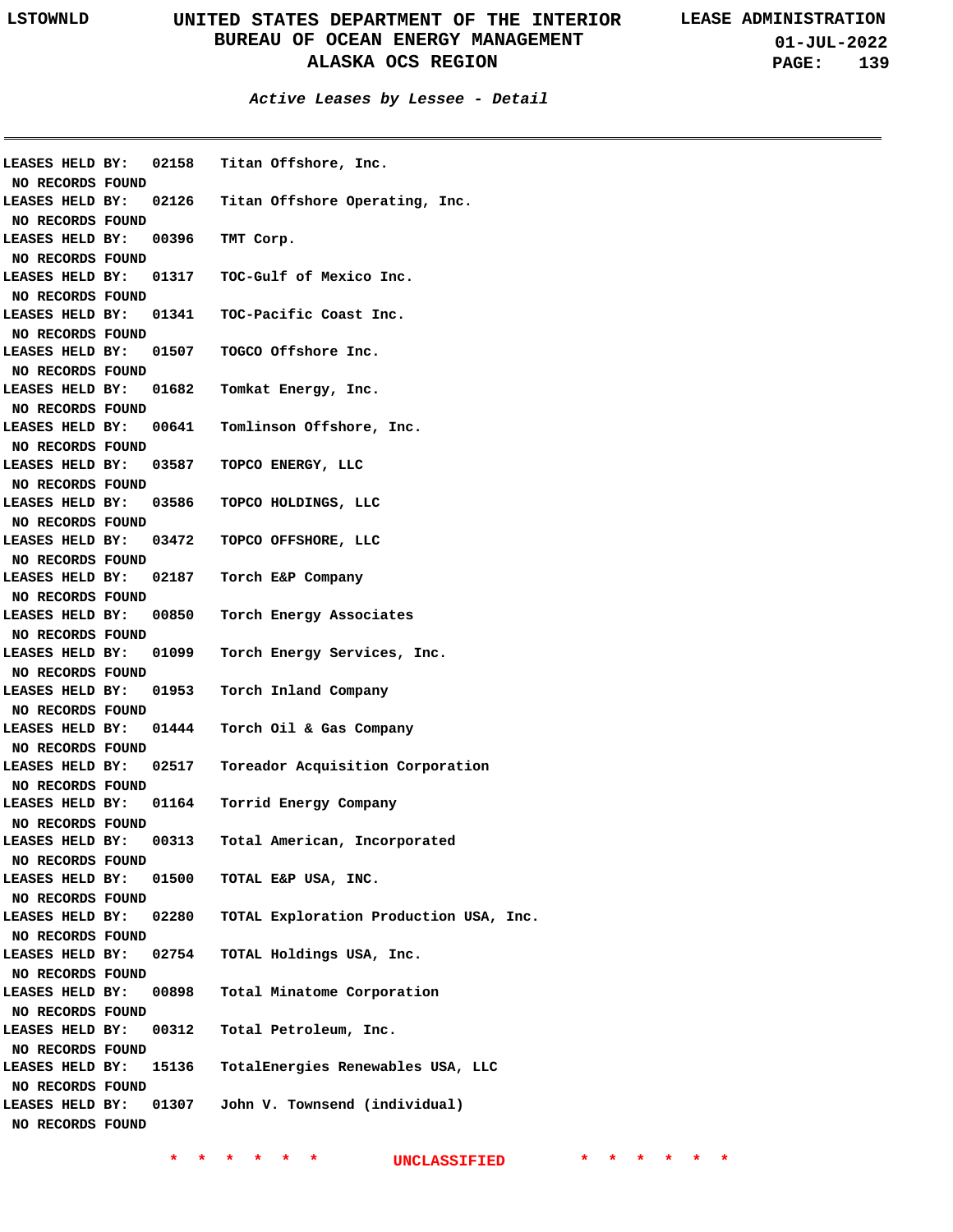*Active Leases by Lessee - Detail*

---

**LEASES HELD BY: 02158 Titan Offshore, Inc.**
NO RECORDS FOUND

**LEASES HELD BY: 02126 Titan Offshore Operating, Inc.**
NO RECORDS FOUND

**LEASES HELD BY: 00396 TMT Corp.**
NO RECORDS FOUND

**LEASES HELD BY: 01317 TOC-Gulf of Mexico Inc.**
NO RECORDS FOUND

**LEASES HELD BY: 01341 TOC-Pacific Coast Inc.**
NO RECORDS FOUND

**LEASES HELD BY: 01507 TOGCO Offshore Inc.**
NO RECORDS FOUND

**LEASES HELD BY: 01682 Tomkat Energy, Inc.**
NO RECORDS FOUND

**LEASES HELD BY: 00641 Tomlinson Offshore, Inc.**
NO RECORDS FOUND

**LEASES HELD BY: 03587 TOPCO ENERGY, LLC**
NO RECORDS FOUND

**LEASES HELD BY: 03586 TOPCO HOLDINGS, LLC**
NO RECORDS FOUND

**LEASES HELD BY: 03472 TOPCO OFFSHORE, LLC**
NO RECORDS FOUND

**LEASES HELD BY: 02187 Torch E&P Company**
NO RECORDS FOUND

**LEASES HELD BY: 00850 Torch Energy Associates**
NO RECORDS FOUND

**LEASES HELD BY: 01099 Torch Energy Services, Inc.**
NO RECORDS FOUND

**LEASES HELD BY: 01953 Torch Inland Company**
NO RECORDS FOUND

**LEASES HELD BY: 01444 Torch Oil & Gas Company**
NO RECORDS FOUND

**LEASES HELD BY: 02517 Toreador Acquisition Corporation**
NO RECORDS FOUND

**LEASES HELD BY: 01164 Torrid Energy Company**
NO RECORDS FOUND

**LEASES HELD BY: 00313 Total American, Incorporated**
NO RECORDS FOUND

**LEASES HELD BY: 01500 TOTAL E&P USA, INC.**
NO RECORDS FOUND

**LEASES HELD BY: 02280 TOTAL Exploration Production USA, Inc.**
NO RECORDS FOUND

**LEASES HELD BY: 02754 TOTAL Holdings USA, Inc.**
NO RECORDS FOUND

**LEASES HELD BY: 00898 Total Minatome Corporation**
NO RECORDS FOUND

**LEASES HELD BY: 00312 Total Petroleum, Inc.**
NO RECORDS FOUND

**LEASES HELD BY: 15136 TotalEnergies Renewables USA, LLC**
NO RECORDS FOUND

**LEASES HELD BY: 01307 John V. Townsend (individual)**
NO RECORDS FOUND

\* \* \* \* \* \* UNCLASSIFIED \* \* \* \* \* \*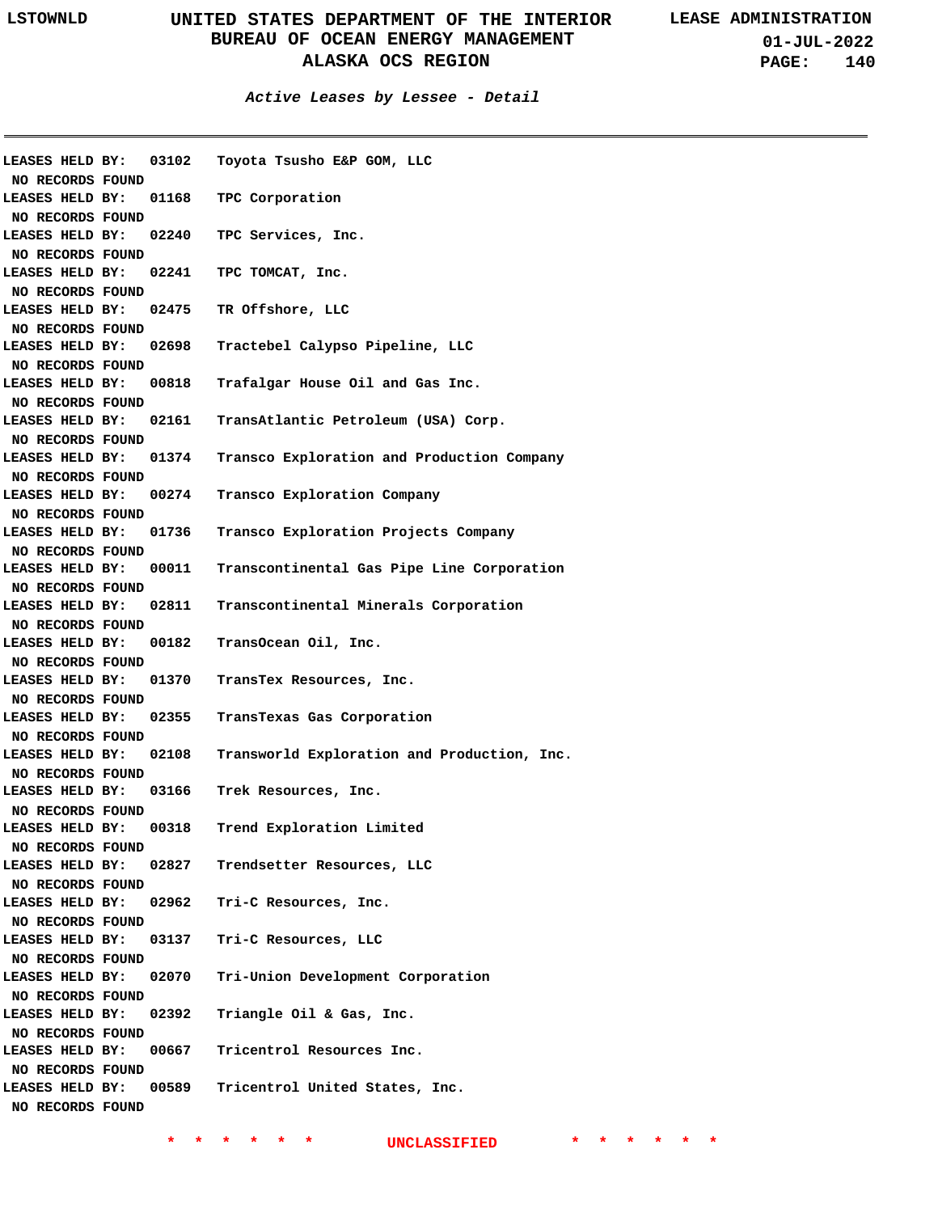*Active Leases by Lessee - Detail*

LEASES HELD BY: 03102 Toyota Tsusho E&P GOM, LLC
NO RECORDS FOUND
LEASES HELD BY: 01168 TPC Corporation
NO RECORDS FOUND
LEASES HELD BY: 02240 TPC Services, Inc.
NO RECORDS FOUND
LEASES HELD BY: 02241 TPC TOMCAT, Inc.
NO RECORDS FOUND
LEASES HELD BY: 02475 TR Offshore, LLC
NO RECORDS FOUND
LEASES HELD BY: 02698 Tractebel Calypso Pipeline, LLC
NO RECORDS FOUND
LEASES HELD BY: 00818 Trafalgar House Oil and Gas Inc.
NO RECORDS FOUND
LEASES HELD BY: 02161 TransAtlantic Petroleum (USA) Corp.
NO RECORDS FOUND
LEASES HELD BY: 01374 Transco Exploration and Production Company
NO RECORDS FOUND
LEASES HELD BY: 00274 Transco Exploration Company
NO RECORDS FOUND
LEASES HELD BY: 01736 Transco Exploration Projects Company
NO RECORDS FOUND
LEASES HELD BY: 00011 Transcontinental Gas Pipe Line Corporation
NO RECORDS FOUND
LEASES HELD BY: 02811 Transcontinental Minerals Corporation
NO RECORDS FOUND
LEASES HELD BY: 00182 TransOcean Oil, Inc.
NO RECORDS FOUND
LEASES HELD BY: 01370 TransTex Resources, Inc.
NO RECORDS FOUND
LEASES HELD BY: 02355 TransTexas Gas Corporation
NO RECORDS FOUND
LEASES HELD BY: 02108 Transworld Exploration and Production, Inc.
NO RECORDS FOUND
LEASES HELD BY: 03166 Trek Resources, Inc.
NO RECORDS FOUND
LEASES HELD BY: 00318 Trend Exploration Limited
NO RECORDS FOUND
LEASES HELD BY: 02827 Trendsetter Resources, LLC
NO RECORDS FOUND
LEASES HELD BY: 02962 Tri-C Resources, Inc.
NO RECORDS FOUND
LEASES HELD BY: 03137 Tri-C Resources, LLC
NO RECORDS FOUND
LEASES HELD BY: 02070 Tri-Union Development Corporation
NO RECORDS FOUND
LEASES HELD BY: 02392 Triangle Oil & Gas, Inc.
NO RECORDS FOUND
LEASES HELD BY: 00667 Tricentrol Resources Inc.
NO RECORDS FOUND
LEASES HELD BY: 00589 Tricentrol United States, Inc.
NO RECORDS FOUND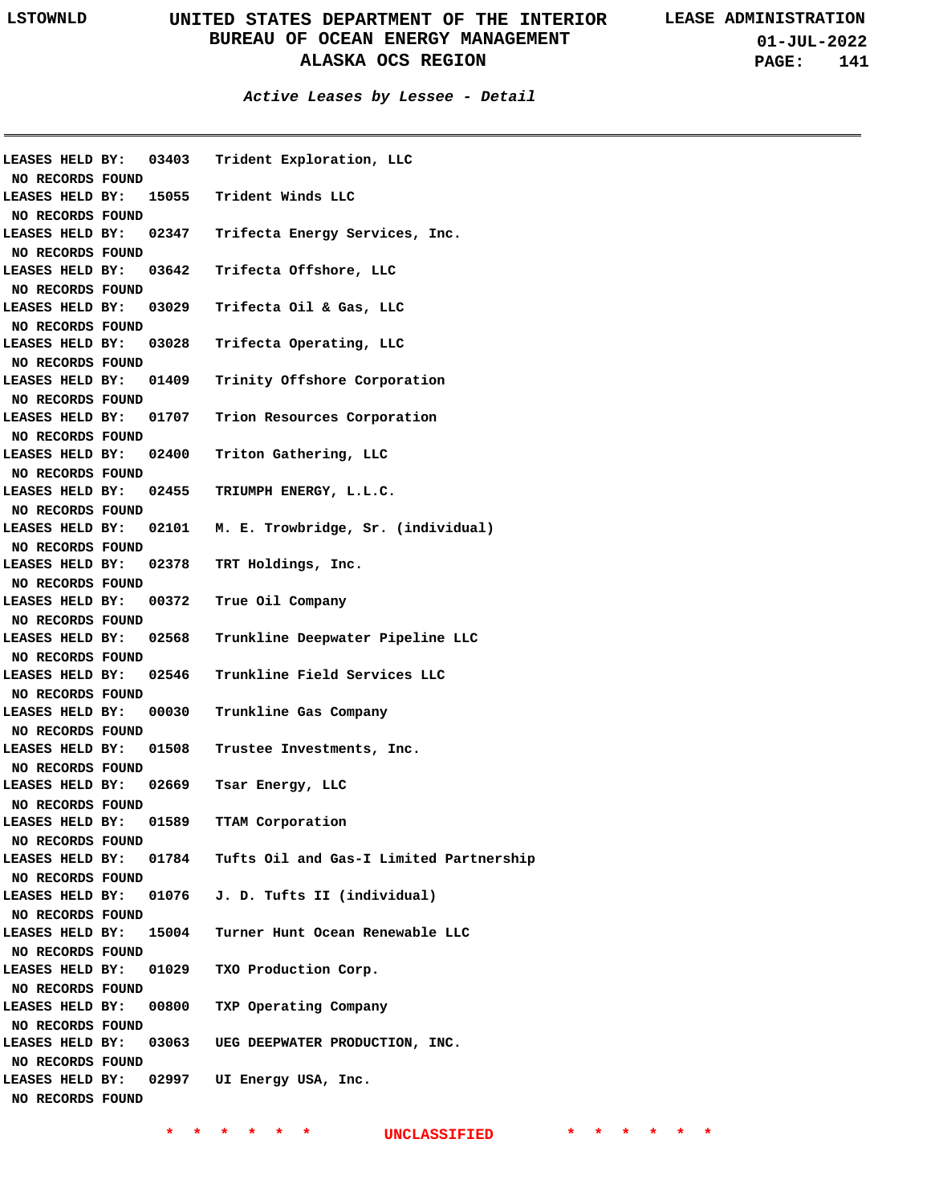## Active Leases by Lessee - Detail

LEASES HELD BY: 03403 Trident Exploration, LLC
NO RECORDS FOUND

LEASES HELD BY: 15055 Trident Winds LLC
NO RECORDS FOUND

LEASES HELD BY: 02347 Trifecta Energy Services, Inc.
NO RECORDS FOUND

LEASES HELD BY: 03642 Trifecta Offshore, LLC
NO RECORDS FOUND

LEASES HELD BY: 03029 Trifecta Oil & Gas, LLC
NO RECORDS FOUND

LEASES HELD BY: 03028 Trifecta Operating, LLC
NO RECORDS FOUND

LEASES HELD BY: 01409 Trinity Offshore Corporation
NO RECORDS FOUND

LEASES HELD BY: 01707 Trion Resources Corporation
NO RECORDS FOUND

LEASES HELD BY: 02400 Triton Gathering, LLC
NO RECORDS FOUND

LEASES HELD BY: 02455 TRIUMPH ENERGY, L.L.C.
NO RECORDS FOUND

LEASES HELD BY: 02101 M. E. Trowbridge, Sr. (individual)
NO RECORDS FOUND

LEASES HELD BY: 02378 TRT Holdings, Inc.
NO RECORDS FOUND

LEASES HELD BY: 00372 True Oil Company
NO RECORDS FOUND

LEASES HELD BY: 02568 Trunkline Deepwater Pipeline LLC
NO RECORDS FOUND

LEASES HELD BY: 02546 Trunkline Field Services LLC
NO RECORDS FOUND

LEASES HELD BY: 00030 Trunkline Gas Company
NO RECORDS FOUND

LEASES HELD BY: 01508 Trustee Investments, Inc.
NO RECORDS FOUND

LEASES HELD BY: 02669 Tsar Energy, LLC
NO RECORDS FOUND

LEASES HELD BY: 01589 TTAM Corporation
NO RECORDS FOUND

LEASES HELD BY: 01784 Tufts Oil and Gas-I Limited Partnership
NO RECORDS FOUND

LEASES HELD BY: 01076 J. D. Tufts II (individual)
NO RECORDS FOUND

LEASES HELD BY: 15004 Turner Hunt Ocean Renewable LLC
NO RECORDS FOUND

LEASES HELD BY: 01029 TXO Production Corp.
NO RECORDS FOUND

LEASES HELD BY: 00800 TXP Operating Company
NO RECORDS FOUND

LEASES HELD BY: 03063 UEG DEEPWATER PRODUCTION, INC.
NO RECORDS FOUND

LEASES HELD BY: 02997 UI Energy USA, Inc.
NO RECORDS FOUND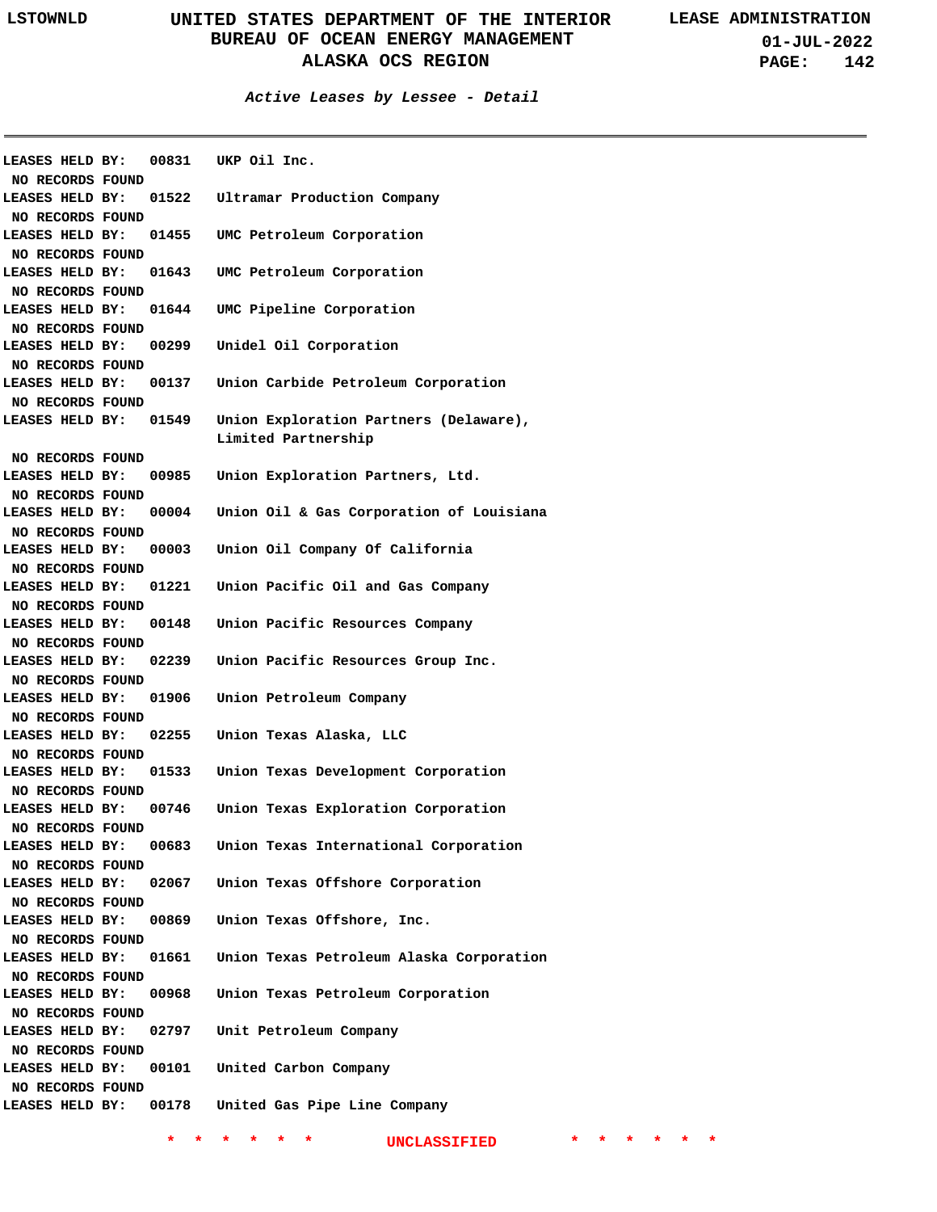### Active Leases by Lessee - Detail

LEASES HELD BY: 00831 UKP Oil Inc.
NO RECORDS FOUND

LEASES HELD BY: 01522 Ultramar Production Company
NO RECORDS FOUND

LEASES HELD BY: 01455 UMC Petroleum Corporation
NO RECORDS FOUND

LEASES HELD BY: 01643 UMC Petroleum Corporation
NO RECORDS FOUND

LEASES HELD BY: 01644 UMC Pipeline Corporation
NO RECORDS FOUND

LEASES HELD BY: 00299 Unidel Oil Corporation
NO RECORDS FOUND

LEASES HELD BY: 00137 Union Carbide Petroleum Corporation
NO RECORDS FOUND

LEASES HELD BY: 01549 Union Exploration Partners (Delaware), Limited Partnership
NO RECORDS FOUND

LEASES HELD BY: 00985 Union Exploration Partners, Ltd.
NO RECORDS FOUND

LEASES HELD BY: 00004 Union Oil & Gas Corporation of Louisiana
NO RECORDS FOUND

LEASES HELD BY: 00003 Union Oil Company Of California
NO RECORDS FOUND

LEASES HELD BY: 01221 Union Pacific Oil and Gas Company
NO RECORDS FOUND

LEASES HELD BY: 00148 Union Pacific Resources Company
NO RECORDS FOUND

LEASES HELD BY: 02239 Union Pacific Resources Group Inc.
NO RECORDS FOUND

LEASES HELD BY: 01906 Union Petroleum Company
NO RECORDS FOUND

LEASES HELD BY: 02255 Union Texas Alaska, LLC
NO RECORDS FOUND

LEASES HELD BY: 01533 Union Texas Development Corporation
NO RECORDS FOUND

LEASES HELD BY: 00746 Union Texas Exploration Corporation
NO RECORDS FOUND

LEASES HELD BY: 00683 Union Texas International Corporation
NO RECORDS FOUND

LEASES HELD BY: 02067 Union Texas Offshore Corporation
NO RECORDS FOUND

LEASES HELD BY: 00869 Union Texas Offshore, Inc.
NO RECORDS FOUND

LEASES HELD BY: 01661 Union Texas Petroleum Alaska Corporation
NO RECORDS FOUND

LEASES HELD BY: 00968 Union Texas Petroleum Corporation
NO RECORDS FOUND

LEASES HELD BY: 02797 Unit Petroleum Company
NO RECORDS FOUND

LEASES HELD BY: 00101 United Carbon Company
NO RECORDS FOUND

LEASES HELD BY: 00178 United Gas Pipe Line Company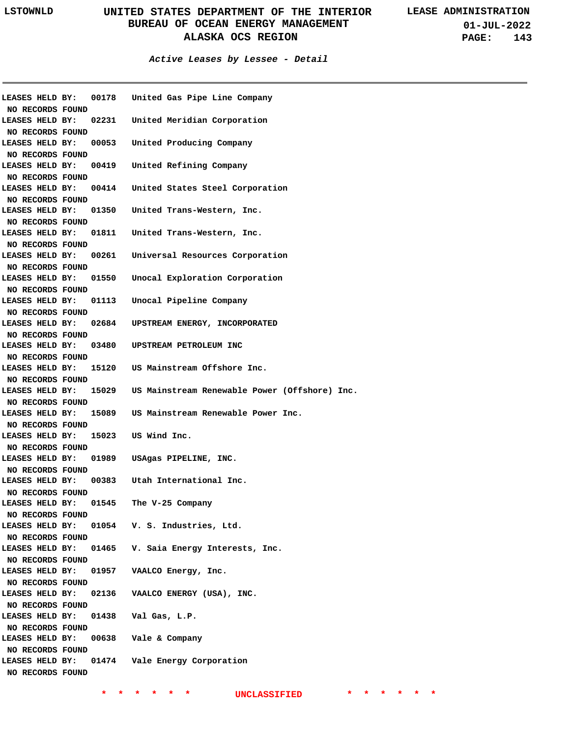### Active Leases by Lessee - Detail

LEASES HELD BY: 00178 United Gas Pipe Line Company
NO RECORDS FOUND
LEASES HELD BY: 02231 United Meridian Corporation
NO RECORDS FOUND
LEASES HELD BY: 00053 United Producing Company
NO RECORDS FOUND
LEASES HELD BY: 00419 United Refining Company
NO RECORDS FOUND
LEASES HELD BY: 00414 United States Steel Corporation
NO RECORDS FOUND
LEASES HELD BY: 01350 United Trans-Western, Inc.
NO RECORDS FOUND
LEASES HELD BY: 01811 United Trans-Western, Inc.
NO RECORDS FOUND
LEASES HELD BY: 00261 Universal Resources Corporation
NO RECORDS FOUND
LEASES HELD BY: 01550 Unocal Exploration Corporation
NO RECORDS FOUND
LEASES HELD BY: 01113 Unocal Pipeline Company
NO RECORDS FOUND
LEASES HELD BY: 02684 UPSTREAM ENERGY, INCORPORATED
NO RECORDS FOUND
LEASES HELD BY: 03480 UPSTREAM PETROLEUM INC
NO RECORDS FOUND
LEASES HELD BY: 15120 US Mainstream Offshore Inc.
NO RECORDS FOUND
LEASES HELD BY: 15029 US Mainstream Renewable Power (Offshore) Inc.
NO RECORDS FOUND
LEASES HELD BY: 15089 US Mainstream Renewable Power Inc.
NO RECORDS FOUND
LEASES HELD BY: 15023 US Wind Inc.
NO RECORDS FOUND
LEASES HELD BY: 01989 USAgas PIPELINE, INC.
NO RECORDS FOUND
LEASES HELD BY: 00383 Utah International Inc.
NO RECORDS FOUND
LEASES HELD BY: 01545 The V-25 Company
NO RECORDS FOUND
LEASES HELD BY: 01054 V. S. Industries, Ltd.
NO RECORDS FOUND
LEASES HELD BY: 01465 V. Saia Energy Interests, Inc.
NO RECORDS FOUND
LEASES HELD BY: 01957 VAALCO Energy, Inc.
NO RECORDS FOUND
LEASES HELD BY: 02136 VAALCO ENERGY (USA), INC.
NO RECORDS FOUND
LEASES HELD BY: 01438 Val Gas, L.P.
NO RECORDS FOUND
LEASES HELD BY: 00638 Vale & Company
NO RECORDS FOUND
LEASES HELD BY: 01474 Vale Energy Corporation
NO RECORDS FOUND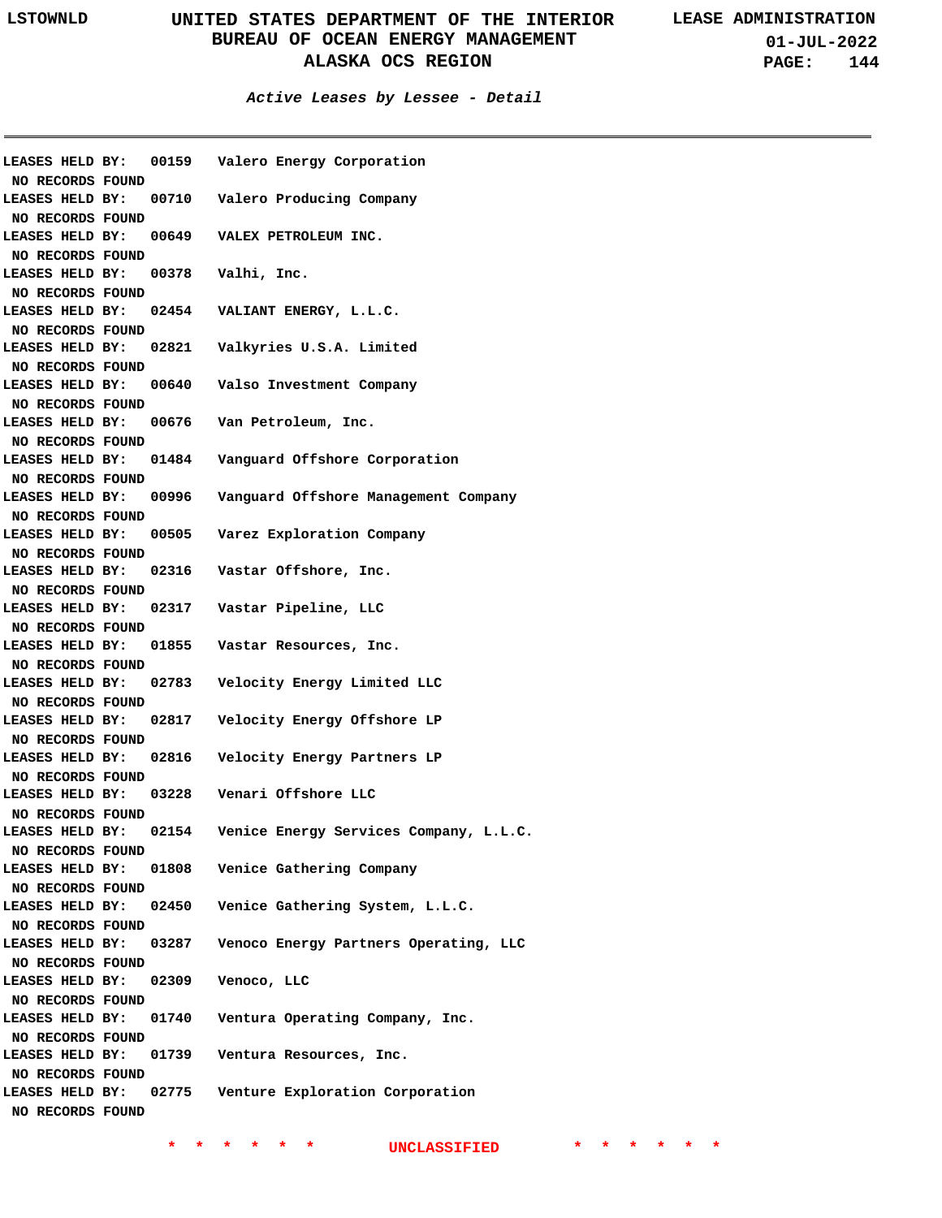*Active Leases by Lessee - Detail*

LEASES HELD BY: 00159 Valero Energy Corporation
NO RECORDS FOUND
LEASES HELD BY: 00710 Valero Producing Company
NO RECORDS FOUND
LEASES HELD BY: 00649 VALEX PETROLEUM INC.
NO RECORDS FOUND
LEASES HELD BY: 00378 Valhi, Inc.
NO RECORDS FOUND
LEASES HELD BY: 02454 VALIANT ENERGY, L.L.C.
NO RECORDS FOUND
LEASES HELD BY: 02821 Valkyries U.S.A. Limited
NO RECORDS FOUND
LEASES HELD BY: 00640 Valso Investment Company
NO RECORDS FOUND
LEASES HELD BY: 00676 Van Petroleum, Inc.
NO RECORDS FOUND
LEASES HELD BY: 01484 Vanguard Offshore Corporation
NO RECORDS FOUND
LEASES HELD BY: 00996 Vanguard Offshore Management Company
NO RECORDS FOUND
LEASES HELD BY: 00505 Varez Exploration Company
NO RECORDS FOUND
LEASES HELD BY: 02316 Vastar Offshore, Inc.
NO RECORDS FOUND
LEASES HELD BY: 02317 Vastar Pipeline, LLC
NO RECORDS FOUND
LEASES HELD BY: 01855 Vastar Resources, Inc.
NO RECORDS FOUND
LEASES HELD BY: 02783 Velocity Energy Limited LLC
NO RECORDS FOUND
LEASES HELD BY: 02817 Velocity Energy Offshore LP
NO RECORDS FOUND
LEASES HELD BY: 02816 Velocity Energy Partners LP
NO RECORDS FOUND
LEASES HELD BY: 03228 Venari Offshore LLC
NO RECORDS FOUND
LEASES HELD BY: 02154 Venice Energy Services Company, L.L.C.
NO RECORDS FOUND
LEASES HELD BY: 01808 Venice Gathering Company
NO RECORDS FOUND
LEASES HELD BY: 02450 Venice Gathering System, L.L.C.
NO RECORDS FOUND
LEASES HELD BY: 03287 Venoco Energy Partners Operating, LLC
NO RECORDS FOUND
LEASES HELD BY: 02309 Venoco, LLC
NO RECORDS FOUND
LEASES HELD BY: 01740 Ventura Operating Company, Inc.
NO RECORDS FOUND
LEASES HELD BY: 01739 Ventura Resources, Inc.
NO RECORDS FOUND
LEASES HELD BY: 02775 Venture Exploration Corporation
NO RECORDS FOUND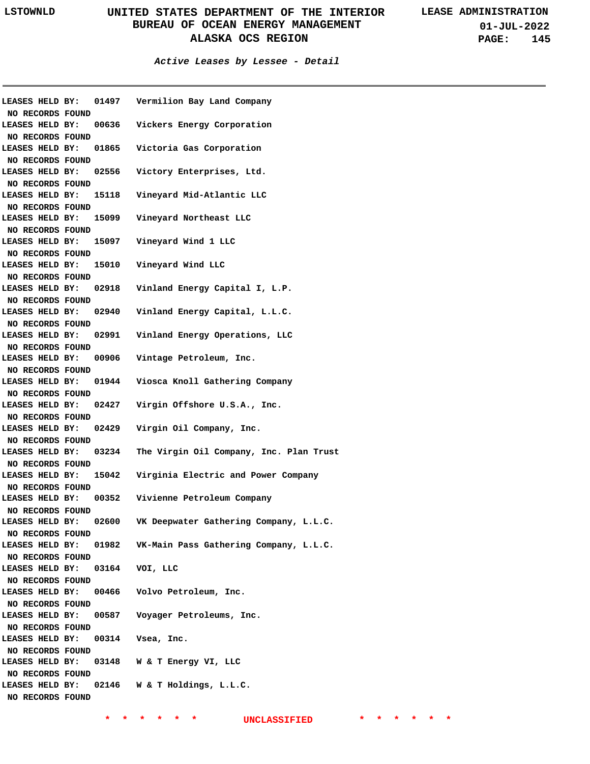### Active Leases by Lessee - Detail

LEASES HELD BY: 01497 Vermilion Bay Land Company
NO RECORDS FOUND

LEASES HELD BY: 00636 Vickers Energy Corporation
NO RECORDS FOUND

LEASES HELD BY: 01865 Victoria Gas Corporation
NO RECORDS FOUND

LEASES HELD BY: 02556 Victory Enterprises, Ltd.
NO RECORDS FOUND

LEASES HELD BY: 15118 Vineyard Mid-Atlantic LLC
NO RECORDS FOUND

LEASES HELD BY: 15099 Vineyard Northeast LLC
NO RECORDS FOUND

LEASES HELD BY: 15097 Vineyard Wind 1 LLC
NO RECORDS FOUND

LEASES HELD BY: 15010 Vineyard Wind LLC
NO RECORDS FOUND

LEASES HELD BY: 02918 Vinland Energy Capital I, L.P.
NO RECORDS FOUND

LEASES HELD BY: 02940 Vinland Energy Capital, L.L.C.
NO RECORDS FOUND

LEASES HELD BY: 02991 Vinland Energy Operations, LLC
NO RECORDS FOUND

LEASES HELD BY: 00906 Vintage Petroleum, Inc.
NO RECORDS FOUND

LEASES HELD BY: 01944 Viosca Knoll Gathering Company
NO RECORDS FOUND

LEASES HELD BY: 02427 Virgin Offshore U.S.A., Inc.
NO RECORDS FOUND

LEASES HELD BY: 02429 Virgin Oil Company, Inc.
NO RECORDS FOUND

LEASES HELD BY: 03234 The Virgin Oil Company, Inc. Plan Trust
NO RECORDS FOUND

LEASES HELD BY: 15042 Virginia Electric and Power Company
NO RECORDS FOUND

LEASES HELD BY: 00352 Vivienne Petroleum Company
NO RECORDS FOUND

LEASES HELD BY: 02600 VK Deepwater Gathering Company, L.L.C.
NO RECORDS FOUND

LEASES HELD BY: 01982 VK-Main Pass Gathering Company, L.L.C.
NO RECORDS FOUND

LEASES HELD BY: 03164 VOI, LLC
NO RECORDS FOUND

LEASES HELD BY: 00466 Volvo Petroleum, Inc.
NO RECORDS FOUND

LEASES HELD BY: 00587 Voyager Petroleums, Inc.
NO RECORDS FOUND

LEASES HELD BY: 00314 Vsea, Inc.
NO RECORDS FOUND

LEASES HELD BY: 03148 W & T Energy VI, LLC
NO RECORDS FOUND

LEASES HELD BY: 02146 W & T Holdings, L.L.C.
NO RECORDS FOUND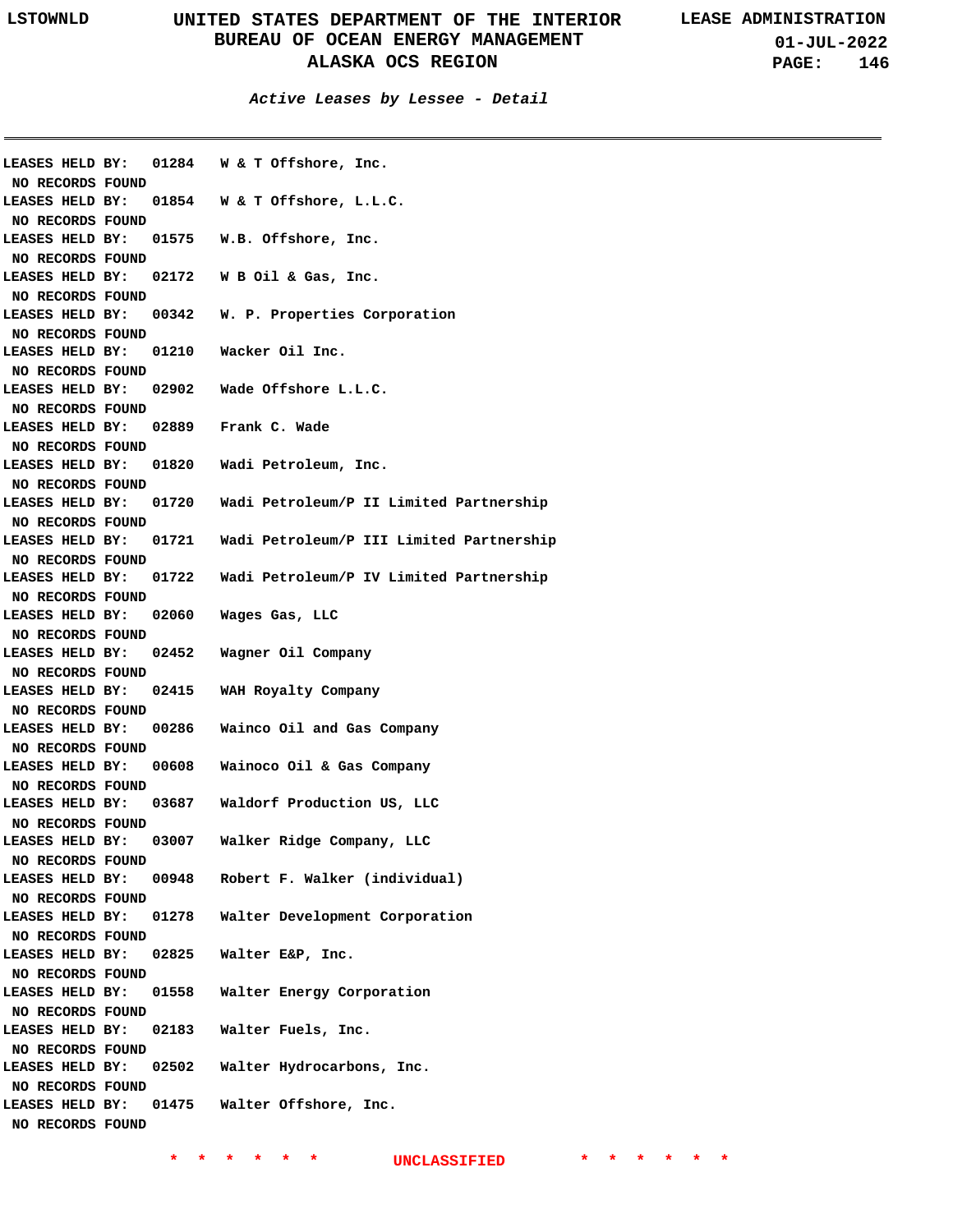*Active Leases by Lessee - Detail*

LEASES HELD BY: 01284 W & T Offshore, Inc.
NO RECORDS FOUND
LEASES HELD BY: 01854 W & T Offshore, L.L.C.
NO RECORDS FOUND
LEASES HELD BY: 01575 W.B. Offshore, Inc.
NO RECORDS FOUND
LEASES HELD BY: 02172 W B Oil & Gas, Inc.
NO RECORDS FOUND
LEASES HELD BY: 00342 W. P. Properties Corporation
NO RECORDS FOUND
LEASES HELD BY: 01210 Wacker Oil Inc.
NO RECORDS FOUND
LEASES HELD BY: 02902 Wade Offshore L.L.C.
NO RECORDS FOUND
LEASES HELD BY: 02889 Frank C. Wade
NO RECORDS FOUND
LEASES HELD BY: 01820 Wadi Petroleum, Inc.
NO RECORDS FOUND
LEASES HELD BY: 01720 Wadi Petroleum/P II Limited Partnership
NO RECORDS FOUND
LEASES HELD BY: 01721 Wadi Petroleum/P III Limited Partnership
NO RECORDS FOUND
LEASES HELD BY: 01722 Wadi Petroleum/P IV Limited Partnership
NO RECORDS FOUND
LEASES HELD BY: 02060 Wages Gas, LLC
NO RECORDS FOUND
LEASES HELD BY: 02452 Wagner Oil Company
NO RECORDS FOUND
LEASES HELD BY: 02415 WAH Royalty Company
NO RECORDS FOUND
LEASES HELD BY: 00286 Wainco Oil and Gas Company
NO RECORDS FOUND
LEASES HELD BY: 00608 Wainoco Oil & Gas Company
NO RECORDS FOUND
LEASES HELD BY: 03687 Waldorf Production US, LLC
NO RECORDS FOUND
LEASES HELD BY: 03007 Walker Ridge Company, LLC
NO RECORDS FOUND
LEASES HELD BY: 00948 Robert F. Walker (individual)
NO RECORDS FOUND
LEASES HELD BY: 01278 Walter Development Corporation
NO RECORDS FOUND
LEASES HELD BY: 02825 Walter E&P, Inc.
NO RECORDS FOUND
LEASES HELD BY: 01558 Walter Energy Corporation
NO RECORDS FOUND
LEASES HELD BY: 02183 Walter Fuels, Inc.
NO RECORDS FOUND
LEASES HELD BY: 02502 Walter Hydrocarbons, Inc.
NO RECORDS FOUND
LEASES HELD BY: 01475 Walter Offshore, Inc.
NO RECORDS FOUND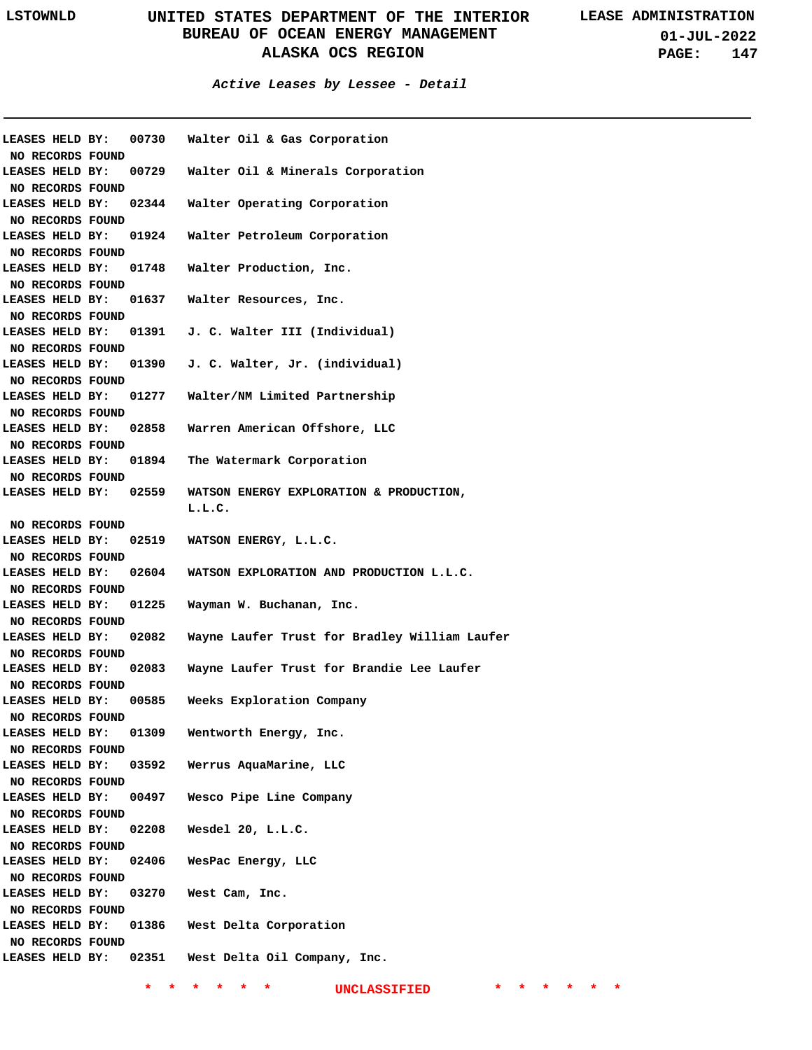*Active Leases by Lessee - Detail*

LEASES HELD BY: 00730 Walter Oil & Gas Corporation
NO RECORDS FOUND
LEASES HELD BY: 00729 Walter Oil & Minerals Corporation
NO RECORDS FOUND
LEASES HELD BY: 02344 Walter Operating Corporation
NO RECORDS FOUND
LEASES HELD BY: 01924 Walter Petroleum Corporation
NO RECORDS FOUND
LEASES HELD BY: 01748 Walter Production, Inc.
NO RECORDS FOUND
LEASES HELD BY: 01637 Walter Resources, Inc.
NO RECORDS FOUND
LEASES HELD BY: 01391 J. C. Walter III (Individual)
NO RECORDS FOUND
LEASES HELD BY: 01390 J. C. Walter, Jr. (individual)
NO RECORDS FOUND
LEASES HELD BY: 01277 Walter/NM Limited Partnership
NO RECORDS FOUND
LEASES HELD BY: 02858 Warren American Offshore, LLC
NO RECORDS FOUND
LEASES HELD BY: 01894 The Watermark Corporation
NO RECORDS FOUND
LEASES HELD BY: 02559 WATSON ENERGY EXPLORATION & PRODUCTION, L.L.C.
NO RECORDS FOUND
LEASES HELD BY: 02519 WATSON ENERGY, L.L.C.
NO RECORDS FOUND
LEASES HELD BY: 02604 WATSON EXPLORATION AND PRODUCTION L.L.C.
NO RECORDS FOUND
LEASES HELD BY: 01225 Wayman W. Buchanan, Inc.
NO RECORDS FOUND
LEASES HELD BY: 02082 Wayne Laufer Trust for Bradley William Laufer
NO RECORDS FOUND
LEASES HELD BY: 02083 Wayne Laufer Trust for Brandie Lee Laufer
NO RECORDS FOUND
LEASES HELD BY: 00585 Weeks Exploration Company
NO RECORDS FOUND
LEASES HELD BY: 01309 Wentworth Energy, Inc.
NO RECORDS FOUND
LEASES HELD BY: 03592 Werrus AquaMarine, LLC
NO RECORDS FOUND
LEASES HELD BY: 00497 Wesco Pipe Line Company
NO RECORDS FOUND
LEASES HELD BY: 02208 Wesdel 20, L.L.C.
NO RECORDS FOUND
LEASES HELD BY: 02406 WesPac Energy, LLC
NO RECORDS FOUND
LEASES HELD BY: 03270 West Cam, Inc.
NO RECORDS FOUND
LEASES HELD BY: 01386 West Delta Corporation
NO RECORDS FOUND
LEASES HELD BY: 02351 West Delta Oil Company, Inc.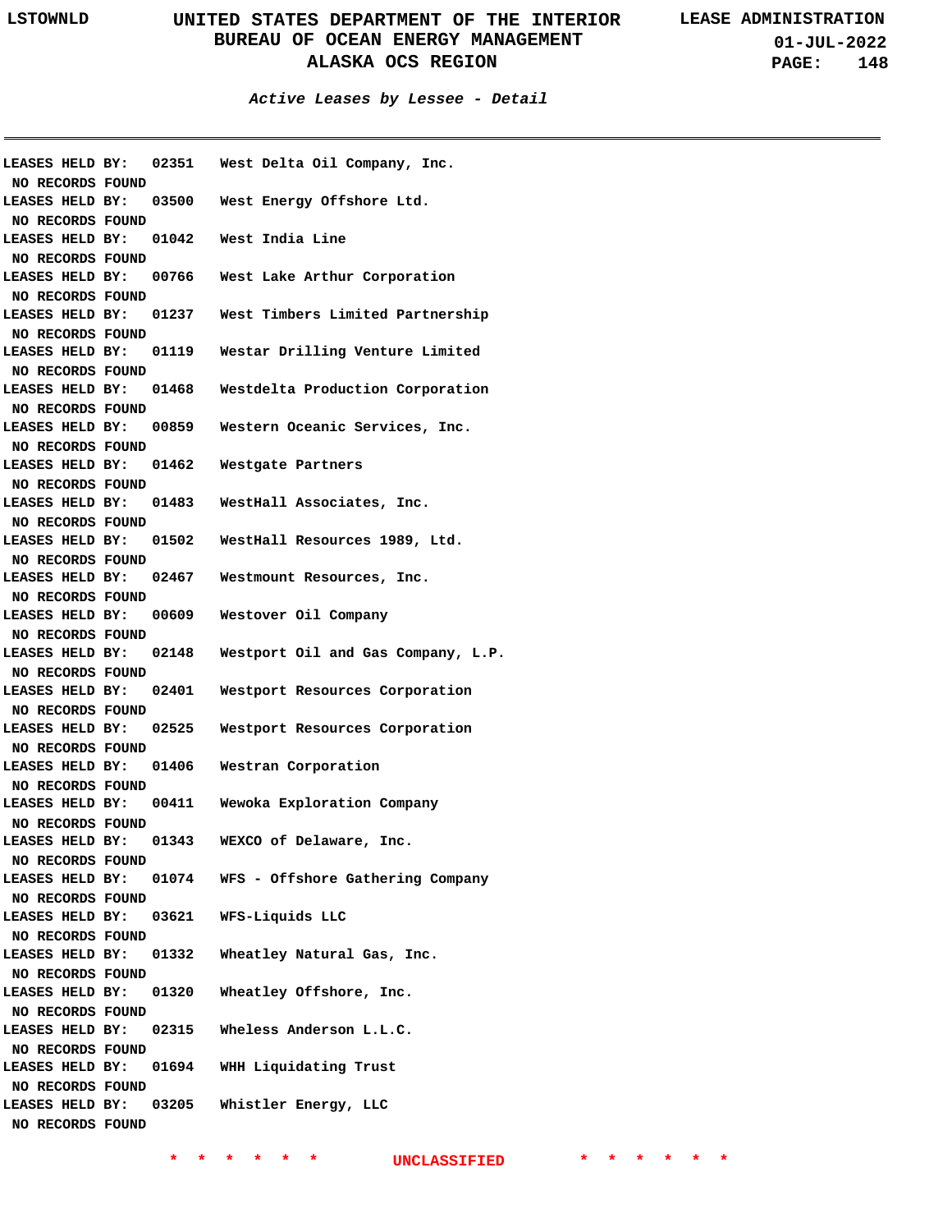## Active Leases by Lessee - Detail

LEASES HELD BY: 02351 West Delta Oil Company, Inc.
NO RECORDS FOUND

LEASES HELD BY: 03500 West Energy Offshore Ltd.
NO RECORDS FOUND

LEASES HELD BY: 01042 West India Line
NO RECORDS FOUND

LEASES HELD BY: 00766 West Lake Arthur Corporation
NO RECORDS FOUND

LEASES HELD BY: 01237 West Timbers Limited Partnership
NO RECORDS FOUND

LEASES HELD BY: 01119 Westar Drilling Venture Limited
NO RECORDS FOUND

LEASES HELD BY: 01468 Westdelta Production Corporation
NO RECORDS FOUND

LEASES HELD BY: 00859 Western Oceanic Services, Inc.
NO RECORDS FOUND

LEASES HELD BY: 01462 Westgate Partners
NO RECORDS FOUND

LEASES HELD BY: 01483 WestHall Associates, Inc.
NO RECORDS FOUND

LEASES HELD BY: 01502 WestHall Resources 1989, Ltd.
NO RECORDS FOUND

LEASES HELD BY: 02467 Westmount Resources, Inc.
NO RECORDS FOUND

LEASES HELD BY: 00609 Westover Oil Company
NO RECORDS FOUND

LEASES HELD BY: 02148 Westport Oil and Gas Company, L.P.
NO RECORDS FOUND

LEASES HELD BY: 02401 Westport Resources Corporation
NO RECORDS FOUND

LEASES HELD BY: 02525 Westport Resources Corporation
NO RECORDS FOUND

LEASES HELD BY: 01406 Westran Corporation
NO RECORDS FOUND

LEASES HELD BY: 00411 Wewoka Exploration Company
NO RECORDS FOUND

LEASES HELD BY: 01343 WEXCO of Delaware, Inc.
NO RECORDS FOUND

LEASES HELD BY: 01074 WFS - Offshore Gathering Company
NO RECORDS FOUND

LEASES HELD BY: 03621 WFS-Liquids LLC
NO RECORDS FOUND

LEASES HELD BY: 01332 Wheatley Natural Gas, Inc.
NO RECORDS FOUND

LEASES HELD BY: 01320 Wheatley Offshore, Inc.
NO RECORDS FOUND

LEASES HELD BY: 02315 Wheless Anderson L.L.C.
NO RECORDS FOUND

LEASES HELD BY: 01694 WHH Liquidating Trust
NO RECORDS FOUND

LEASES HELD BY: 03205 Whistler Energy, LLC
NO RECORDS FOUND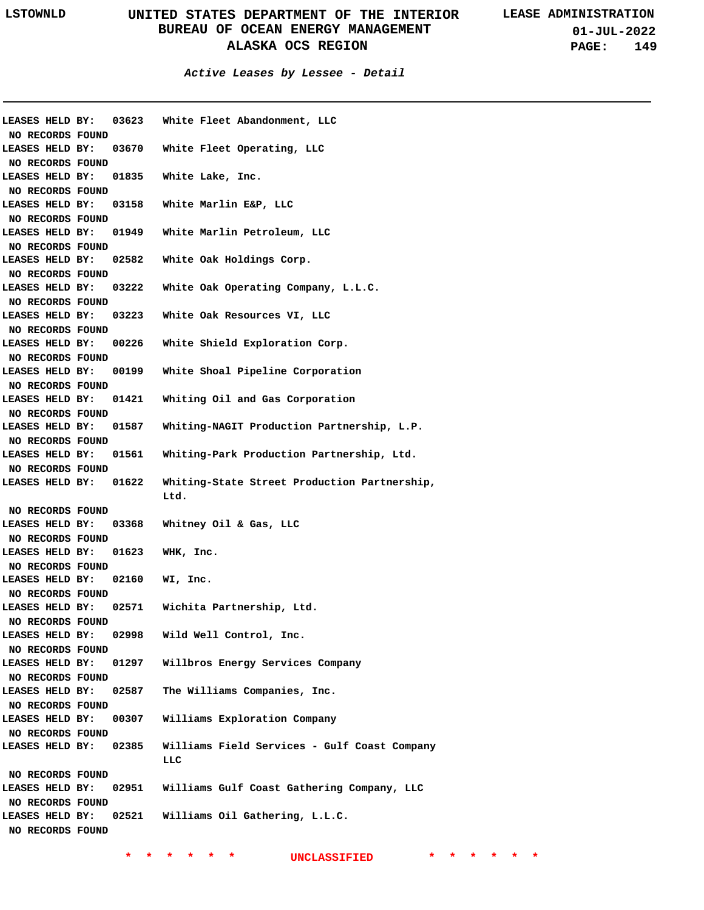### *Active Leases by Lessee - Detail*

LEASES HELD BY: 03623 White Fleet Abandonment, LLC
NO RECORDS FOUND

LEASES HELD BY: 03670 White Fleet Operating, LLC
NO RECORDS FOUND

LEASES HELD BY: 01835 White Lake, Inc.
NO RECORDS FOUND

LEASES HELD BY: 03158 White Marlin E&P, LLC
NO RECORDS FOUND

LEASES HELD BY: 01949 White Marlin Petroleum, LLC
NO RECORDS FOUND

LEASES HELD BY: 02582 White Oak Holdings Corp.
NO RECORDS FOUND

LEASES HELD BY: 03222 White Oak Operating Company, L.L.C.
NO RECORDS FOUND

LEASES HELD BY: 03223 White Oak Resources VI, LLC
NO RECORDS FOUND

LEASES HELD BY: 00226 White Shield Exploration Corp.
NO RECORDS FOUND

LEASES HELD BY: 00199 White Shoal Pipeline Corporation
NO RECORDS FOUND

LEASES HELD BY: 01421 Whiting Oil and Gas Corporation
NO RECORDS FOUND

LEASES HELD BY: 01587 Whiting-NAGIT Production Partnership, L.P.
NO RECORDS FOUND

LEASES HELD BY: 01561 Whiting-Park Production Partnership, Ltd.
NO RECORDS FOUND

LEASES HELD BY: 01622 Whiting-State Street Production Partnership, Ltd.
NO RECORDS FOUND

LEASES HELD BY: 03368 Whitney Oil & Gas, LLC
NO RECORDS FOUND

LEASES HELD BY: 01623 WHK, Inc.
NO RECORDS FOUND

LEASES HELD BY: 02160 WI, Inc.
NO RECORDS FOUND

LEASES HELD BY: 02571 Wichita Partnership, Ltd.
NO RECORDS FOUND

LEASES HELD BY: 02998 Wild Well Control, Inc.
NO RECORDS FOUND

LEASES HELD BY: 01297 Willbros Energy Services Company
NO RECORDS FOUND

LEASES HELD BY: 02587 The Williams Companies, Inc.
NO RECORDS FOUND

LEASES HELD BY: 00307 Williams Exploration Company
NO RECORDS FOUND

LEASES HELD BY: 02385 Williams Field Services - Gulf Coast Company LLC
NO RECORDS FOUND

LEASES HELD BY: 02951 Williams Gulf Coast Gathering Company, LLC
NO RECORDS FOUND

LEASES HELD BY: 02521 Williams Oil Gathering, L.L.C.
NO RECORDS FOUND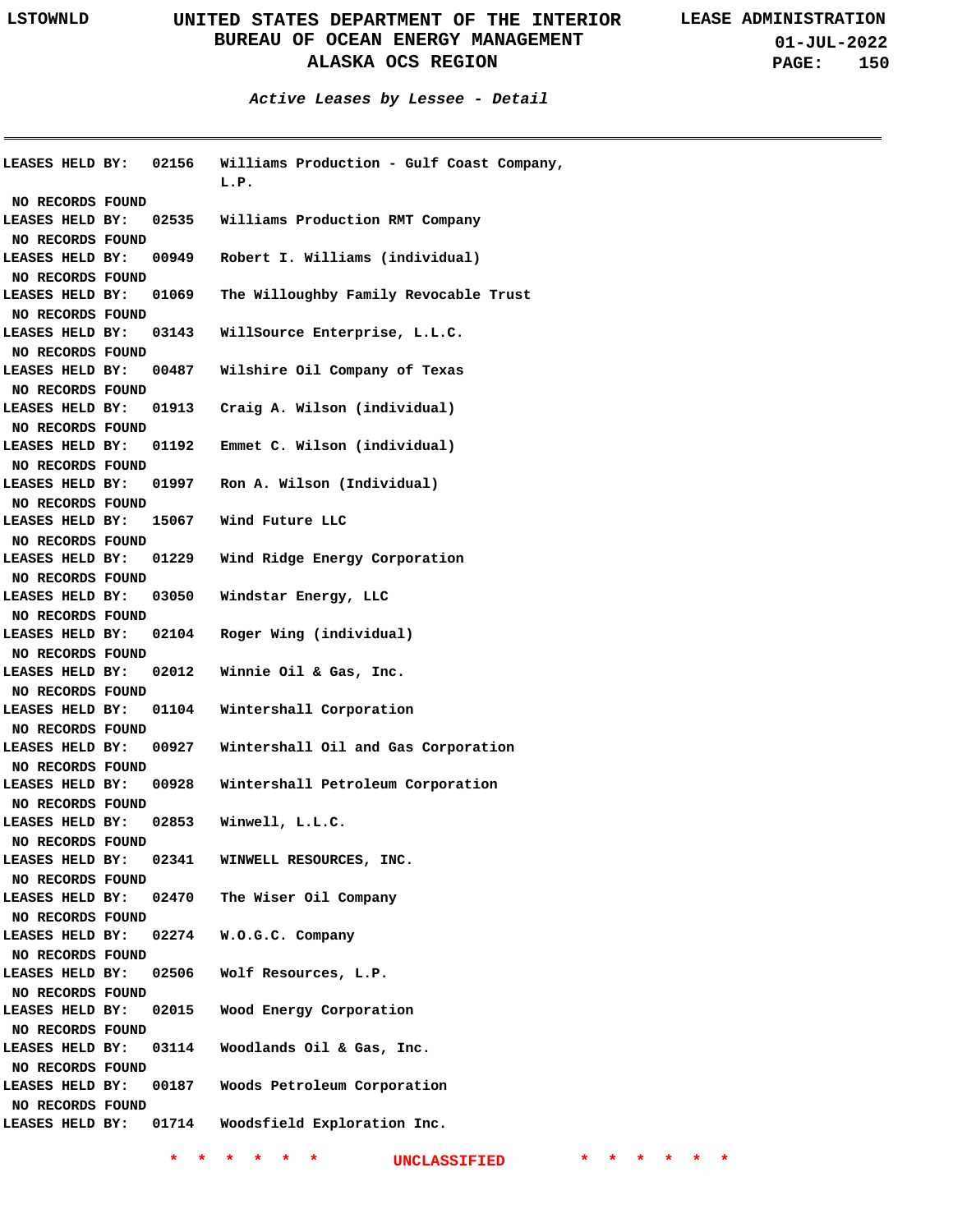## Active Leases by Lessee - Detail

LEASES HELD BY: 02156 Williams Production - Gulf Coast Company, L.P.

NO RECORDS FOUND

LEASES HELD BY: 02535 Williams Production RMT Company

NO RECORDS FOUND

LEASES HELD BY: 00949 Robert I. Williams (individual)

NO RECORDS FOUND

LEASES HELD BY: 01069 The Willoughby Family Revocable Trust

NO RECORDS FOUND

LEASES HELD BY: 03143 WillSource Enterprise, L.L.C.

NO RECORDS FOUND

LEASES HELD BY: 00487 Wilshire Oil Company of Texas

NO RECORDS FOUND

LEASES HELD BY: 01913 Craig A. Wilson (individual)

NO RECORDS FOUND

LEASES HELD BY: 01192 Emmet C. Wilson (individual)

NO RECORDS FOUND

LEASES HELD BY: 01997 Ron A. Wilson (Individual)

NO RECORDS FOUND

LEASES HELD BY: 15067 Wind Future LLC

NO RECORDS FOUND

LEASES HELD BY: 01229 Wind Ridge Energy Corporation

NO RECORDS FOUND

LEASES HELD BY: 03050 Windstar Energy, LLC

NO RECORDS FOUND

LEASES HELD BY: 02104 Roger Wing (individual)

NO RECORDS FOUND

LEASES HELD BY: 02012 Winnie Oil & Gas, Inc.

NO RECORDS FOUND

LEASES HELD BY: 01104 Wintershall Corporation

NO RECORDS FOUND

LEASES HELD BY: 00927 Wintershall Oil and Gas Corporation

NO RECORDS FOUND

LEASES HELD BY: 00928 Wintershall Petroleum Corporation

NO RECORDS FOUND

LEASES HELD BY: 02853 Winwell, L.L.C.

NO RECORDS FOUND

LEASES HELD BY: 02341 WINWELL RESOURCES, INC.

NO RECORDS FOUND

LEASES HELD BY: 02470 The Wiser Oil Company

NO RECORDS FOUND

LEASES HELD BY: 02274 W.O.G.C. Company

NO RECORDS FOUND

LEASES HELD BY: 02506 Wolf Resources, L.P.

NO RECORDS FOUND

LEASES HELD BY: 02015 Wood Energy Corporation

NO RECORDS FOUND

LEASES HELD BY: 03114 Woodlands Oil & Gas, Inc.

NO RECORDS FOUND

LEASES HELD BY: 00187 Woods Petroleum Corporation

NO RECORDS FOUND

LEASES HELD BY: 01714 Woodsfield Exploration Inc.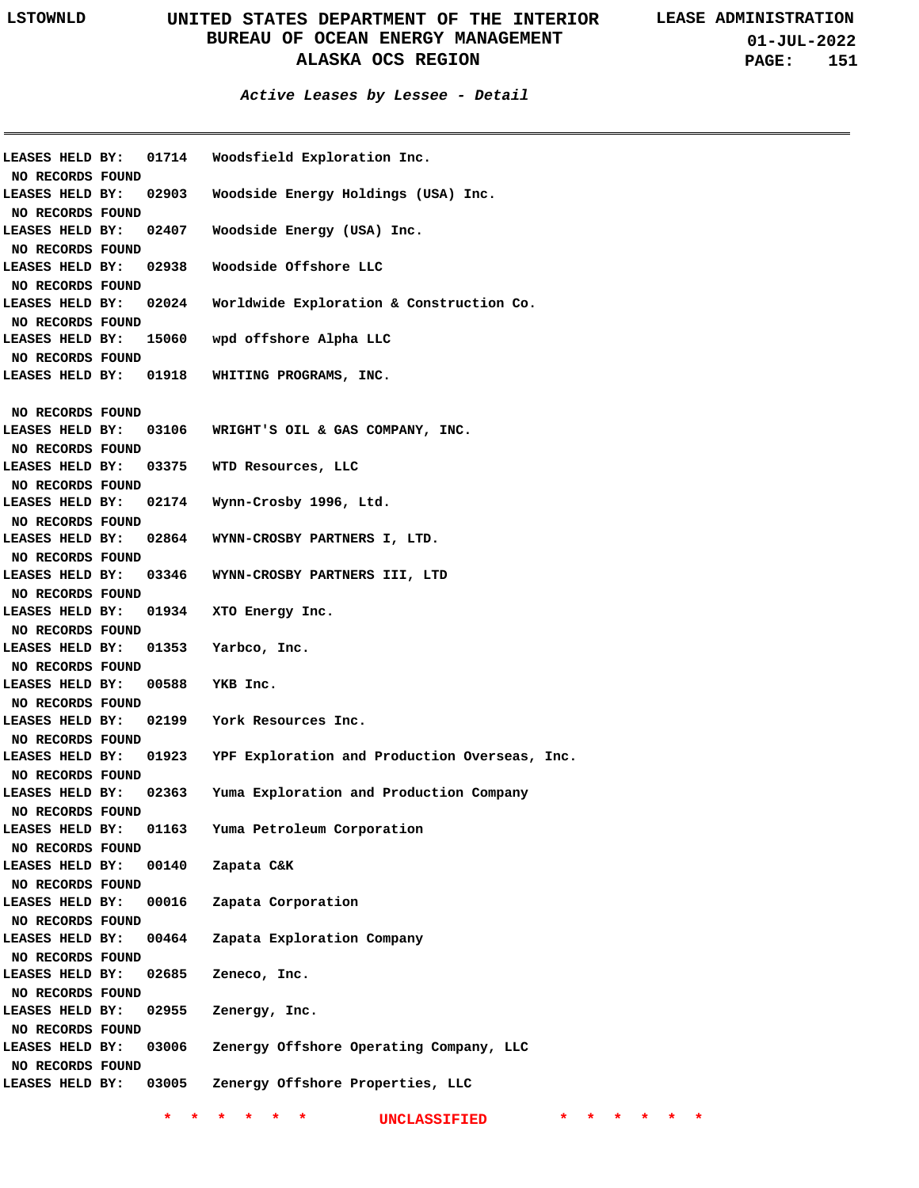*Active Leases by Lessee - Detail*

LEASES HELD BY: 01714 Woodsfield Exploration Inc.
NO RECORDS FOUND

LEASES HELD BY: 02903 Woodside Energy Holdings (USA) Inc.
NO RECORDS FOUND

LEASES HELD BY: 02407 Woodside Energy (USA) Inc.
NO RECORDS FOUND

LEASES HELD BY: 02938 Woodside Offshore LLC
NO RECORDS FOUND

LEASES HELD BY: 02024 Worldwide Exploration & Construction Co.
NO RECORDS FOUND

LEASES HELD BY: 15060 wpd offshore Alpha LLC
NO RECORDS FOUND

LEASES HELD BY: 01918 WHITING PROGRAMS, INC.

NO RECORDS FOUND

LEASES HELD BY: 03106 WRIGHT'S OIL & GAS COMPANY, INC.
NO RECORDS FOUND

LEASES HELD BY: 03375 WTD Resources, LLC
NO RECORDS FOUND

LEASES HELD BY: 02174 Wynn-Crosby 1996, Ltd.
NO RECORDS FOUND

LEASES HELD BY: 02864 WYNN-CROSBY PARTNERS I, LTD.
NO RECORDS FOUND

LEASES HELD BY: 03346 WYNN-CROSBY PARTNERS III, LTD
NO RECORDS FOUND

LEASES HELD BY: 01934 XTO Energy Inc.
NO RECORDS FOUND

LEASES HELD BY: 01353 Yarbco, Inc.
NO RECORDS FOUND

LEASES HELD BY: 00588 YKB Inc.
NO RECORDS FOUND

LEASES HELD BY: 02199 York Resources Inc.
NO RECORDS FOUND

LEASES HELD BY: 01923 YPF Exploration and Production Overseas, Inc.
NO RECORDS FOUND

LEASES HELD BY: 02363 Yuma Exploration and Production Company
NO RECORDS FOUND

LEASES HELD BY: 01163 Yuma Petroleum Corporation
NO RECORDS FOUND

LEASES HELD BY: 00140 Zapata C&K
NO RECORDS FOUND

LEASES HELD BY: 00016 Zapata Corporation
NO RECORDS FOUND

LEASES HELD BY: 00464 Zapata Exploration Company
NO RECORDS FOUND

LEASES HELD BY: 02685 Zeneco, Inc.
NO RECORDS FOUND

LEASES HELD BY: 02955 Zenergy, Inc.
NO RECORDS FOUND

LEASES HELD BY: 03006 Zenergy Offshore Operating Company, LLC
NO RECORDS FOUND

LEASES HELD BY: 03005 Zenergy Offshore Properties, LLC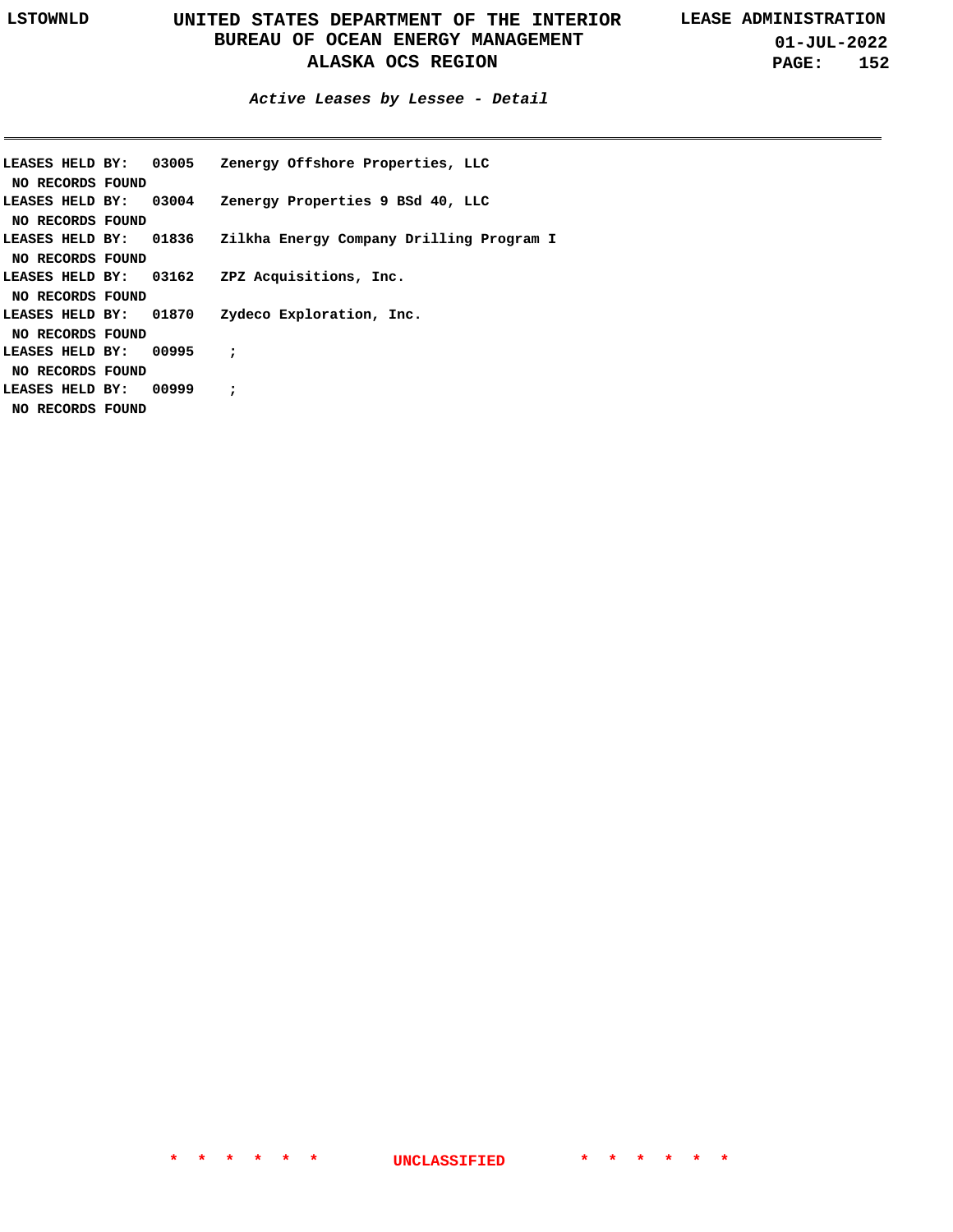LEASES HELD BY: 03005 Zenergy Offshore Properties, LLC
NO RECORDS FOUND
LEASES HELD BY: 03004 Zenergy Properties 9 BSd 40, LLC
NO RECORDS FOUND
LEASES HELD BY: 01836 Zilkha Energy Company Drilling Program I
NO RECORDS FOUND
LEASES HELD BY: 03162 ZPZ Acquisitions, Inc.
NO RECORDS FOUND
LEASES HELD BY: 01870 Zydeco Exploration, Inc.
NO RECORDS FOUND
LEASES HELD BY: 00995 ;
NO RECORDS FOUND
LEASES HELD BY: 00999 ;
NO RECORDS FOUND